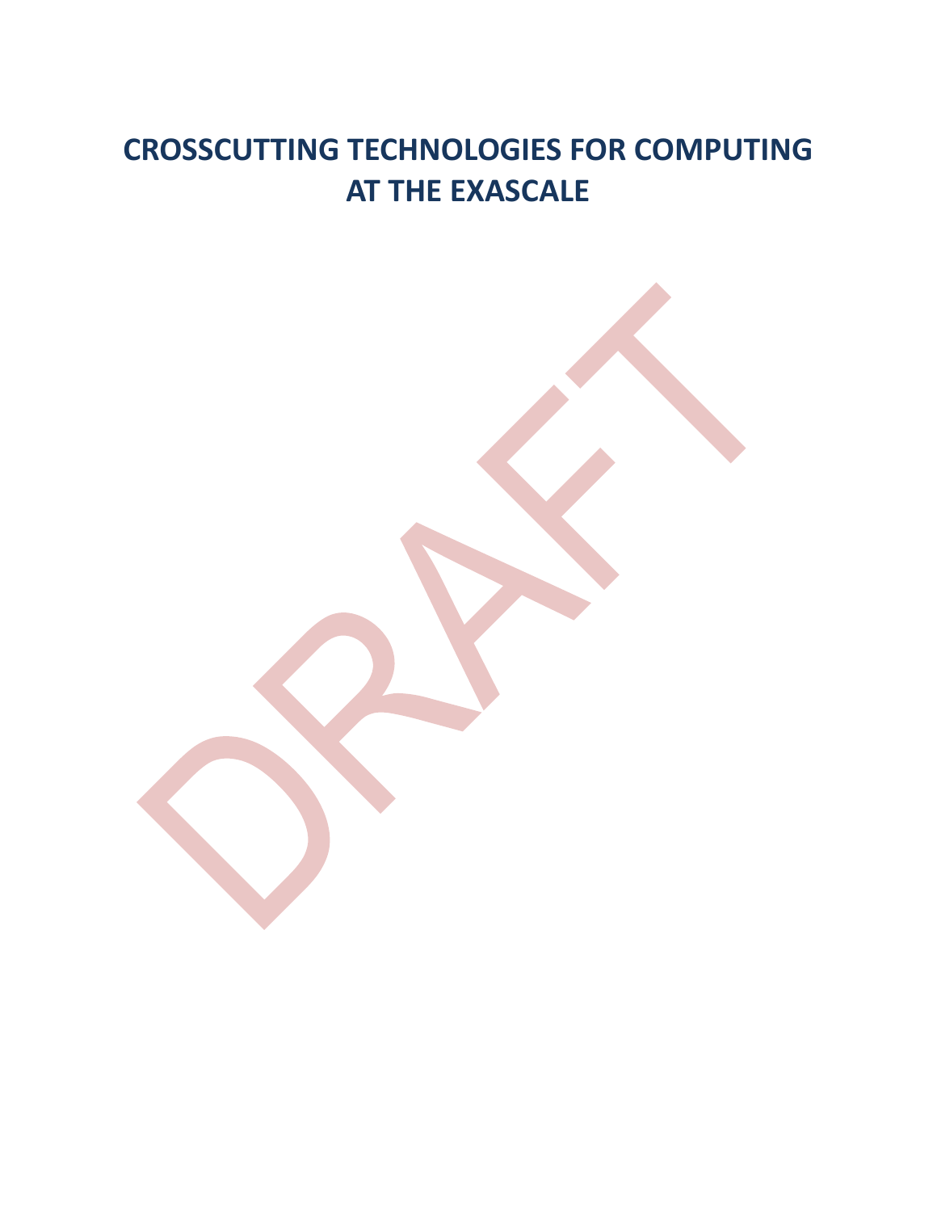# CROSSCUTTING TECHNOLOGIES FOR COMPUTING AT THE EXASCALE

DRAFT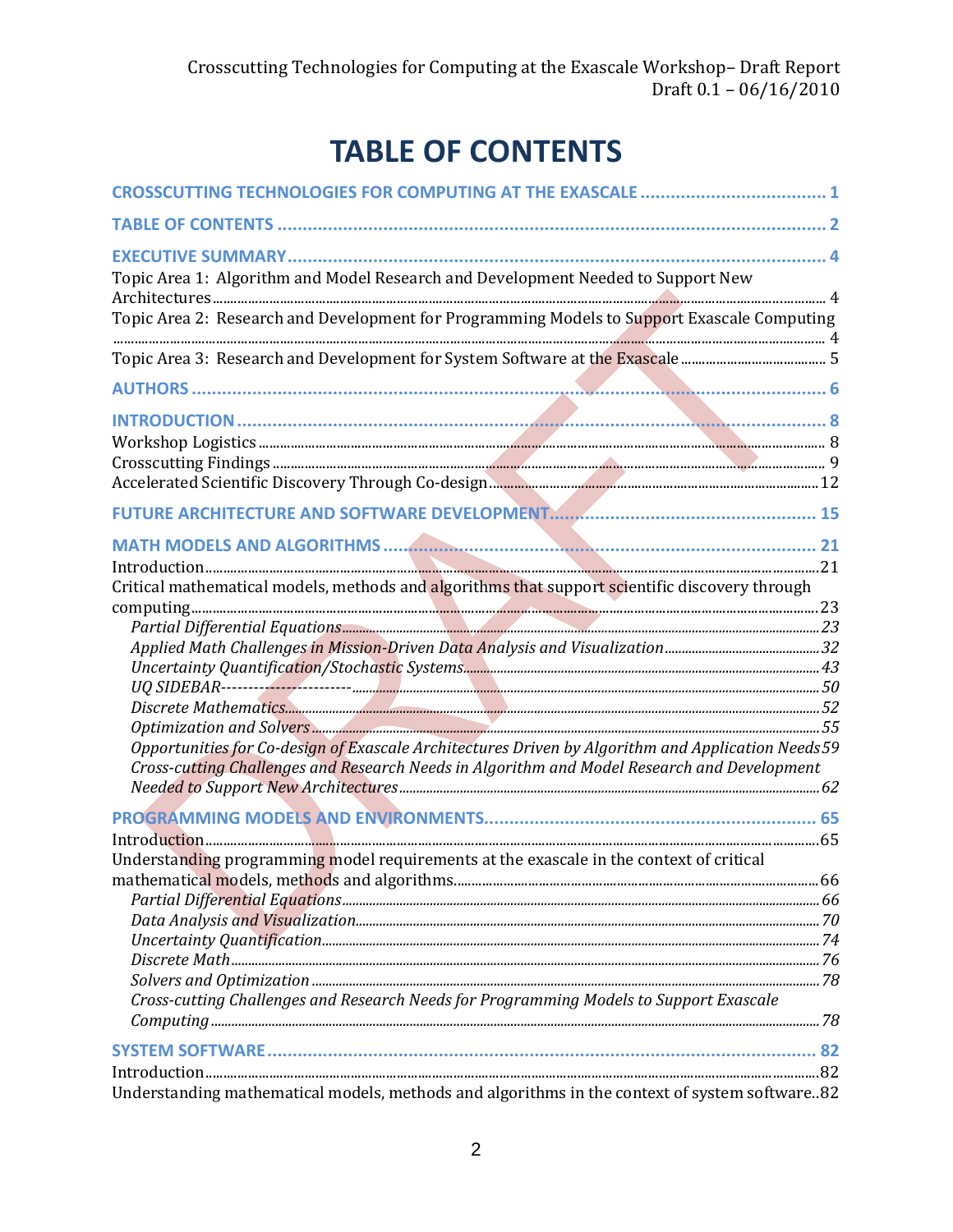# TABLE OF CONTENTS

**CROSSCUTTING TECHNOLOGIES FOR COMPUTING AT THE EXASCALE** ..................................... 1

**TABLE OF CONTENTS** ........................................................................................................ 2

**EXECUTIVE SUMMARY** ..................................................................................................... 4

Topic Area 1: Algorithm and Model Research and Development Needed to Support New Architectures ........................................................................................................................ 4

Topic Area 2: Research and Development for Programming Models to Support Exascale Computing ........................................................................................................................ 4

Topic Area 3: Research and Development for System Software at the Exascale ........................ 5

**AUTHORS** ............................................................................................................................ 6

**INTRODUCTION** ................................................................................................................. 8

Workshop Logistics ................................................................................................................ 8

Crosscutting Findings ............................................................................................................. 9

Accelerated Scientific Discovery Through Co-design ............................................................. 12

**FUTURE ARCHITECTURE AND SOFTWARE DEVELOPMENT** ............................................ 15

**MATH MODELS AND ALGORITHMS** ................................................................................. 21

Introduction .......................................................................................................................... 21

Critical mathematical models, methods and algorithms that support scientific discovery through computing ........................................................................................................................ 23

*Partial Differential Equations* ............................................................................................ 23

*Applied Math Challenges in Mission-Driven Data Analysis and Visualization* ........................ 32

*Uncertainty Quantification/Stochastic Systems* ................................................................ 43

*UQ SIDEBAR-----------------------* ....................................................................................... 50

*Discrete Mathematics* ...................................................................................................... 52

*Optimization and Solvers* ................................................................................................. 55

*Opportunities for Co-design of Exascale Architectures Driven by Algorithm and Application Needs* 59

*Cross-cutting Challenges and Research Needs in Algorithm and Model Research and Development Needed to Support New Architectures* ................................................................................. 62

**PROGRAMMING MODELS AND ENVIRONMENTS** ............................................................ 65

Introduction .......................................................................................................................... 65

Understanding programming model requirements at the exascale in the context of critical mathematical models, methods and algorithms ....................................................................... 66

*Partial Differential Equations* ............................................................................................ 66

*Data Analysis and Visualization* ....................................................................................... 70

*Uncertainty Quantification* ............................................................................................... 74

*Discrete Math* ................................................................................................................... 76

*Solvers and Optimization* ................................................................................................. 78

*Cross-cutting Challenges and Research Needs for Programming Models to Support Exascale Computing* ........................................................................................................................ 78

**SYSTEM SOFTWARE** ........................................................................................................ 82

Introduction .......................................................................................................................... 82

Understanding mathematical models, methods and algorithms in the context of system software .. 82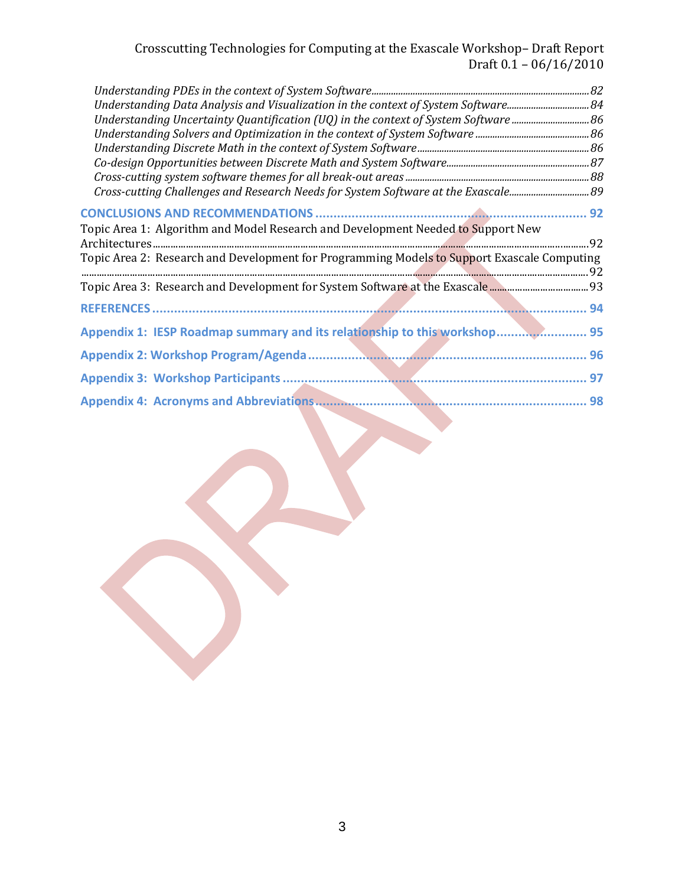*Understanding PDEs in the context of System Software* ........ 82
*Understanding Data Analysis and Visualization in the context of System Software* ........ 84
*Understanding Uncertainty Quantification (UQ) in the context of System Software* ........ 86
*Understanding Solvers and Optimization in the context of System Software* ........ 86
*Understanding Discrete Math in the context of System Software* ........ 86
*Co-design Opportunities between Discrete Math and System Software* ........ 87
*Cross-cutting system software themes for all break-out areas* ........ 88
*Cross-cutting Challenges and Research Needs for System Software at the Exascale* ........ 89

**CONCLUSIONS AND RECOMMENDATIONS** ........ **92**

Topic Area 1: Algorithm and Model Research and Development Needed to Support New Architectures ........ 92
Topic Area 2: Research and Development for Programming Models to Support Exascale Computing ........ 92
Topic Area 3: Research and Development for System Software at the Exascale ........ 93

**REFERENCES** ........ **94**

**Appendix 1: IESP Roadmap summary and its relationship to this workshop** ........ **95**

**Appendix 2: Workshop Program/Agenda** ........ **96**

**Appendix 3: Workshop Participants** ........ **97**

**Appendix 4: Acronyms and Abbreviations** ........ **98**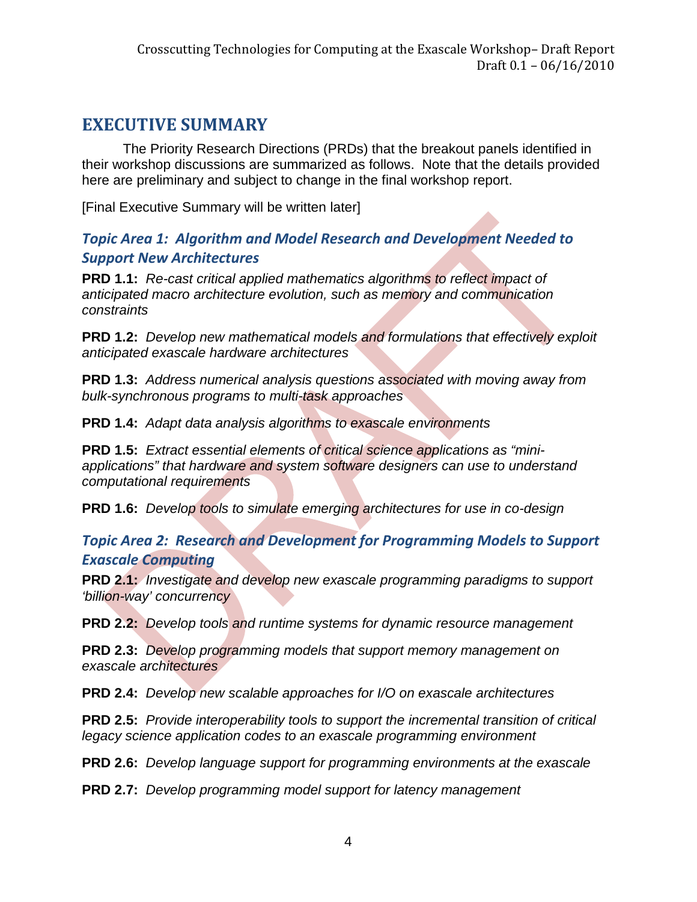# EXECUTIVE SUMMARY

The Priority Research Directions (PRDs) that the breakout panels identified in their workshop discussions are summarized as follows. Note that the details provided here are preliminary and subject to change in the final workshop report.

[Final Executive Summary will be written later]

## *Topic Area 1: Algorithm and Model Research and Development Needed to Support New Architectures*

**PRD 1.1:** *Re-cast critical applied mathematics algorithms to reflect impact of anticipated macro architecture evolution, such as memory and communication constraints*

**PRD 1.2:** *Develop new mathematical models and formulations that effectively exploit anticipated exascale hardware architectures*

**PRD 1.3:** *Address numerical analysis questions associated with moving away from bulk-synchronous programs to multi-task approaches*

**PRD 1.4:** *Adapt data analysis algorithms to exascale environments*

**PRD 1.5:** *Extract essential elements of critical science applications as "mini-applications" that hardware and system software designers can use to understand computational requirements*

**PRD 1.6:** *Develop tools to simulate emerging architectures for use in co-design*

## *Topic Area 2: Research and Development for Programming Models to Support Exascale Computing*

**PRD 2.1:** *Investigate and develop new exascale programming paradigms to support 'billion-way' concurrency*

**PRD 2.2:** *Develop tools and runtime systems for dynamic resource management*

**PRD 2.3:** *Develop programming models that support memory management on exascale architectures*

**PRD 2.4:** *Develop new scalable approaches for I/O on exascale architectures*

**PRD 2.5:** *Provide interoperability tools to support the incremental transition of critical legacy science application codes to an exascale programming environment*

**PRD 2.6:** *Develop language support for programming environments at the exascale*

**PRD 2.7:** *Develop programming model support for latency management*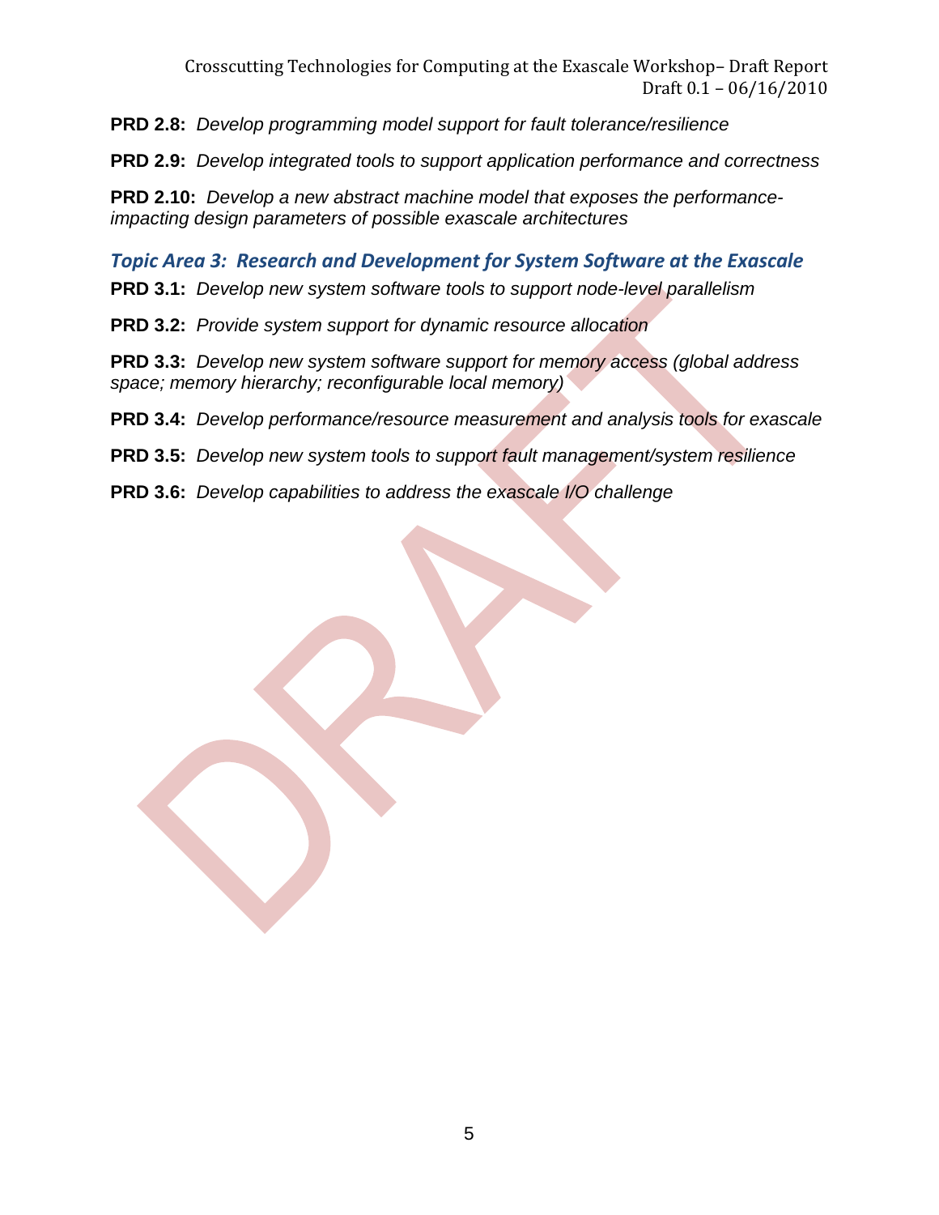**PRD 2.8:** *Develop programming model support for fault tolerance/resilience*

**PRD 2.9:** *Develop integrated tools to support application performance and correctness*

**PRD 2.10:** *Develop a new abstract machine model that exposes the performance-impacting design parameters of possible exascale architectures*

### *Topic Area 3: Research and Development for System Software at the Exascale*

**PRD 3.1:** *Develop new system software tools to support node-level parallelism*

**PRD 3.2:** *Provide system support for dynamic resource allocation*

**PRD 3.3:** *Develop new system software support for memory access (global address space; memory hierarchy; reconfigurable local memory)*

**PRD 3.4:** *Develop performance/resource measurement and analysis tools for exascale*

**PRD 3.5:** *Develop new system tools to support fault management/system resilience*

**PRD 3.6:** *Develop capabilities to address the exascale I/O challenge*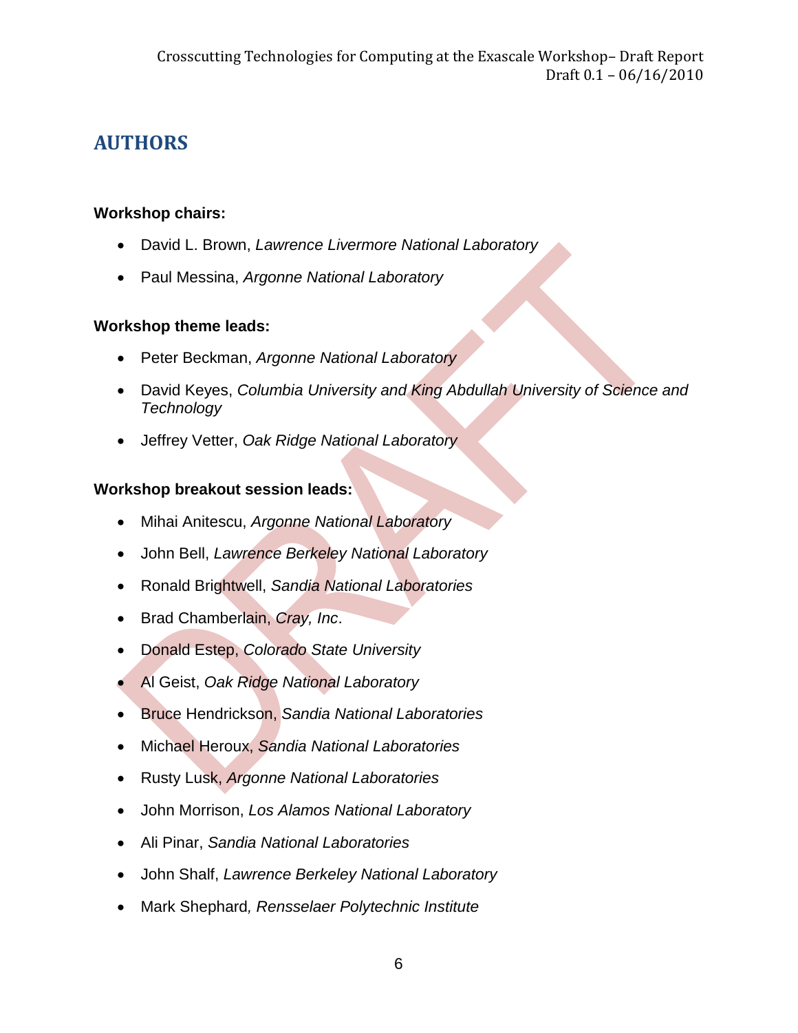# AUTHORS

**Workshop chairs:**

- David L. Brown, *Lawrence Livermore National Laboratory*
- Paul Messina, *Argonne National Laboratory*

**Workshop theme leads:**

- Peter Beckman, *Argonne National Laboratory*
- David Keyes, *Columbia University and King Abdullah University of Science and Technology*
- Jeffrey Vetter, *Oak Ridge National Laboratory*

**Workshop breakout session leads:**

- Mihai Anitescu, *Argonne National Laboratory*
- John Bell, *Lawrence Berkeley National Laboratory*
- Ronald Brightwell, *Sandia National Laboratories*
- Brad Chamberlain, *Cray, Inc*.
- Donald Estep, *Colorado State University*
- Al Geist, *Oak Ridge National Laboratory*
- Bruce Hendrickson, *Sandia National Laboratories*
- Michael Heroux, *Sandia National Laboratories*
- Rusty Lusk, *Argonne National Laboratories*
- John Morrison, *Los Alamos National Laboratory*
- Ali Pinar, *Sandia National Laboratories*
- John Shalf, *Lawrence Berkeley National Laboratory*
- Mark Shephard*, Rensselaer Polytechnic Institute*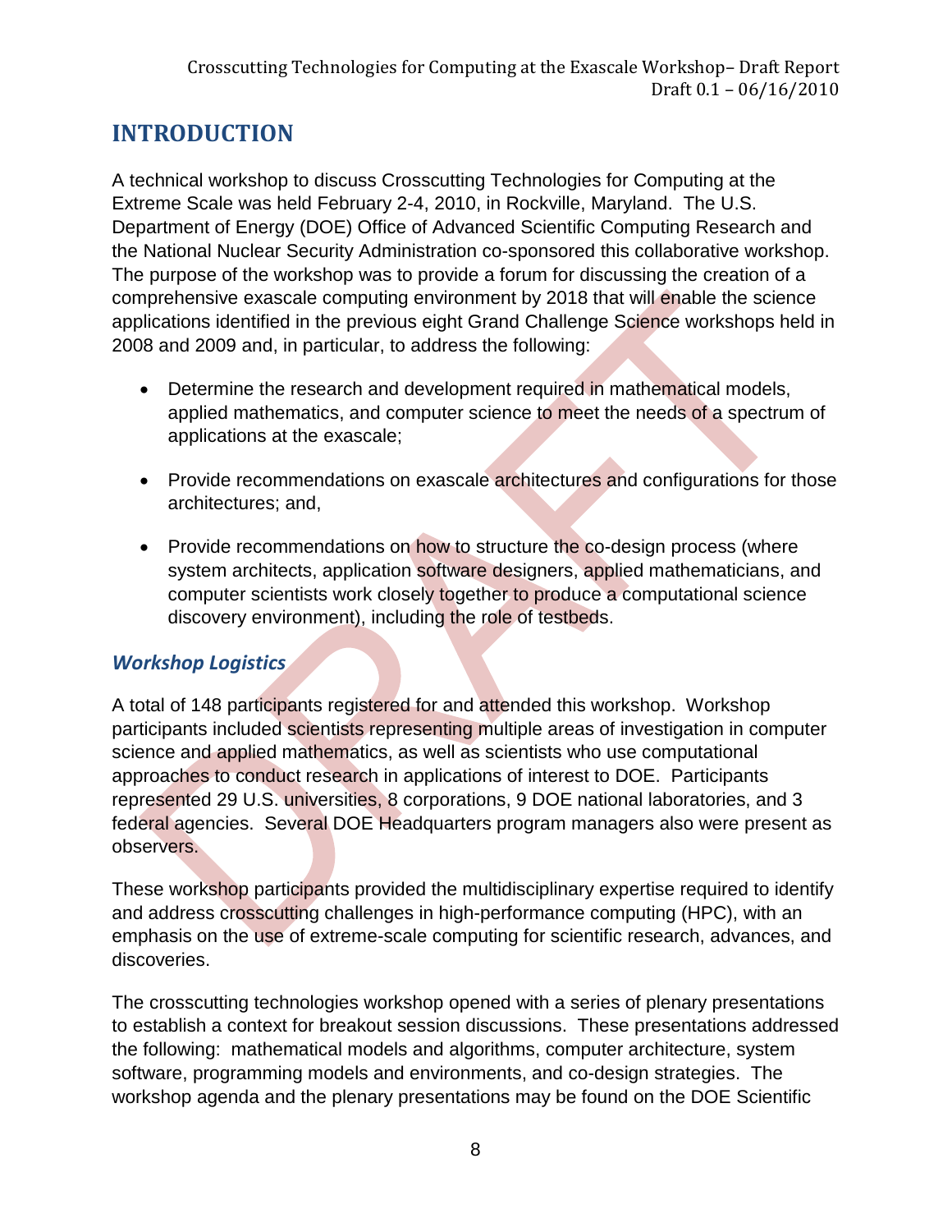# INTRODUCTION

A technical workshop to discuss Crosscutting Technologies for Computing at the Extreme Scale was held February 2-4, 2010, in Rockville, Maryland. The U.S. Department of Energy (DOE) Office of Advanced Scientific Computing Research and the National Nuclear Security Administration co-sponsored this collaborative workshop. The purpose of the workshop was to provide a forum for discussing the creation of a comprehensive exascale computing environment by 2018 that will enable the science applications identified in the previous eight Grand Challenge Science workshops held in 2008 and 2009 and, in particular, to address the following:

- Determine the research and development required in mathematical models, applied mathematics, and computer science to meet the needs of a spectrum of applications at the exascale;
- Provide recommendations on exascale architectures and configurations for those architectures; and,
- Provide recommendations on how to structure the co-design process (where system architects, application software designers, applied mathematicians, and computer scientists work closely together to produce a computational science discovery environment), including the role of testbeds.

## *Workshop Logistics*

A total of 148 participants registered for and attended this workshop. Workshop participants included scientists representing multiple areas of investigation in computer science and applied mathematics, as well as scientists who use computational approaches to conduct research in applications of interest to DOE. Participants represented 29 U.S. universities, 8 corporations, 9 DOE national laboratories, and 3 federal agencies. Several DOE Headquarters program managers also were present as observers.

These workshop participants provided the multidisciplinary expertise required to identify and address crosscutting challenges in high-performance computing (HPC), with an emphasis on the use of extreme-scale computing for scientific research, advances, and discoveries.

The crosscutting technologies workshop opened with a series of plenary presentations to establish a context for breakout session discussions. These presentations addressed the following: mathematical models and algorithms, computer architecture, system software, programming models and environments, and co-design strategies. The workshop agenda and the plenary presentations may be found on the DOE Scientific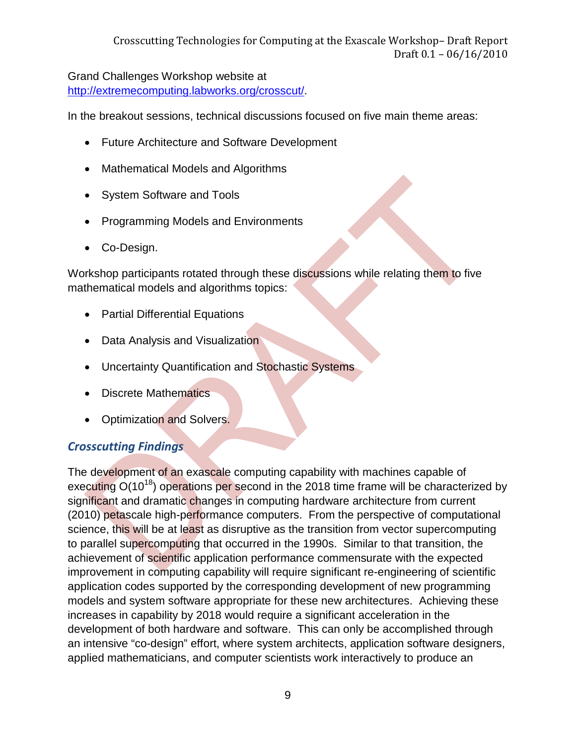Grand Challenges Workshop website at http://extremecomputing.labworks.org/crosscut/.

In the breakout sessions, technical discussions focused on five main theme areas:

- Future Architecture and Software Development
- Mathematical Models and Algorithms
- System Software and Tools
- Programming Models and Environments
- Co-Design.

Workshop participants rotated through these discussions while relating them to five mathematical models and algorithms topics:

- Partial Differential Equations
- Data Analysis and Visualization
- Uncertainty Quantification and Stochastic Systems
- Discrete Mathematics
- Optimization and Solvers.

### *Crosscutting Findings*

The development of an exascale computing capability with machines capable of executing $O(10^{18})$ operations per second in the 2018 time frame will be characterized by significant and dramatic changes in computing hardware architecture from current (2010) petascale high-performance computers. From the perspective of computational science, this will be at least as disruptive as the transition from vector supercomputing to parallel supercomputing that occurred in the 1990s. Similar to that transition, the achievement of scientific application performance commensurate with the expected improvement in computing capability will require significant re-engineering of scientific application codes supported by the corresponding development of new programming models and system software appropriate for these new architectures. Achieving these increases in capability by 2018 would require a significant acceleration in the development of both hardware and software. This can only be accomplished through an intensive "co-design" effort, where system architects, application software designers, applied mathematicians, and computer scientists work interactively to produce an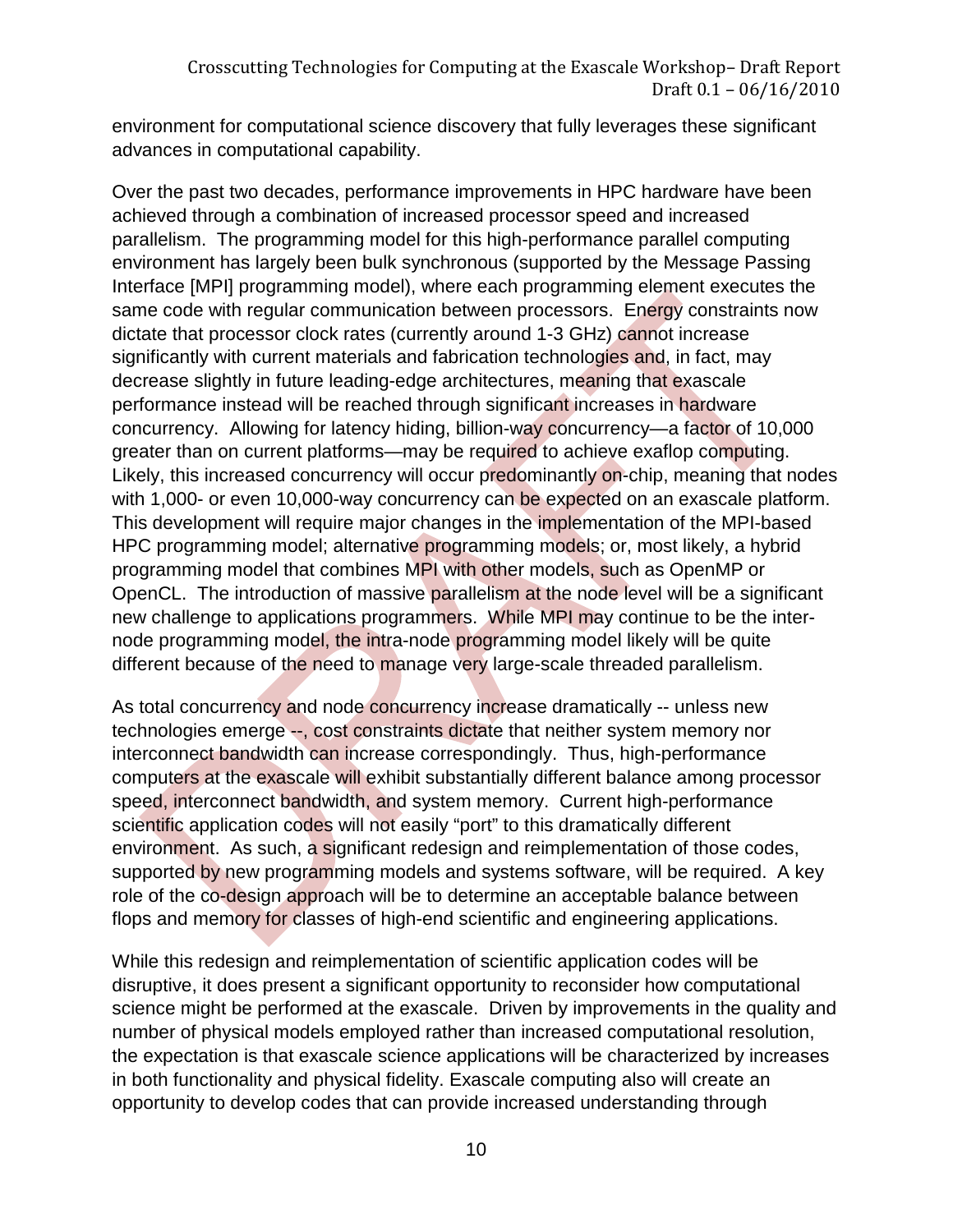environment for computational science discovery that fully leverages these significant advances in computational capability.

Over the past two decades, performance improvements in HPC hardware have been achieved through a combination of increased processor speed and increased parallelism. The programming model for this high-performance parallel computing environment has largely been bulk synchronous (supported by the Message Passing Interface [MPI] programming model), where each programming element executes the same code with regular communication between processors. Energy constraints now dictate that processor clock rates (currently around 1-3 GHz) cannot increase significantly with current materials and fabrication technologies and, in fact, may decrease slightly in future leading-edge architectures, meaning that exascale performance instead will be reached through significant increases in hardware concurrency. Allowing for latency hiding, billion-way concurrency—a factor of 10,000 greater than on current platforms—may be required to achieve exaflop computing. Likely, this increased concurrency will occur predominantly on-chip, meaning that nodes with 1,000- or even 10,000-way concurrency can be expected on an exascale platform. This development will require major changes in the implementation of the MPI-based HPC programming model; alternative programming models; or, most likely, a hybrid programming model that combines MPI with other models, such as OpenMP or OpenCL. The introduction of massive parallelism at the node level will be a significant new challenge to applications programmers. While MPI may continue to be the inter-node programming model, the intra-node programming model likely will be quite different because of the need to manage very large-scale threaded parallelism.

As total concurrency and node concurrency increase dramatically -- unless new technologies emerge --, cost constraints dictate that neither system memory nor interconnect bandwidth can increase correspondingly. Thus, high-performance computers at the exascale will exhibit substantially different balance among processor speed, interconnect bandwidth, and system memory. Current high-performance scientific application codes will not easily "port" to this dramatically different environment. As such, a significant redesign and reimplementation of those codes, supported by new programming models and systems software, will be required. A key role of the co-design approach will be to determine an acceptable balance between flops and memory for classes of high-end scientific and engineering applications.

While this redesign and reimplementation of scientific application codes will be disruptive, it does present a significant opportunity to reconsider how computational science might be performed at the exascale. Driven by improvements in the quality and number of physical models employed rather than increased computational resolution, the expectation is that exascale science applications will be characterized by increases in both functionality and physical fidelity. Exascale computing also will create an opportunity to develop codes that can provide increased understanding through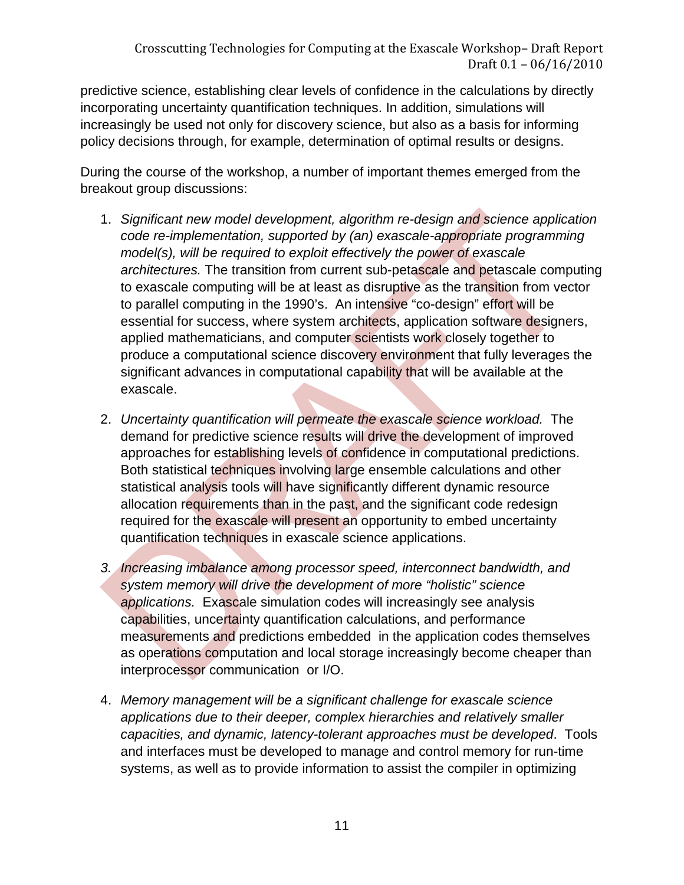predictive science, establishing clear levels of confidence in the calculations by directly incorporating uncertainty quantification techniques. In addition, simulations will increasingly be used not only for discovery science, but also as a basis for informing policy decisions through, for example, determination of optimal results or designs.

During the course of the workshop, a number of important themes emerged from the breakout group discussions:

1. *Significant new model development, algorithm re-design and science application code re-implementation, supported by (an) exascale-appropriate programming model(s), will be required to exploit effectively the power of exascale architectures.* The transition from current sub-petascale and petascale computing to exascale computing will be at least as disruptive as the transition from vector to parallel computing in the 1990's. An intensive "co-design" effort will be essential for success, where system architects, application software designers, applied mathematicians, and computer scientists work closely together to produce a computational science discovery environment that fully leverages the significant advances in computational capability that will be available at the exascale.

2. *Uncertainty quantification will permeate the exascale science workload.* The demand for predictive science results will drive the development of improved approaches for establishing levels of confidence in computational predictions. Both statistical techniques involving large ensemble calculations and other statistical analysis tools will have significantly different dynamic resource allocation requirements than in the past, and the significant code redesign required for the exascale will present an opportunity to embed uncertainty quantification techniques in exascale science applications.

3. *Increasing imbalance among processor speed, interconnect bandwidth, and system memory will drive the development of more "holistic" science applications.* Exascale simulation codes will increasingly see analysis capabilities, uncertainty quantification calculations, and performance measurements and predictions embedded in the application codes themselves as operations computation and local storage increasingly become cheaper than interprocessor communication or I/O.

4. *Memory management will be a significant challenge for exascale science applications due to their deeper, complex hierarchies and relatively smaller capacities, and dynamic, latency-tolerant approaches must be developed*. Tools and interfaces must be developed to manage and control memory for run-time systems, as well as to provide information to assist the compiler in optimizing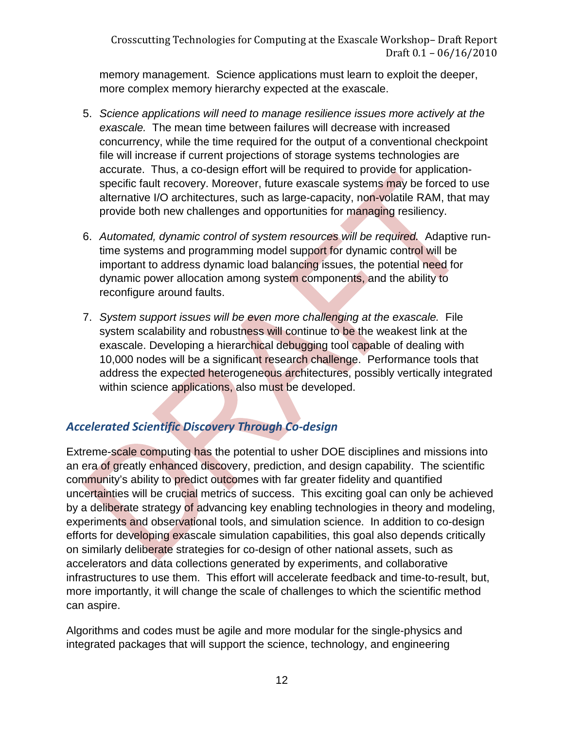memory management. Science applications must learn to exploit the deeper, more complex memory hierarchy expected at the exascale.

5. *Science applications will need to manage resilience issues more actively at the exascale.* The mean time between failures will decrease with increased concurrency, while the time required for the output of a conventional checkpoint file will increase if current projections of storage systems technologies are accurate. Thus, a co-design effort will be required to provide for application-specific fault recovery. Moreover, future exascale systems may be forced to use alternative I/O architectures, such as large-capacity, non-volatile RAM, that may provide both new challenges and opportunities for managing resiliency.

6. *Automated, dynamic control of system resources will be required.* Adaptive run-time systems and programming model support for dynamic control will be important to address dynamic load balancing issues, the potential need for dynamic power allocation among system components, and the ability to reconfigure around faults.

7. *System support issues will be even more challenging at the exascale.* File system scalability and robustness will continue to be the weakest link at the exascale. Developing a hierarchical debugging tool capable of dealing with 10,000 nodes will be a significant research challenge. Performance tools that address the expected heterogeneous architectures, possibly vertically integrated within science applications, also must be developed.

### *Accelerated Scientific Discovery Through Co-design*

Extreme-scale computing has the potential to usher DOE disciplines and missions into an era of greatly enhanced discovery, prediction, and design capability. The scientific community's ability to predict outcomes with far greater fidelity and quantified uncertainties will be crucial metrics of success. This exciting goal can only be achieved by a deliberate strategy of advancing key enabling technologies in theory and modeling, experiments and observational tools, and simulation science. In addition to co-design efforts for developing exascale simulation capabilities, this goal also depends critically on similarly deliberate strategies for co-design of other national assets, such as accelerators and data collections generated by experiments, and collaborative infrastructures to use them. This effort will accelerate feedback and time-to-result, but, more importantly, it will change the scale of challenges to which the scientific method can aspire.

Algorithms and codes must be agile and more modular for the single-physics and integrated packages that will support the science, technology, and engineering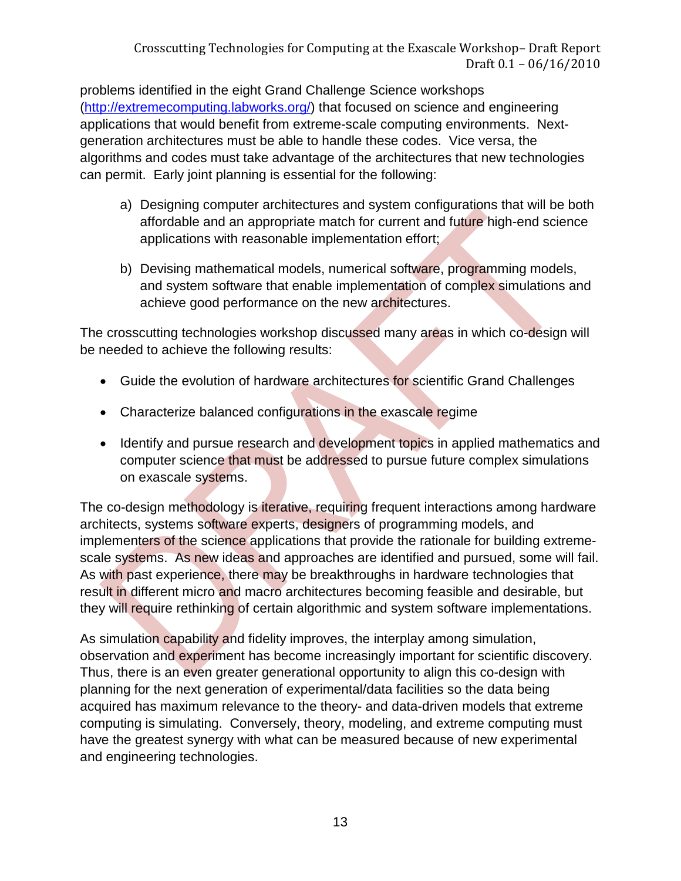problems identified in the eight Grand Challenge Science workshops (http://extremecomputing.labworks.org/) that focused on science and engineering applications that would benefit from extreme-scale computing environments. Next-generation architectures must be able to handle these codes. Vice versa, the algorithms and codes must take advantage of the architectures that new technologies can permit. Early joint planning is essential for the following:

a) Designing computer architectures and system configurations that will be both affordable and an appropriate match for current and future high-end science applications with reasonable implementation effort;

b) Devising mathematical models, numerical software, programming models, and system software that enable implementation of complex simulations and achieve good performance on the new architectures.

The crosscutting technologies workshop discussed many areas in which co-design will be needed to achieve the following results:

- Guide the evolution of hardware architectures for scientific Grand Challenges
- Characterize balanced configurations in the exascale regime
- Identify and pursue research and development topics in applied mathematics and computer science that must be addressed to pursue future complex simulations on exascale systems.

The co-design methodology is iterative, requiring frequent interactions among hardware architects, systems software experts, designers of programming models, and implementers of the science applications that provide the rationale for building extreme-scale systems. As new ideas and approaches are identified and pursued, some will fail. As with past experience, there may be breakthroughs in hardware technologies that result in different micro and macro architectures becoming feasible and desirable, but they will require rethinking of certain algorithmic and system software implementations.

As simulation capability and fidelity improves, the interplay among simulation, observation and experiment has become increasingly important for scientific discovery. Thus, there is an even greater generational opportunity to align this co-design with planning for the next generation of experimental/data facilities so the data being acquired has maximum relevance to the theory- and data-driven models that extreme computing is simulating. Conversely, theory, modeling, and extreme computing must have the greatest synergy with what can be measured because of new experimental and engineering technologies.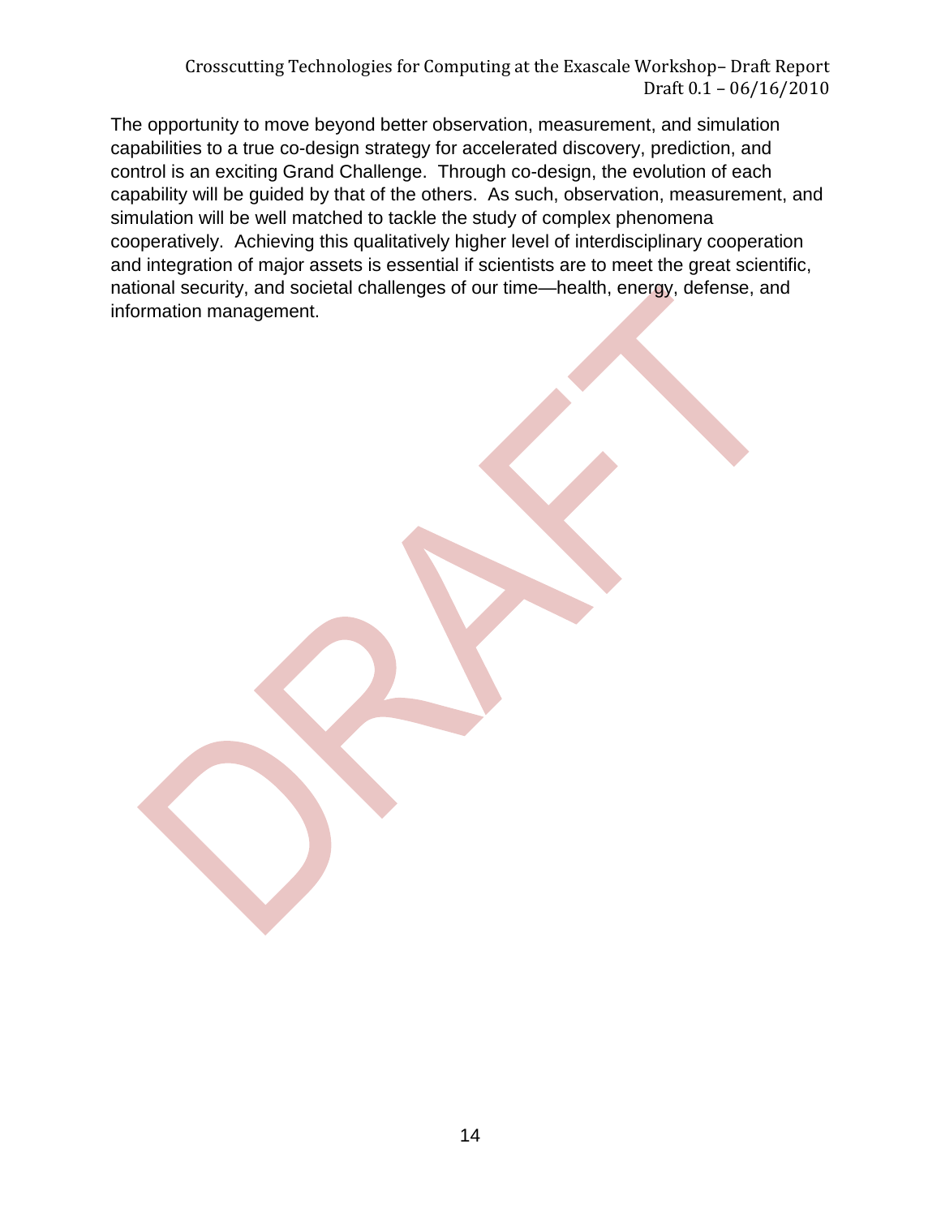The opportunity to move beyond better observation, measurement, and simulation capabilities to a true co-design strategy for accelerated discovery, prediction, and control is an exciting Grand Challenge. Through co-design, the evolution of each capability will be guided by that of the others. As such, observation, measurement, and simulation will be well matched to tackle the study of complex phenomena cooperatively. Achieving this qualitatively higher level of interdisciplinary cooperation and integration of major assets is essential if scientists are to meet the great scientific, national security, and societal challenges of our time—health, energy, defense, and information management.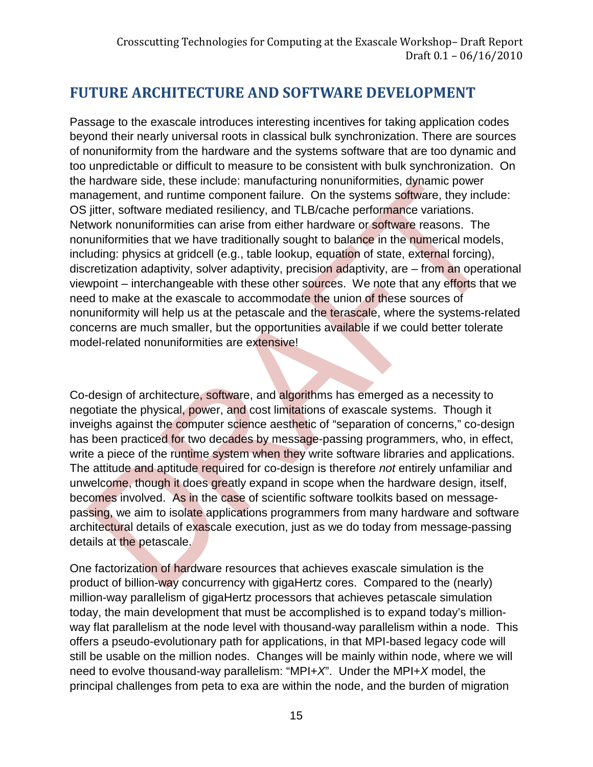## FUTURE ARCHITECTURE AND SOFTWARE DEVELOPMENT

Passage to the exascale introduces interesting incentives for taking application codes beyond their nearly universal roots in classical bulk synchronization. There are sources of nonuniformity from the hardware and the systems software that are too dynamic and too unpredictable or difficult to measure to be consistent with bulk synchronization. On the hardware side, these include: manufacturing nonuniformities, dynamic power management, and runtime component failure. On the systems software, they include: OS jitter, software mediated resiliency, and TLB/cache performance variations. Network nonuniformities can arise from either hardware or software reasons. The nonuniformities that we have traditionally sought to balance in the numerical models, including: physics at gridcell (e.g., table lookup, equation of state, external forcing), discretization adaptivity, solver adaptivity, precision adaptivity, are – from an operational viewpoint – interchangeable with these other sources. We note that any efforts that we need to make at the exascale to accommodate the union of these sources of nonuniformity will help us at the petascale and the terascale, where the systems-related concerns are much smaller, but the opportunities available if we could better tolerate model-related nonuniformities are extensive!

Co-design of architecture, software, and algorithms has emerged as a necessity to negotiate the physical, power, and cost limitations of exascale systems. Though it inveighs against the computer science aesthetic of "separation of concerns," co-design has been practiced for two decades by message-passing programmers, who, in effect, write a piece of the runtime system when they write software libraries and applications. The attitude and aptitude required for co-design is therefore *not* entirely unfamiliar and unwelcome, though it does greatly expand in scope when the hardware design, itself, becomes involved. As in the case of scientific software toolkits based on message-passing, we aim to isolate applications programmers from many hardware and software architectural details of exascale execution, just as we do today from message-passing details at the petascale.

One factorization of hardware resources that achieves exascale simulation is the product of billion-way concurrency with gigaHertz cores. Compared to the (nearly) million-way parallelism of gigaHertz processors that achieves petascale simulation today, the main development that must be accomplished is to expand today's million-way flat parallelism at the node level with thousand-way parallelism within a node. This offers a pseudo-evolutionary path for applications, in that MPI-based legacy code will still be usable on the million nodes. Changes will be mainly within node, where we will need to evolve thousand-way parallelism: "MPI+*X*". Under the MPI+*X* model, the principal challenges from peta to exa are within the node, and the burden of migration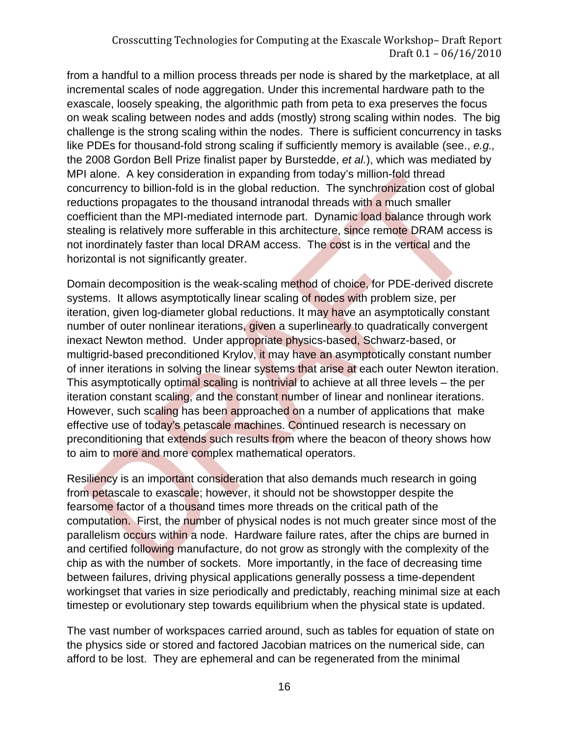from a handful to a million process threads per node is shared by the marketplace, at all incremental scales of node aggregation. Under this incremental hardware path to the exascale, loosely speaking, the algorithmic path from peta to exa preserves the focus on weak scaling between nodes and adds (mostly) strong scaling within nodes. The big challenge is the strong scaling within the nodes. There is sufficient concurrency in tasks like PDEs for thousand-fold strong scaling if sufficiently memory is available (see., *e.g.,* the 2008 Gordon Bell Prize finalist paper by Burstedde, *et al.*), which was mediated by MPI alone. A key consideration in expanding from today's million-fold thread concurrency to billion-fold is in the global reduction. The synchronization cost of global reductions propagates to the thousand intranodal threads with a much smaller coefficient than the MPI-mediated internode part. Dynamic load balance through work stealing is relatively more sufferable in this architecture, since remote DRAM access is not inordinately faster than local DRAM access. The cost is in the vertical and the horizontal is not significantly greater.

Domain decomposition is the weak-scaling method of choice, for PDE-derived discrete systems. It allows asymptotically linear scaling of nodes with problem size, per iteration, given log-diameter global reductions. It may have an asymptotically constant number of outer nonlinear iterations, given a superlinearly to quadratically convergent inexact Newton method. Under appropriate physics-based, Schwarz-based, or multigrid-based preconditioned Krylov, it may have an asymptotically constant number of inner iterations in solving the linear systems that arise at each outer Newton iteration. This asymptotically optimal scaling is nontrivial to achieve at all three levels – the per iteration constant scaling, and the constant number of linear and nonlinear iterations. However, such scaling has been approached on a number of applications that make effective use of today's petascale machines. Continued research is necessary on preconditioning that extends such results from where the beacon of theory shows how to aim to more and more complex mathematical operators.

Resiliency is an important consideration that also demands much research in going from petascale to exascale; however, it should not be showstopper despite the fearsome factor of a thousand times more threads on the critical path of the computation. First, the number of physical nodes is not much greater since most of the parallelism occurs within a node. Hardware failure rates, after the chips are burned in and certified following manufacture, do not grow as strongly with the complexity of the chip as with the number of sockets. More importantly, in the face of decreasing time between failures, driving physical applications generally possess a time-dependent workingset that varies in size periodically and predictably, reaching minimal size at each timestep or evolutionary step towards equilibrium when the physical state is updated.

The vast number of workspaces carried around, such as tables for equation of state on the physics side or stored and factored Jacobian matrices on the numerical side, can afford to be lost. They are ephemeral and can be regenerated from the minimal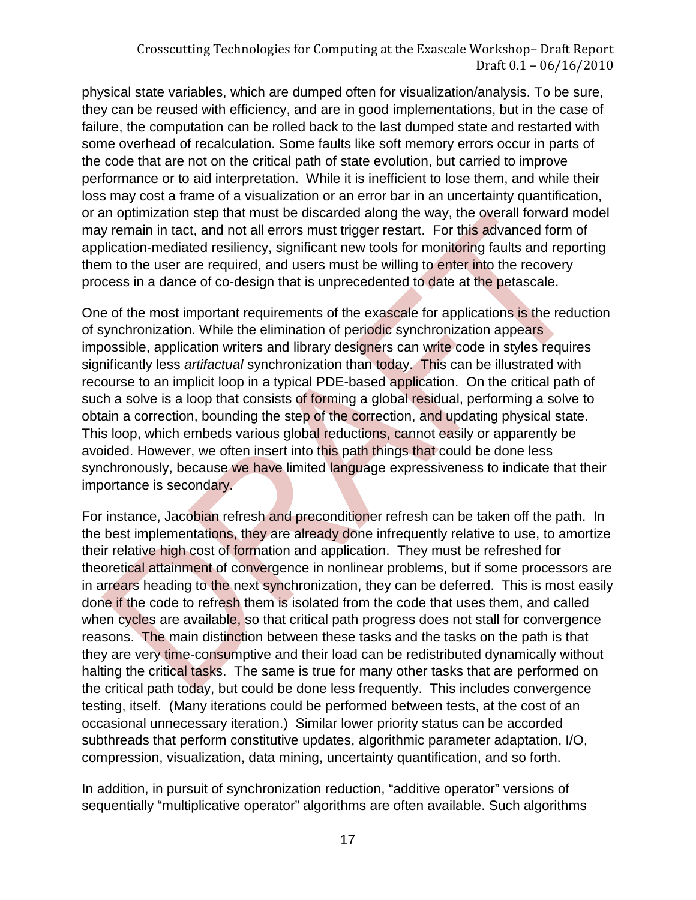physical state variables, which are dumped often for visualization/analysis. To be sure, they can be reused with efficiency, and are in good implementations, but in the case of failure, the computation can be rolled back to the last dumped state and restarted with some overhead of recalculation. Some faults like soft memory errors occur in parts of the code that are not on the critical path of state evolution, but carried to improve performance or to aid interpretation. While it is inefficient to lose them, and while their loss may cost a frame of a visualization or an error bar in an uncertainty quantification, or an optimization step that must be discarded along the way, the overall forward model may remain in tact, and not all errors must trigger restart. For this advanced form of application-mediated resiliency, significant new tools for monitoring faults and reporting them to the user are required, and users must be willing to enter into the recovery process in a dance of co-design that is unprecedented to date at the petascale.

One of the most important requirements of the exascale for applications is the reduction of synchronization. While the elimination of periodic synchronization appears impossible, application writers and library designers can write code in styles requires significantly less *artifactual* synchronization than today. This can be illustrated with recourse to an implicit loop in a typical PDE-based application. On the critical path of such a solve is a loop that consists of forming a global residual, performing a solve to obtain a correction, bounding the step of the correction, and updating physical state. This loop, which embeds various global reductions, cannot easily or apparently be avoided. However, we often insert into this path things that could be done less synchronously, because we have limited language expressiveness to indicate that their importance is secondary.

For instance, Jacobian refresh and preconditioner refresh can be taken off the path. In the best implementations, they are already done infrequently relative to use, to amortize their relative high cost of formation and application. They must be refreshed for theoretical attainment of convergence in nonlinear problems, but if some processors are in arrears heading to the next synchronization, they can be deferred. This is most easily done if the code to refresh them is isolated from the code that uses them, and called when cycles are available, so that critical path progress does not stall for convergence reasons. The main distinction between these tasks and the tasks on the path is that they are very time-consumptive and their load can be redistributed dynamically without halting the critical tasks. The same is true for many other tasks that are performed on the critical path today, but could be done less frequently. This includes convergence testing, itself. (Many iterations could be performed between tests, at the cost of an occasional unnecessary iteration.) Similar lower priority status can be accorded subthreads that perform constitutive updates, algorithmic parameter adaptation, I/O, compression, visualization, data mining, uncertainty quantification, and so forth.

In addition, in pursuit of synchronization reduction, "additive operator" versions of sequentially "multiplicative operator" algorithms are often available. Such algorithms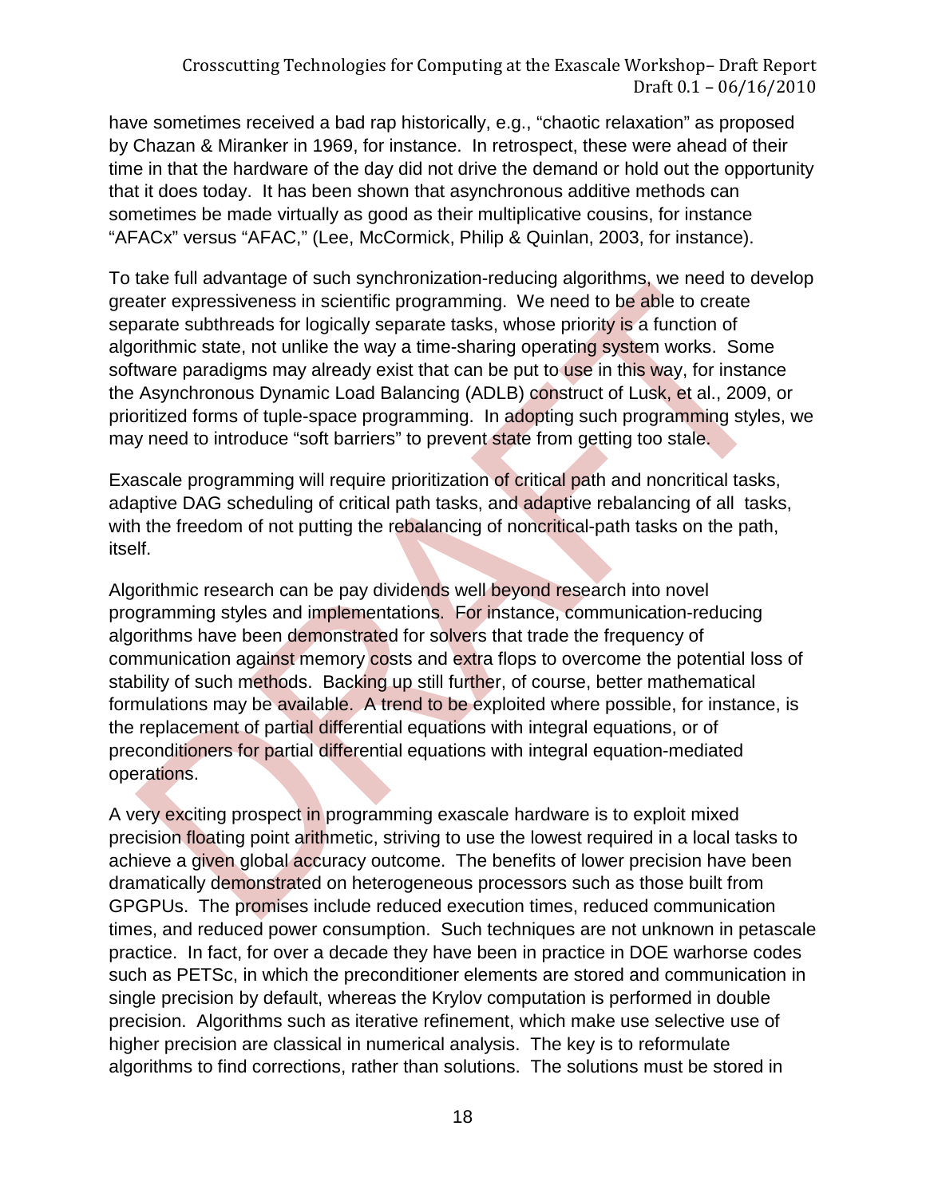have sometimes received a bad rap historically, e.g., “chaotic relaxation” as proposed by Chazan & Miranker in 1969, for instance. In retrospect, these were ahead of their time in that the hardware of the day did not drive the demand or hold out the opportunity that it does today. It has been shown that asynchronous additive methods can sometimes be made virtually as good as their multiplicative cousins, for instance “AFACx” versus “AFAC,” (Lee, McCormick, Philip & Quinlan, 2003, for instance).

To take full advantage of such synchronization-reducing algorithms, we need to develop greater expressiveness in scientific programming. We need to be able to create separate subthreads for logically separate tasks, whose priority is a function of algorithmic state, not unlike the way a time-sharing operating system works. Some software paradigms may already exist that can be put to use in this way, for instance the Asynchronous Dynamic Load Balancing (ADLB) construct of Lusk, et al., 2009, or prioritized forms of tuple-space programming. In adopting such programming styles, we may need to introduce “soft barriers” to prevent state from getting too stale.

Exascale programming will require prioritization of critical path and noncritical tasks, adaptive DAG scheduling of critical path tasks, and adaptive rebalancing of all tasks, with the freedom of not putting the rebalancing of noncritical-path tasks on the path, itself.

Algorithmic research can be pay dividends well beyond research into novel programming styles and implementations. For instance, communication-reducing algorithms have been demonstrated for solvers that trade the frequency of communication against memory costs and extra flops to overcome the potential loss of stability of such methods. Backing up still further, of course, better mathematical formulations may be available. A trend to be exploited where possible, for instance, is the replacement of partial differential equations with integral equations, or of preconditioners for partial differential equations with integral equation-mediated operations.

A very exciting prospect in programming exascale hardware is to exploit mixed precision floating point arithmetic, striving to use the lowest required in a local tasks to achieve a given global accuracy outcome. The benefits of lower precision have been dramatically demonstrated on heterogeneous processors such as those built from GPGPUs. The promises include reduced execution times, reduced communication times, and reduced power consumption. Such techniques are not unknown in petascale practice. In fact, for over a decade they have been in practice in DOE warhorse codes such as PETSc, in which the preconditioner elements are stored and communication in single precision by default, whereas the Krylov computation is performed in double precision. Algorithms such as iterative refinement, which make use selective use of higher precision are classical in numerical analysis. The key is to reformulate algorithms to find corrections, rather than solutions. The solutions must be stored in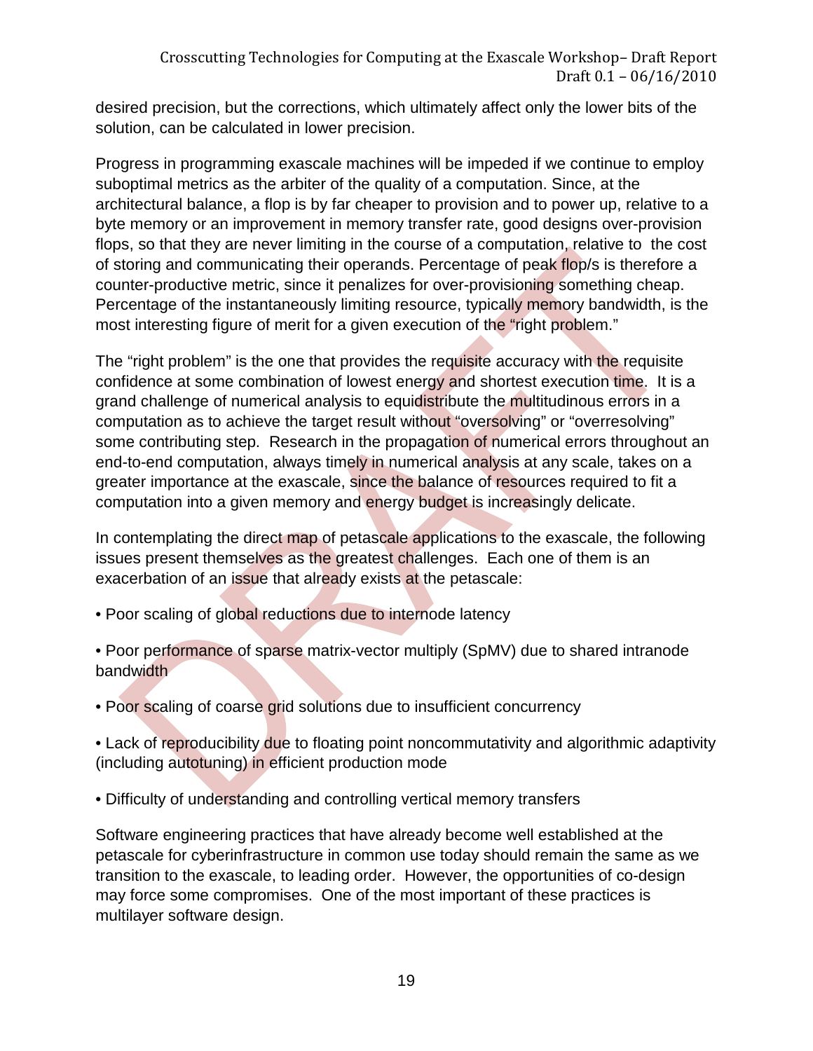desired precision, but the corrections, which ultimately affect only the lower bits of the solution, can be calculated in lower precision.

Progress in programming exascale machines will be impeded if we continue to employ suboptimal metrics as the arbiter of the quality of a computation. Since, at the architectural balance, a flop is by far cheaper to provision and to power up, relative to a byte memory or an improvement in memory transfer rate, good designs over-provision flops, so that they are never limiting in the course of a computation, relative to the cost of storing and communicating their operands. Percentage of peak flop/s is therefore a counter-productive metric, since it penalizes for over-provisioning something cheap. Percentage of the instantaneously limiting resource, typically memory bandwidth, is the most interesting figure of merit for a given execution of the "right problem."

The "right problem" is the one that provides the requisite accuracy with the requisite confidence at some combination of lowest energy and shortest execution time. It is a grand challenge of numerical analysis to equidistribute the multitudinous errors in a computation as to achieve the target result without "oversolving" or "overresolving" some contributing step. Research in the propagation of numerical errors throughout an end-to-end computation, always timely in numerical analysis at any scale, takes on a greater importance at the exascale, since the balance of resources required to fit a computation into a given memory and energy budget is increasingly delicate.

In contemplating the direct map of petascale applications to the exascale, the following issues present themselves as the greatest challenges. Each one of them is an exacerbation of an issue that already exists at the petascale:

- Poor scaling of global reductions due to internode latency
- Poor performance of sparse matrix-vector multiply (SpMV) due to shared intranode bandwidth
- Poor scaling of coarse grid solutions due to insufficient concurrency
- Lack of reproducibility due to floating point noncommutativity and algorithmic adaptivity (including autotuning) in efficient production mode
- Difficulty of understanding and controlling vertical memory transfers

Software engineering practices that have already become well established at the petascale for cyberinfrastructure in common use today should remain the same as we transition to the exascale, to leading order. However, the opportunities of co-design may force some compromises. One of the most important of these practices is multilayer software design.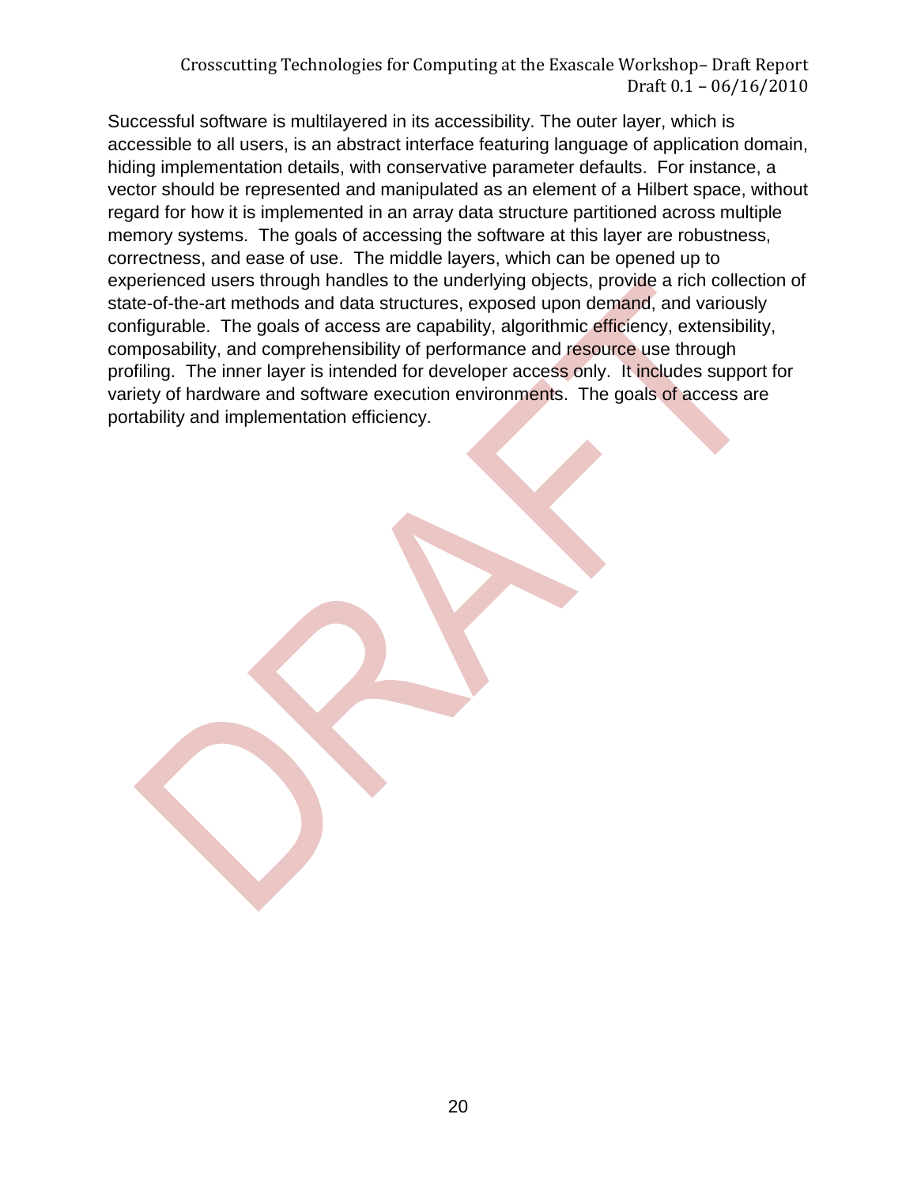Successful software is multilayered in its accessibility. The outer layer, which is accessible to all users, is an abstract interface featuring language of application domain, hiding implementation details, with conservative parameter defaults. For instance, a vector should be represented and manipulated as an element of a Hilbert space, without regard for how it is implemented in an array data structure partitioned across multiple memory systems. The goals of accessing the software at this layer are robustness, correctness, and ease of use. The middle layers, which can be opened up to experienced users through handles to the underlying objects, provide a rich collection of state-of-the-art methods and data structures, exposed upon demand, and variously configurable. The goals of access are capability, algorithmic efficiency, extensibility, composability, and comprehensibility of performance and resource use through profiling. The inner layer is intended for developer access only. It includes support for variety of hardware and software execution environments. The goals of access are portability and implementation efficiency.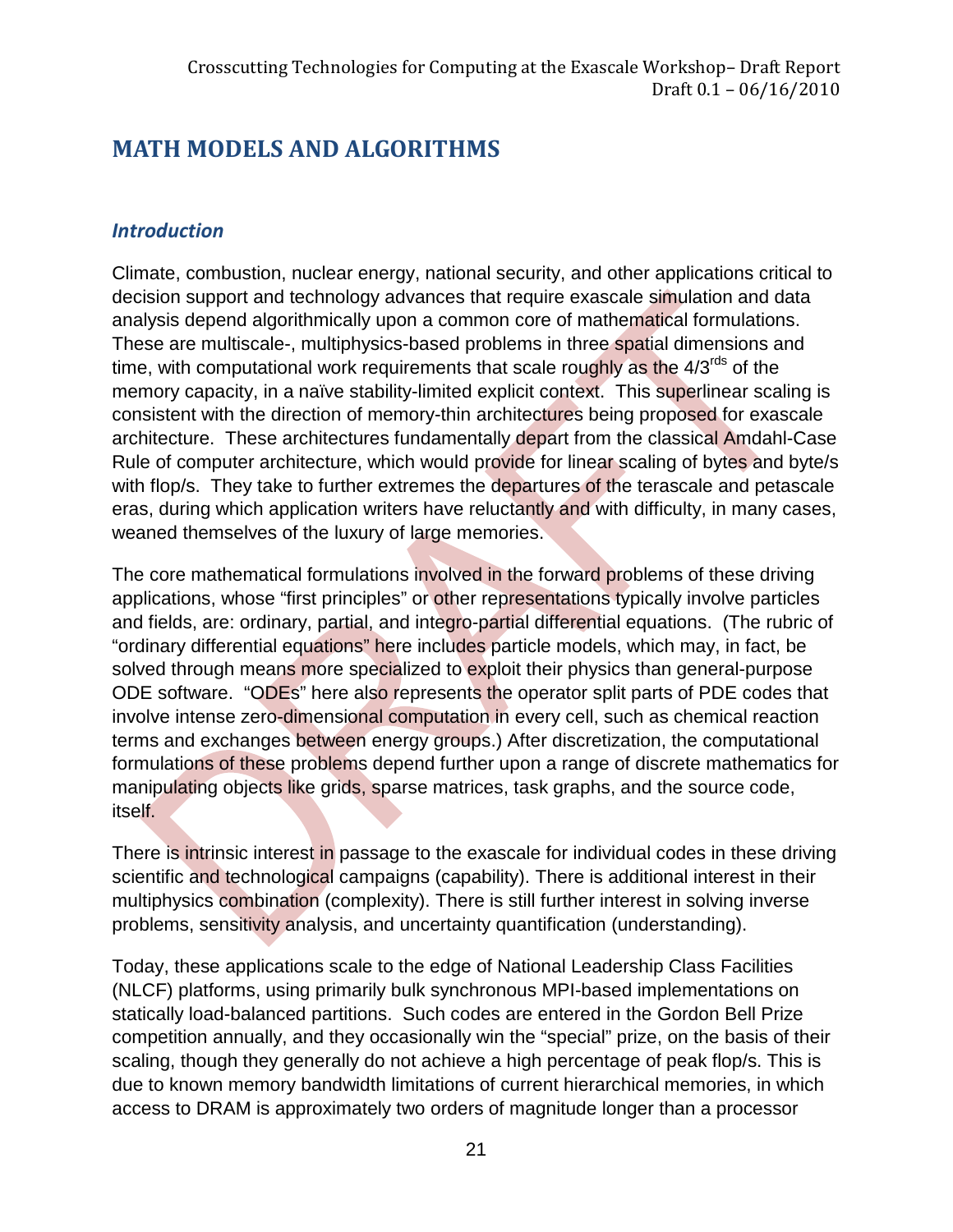# MATH MODELS AND ALGORITHMS

## *Introduction*

Climate, combustion, nuclear energy, national security, and other applications critical to decision support and technology advances that require exascale simulation and data analysis depend algorithmically upon a common core of mathematical formulations. These are multiscale-, multiphysics-based problems in three spatial dimensions and time, with computational work requirements that scale roughly as the $4/3^{rds}$ of the memory capacity, in a naïve stability-limited explicit context. This superlinear scaling is consistent with the direction of memory-thin architectures being proposed for exascale architecture. These architectures fundamentally depart from the classical Amdahl-Case Rule of computer architecture, which would provide for linear scaling of bytes and byte/s with flop/s. They take to further extremes the departures of the terascale and petascale eras, during which application writers have reluctantly and with difficulty, in many cases, weaned themselves of the luxury of large memories.

The core mathematical formulations involved in the forward problems of these driving applications, whose "first principles" or other representations typically involve particles and fields, are: ordinary, partial, and integro-partial differential equations. (The rubric of "ordinary differential equations" here includes particle models, which may, in fact, be solved through means more specialized to exploit their physics than general-purpose ODE software. "ODEs" here also represents the operator split parts of PDE codes that involve intense zero-dimensional computation in every cell, such as chemical reaction terms and exchanges between energy groups.) After discretization, the computational formulations of these problems depend further upon a range of discrete mathematics for manipulating objects like grids, sparse matrices, task graphs, and the source code, itself.

There is intrinsic interest in passage to the exascale for individual codes in these driving scientific and technological campaigns (capability). There is additional interest in their multiphysics combination (complexity). There is still further interest in solving inverse problems, sensitivity analysis, and uncertainty quantification (understanding).

Today, these applications scale to the edge of National Leadership Class Facilities (NLCF) platforms, using primarily bulk synchronous MPI-based implementations on statically load-balanced partitions. Such codes are entered in the Gordon Bell Prize competition annually, and they occasionally win the "special" prize, on the basis of their scaling, though they generally do not achieve a high percentage of peak flop/s. This is due to known memory bandwidth limitations of current hierarchical memories, in which access to DRAM is approximately two orders of magnitude longer than a processor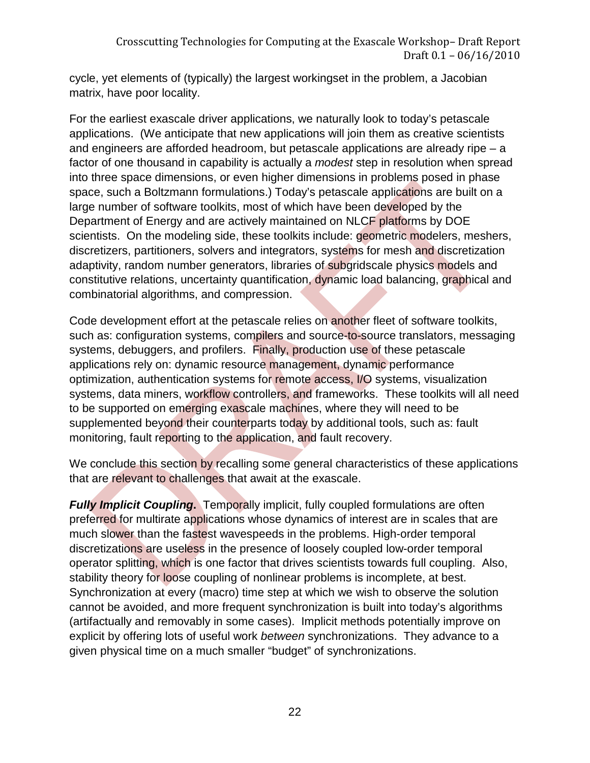cycle, yet elements of (typically) the largest workingset in the problem, a Jacobian matrix, have poor locality.

For the earliest exascale driver applications, we naturally look to today's petascale applications. (We anticipate that new applications will join them as creative scientists and engineers are afforded headroom, but petascale applications are already ripe – a factor of one thousand in capability is actually a *modest* step in resolution when spread into three space dimensions, or even higher dimensions in problems posed in phase space, such a Boltzmann formulations.) Today's petascale applications are built on a large number of software toolkits, most of which have been developed by the Department of Energy and are actively maintained on NLCF platforms by DOE scientists. On the modeling side, these toolkits include: geometric modelers, meshers, discretizers, partitioners, solvers and integrators, systems for mesh and discretization adaptivity, random number generators, libraries of subgridscale physics models and constitutive relations, uncertainty quantification, dynamic load balancing, graphical and combinatorial algorithms, and compression.

Code development effort at the petascale relies on another fleet of software toolkits, such as: configuration systems, compilers and source-to-source translators, messaging systems, debuggers, and profilers. Finally, production use of these petascale applications rely on: dynamic resource management, dynamic performance optimization, authentication systems for remote access, I/O systems, visualization systems, data miners, workflow controllers, and frameworks. These toolkits will all need to be supported on emerging exascale machines, where they will need to be supplemented beyond their counterparts today by additional tools, such as: fault monitoring, fault reporting to the application, and fault recovery.

We conclude this section by recalling some general characteristics of these applications that are relevant to challenges that await at the exascale.

***Fully Implicit Coupling*.** Temporally implicit, fully coupled formulations are often preferred for multirate applications whose dynamics of interest are in scales that are much slower than the fastest wavespeeds in the problems. High-order temporal discretizations are useless in the presence of loosely coupled low-order temporal operator splitting, which is one factor that drives scientists towards full coupling. Also, stability theory for loose coupling of nonlinear problems is incomplete, at best. Synchronization at every (macro) time step at which we wish to observe the solution cannot be avoided, and more frequent synchronization is built into today's algorithms (artifactually and removably in some cases). Implicit methods potentially improve on explicit by offering lots of useful work *between* synchronizations. They advance to a given physical time on a much smaller "budget" of synchronizations.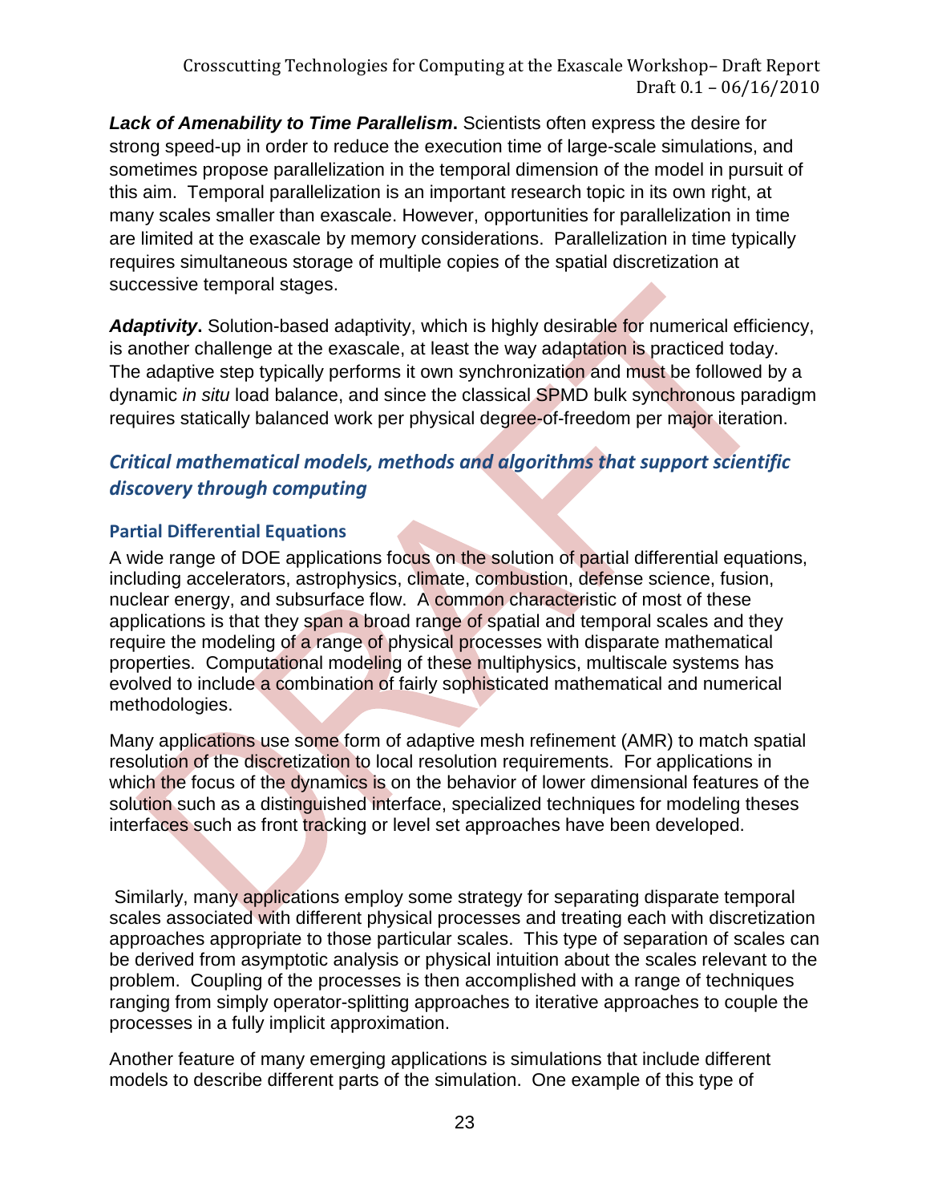***Lack of Amenability to Time Parallelism*.** Scientists often express the desire for strong speed-up in order to reduce the execution time of large-scale simulations, and sometimes propose parallelization in the temporal dimension of the model in pursuit of this aim. Temporal parallelization is an important research topic in its own right, at many scales smaller than exascale. However, opportunities for parallelization in time are limited at the exascale by memory considerations. Parallelization in time typically requires simultaneous storage of multiple copies of the spatial discretization at successive temporal stages.

***Adaptivity*.** Solution-based adaptivity, which is highly desirable for numerical efficiency, is another challenge at the exascale, at least the way adaptation is practiced today. The adaptive step typically performs it own synchronization and must be followed by a dynamic *in situ* load balance, and since the classical SPMD bulk synchronous paradigm requires statically balanced work per physical degree-of-freedom per major iteration.

## *Critical mathematical models, methods and algorithms that support scientific discovery through computing*

### Partial Differential Equations

A wide range of DOE applications focus on the solution of partial differential equations, including accelerators, astrophysics, climate, combustion, defense science, fusion, nuclear energy, and subsurface flow. A common characteristic of most of these applications is that they span a broad range of spatial and temporal scales and they require the modeling of a range of physical processes with disparate mathematical properties. Computational modeling of these multiphysics, multiscale systems has evolved to include a combination of fairly sophisticated mathematical and numerical methodologies.

Many applications use some form of adaptive mesh refinement (AMR) to match spatial resolution of the discretization to local resolution requirements. For applications in which the focus of the dynamics is on the behavior of lower dimensional features of the solution such as a distinguished interface, specialized techniques for modeling theses interfaces such as front tracking or level set approaches have been developed.

Similarly, many applications employ some strategy for separating disparate temporal scales associated with different physical processes and treating each with discretization approaches appropriate to those particular scales. This type of separation of scales can be derived from asymptotic analysis or physical intuition about the scales relevant to the problem. Coupling of the processes is then accomplished with a range of techniques ranging from simply operator-splitting approaches to iterative approaches to couple the processes in a fully implicit approximation.

Another feature of many emerging applications is simulations that include different models to describe different parts of the simulation. One example of this type of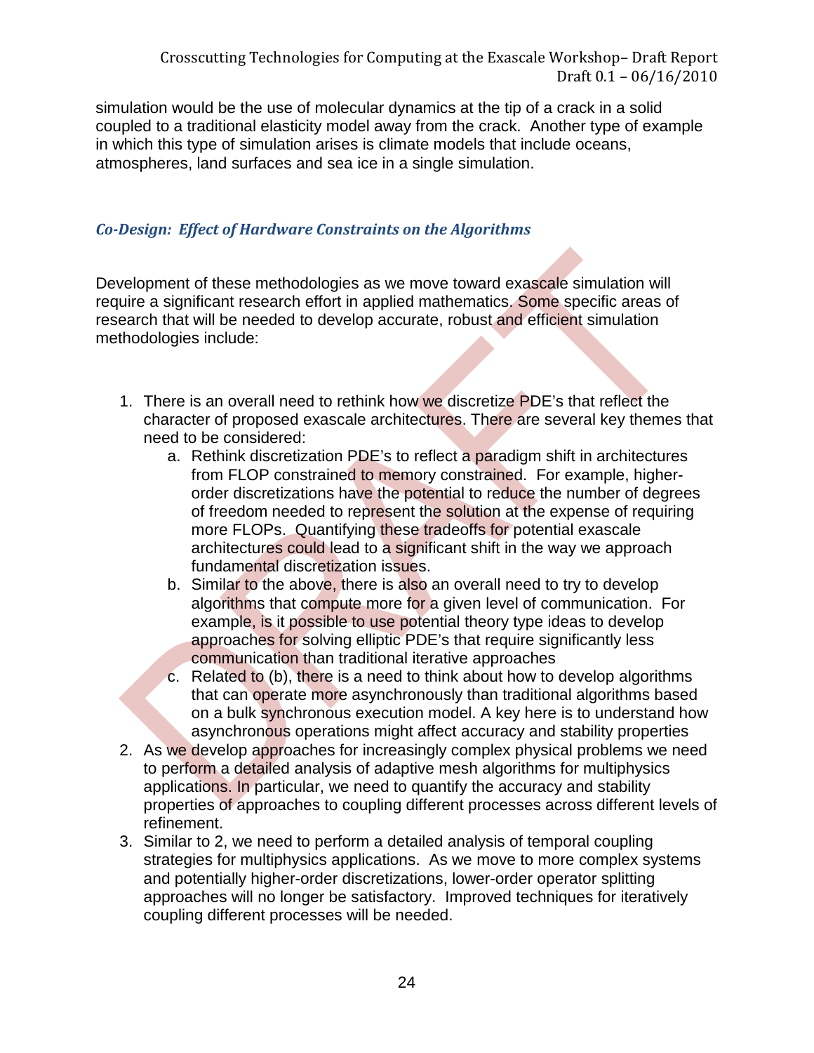simulation would be the use of molecular dynamics at the tip of a crack in a solid coupled to a traditional elasticity model away from the crack. Another type of example in which this type of simulation arises is climate models that include oceans, atmospheres, land surfaces and sea ice in a single simulation.

### *Co-Design: Effect of Hardware Constraints on the Algorithms*

Development of these methodologies as we move toward exascale simulation will require a significant research effort in applied mathematics. Some specific areas of research that will be needed to develop accurate, robust and efficient simulation methodologies include:

1. There is an overall need to rethink how we discretize PDE's that reflect the character of proposed exascale architectures. There are several key themes that need to be considered:
    a. Rethink discretization PDE's to reflect a paradigm shift in architectures from FLOP constrained to memory constrained. For example, higher-order discretizations have the potential to reduce the number of degrees of freedom needed to represent the solution at the expense of requiring more FLOPs. Quantifying these tradeoffs for potential exascale architectures could lead to a significant shift in the way we approach fundamental discretization issues.
    b. Similar to the above, there is also an overall need to try to develop algorithms that compute more for a given level of communication. For example, is it possible to use potential theory type ideas to develop approaches for solving elliptic PDE's that require significantly less communication than traditional iterative approaches
    c. Related to (b), there is a need to think about how to develop algorithms that can operate more asynchronously than traditional algorithms based on a bulk synchronous execution model. A key here is to understand how asynchronous operations might affect accuracy and stability properties
2. As we develop approaches for increasingly complex physical problems we need to perform a detailed analysis of adaptive mesh algorithms for multiphysics applications. In particular, we need to quantify the accuracy and stability properties of approaches to coupling different processes across different levels of refinement.
3. Similar to 2, we need to perform a detailed analysis of temporal coupling strategies for multiphysics applications. As we move to more complex systems and potentially higher-order discretizations, lower-order operator splitting approaches will no longer be satisfactory. Improved techniques for iteratively coupling different processes will be needed.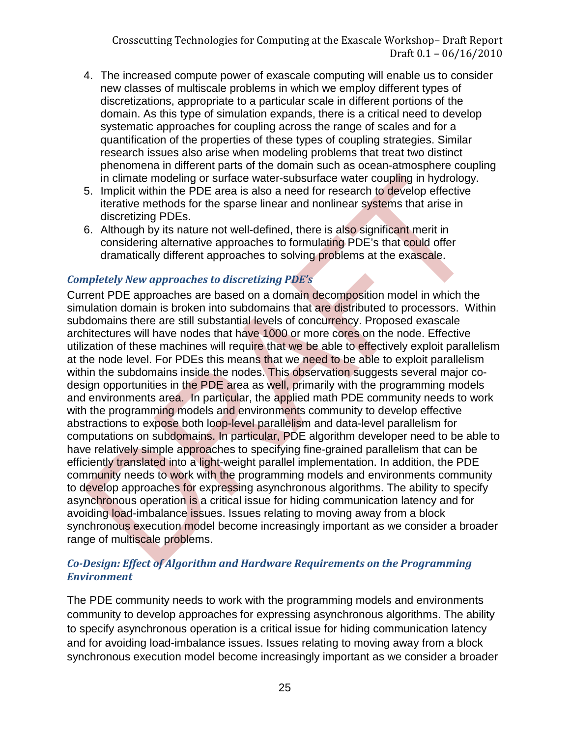4. The increased compute power of exascale computing will enable us to consider new classes of multiscale problems in which we employ different types of discretizations, appropriate to a particular scale in different portions of the domain. As this type of simulation expands, there is a critical need to develop systematic approaches for coupling across the range of scales and for a quantification of the properties of these types of coupling strategies. Similar research issues also arise when modeling problems that treat two distinct phenomena in different parts of the domain such as ocean-atmosphere coupling in climate modeling or surface water-subsurface water coupling in hydrology.
5. Implicit within the PDE area is also a need for research to develop effective iterative methods for the sparse linear and nonlinear systems that arise in discretizing PDEs.
6. Although by its nature not well-defined, there is also significant merit in considering alternative approaches to formulating PDE's that could offer dramatically different approaches to solving problems at the exascale.

### *Completely New approaches to discretizing PDE's*

Current PDE approaches are based on a domain decomposition model in which the simulation domain is broken into subdomains that are distributed to processors. Within subdomains there are still substantial levels of concurrency. Proposed exascale architectures will have nodes that have 1000 or more cores on the node. Effective utilization of these machines will require that we be able to effectively exploit parallelism at the node level. For PDEs this means that we need to be able to exploit parallelism within the subdomains inside the nodes. This observation suggests several major co-design opportunities in the PDE area as well, primarily with the programming models and environments area. In particular, the applied math PDE community needs to work with the programming models and environments community to develop effective abstractions to expose both loop-level parallelism and data-level parallelism for computations on subdomains. In particular, PDE algorithm developer need to be able to have relatively simple approaches to specifying fine-grained parallelism that can be efficiently translated into a light-weight parallel implementation. In addition, the PDE community needs to work with the programming models and environments community to develop approaches for expressing asynchronous algorithms. The ability to specify asynchronous operation is a critical issue for hiding communication latency and for avoiding load-imbalance issues. Issues relating to moving away from a block synchronous execution model become increasingly important as we consider a broader range of multiscale problems.

### *Co-Design: Effect of Algorithm and Hardware Requirements on the Programming Environment*

The PDE community needs to work with the programming models and environments community to develop approaches for expressing asynchronous algorithms. The ability to specify asynchronous operation is a critical issue for hiding communication latency and for avoiding load-imbalance issues. Issues relating to moving away from a block synchronous execution model become increasingly important as we consider a broader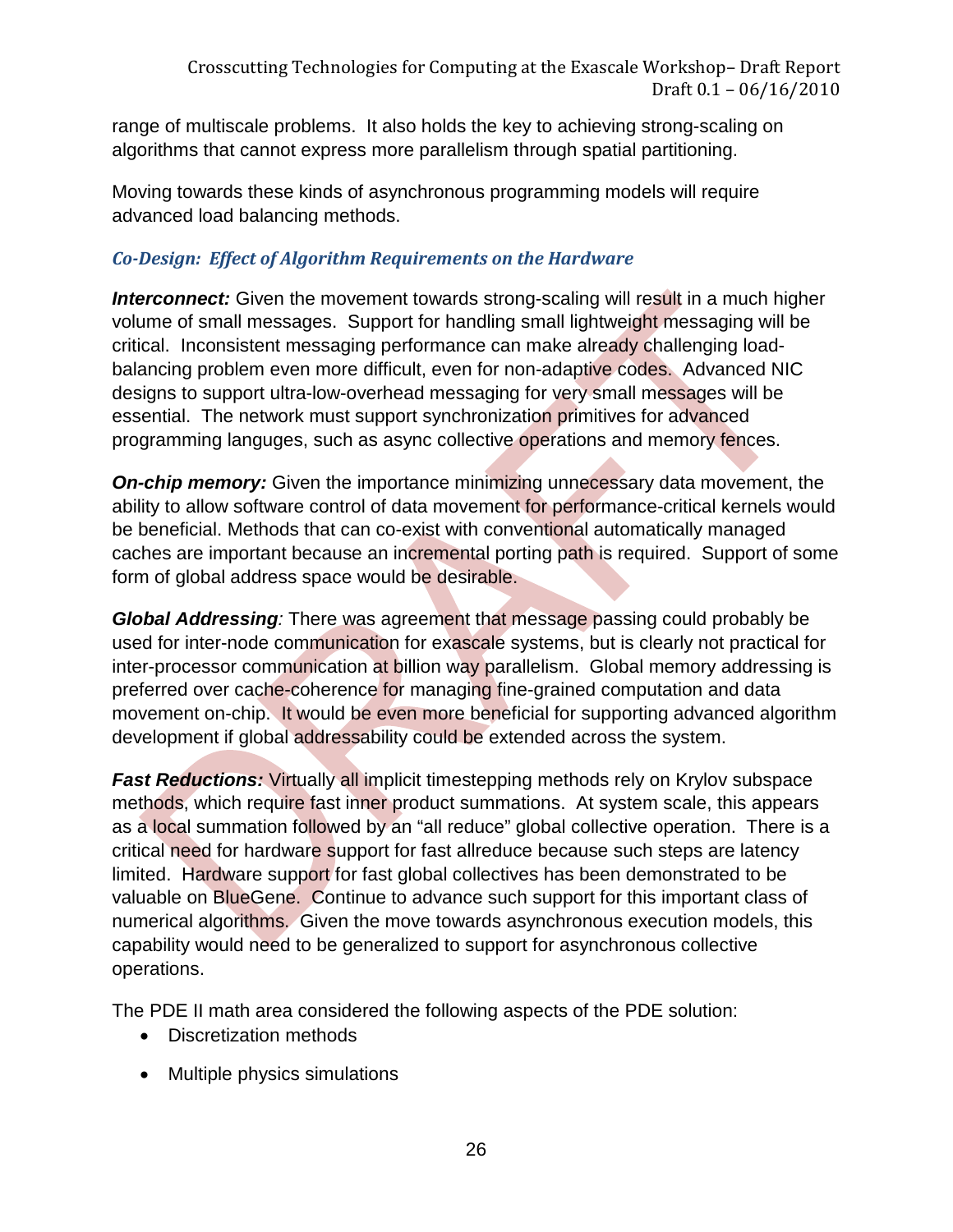range of multiscale problems. It also holds the key to achieving strong-scaling on algorithms that cannot express more parallelism through spatial partitioning.

Moving towards these kinds of asynchronous programming models will require advanced load balancing methods.

### *Co-Design: Effect of Algorithm Requirements on the Hardware*

***Interconnect:*** Given the movement towards strong-scaling will result in a much higher volume of small messages. Support for handling small lightweight messaging will be critical. Inconsistent messaging performance can make already challenging load-balancing problem even more difficult, even for non-adaptive codes. Advanced NIC designs to support ultra-low-overhead messaging for very small messages will be essential. The network must support synchronization primitives for advanced programming languges, such as async collective operations and memory fences.

***On-chip memory:*** Given the importance minimizing unnecessary data movement, the ability to allow software control of data movement for performance-critical kernels would be beneficial. Methods that can co-exist with conventional automatically managed caches are important because an incremental porting path is required. Support of some form of global address space would be desirable.

***Global Addressing****:* There was agreement that message passing could probably be used for inter-node communication for exascale systems, but is clearly not practical for inter-processor communication at billion way parallelism. Global memory addressing is preferred over cache-coherence for managing fine-grained computation and data movement on-chip. It would be even more beneficial for supporting advanced algorithm development if global addressability could be extended across the system.

***Fast Reductions:*** Virtually all implicit timestepping methods rely on Krylov subspace methods, which require fast inner product summations. At system scale, this appears as a local summation followed by an "all reduce" global collective operation. There is a critical need for hardware support for fast allreduce because such steps are latency limited. Hardware support for fast global collectives has been demonstrated to be valuable on BlueGene. Continue to advance such support for this important class of numerical algorithms. Given the move towards asynchronous execution models, this capability would need to be generalized to support for asynchronous collective operations.

The PDE II math area considered the following aspects of the PDE solution:

- Discretization methods
- Multiple physics simulations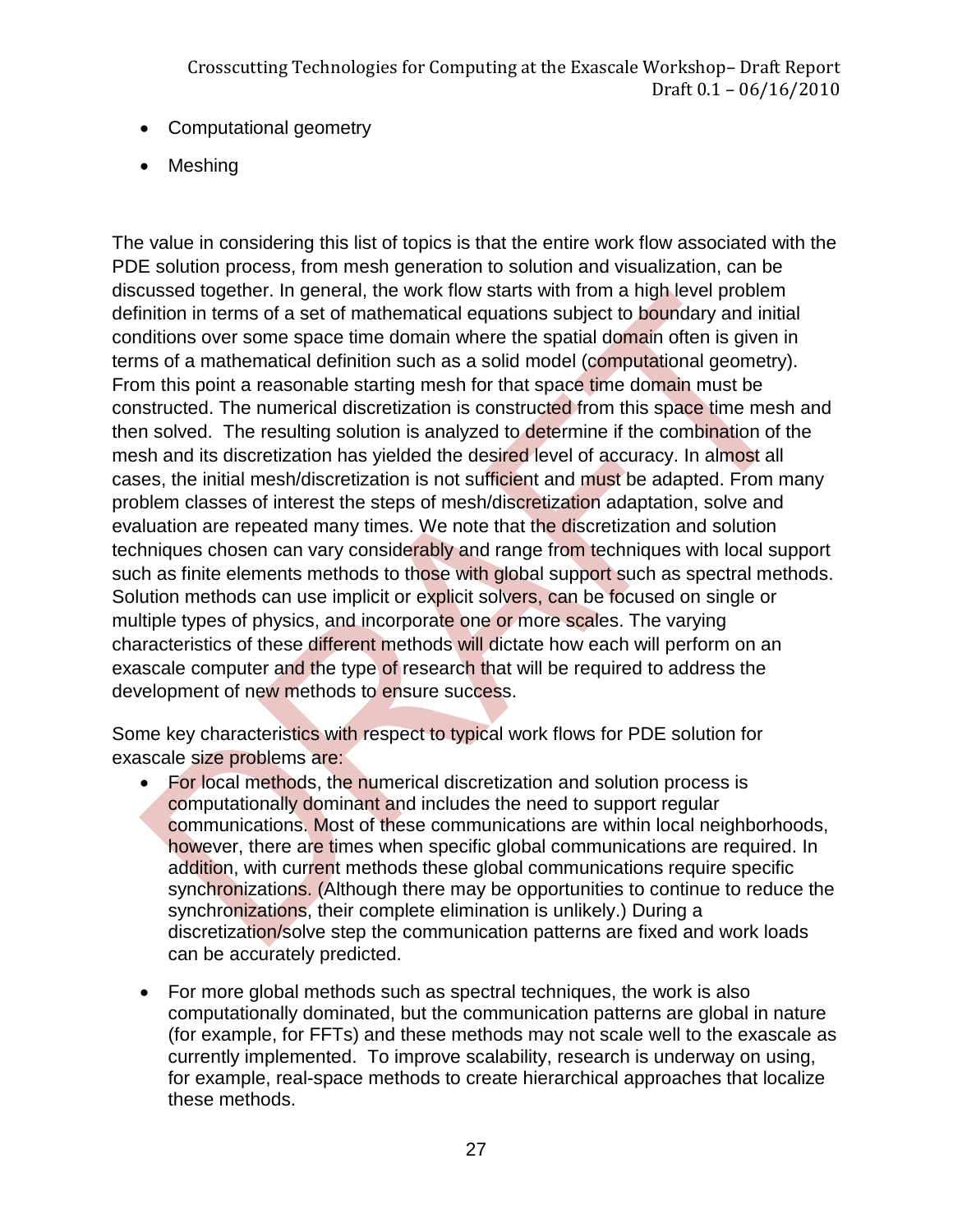- Computational geometry
- Meshing

The value in considering this list of topics is that the entire work flow associated with the PDE solution process, from mesh generation to solution and visualization, can be discussed together. In general, the work flow starts with from a high level problem definition in terms of a set of mathematical equations subject to boundary and initial conditions over some space time domain where the spatial domain often is given in terms of a mathematical definition such as a solid model (computational geometry). From this point a reasonable starting mesh for that space time domain must be constructed. The numerical discretization is constructed from this space time mesh and then solved. The resulting solution is analyzed to determine if the combination of the mesh and its discretization has yielded the desired level of accuracy. In almost all cases, the initial mesh/discretization is not sufficient and must be adapted. From many problem classes of interest the steps of mesh/discretization adaptation, solve and evaluation are repeated many times. We note that the discretization and solution techniques chosen can vary considerably and range from techniques with local support such as finite elements methods to those with global support such as spectral methods. Solution methods can use implicit or explicit solvers, can be focused on single or multiple types of physics, and incorporate one or more scales. The varying characteristics of these different methods will dictate how each will perform on an exascale computer and the type of research that will be required to address the development of new methods to ensure success.

Some key characteristics with respect to typical work flows for PDE solution for exascale size problems are:

- For local methods, the numerical discretization and solution process is computationally dominant and includes the need to support regular communications. Most of these communications are within local neighborhoods, however, there are times when specific global communications are required. In addition, with current methods these global communications require specific synchronizations. (Although there may be opportunities to continue to reduce the synchronizations, their complete elimination is unlikely.) During a discretization/solve step the communication patterns are fixed and work loads can be accurately predicted.

- For more global methods such as spectral techniques, the work is also computationally dominated, but the communication patterns are global in nature (for example, for FFTs) and these methods may not scale well to the exascale as currently implemented. To improve scalability, research is underway on using, for example, real-space methods to create hierarchical approaches that localize these methods.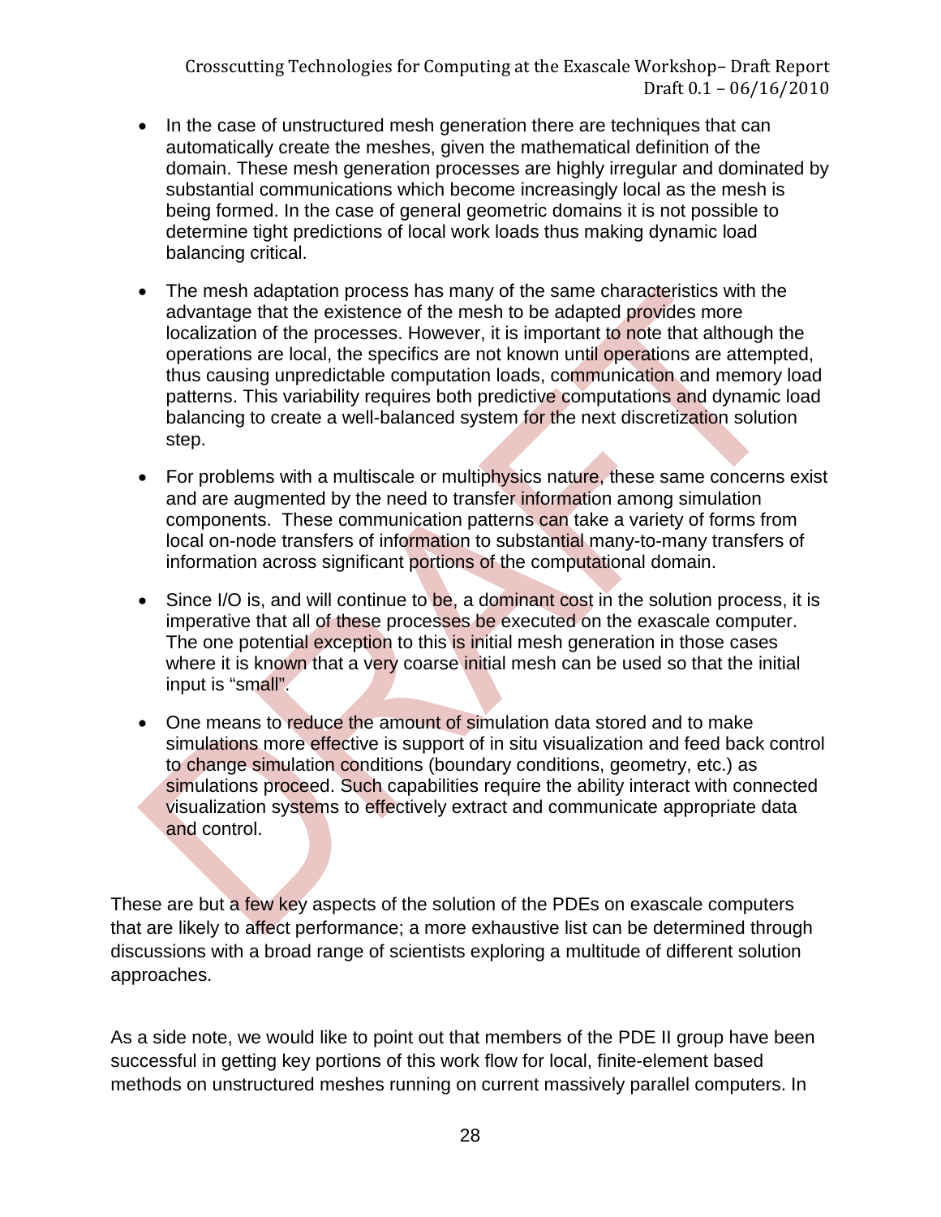- In the case of unstructured mesh generation there are techniques that can automatically create the meshes, given the mathematical definition of the domain. These mesh generation processes are highly irregular and dominated by substantial communications which become increasingly local as the mesh is being formed. In the case of general geometric domains it is not possible to determine tight predictions of local work loads thus making dynamic load balancing critical.

- The mesh adaptation process has many of the same characteristics with the advantage that the existence of the mesh to be adapted provides more localization of the processes. However, it is important to note that although the operations are local, the specifics are not known until operations are attempted, thus causing unpredictable computation loads, communication and memory load patterns. This variability requires both predictive computations and dynamic load balancing to create a well-balanced system for the next discretization solution step.

- For problems with a multiscale or multiphysics nature, these same concerns exist and are augmented by the need to transfer information among simulation components. These communication patterns can take a variety of forms from local on-node transfers of information to substantial many-to-many transfers of information across significant portions of the computational domain.

- Since I/O is, and will continue to be, a dominant cost in the solution process, it is imperative that all of these processes be executed on the exascale computer. The one potential exception to this is initial mesh generation in those cases where it is known that a very coarse initial mesh can be used so that the initial input is "small".

- One means to reduce the amount of simulation data stored and to make simulations more effective is support of in situ visualization and feed back control to change simulation conditions (boundary conditions, geometry, etc.) as simulations proceed. Such capabilities require the ability interact with connected visualization systems to effectively extract and communicate appropriate data and control.

These are but a few key aspects of the solution of the PDEs on exascale computers that are likely to affect performance; a more exhaustive list can be determined through discussions with a broad range of scientists exploring a multitude of different solution approaches.

As a side note, we would like to point out that members of the PDE II group have been successful in getting key portions of this work flow for local, finite-element based methods on unstructured meshes running on current massively parallel computers. In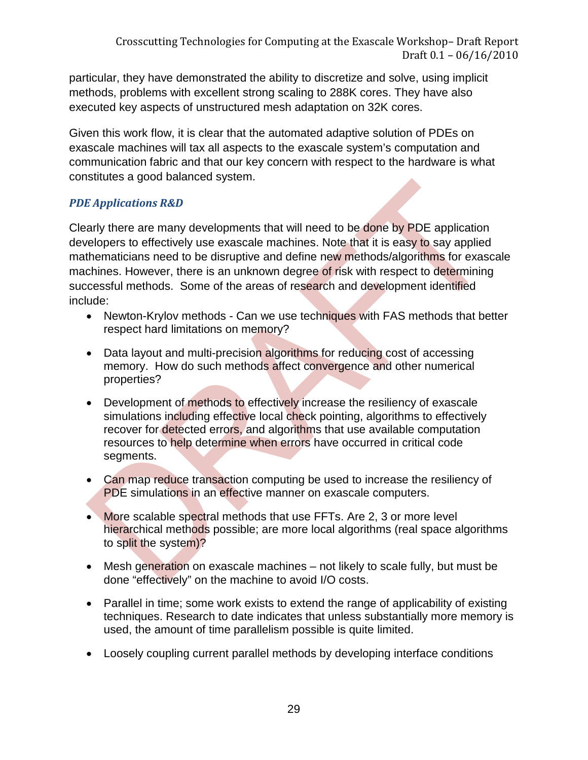particular, they have demonstrated the ability to discretize and solve, using implicit methods, problems with excellent strong scaling to 288K cores. They have also executed key aspects of unstructured mesh adaptation on 32K cores.

Given this work flow, it is clear that the automated adaptive solution of PDEs on exascale machines will tax all aspects to the exascale system's computation and communication fabric and that our key concern with respect to the hardware is what constitutes a good balanced system.

### *PDE Applications R&D*

Clearly there are many developments that will need to be done by PDE application developers to effectively use exascale machines. Note that it is easy to say applied mathematicians need to be disruptive and define new methods/algorithms for exascale machines. However, there is an unknown degree of risk with respect to determining successful methods. Some of the areas of research and development identified include:

- Newton-Krylov methods - Can we use techniques with FAS methods that better respect hard limitations on memory?
- Data layout and multi-precision algorithms for reducing cost of accessing memory. How do such methods affect convergence and other numerical properties?
- Development of methods to effectively increase the resiliency of exascale simulations including effective local check pointing, algorithms to effectively recover for detected errors, and algorithms that use available computation resources to help determine when errors have occurred in critical code segments.
- Can map reduce transaction computing be used to increase the resiliency of PDE simulations in an effective manner on exascale computers.
- More scalable spectral methods that use FFTs. Are 2, 3 or more level hierarchical methods possible; are more local algorithms (real space algorithms to split the system)?
- Mesh generation on exascale machines – not likely to scale fully, but must be done "effectively" on the machine to avoid I/O costs.
- Parallel in time; some work exists to extend the range of applicability of existing techniques. Research to date indicates that unless substantially more memory is used, the amount of time parallelism possible is quite limited.
- Loosely coupling current parallel methods by developing interface conditions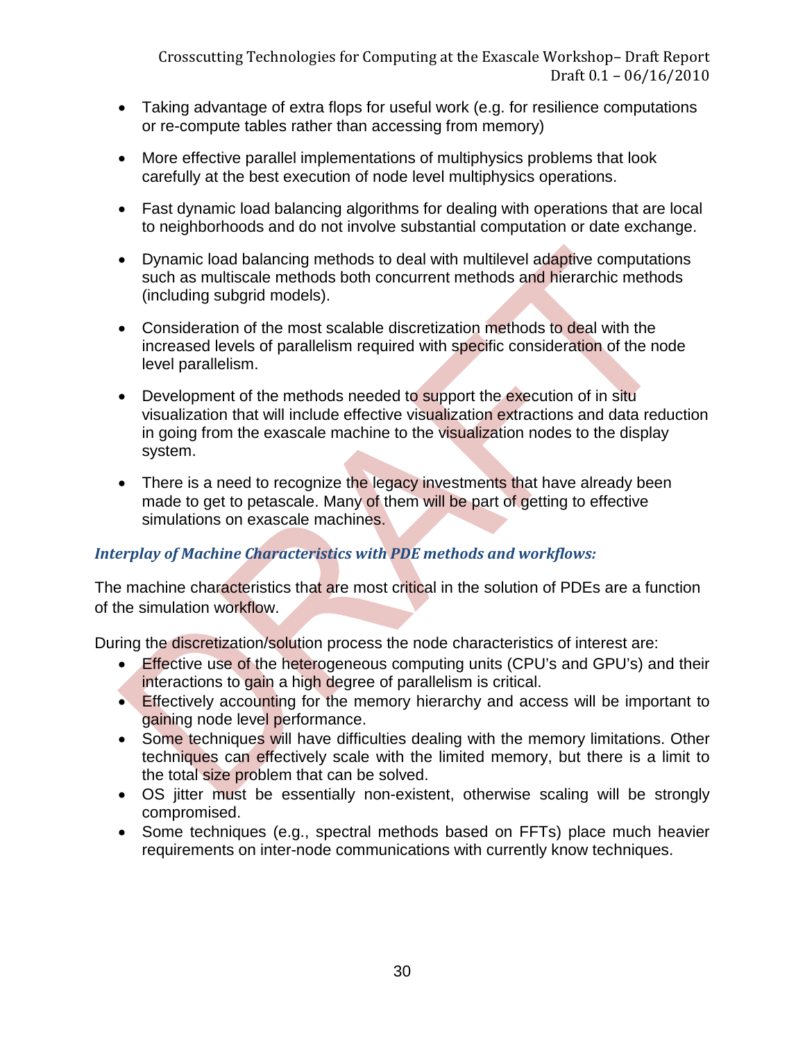- Taking advantage of extra flops for useful work (e.g. for resilience computations or re-compute tables rather than accessing from memory)

- More effective parallel implementations of multiphysics problems that look carefully at the best execution of node level multiphysics operations.

- Fast dynamic load balancing algorithms for dealing with operations that are local to neighborhoods and do not involve substantial computation or date exchange.

- Dynamic load balancing methods to deal with multilevel adaptive computations such as multiscale methods both concurrent methods and hierarchic methods (including subgrid models).

- Consideration of the most scalable discretization methods to deal with the increased levels of parallelism required with specific consideration of the node level parallelism.

- Development of the methods needed to support the execution of in situ visualization that will include effective visualization extractions and data reduction in going from the exascale machine to the visualization nodes to the display system.

- There is a need to recognize the legacy investments that have already been made to get to petascale. Many of them will be part of getting to effective simulations on exascale machines.

### *Interplay of Machine Characteristics with PDE methods and workflows:*

The machine characteristics that are most critical in the solution of PDEs are a function of the simulation workflow.

During the discretization/solution process the node characteristics of interest are:

- Effective use of the heterogeneous computing units (CPU's and GPU's) and their interactions to gain a high degree of parallelism is critical.
- Effectively accounting for the memory hierarchy and access will be important to gaining node level performance.
- Some techniques will have difficulties dealing with the memory limitations. Other techniques can effectively scale with the limited memory, but there is a limit to the total size problem that can be solved.
- OS jitter must be essentially non-existent, otherwise scaling will be strongly compromised.
- Some techniques (e.g., spectral methods based on FFTs) place much heavier requirements on inter-node communications with currently know techniques.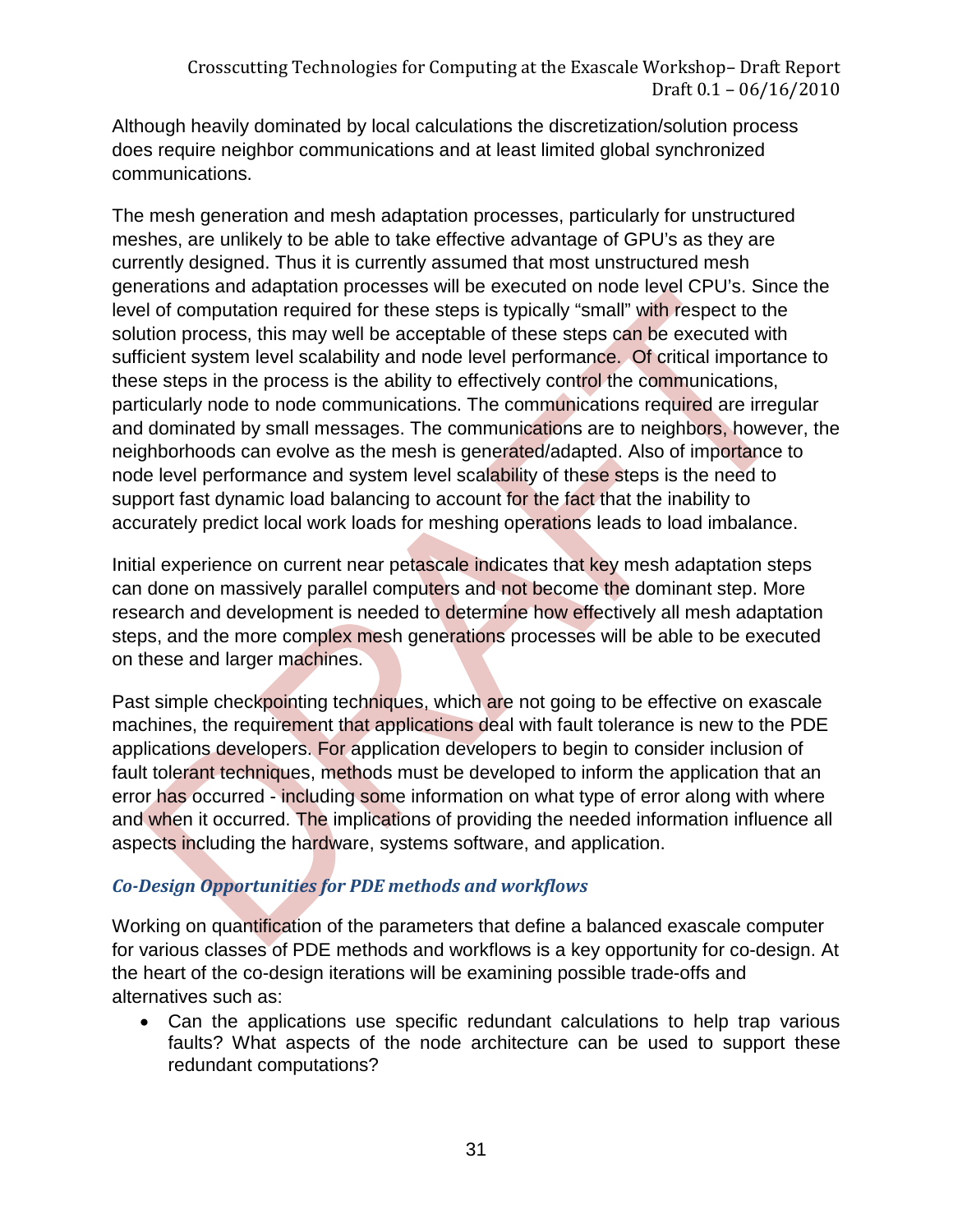Although heavily dominated by local calculations the discretization/solution process does require neighbor communications and at least limited global synchronized communications.

The mesh generation and mesh adaptation processes, particularly for unstructured meshes, are unlikely to be able to take effective advantage of GPU's as they are currently designed. Thus it is currently assumed that most unstructured mesh generations and adaptation processes will be executed on node level CPU's. Since the level of computation required for these steps is typically "small" with respect to the solution process, this may well be acceptable of these steps can be executed with sufficient system level scalability and node level performance. Of critical importance to these steps in the process is the ability to effectively control the communications, particularly node to node communications. The communications required are irregular and dominated by small messages. The communications are to neighbors, however, the neighborhoods can evolve as the mesh is generated/adapted. Also of importance to node level performance and system level scalability of these steps is the need to support fast dynamic load balancing to account for the fact that the inability to accurately predict local work loads for meshing operations leads to load imbalance.

Initial experience on current near petascale indicates that key mesh adaptation steps can done on massively parallel computers and not become the dominant step. More research and development is needed to determine how effectively all mesh adaptation steps, and the more complex mesh generations processes will be able to be executed on these and larger machines.

Past simple checkpointing techniques, which are not going to be effective on exascale machines, the requirement that applications deal with fault tolerance is new to the PDE applications developers. For application developers to begin to consider inclusion of fault tolerant techniques, methods must be developed to inform the application that an error has occurred - including some information on what type of error along with where and when it occurred. The implications of providing the needed information influence all aspects including the hardware, systems software, and application.

### *Co-Design Opportunities for PDE methods and workflows*

Working on quantification of the parameters that define a balanced exascale computer for various classes of PDE methods and workflows is a key opportunity for co-design. At the heart of the co-design iterations will be examining possible trade-offs and alternatives such as:

- Can the applications use specific redundant calculations to help trap various faults? What aspects of the node architecture can be used to support these redundant computations?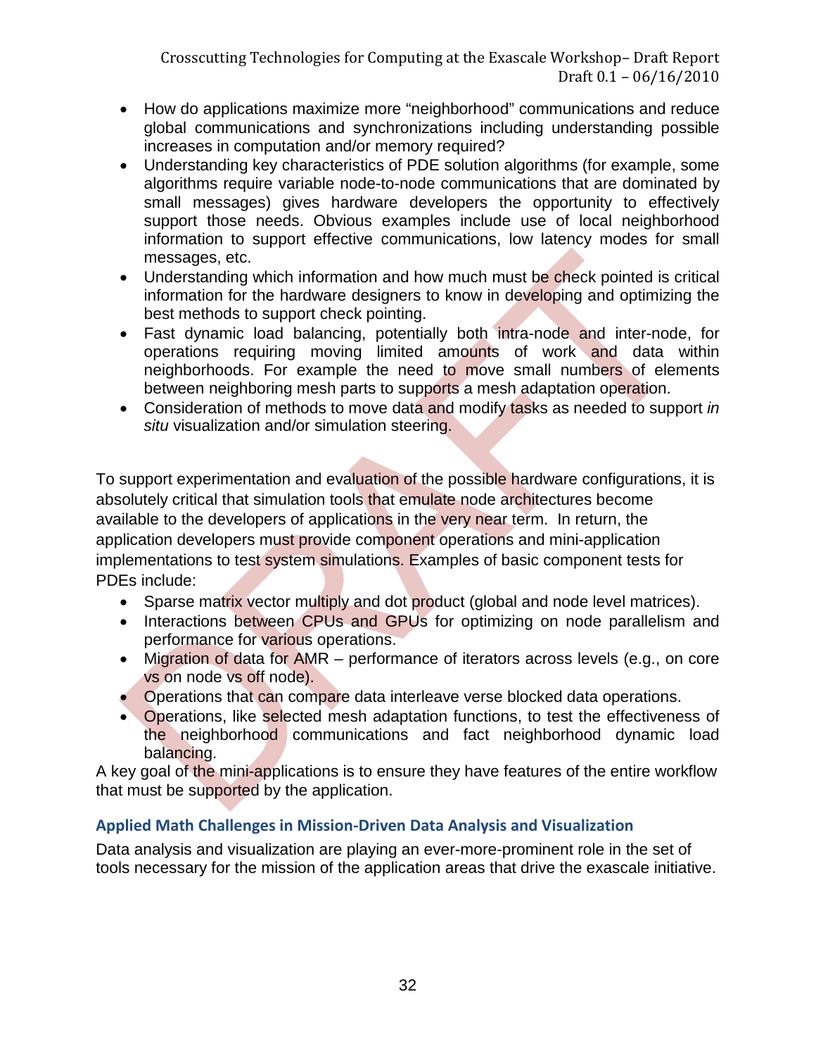- How do applications maximize more "neighborhood" communications and reduce global communications and synchronizations including understanding possible increases in computation and/or memory required?
- Understanding key characteristics of PDE solution algorithms (for example, some algorithms require variable node-to-node communications that are dominated by small messages) gives hardware developers the opportunity to effectively support those needs. Obvious examples include use of local neighborhood information to support effective communications, low latency modes for small messages, etc.
- Understanding which information and how much must be check pointed is critical information for the hardware designers to know in developing and optimizing the best methods to support check pointing.
- Fast dynamic load balancing, potentially both intra-node and inter-node, for operations requiring moving limited amounts of work and data within neighborhoods. For example the need to move small numbers of elements between neighboring mesh parts to supports a mesh adaptation operation.
- Consideration of methods to move data and modify tasks as needed to support *in situ* visualization and/or simulation steering.

To support experimentation and evaluation of the possible hardware configurations, it is absolutely critical that simulation tools that emulate node architectures become available to the developers of applications in the very near term. In return, the application developers must provide component operations and mini-application implementations to test system simulations. Examples of basic component tests for PDEs include:

- Sparse matrix vector multiply and dot product (global and node level matrices).
- Interactions between CPUs and GPUs for optimizing on node parallelism and performance for various operations.
- Migration of data for AMR – performance of iterators across levels (e.g., on core vs on node vs off node).
- Operations that can compare data interleave verse blocked data operations.
- Operations, like selected mesh adaptation functions, to test the effectiveness of the neighborhood communications and fact neighborhood dynamic load balancing.

A key goal of the mini-applications is to ensure they have features of the entire workflow that must be supported by the application.

### Applied Math Challenges in Mission-Driven Data Analysis and Visualization

Data analysis and visualization are playing an ever-more-prominent role in the set of tools necessary for the mission of the application areas that drive the exascale initiative.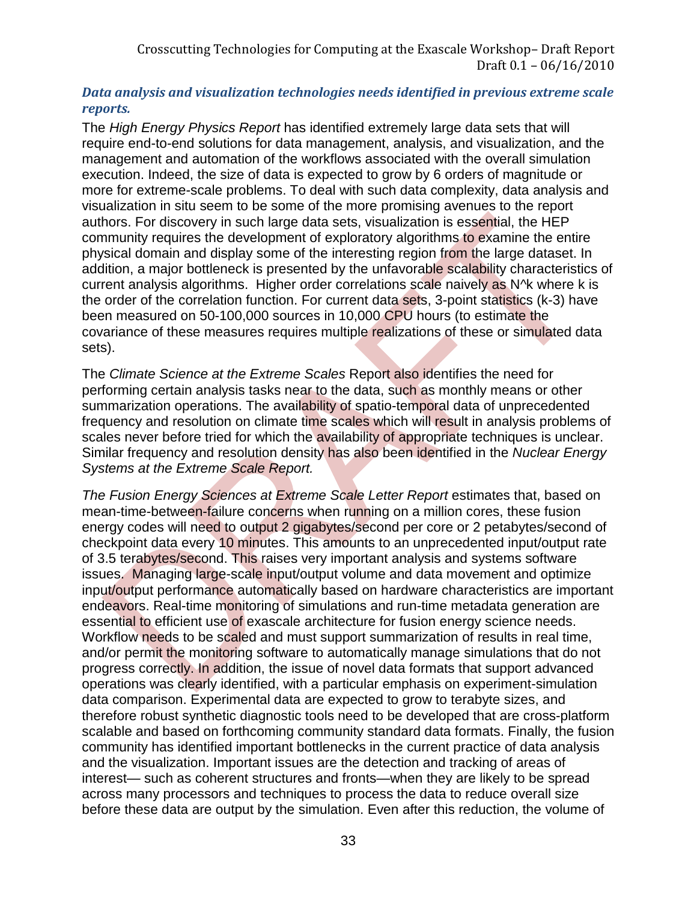### *Data analysis and visualization technologies needs identified in previous extreme scale reports.*

The *High Energy Physics Report* has identified extremely large data sets that will require end-to-end solutions for data management, analysis, and visualization, and the management and automation of the workflows associated with the overall simulation execution. Indeed, the size of data is expected to grow by 6 orders of magnitude or more for extreme-scale problems. To deal with such data complexity, data analysis and visualization in situ seem to be some of the more promising avenues to the report authors. For discovery in such large data sets, visualization is essential, the HEP community requires the development of exploratory algorithms to examine the entire physical domain and display some of the interesting region from the large dataset. In addition, a major bottleneck is presented by the unfavorable scalability characteristics of current analysis algorithms. Higher order correlations scale naively as N^k where k is the order of the correlation function. For current data sets, 3-point statistics (k-3) have been measured on 50-100,000 sources in 10,000 CPU hours (to estimate the covariance of these measures requires multiple realizations of these or simulated data sets).

The *Climate Science at the Extreme Scales* Report also identifies the need for performing certain analysis tasks near to the data, such as monthly means or other summarization operations. The availability of spatio-temporal data of unprecedented frequency and resolution on climate time scales which will result in analysis problems of scales never before tried for which the availability of appropriate techniques is unclear. Similar frequency and resolution density has also been identified in the *Nuclear Energy Systems at the Extreme Scale Report.*

*The Fusion Energy Sciences at Extreme Scale Letter Report* estimates that, based on mean-time-between-failure concerns when running on a million cores, these fusion energy codes will need to output 2 gigabytes/second per core or 2 petabytes/second of checkpoint data every 10 minutes. This amounts to an unprecedented input/output rate of 3.5 terabytes/second. This raises very important analysis and systems software issues. Managing large-scale input/output volume and data movement and optimize input/output performance automatically based on hardware characteristics are important endeavors. Real-time monitoring of simulations and run-time metadata generation are essential to efficient use of exascale architecture for fusion energy science needs. Workflow needs to be scaled and must support summarization of results in real time, and/or permit the monitoring software to automatically manage simulations that do not progress correctly. In addition, the issue of novel data formats that support advanced operations was clearly identified, with a particular emphasis on experiment-simulation data comparison. Experimental data are expected to grow to terabyte sizes, and therefore robust synthetic diagnostic tools need to be developed that are cross-platform scalable and based on forthcoming community standard data formats. Finally, the fusion community has identified important bottlenecks in the current practice of data analysis and the visualization. Important issues are the detection and tracking of areas of interest— such as coherent structures and fronts—when they are likely to be spread across many processors and techniques to process the data to reduce overall size before these data are output by the simulation. Even after this reduction, the volume of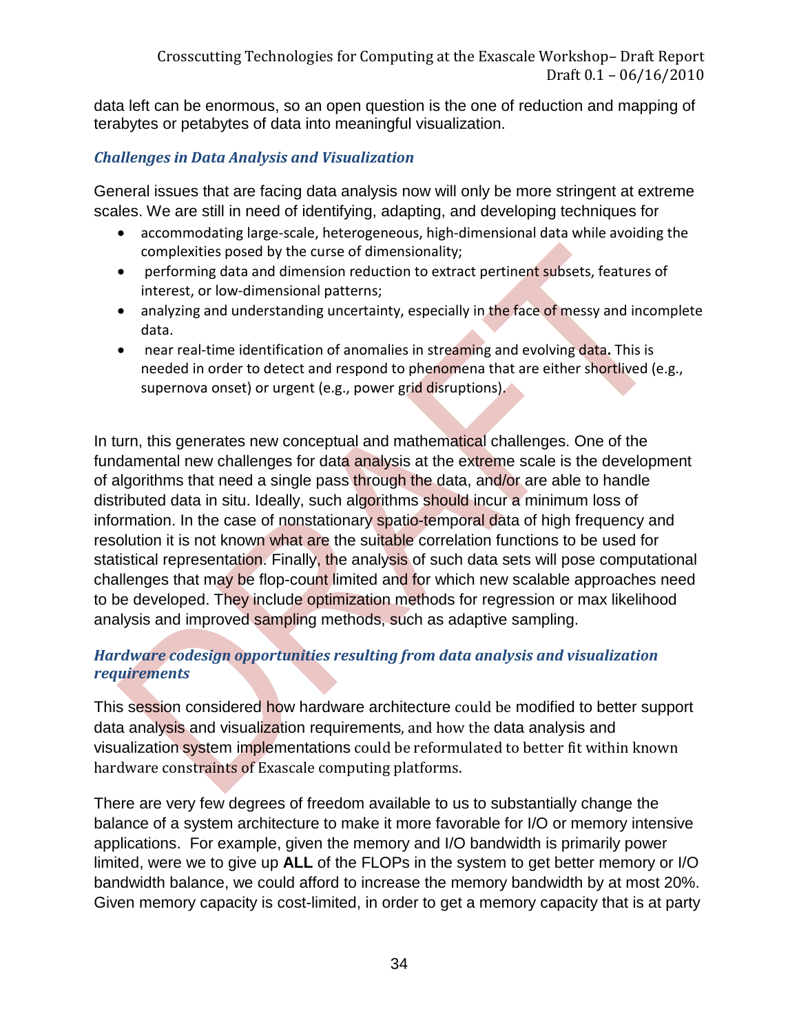data left can be enormous, so an open question is the one of reduction and mapping of terabytes or petabytes of data into meaningful visualization.

### *Challenges in Data Analysis and Visualization*

General issues that are facing data analysis now will only be more stringent at extreme scales. We are still in need of identifying, adapting, and developing techniques for

- accommodating large-scale, heterogeneous, high-dimensional data while avoiding the complexities posed by the curse of dimensionality;
- performing data and dimension reduction to extract pertinent subsets, features of interest, or low-dimensional patterns;
- analyzing and understanding uncertainty, especially in the face of messy and incomplete data.
- near real-time identification of anomalies in streaming and evolving data**.** This is needed in order to detect and respond to phenomena that are either shortlived (e.g., supernova onset) or urgent (e.g., power grid disruptions).

In turn, this generates new conceptual and mathematical challenges. One of the fundamental new challenges for data analysis at the extreme scale is the development of algorithms that need a single pass through the data, and/or are able to handle distributed data in situ. Ideally, such algorithms should incur a minimum loss of information. In the case of nonstationary spatio-temporal data of high frequency and resolution it is not known what are the suitable correlation functions to be used for statistical representation. Finally, the analysis of such data sets will pose computational challenges that may be flop-count limited and for which new scalable approaches need to be developed. They include optimization methods for regression or max likelihood analysis and improved sampling methods, such as adaptive sampling.

### *Hardware codesign opportunities resulting from data analysis and visualization requirements*

This session considered how hardware architecture could be modified to better support data analysis and visualization requirements, and how the data analysis and visualization system implementations could be reformulated to better fit within known hardware constraints of Exascale computing platforms.

There are very few degrees of freedom available to us to substantially change the balance of a system architecture to make it more favorable for I/O or memory intensive applications. For example, given the memory and I/O bandwidth is primarily power limited, were we to give up **ALL** of the FLOPs in the system to get better memory or I/O bandwidth balance, we could afford to increase the memory bandwidth by at most 20%. Given memory capacity is cost-limited, in order to get a memory capacity that is at party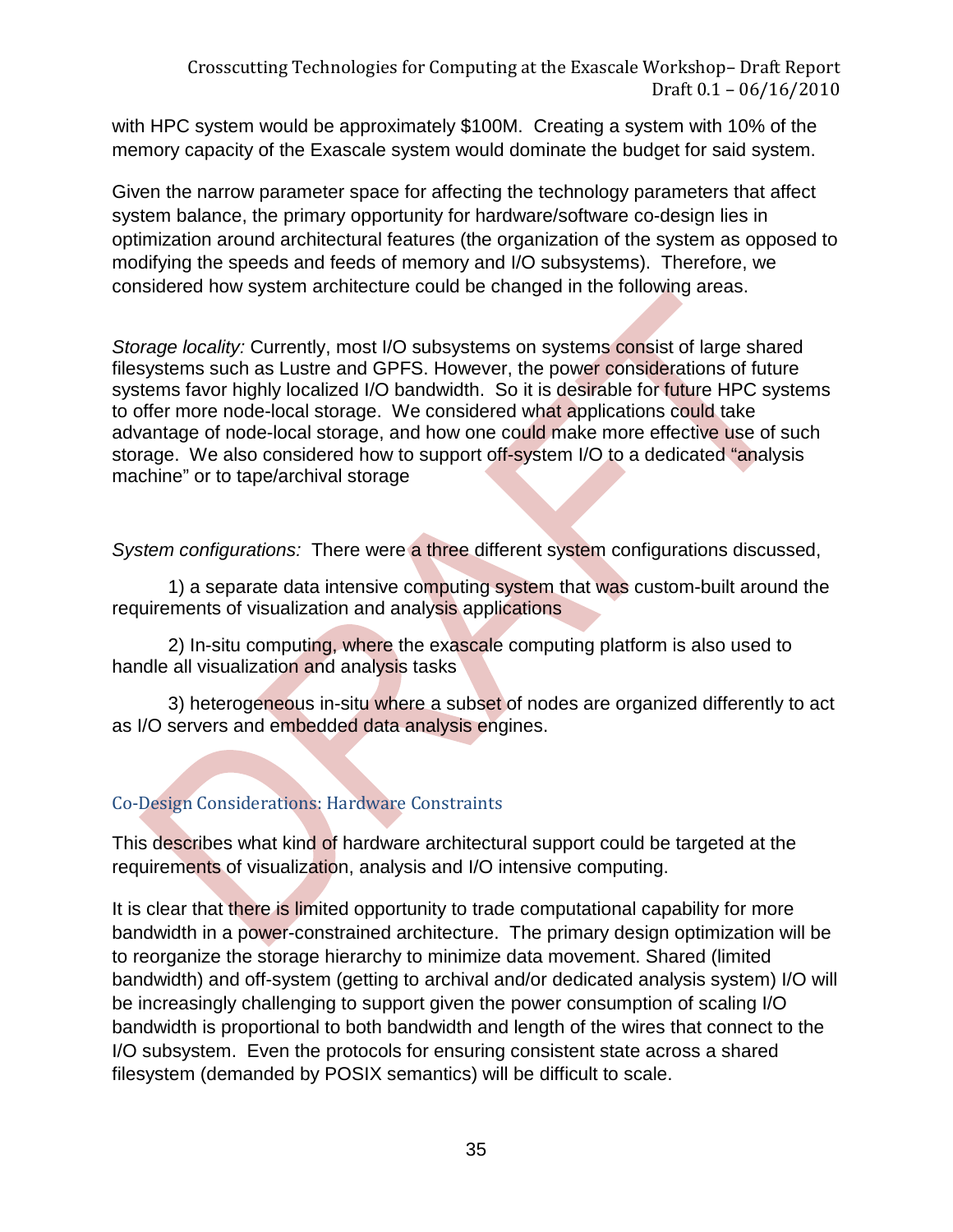with HPC system would be approximately \$100M. Creating a system with 10% of the memory capacity of the Exascale system would dominate the budget for said system.

Given the narrow parameter space for affecting the technology parameters that affect system balance, the primary opportunity for hardware/software co-design lies in optimization around architectural features (the organization of the system as opposed to modifying the speeds and feeds of memory and I/O subsystems). Therefore, we considered how system architecture could be changed in the following areas.

*Storage locality:* Currently, most I/O subsystems on systems consist of large shared filesystems such as Lustre and GPFS. However, the power considerations of future systems favor highly localized I/O bandwidth. So it is desirable for future HPC systems to offer more node-local storage. We considered what applications could take advantage of node-local storage, and how one could make more effective use of such storage. We also considered how to support off-system I/O to a dedicated "analysis machine" or to tape/archival storage

*System configurations:* There were a three different system configurations discussed,

1) a separate data intensive computing system that was custom-built around the requirements of visualization and analysis applications

2) In-situ computing, where the exascale computing platform is also used to handle all visualization and analysis tasks

3) heterogeneous in-situ where a subset of nodes are organized differently to act as I/O servers and embedded data analysis engines.

## Co-Design Considerations: Hardware Constraints

This describes what kind of hardware architectural support could be targeted at the requirements of visualization, analysis and I/O intensive computing.

It is clear that there is limited opportunity to trade computational capability for more bandwidth in a power-constrained architecture. The primary design optimization will be to reorganize the storage hierarchy to minimize data movement. Shared (limited bandwidth) and off-system (getting to archival and/or dedicated analysis system) I/O will be increasingly challenging to support given the power consumption of scaling I/O bandwidth is proportional to both bandwidth and length of the wires that connect to the I/O subsystem. Even the protocols for ensuring consistent state across a shared filesystem (demanded by POSIX semantics) will be difficult to scale.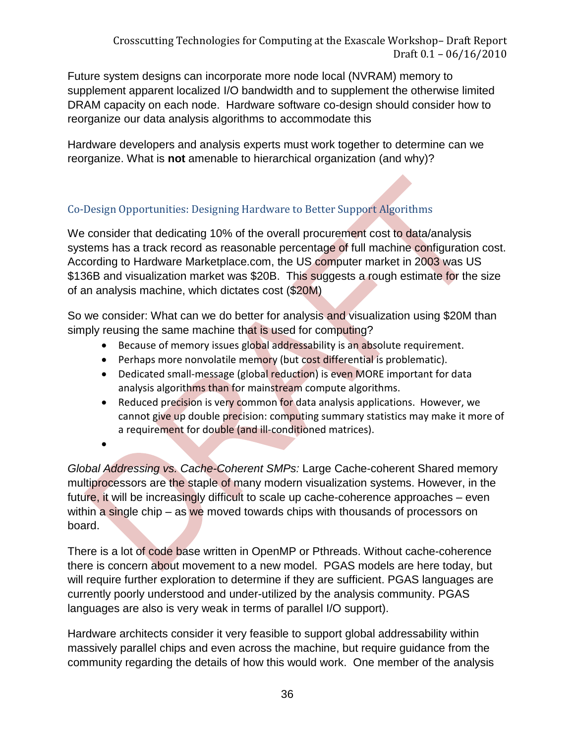Future system designs can incorporate more node local (NVRAM) memory to supplement apparent localized I/O bandwidth and to supplement the otherwise limited DRAM capacity on each node. Hardware software co-design should consider how to reorganize our data analysis algorithms to accommodate this

Hardware developers and analysis experts must work together to determine can we reorganize. What is **not** amenable to hierarchical organization (and why)?

### Co-Design Opportunities: Designing Hardware to Better Support Algorithms

We consider that dedicating 10% of the overall procurement cost to data/analysis systems has a track record as reasonable percentage of full machine configuration cost. According to Hardware Marketplace.com, the US computer market in 2003 was US $136B and visualization market was $20B. This suggests a rough estimate for the size of an analysis machine, which dictates cost ($20M)

So we consider: What can we do better for analysis and visualization using $20M than simply reusing the same machine that is used for computing?

- Because of memory issues global addressability is an absolute requirement.
- Perhaps more nonvolatile memory (but cost differential is problematic).
- Dedicated small-message (global reduction) is even MORE important for data analysis algorithms than for mainstream compute algorithms.
- Reduced precision is very common for data analysis applications. However, we cannot give up double precision: computing summary statistics may make it more of a requirement for double (and ill-conditioned matrices).
-

*Global Addressing vs. Cache-Coherent SMPs:* Large Cache-coherent Shared memory multiprocessors are the staple of many modern visualization systems. However, in the future, it will be increasingly difficult to scale up cache-coherence approaches – even within a single chip – as we moved towards chips with thousands of processors on board.

There is a lot of code base written in OpenMP or Pthreads. Without cache-coherence there is concern about movement to a new model. PGAS models are here today, but will require further exploration to determine if they are sufficient. PGAS languages are currently poorly understood and under-utilized by the analysis community. PGAS languages are also is very weak in terms of parallel I/O support).

Hardware architects consider it very feasible to support global addressability within massively parallel chips and even across the machine, but require guidance from the community regarding the details of how this would work. One member of the analysis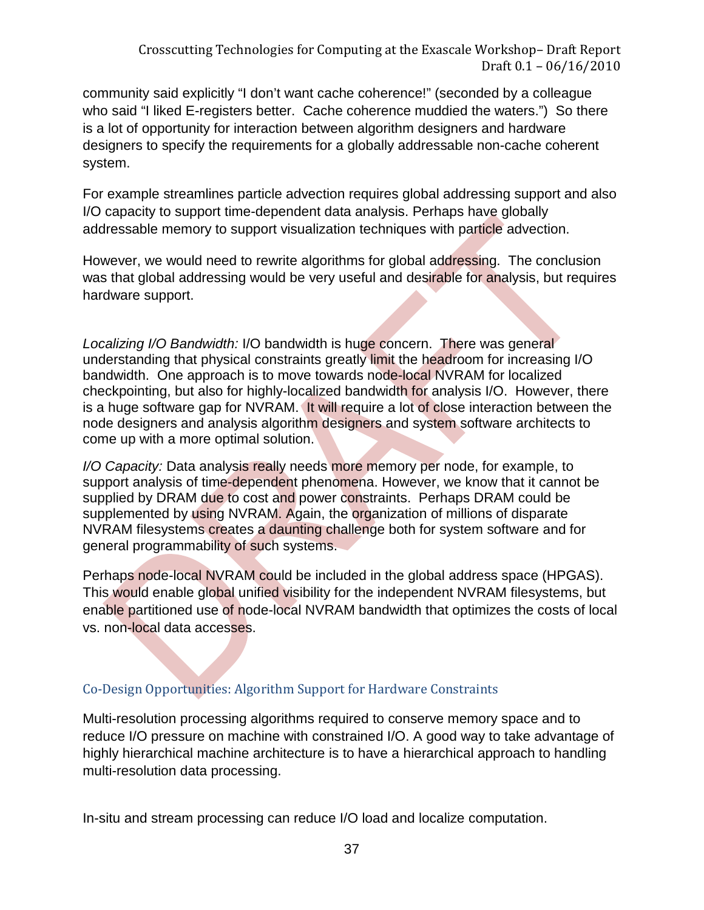community said explicitly "I don't want cache coherence!" (seconded by a colleague who said "I liked E-registers better. Cache coherence muddied the waters.") So there is a lot of opportunity for interaction between algorithm designers and hardware designers to specify the requirements for a globally addressable non-cache coherent system.

For example streamlines particle advection requires global addressing support and also I/O capacity to support time-dependent data analysis. Perhaps have globally addressable memory to support visualization techniques with particle advection.

However, we would need to rewrite algorithms for global addressing. The conclusion was that global addressing would be very useful and desirable for analysis, but requires hardware support.

*Localizing I/O Bandwidth:* I/O bandwidth is huge concern. There was general understanding that physical constraints greatly limit the headroom for increasing I/O bandwidth. One approach is to move towards node-local NVRAM for localized checkpointing, but also for highly-localized bandwidth for analysis I/O. However, there is a huge software gap for NVRAM. It will require a lot of close interaction between the node designers and analysis algorithm designers and system software architects to come up with a more optimal solution.

*I/O Capacity:* Data analysis really needs more memory per node, for example, to support analysis of time-dependent phenomena. However, we know that it cannot be supplied by DRAM due to cost and power constraints. Perhaps DRAM could be supplemented by using NVRAM. Again, the organization of millions of disparate NVRAM filesystems creates a daunting challenge both for system software and for general programmability of such systems.

Perhaps node-local NVRAM could be included in the global address space (HPGAS). This would enable global unified visibility for the independent NVRAM filesystems, but enable partitioned use of node-local NVRAM bandwidth that optimizes the costs of local vs. non-local data accesses.

### Co-Design Opportunities: Algorithm Support for Hardware Constraints

Multi-resolution processing algorithms required to conserve memory space and to reduce I/O pressure on machine with constrained I/O. A good way to take advantage of highly hierarchical machine architecture is to have a hierarchical approach to handling multi-resolution data processing.

In-situ and stream processing can reduce I/O load and localize computation.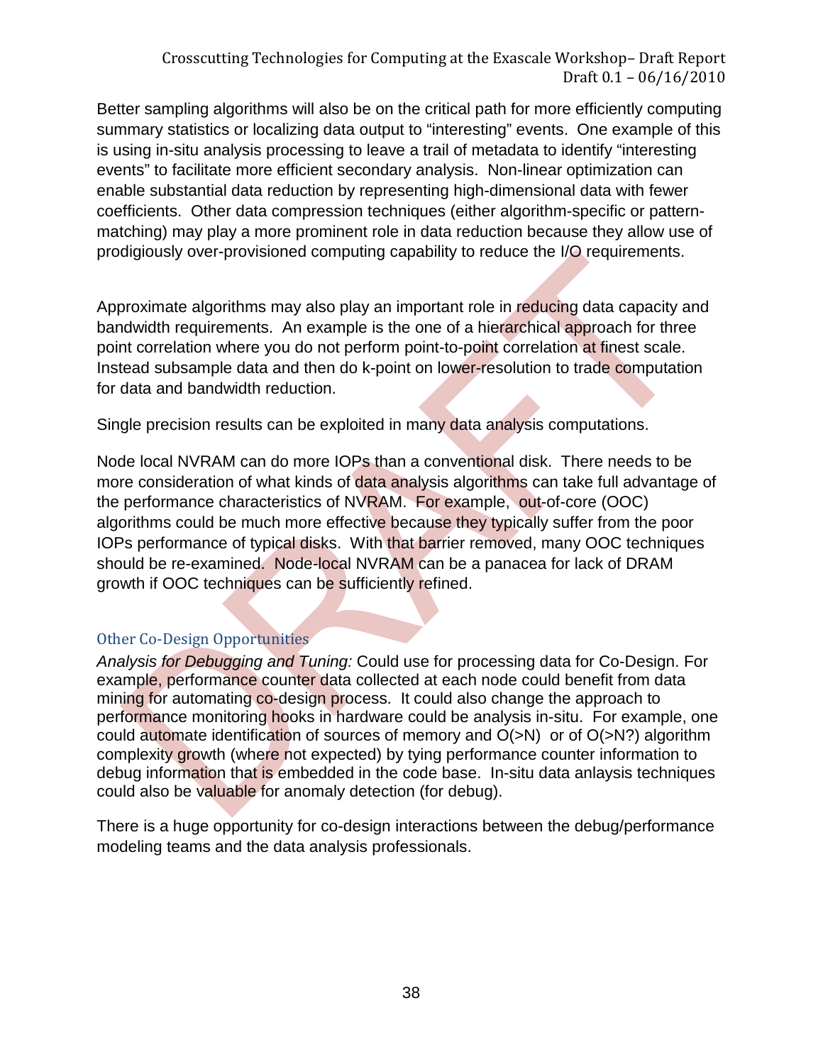Better sampling algorithms will also be on the critical path for more efficiently computing summary statistics or localizing data output to "interesting" events. One example of this is using in-situ analysis processing to leave a trail of metadata to identify "interesting events" to facilitate more efficient secondary analysis. Non-linear optimization can enable substantial data reduction by representing high-dimensional data with fewer coefficients. Other data compression techniques (either algorithm-specific or pattern-matching) may play a more prominent role in data reduction because they allow use of prodigiously over-provisioned computing capability to reduce the I/O requirements.

Approximate algorithms may also play an important role in reducing data capacity and bandwidth requirements. An example is the one of a hierarchical approach for three point correlation where you do not perform point-to-point correlation at finest scale. Instead subsample data and then do k-point on lower-resolution to trade computation for data and bandwidth reduction.

Single precision results can be exploited in many data analysis computations.

Node local NVRAM can do more IOPs than a conventional disk. There needs to be more consideration of what kinds of data analysis algorithms can take full advantage of the performance characteristics of NVRAM. For example, out-of-core (OOC) algorithms could be much more effective because they typically suffer from the poor IOPs performance of typical disks. With that barrier removed, many OOC techniques should be re-examined. Node-local NVRAM can be a panacea for lack of DRAM growth if OOC techniques can be sufficiently refined.

### Other Co-Design Opportunities

*Analysis for Debugging and Tuning:* Could use for processing data for Co-Design. For example, performance counter data collected at each node could benefit from data mining for automating co-design process. It could also change the approach to performance monitoring hooks in hardware could be analysis in-situ. For example, one could automate identification of sources of memory and O(>N) or of O(>N?) algorithm complexity growth (where not expected) by tying performance counter information to debug information that is embedded in the code base. In-situ data anlaysis techniques could also be valuable for anomaly detection (for debug).

There is a huge opportunity for co-design interactions between the debug/performance modeling teams and the data analysis professionals.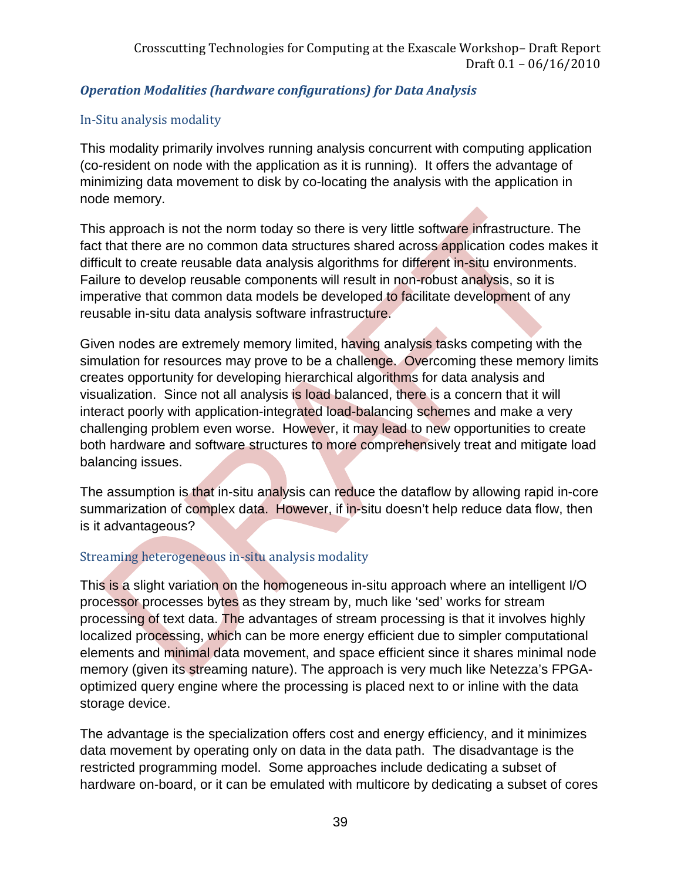### *Operation Modalities (hardware configurations) for Data Analysis*

#### In-Situ analysis modality

This modality primarily involves running analysis concurrent with computing application (co-resident on node with the application as it is running). It offers the advantage of minimizing data movement to disk by co-locating the analysis with the application in node memory.

This approach is not the norm today so there is very little software infrastructure. The fact that there are no common data structures shared across application codes makes it difficult to create reusable data analysis algorithms for different in-situ environments. Failure to develop reusable components will result in non-robust analysis, so it is imperative that common data models be developed to facilitate development of any reusable in-situ data analysis software infrastructure.

Given nodes are extremely memory limited, having analysis tasks competing with the simulation for resources may prove to be a challenge. Overcoming these memory limits creates opportunity for developing hierarchical algorithms for data analysis and visualization. Since not all analysis is load balanced, there is a concern that it will interact poorly with application-integrated load-balancing schemes and make a very challenging problem even worse. However, it may lead to new opportunities to create both hardware and software structures to more comprehensively treat and mitigate load balancing issues.

The assumption is that in-situ analysis can reduce the dataflow by allowing rapid in-core summarization of complex data. However, if in-situ doesn't help reduce data flow, then is it advantageous?

#### Streaming heterogeneous in-situ analysis modality

This is a slight variation on the homogeneous in-situ approach where an intelligent I/O processor processes bytes as they stream by, much like 'sed' works for stream processing of text data. The advantages of stream processing is that it involves highly localized processing, which can be more energy efficient due to simpler computational elements and minimal data movement, and space efficient since it shares minimal node memory (given its streaming nature). The approach is very much like Netezza's FPGA-optimized query engine where the processing is placed next to or inline with the data storage device.

The advantage is the specialization offers cost and energy efficiency, and it minimizes data movement by operating only on data in the data path. The disadvantage is the restricted programming model. Some approaches include dedicating a subset of hardware on-board, or it can be emulated with multicore by dedicating a subset of cores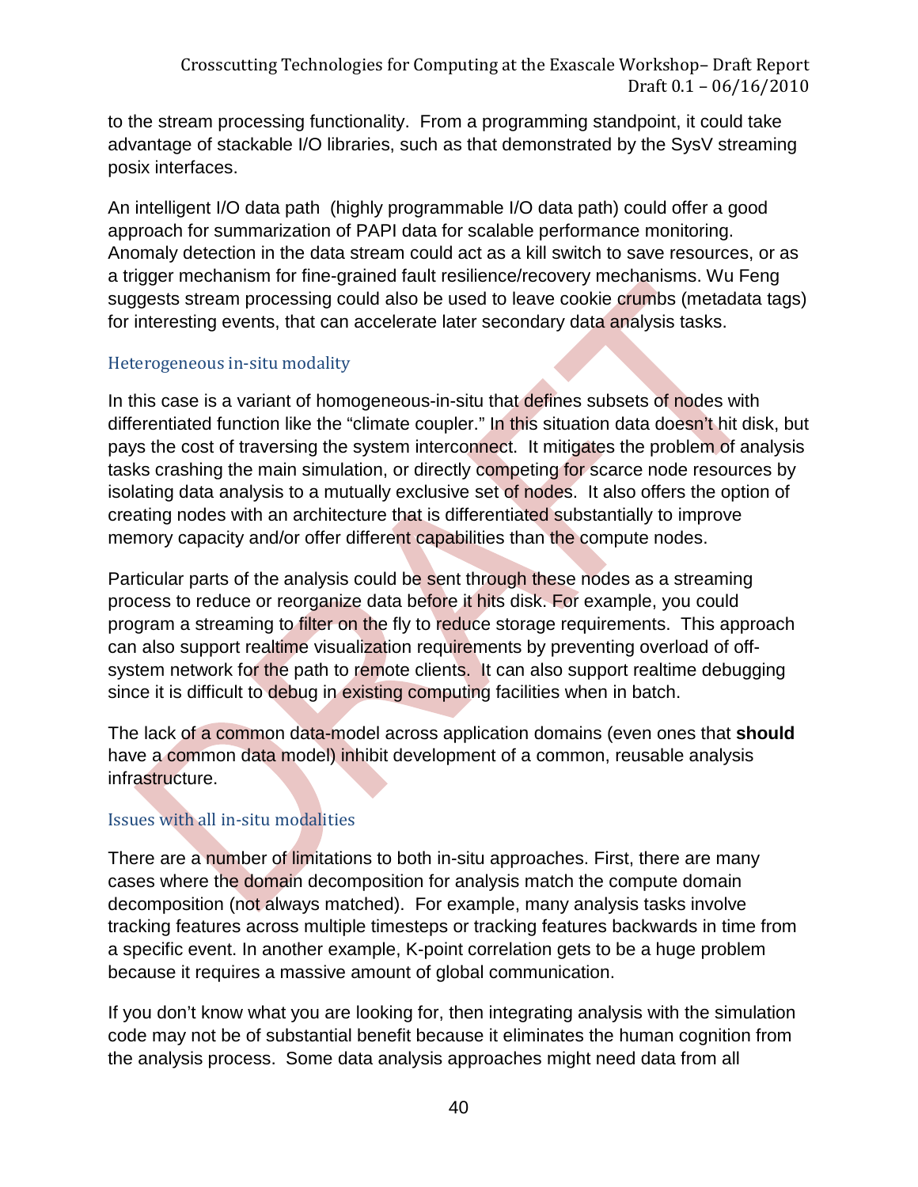to the stream processing functionality. From a programming standpoint, it could take advantage of stackable I/O libraries, such as that demonstrated by the SysV streaming posix interfaces.

An intelligent I/O data path (highly programmable I/O data path) could offer a good approach for summarization of PAPI data for scalable performance monitoring. Anomaly detection in the data stream could act as a kill switch to save resources, or as a trigger mechanism for fine-grained fault resilience/recovery mechanisms. Wu Feng suggests stream processing could also be used to leave cookie crumbs (metadata tags) for interesting events, that can accelerate later secondary data analysis tasks.

### Heterogeneous in-situ modality

In this case is a variant of homogeneous-in-situ that defines subsets of nodes with differentiated function like the "climate coupler." In this situation data doesn't hit disk, but pays the cost of traversing the system interconnect. It mitigates the problem of analysis tasks crashing the main simulation, or directly competing for scarce node resources by isolating data analysis to a mutually exclusive set of nodes. It also offers the option of creating nodes with an architecture that is differentiated substantially to improve memory capacity and/or offer different capabilities than the compute nodes.

Particular parts of the analysis could be sent through these nodes as a streaming process to reduce or reorganize data before it hits disk. For example, you could program a streaming to filter on the fly to reduce storage requirements. This approach can also support realtime visualization requirements by preventing overload of off-system network for the path to remote clients. It can also support realtime debugging since it is difficult to debug in existing computing facilities when in batch.

The lack of a common data-model across application domains (even ones that **should** have a common data model) inhibit development of a common, reusable analysis infrastructure.

### Issues with all in-situ modalities

There are a number of limitations to both in-situ approaches. First, there are many cases where the domain decomposition for analysis match the compute domain decomposition (not always matched). For example, many analysis tasks involve tracking features across multiple timesteps or tracking features backwards in time from a specific event. In another example, K-point correlation gets to be a huge problem because it requires a massive amount of global communication.

If you don't know what you are looking for, then integrating analysis with the simulation code may not be of substantial benefit because it eliminates the human cognition from the analysis process. Some data analysis approaches might need data from all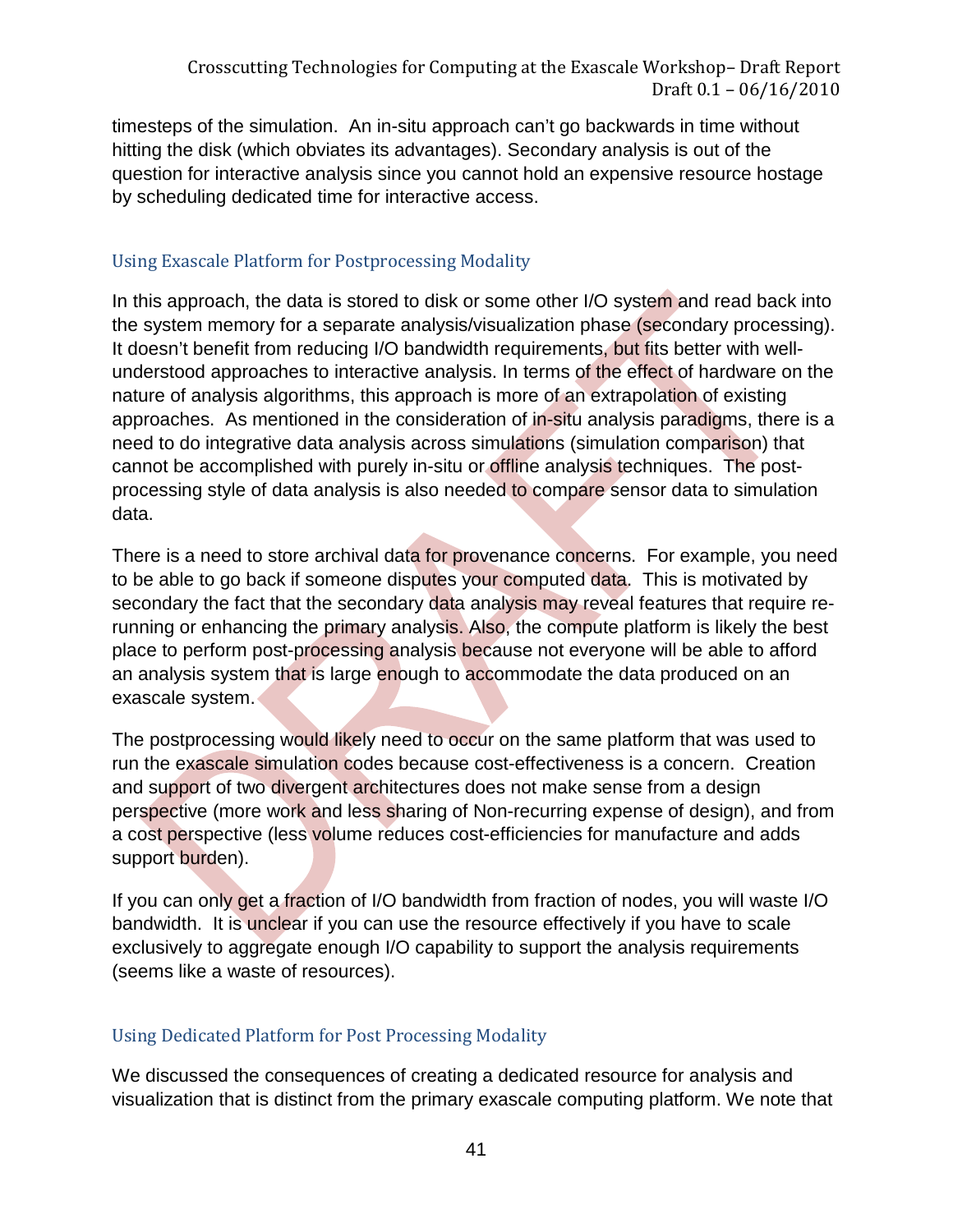timesteps of the simulation. An in-situ approach can't go backwards in time without hitting the disk (which obviates its advantages). Secondary analysis is out of the question for interactive analysis since you cannot hold an expensive resource hostage by scheduling dedicated time for interactive access.

### Using Exascale Platform for Postprocessing Modality

In this approach, the data is stored to disk or some other I/O system and read back into the system memory for a separate analysis/visualization phase (secondary processing). It doesn't benefit from reducing I/O bandwidth requirements, but fits better with well-understood approaches to interactive analysis. In terms of the effect of hardware on the nature of analysis algorithms, this approach is more of an extrapolation of existing approaches. As mentioned in the consideration of in-situ analysis paradigms, there is a need to do integrative data analysis across simulations (simulation comparison) that cannot be accomplished with purely in-situ or offline analysis techniques. The post-processing style of data analysis is also needed to compare sensor data to simulation data.

There is a need to store archival data for provenance concerns. For example, you need to be able to go back if someone disputes your computed data. This is motivated by secondary the fact that the secondary data analysis may reveal features that require re-running or enhancing the primary analysis. Also, the compute platform is likely the best place to perform post-processing analysis because not everyone will be able to afford an analysis system that is large enough to accommodate the data produced on an exascale system.

The postprocessing would likely need to occur on the same platform that was used to run the exascale simulation codes because cost-effectiveness is a concern. Creation and support of two divergent architectures does not make sense from a design perspective (more work and less sharing of Non-recurring expense of design), and from a cost perspective (less volume reduces cost-efficiencies for manufacture and adds support burden).

If you can only get a fraction of I/O bandwidth from fraction of nodes, you will waste I/O bandwidth. It is unclear if you can use the resource effectively if you have to scale exclusively to aggregate enough I/O capability to support the analysis requirements (seems like a waste of resources).

### Using Dedicated Platform for Post Processing Modality

We discussed the consequences of creating a dedicated resource for analysis and visualization that is distinct from the primary exascale computing platform. We note that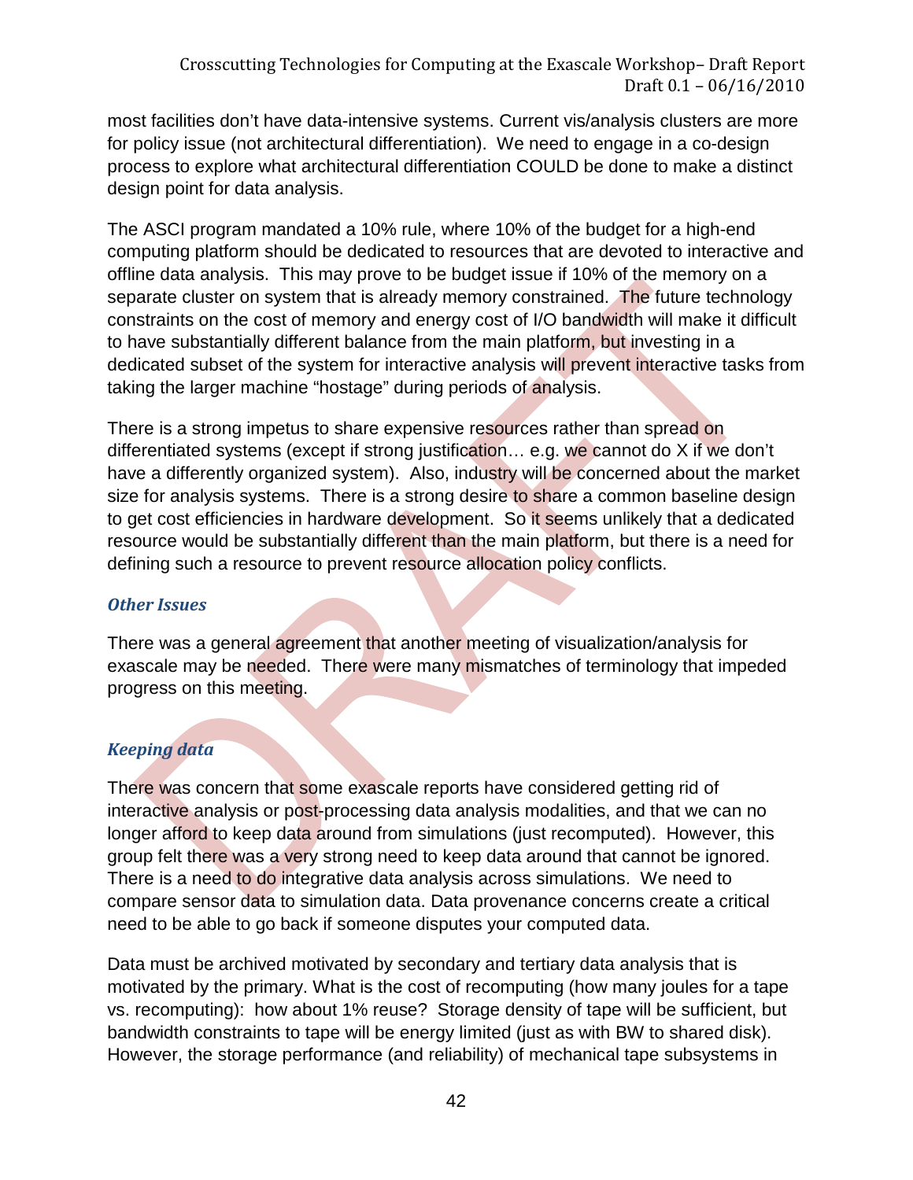most facilities don't have data-intensive systems. Current vis/analysis clusters are more for policy issue (not architectural differentiation). We need to engage in a co-design process to explore what architectural differentiation COULD be done to make a distinct design point for data analysis.

The ASCI program mandated a 10% rule, where 10% of the budget for a high-end computing platform should be dedicated to resources that are devoted to interactive and offline data analysis. This may prove to be budget issue if 10% of the memory on a separate cluster on system that is already memory constrained. The future technology constraints on the cost of memory and energy cost of I/O bandwidth will make it difficult to have substantially different balance from the main platform, but investing in a dedicated subset of the system for interactive analysis will prevent interactive tasks from taking the larger machine "hostage" during periods of analysis.

There is a strong impetus to share expensive resources rather than spread on differentiated systems (except if strong justification… e.g. we cannot do X if we don't have a differently organized system). Also, industry will be concerned about the market size for analysis systems. There is a strong desire to share a common baseline design to get cost efficiencies in hardware development. So it seems unlikely that a dedicated resource would be substantially different than the main platform, but there is a need for defining such a resource to prevent resource allocation policy conflicts.

### *Other Issues*

There was a general agreement that another meeting of visualization/analysis for exascale may be needed. There were many mismatches of terminology that impeded progress on this meeting.

### *Keeping data*

There was concern that some exascale reports have considered getting rid of interactive analysis or post-processing data analysis modalities, and that we can no longer afford to keep data around from simulations (just recomputed). However, this group felt there was a very strong need to keep data around that cannot be ignored. There is a need to do integrative data analysis across simulations. We need to compare sensor data to simulation data. Data provenance concerns create a critical need to be able to go back if someone disputes your computed data.

Data must be archived motivated by secondary and tertiary data analysis that is motivated by the primary. What is the cost of recomputing (how many joules for a tape vs. recomputing): how about 1% reuse? Storage density of tape will be sufficient, but bandwidth constraints to tape will be energy limited (just as with BW to shared disk). However, the storage performance (and reliability) of mechanical tape subsystems in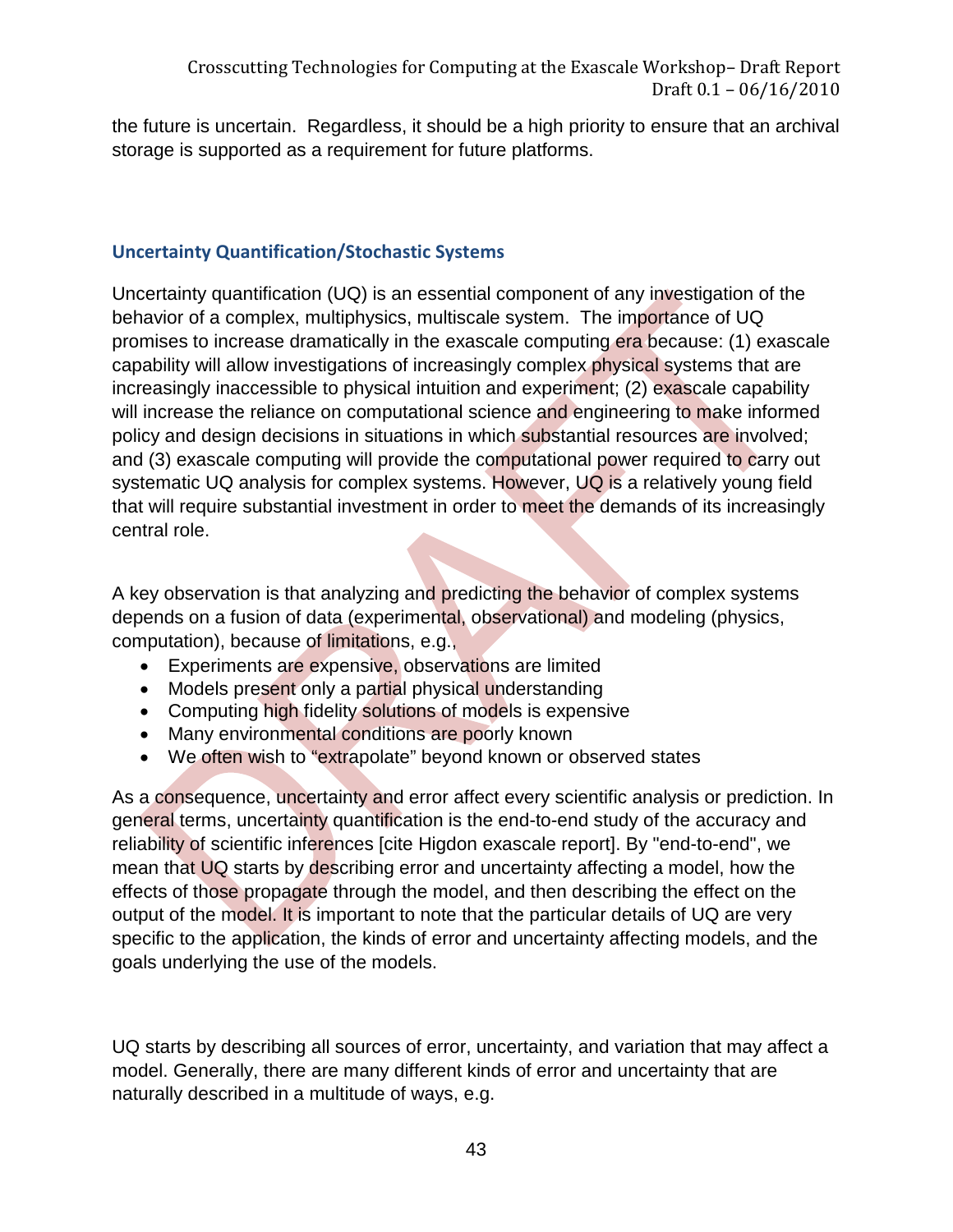the future is uncertain. Regardless, it should be a high priority to ensure that an archival storage is supported as a requirement for future platforms.

### Uncertainty Quantification/Stochastic Systems

Uncertainty quantification (UQ) is an essential component of any investigation of the behavior of a complex, multiphysics, multiscale system. The importance of UQ promises to increase dramatically in the exascale computing era because: (1) exascale capability will allow investigations of increasingly complex physical systems that are increasingly inaccessible to physical intuition and experiment; (2) exascale capability will increase the reliance on computational science and engineering to make informed policy and design decisions in situations in which substantial resources are involved; and (3) exascale computing will provide the computational power required to carry out systematic UQ analysis for complex systems. However, UQ is a relatively young field that will require substantial investment in order to meet the demands of its increasingly central role.

A key observation is that analyzing and predicting the behavior of complex systems depends on a fusion of data (experimental, observational) and modeling (physics, computation), because of limitations, e.g.,

- Experiments are expensive, observations are limited
- Models present only a partial physical understanding
- Computing high fidelity solutions of models is expensive
- Many environmental conditions are poorly known
- We often wish to "extrapolate" beyond known or observed states

As a consequence, uncertainty and error affect every scientific analysis or prediction. In general terms, uncertainty quantification is the end-to-end study of the accuracy and reliability of scientific inferences [cite Higdon exascale report]. By "end-to-end", we mean that UQ starts by describing error and uncertainty affecting a model, how the effects of those propagate through the model, and then describing the effect on the output of the model. It is important to note that the particular details of UQ are very specific to the application, the kinds of error and uncertainty affecting models, and the goals underlying the use of the models.

UQ starts by describing all sources of error, uncertainty, and variation that may affect a model. Generally, there are many different kinds of error and uncertainty that are naturally described in a multitude of ways, e.g.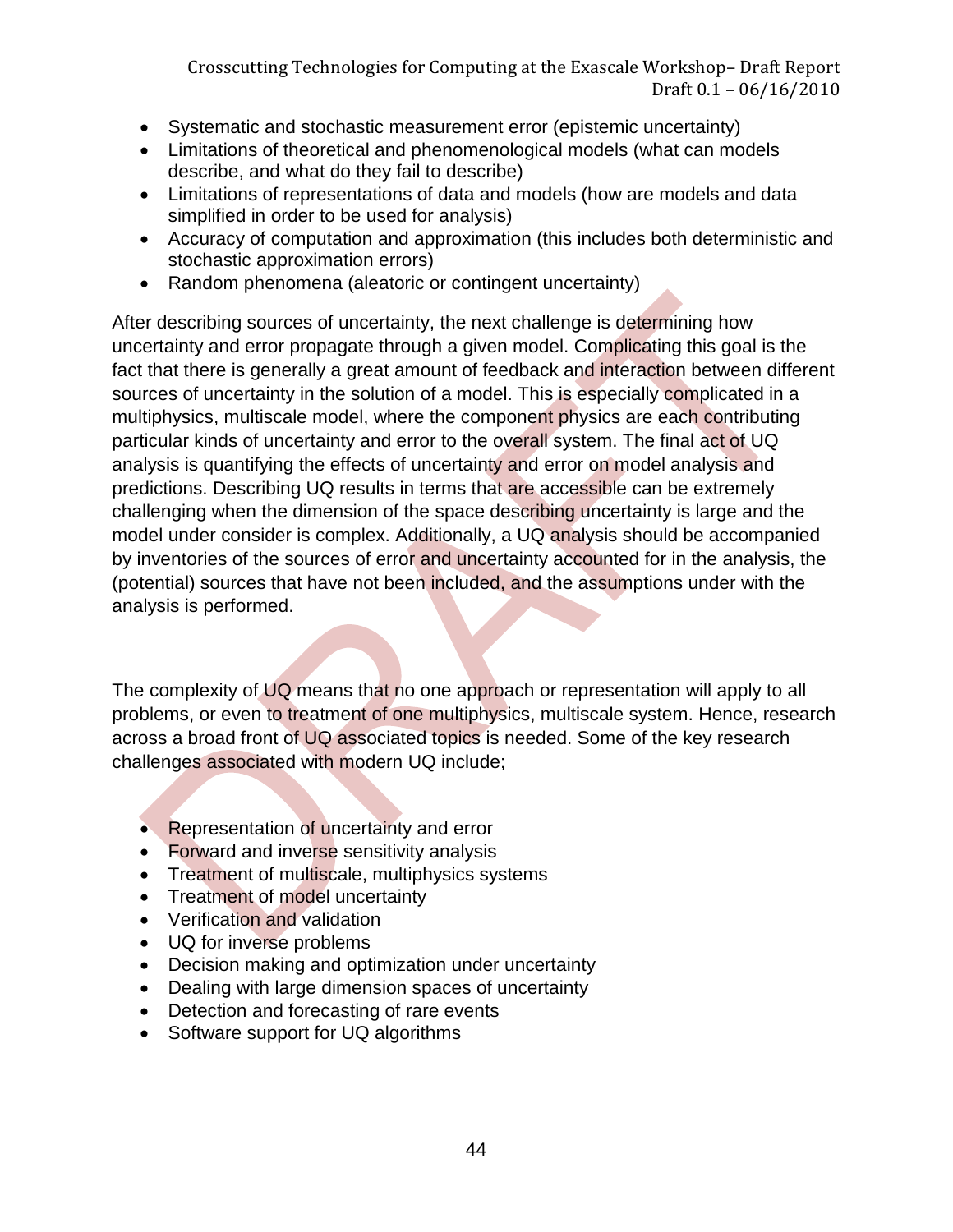- Systematic and stochastic measurement error (epistemic uncertainty)
- Limitations of theoretical and phenomenological models (what can models describe, and what do they fail to describe)
- Limitations of representations of data and models (how are models and data simplified in order to be used for analysis)
- Accuracy of computation and approximation (this includes both deterministic and stochastic approximation errors)
- Random phenomena (aleatoric or contingent uncertainty)

After describing sources of uncertainty, the next challenge is determining how uncertainty and error propagate through a given model. Complicating this goal is the fact that there is generally a great amount of feedback and interaction between different sources of uncertainty in the solution of a model. This is especially complicated in a multiphysics, multiscale model, where the component physics are each contributing particular kinds of uncertainty and error to the overall system. The final act of UQ analysis is quantifying the effects of uncertainty and error on model analysis and predictions. Describing UQ results in terms that are accessible can be extremely challenging when the dimension of the space describing uncertainty is large and the model under consider is complex. Additionally, a UQ analysis should be accompanied by inventories of the sources of error and uncertainty accounted for in the analysis, the (potential) sources that have not been included, and the assumptions under with the analysis is performed.

The complexity of UQ means that no one approach or representation will apply to all problems, or even to treatment of one multiphysics, multiscale system. Hence, research across a broad front of UQ associated topics is needed. Some of the key research challenges associated with modern UQ include;

- Representation of uncertainty and error
- Forward and inverse sensitivity analysis
- Treatment of multiscale, multiphysics systems
- Treatment of model uncertainty
- Verification and validation
- UQ for inverse problems
- Decision making and optimization under uncertainty
- Dealing with large dimension spaces of uncertainty
- Detection and forecasting of rare events
- Software support for UQ algorithms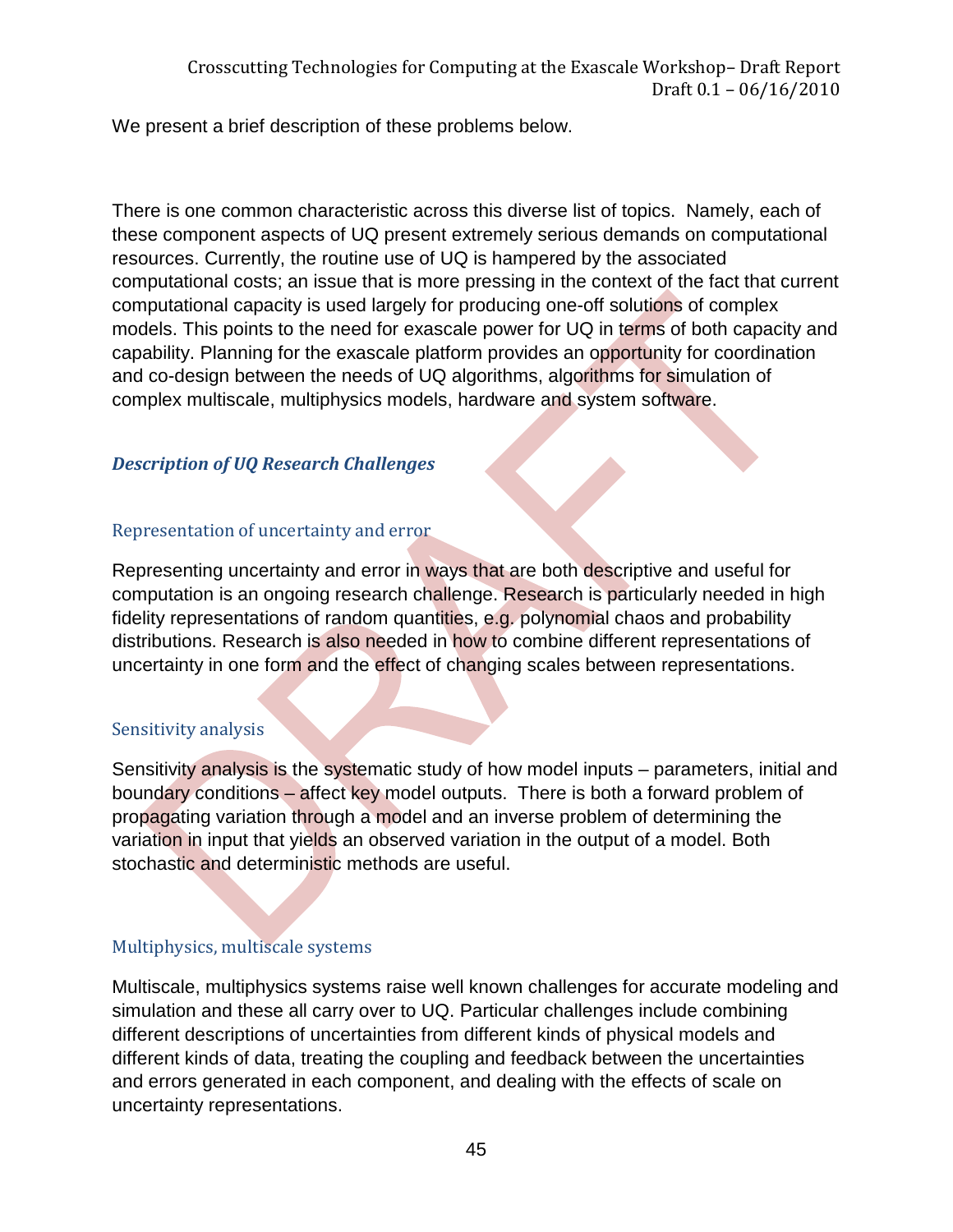We present a brief description of these problems below.

There is one common characteristic across this diverse list of topics. Namely, each of these component aspects of UQ present extremely serious demands on computational resources. Currently, the routine use of UQ is hampered by the associated computational costs; an issue that is more pressing in the context of the fact that current computational capacity is used largely for producing one-off solutions of complex models. This points to the need for exascale power for UQ in terms of both capacity and capability. Planning for the exascale platform provides an opportunity for coordination and co-design between the needs of UQ algorithms, algorithms for simulation of complex multiscale, multiphysics models, hardware and system software.

### *Description of UQ Research Challenges*

#### Representation of uncertainty and error

Representing uncertainty and error in ways that are both descriptive and useful for computation is an ongoing research challenge. Research is particularly needed in high fidelity representations of random quantities, e.g. polynomial chaos and probability distributions. Research is also needed in how to combine different representations of uncertainty in one form and the effect of changing scales between representations.

#### Sensitivity analysis

Sensitivity analysis is the systematic study of how model inputs – parameters, initial and boundary conditions – affect key model outputs. There is both a forward problem of propagating variation through a model and an inverse problem of determining the variation in input that yields an observed variation in the output of a model. Both stochastic and deterministic methods are useful.

#### Multiphysics, multiscale systems

Multiscale, multiphysics systems raise well known challenges for accurate modeling and simulation and these all carry over to UQ. Particular challenges include combining different descriptions of uncertainties from different kinds of physical models and different kinds of data, treating the coupling and feedback between the uncertainties and errors generated in each component, and dealing with the effects of scale on uncertainty representations.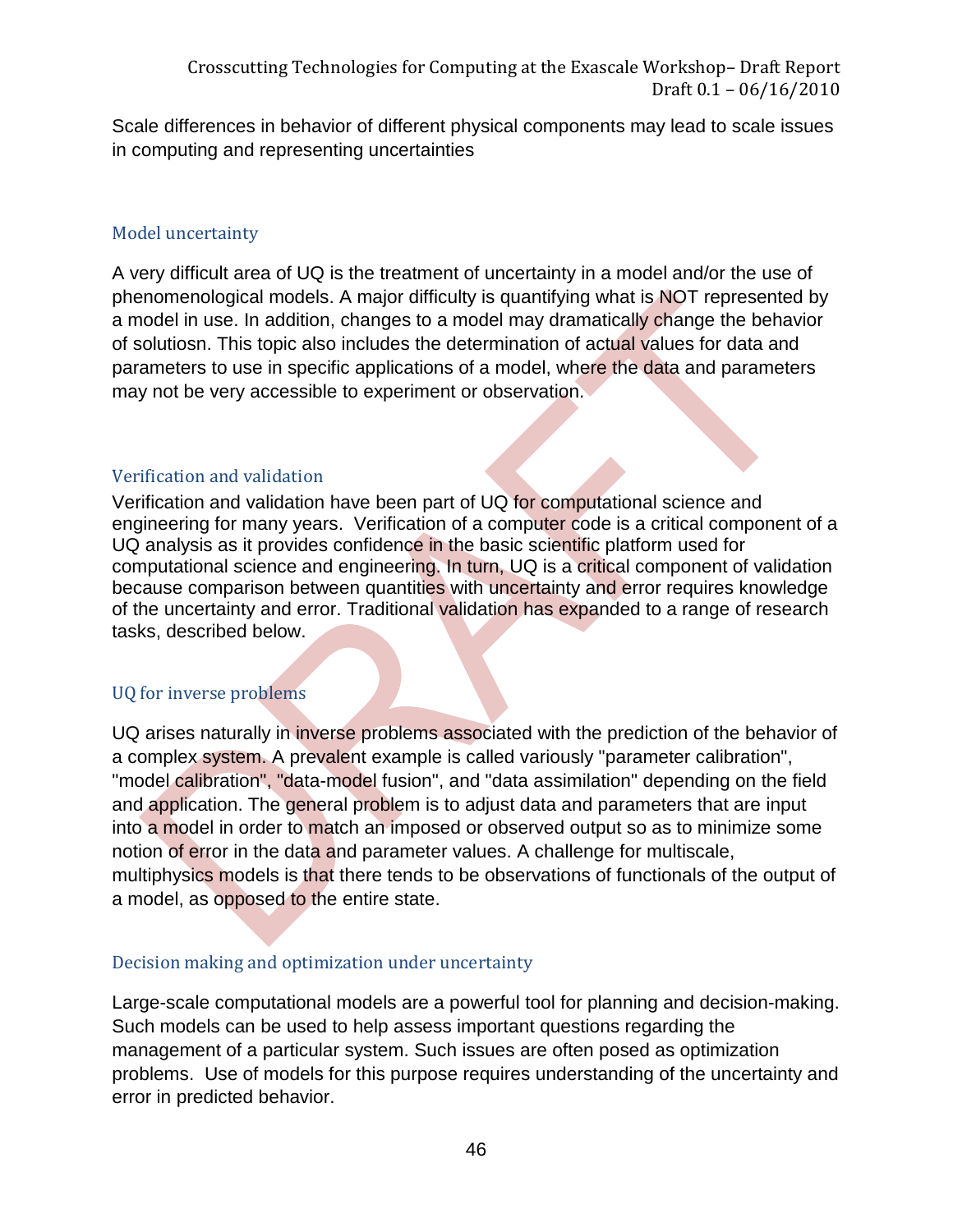Scale differences in behavior of different physical components may lead to scale issues in computing and representing uncertainties

### Model uncertainty

A very difficult area of UQ is the treatment of uncertainty in a model and/or the use of phenomenological models. A major difficulty is quantifying what is NOT represented by a model in use. In addition, changes to a model may dramatically change the behavior of solutiosn. This topic also includes the determination of actual values for data and parameters to use in specific applications of a model, where the data and parameters may not be very accessible to experiment or observation.

### Verification and validation

Verification and validation have been part of UQ for computational science and engineering for many years. Verification of a computer code is a critical component of a UQ analysis as it provides confidence in the basic scientific platform used for computational science and engineering. In turn, UQ is a critical component of validation because comparison between quantities with uncertainty and error requires knowledge of the uncertainty and error. Traditional validation has expanded to a range of research tasks, described below.

### UQ for inverse problems

UQ arises naturally in inverse problems associated with the prediction of the behavior of a complex system. A prevalent example is called variously "parameter calibration", "model calibration", "data-model fusion", and "data assimilation" depending on the field and application. The general problem is to adjust data and parameters that are input into a model in order to match an imposed or observed output so as to minimize some notion of error in the data and parameter values. A challenge for multiscale, multiphysics models is that there tends to be observations of functionals of the output of a model, as opposed to the entire state.

### Decision making and optimization under uncertainty

Large-scale computational models are a powerful tool for planning and decision-making. Such models can be used to help assess important questions regarding the management of a particular system. Such issues are often posed as optimization problems. Use of models for this purpose requires understanding of the uncertainty and error in predicted behavior.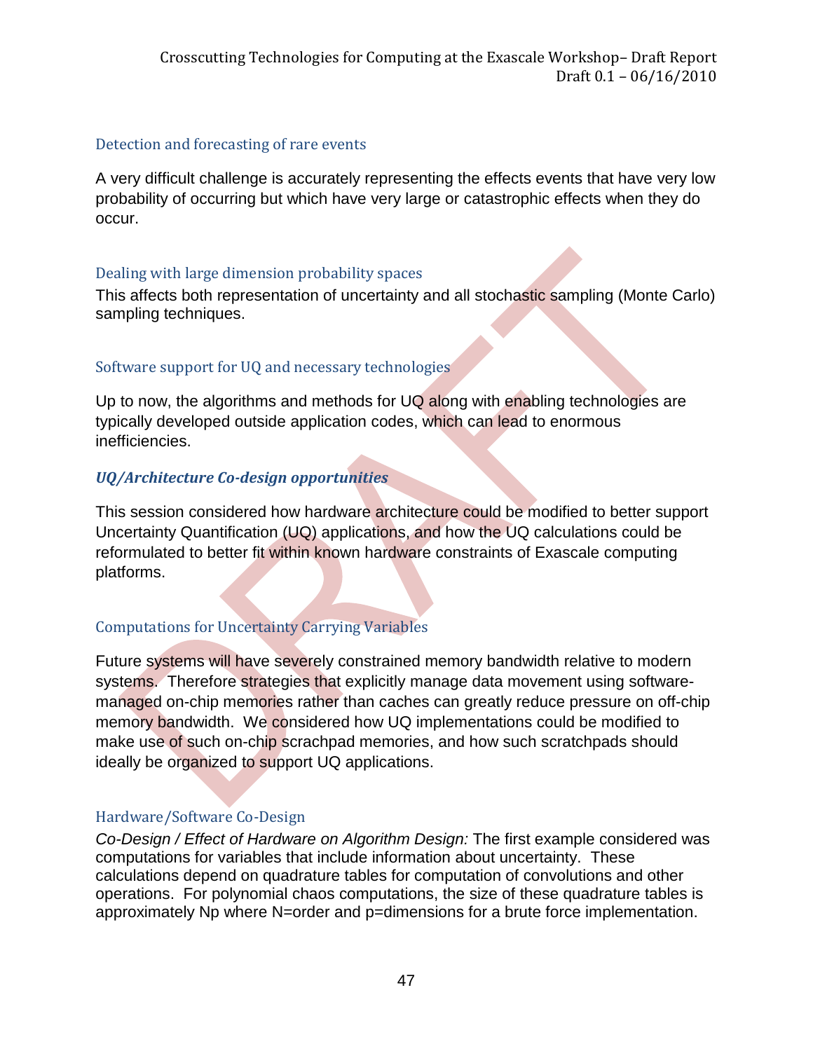### Detection and forecasting of rare events

A very difficult challenge is accurately representing the effects events that have very low probability of occurring but which have very large or catastrophic effects when they do occur.

### Dealing with large dimension probability spaces

This affects both representation of uncertainty and all stochastic sampling (Monte Carlo) sampling techniques.

### Software support for UQ and necessary technologies

Up to now, the algorithms and methods for UQ along with enabling technologies are typically developed outside application codes, which can lead to enormous inefficiencies.

## *UQ/Architecture Co-design opportunities*

This session considered how hardware architecture could be modified to better support Uncertainty Quantification (UQ) applications, and how the UQ calculations could be reformulated to better fit within known hardware constraints of Exascale computing platforms.

### Computations for Uncertainty Carrying Variables

Future systems will have severely constrained memory bandwidth relative to modern systems. Therefore strategies that explicitly manage data movement using software-managed on-chip memories rather than caches can greatly reduce pressure on off-chip memory bandwidth. We considered how UQ implementations could be modified to make use of such on-chip scrachpad memories, and how such scratchpads should ideally be organized to support UQ applications.

### Hardware/Software Co-Design

*Co-Design / Effect of Hardware on Algorithm Design:* The first example considered was computations for variables that include information about uncertainty. These calculations depend on quadrature tables for computation of convolutions and other operations. For polynomial chaos computations, the size of these quadrature tables is approximately $N^p$ where N=order and p=dimensions for a brute force implementation.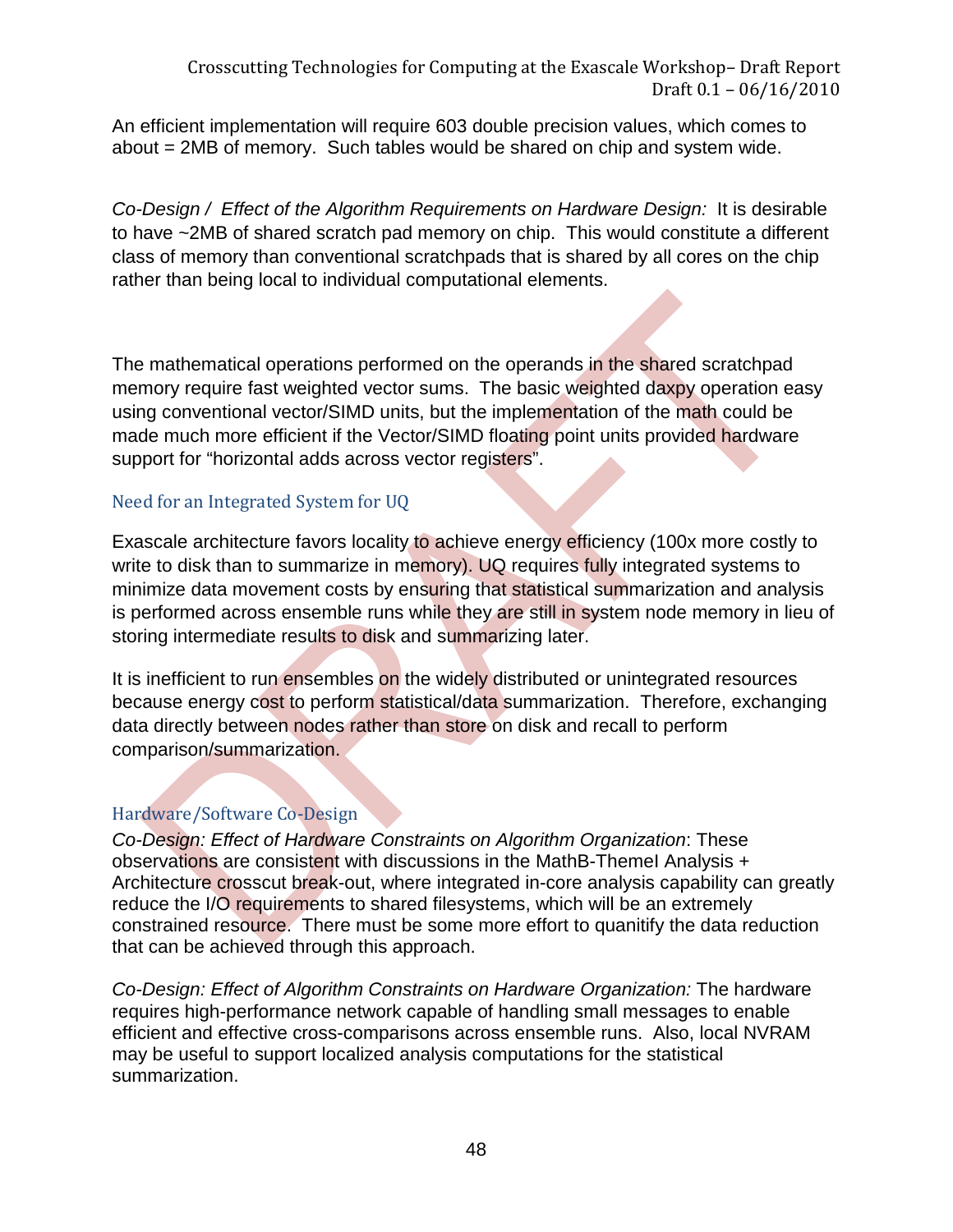An efficient implementation will require 603 double precision values, which comes to about = 2MB of memory. Such tables would be shared on chip and system wide.

*Co-Design / Effect of the Algorithm Requirements on Hardware Design:* It is desirable to have ~2MB of shared scratch pad memory on chip. This would constitute a different class of memory than conventional scratchpads that is shared by all cores on the chip rather than being local to individual computational elements.

The mathematical operations performed on the operands in the shared scratchpad memory require fast weighted vector sums. The basic weighted daxpy operation easy using conventional vector/SIMD units, but the implementation of the math could be made much more efficient if the Vector/SIMD floating point units provided hardware support for "horizontal adds across vector registers".

## Need for an Integrated System for UQ

Exascale architecture favors locality to achieve energy efficiency (100x more costly to write to disk than to summarize in memory). UQ requires fully integrated systems to minimize data movement costs by ensuring that statistical summarization and analysis is performed across ensemble runs while they are still in system node memory in lieu of storing intermediate results to disk and summarizing later.

It is inefficient to run ensembles on the widely distributed or unintegrated resources because energy cost to perform statistical/data summarization. Therefore, exchanging data directly between nodes rather than store on disk and recall to perform comparison/summarization.

## Hardware/Software Co-Design

*Co-Design: Effect of Hardware Constraints on Algorithm Organization*: These observations are consistent with discussions in the MathB-ThemeI Analysis + Architecture crosscut break-out, where integrated in-core analysis capability can greatly reduce the I/O requirements to shared filesystems, which will be an extremely constrained resource. There must be some more effort to quanitify the data reduction that can be achieved through this approach.

*Co-Design: Effect of Algorithm Constraints on Hardware Organization:* The hardware requires high-performance network capable of handling small messages to enable efficient and effective cross-comparisons across ensemble runs. Also, local NVRAM may be useful to support localized analysis computations for the statistical summarization.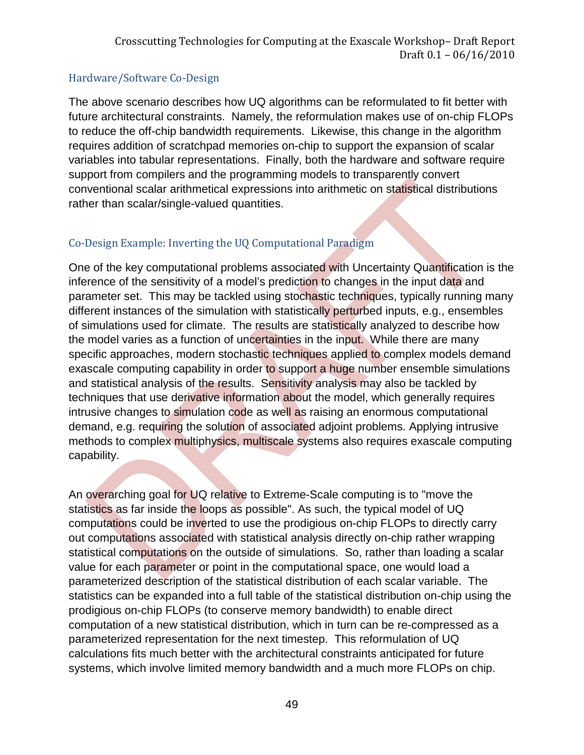### Hardware/Software Co-Design

The above scenario describes how UQ algorithms can be reformulated to fit better with future architectural constraints. Namely, the reformulation makes use of on-chip FLOPs to reduce the off-chip bandwidth requirements. Likewise, this change in the algorithm requires addition of scratchpad memories on-chip to support the expansion of scalar variables into tabular representations. Finally, both the hardware and software require support from compilers and the programming models to transparently convert conventional scalar arithmetical expressions into arithmetic on statistical distributions rather than scalar/single-valued quantities.

### Co-Design Example: Inverting the UQ Computational Paradigm

One of the key computational problems associated with Uncertainty Quantification is the inference of the sensitivity of a model's prediction to changes in the input data and parameter set. This may be tackled using stochastic techniques, typically running many different instances of the simulation with statistically perturbed inputs, e.g., ensembles of simulations used for climate. The results are statistically analyzed to describe how the model varies as a function of uncertainties in the input. While there are many specific approaches, modern stochastic techniques applied to complex models demand exascale computing capability in order to support a huge number ensemble simulations and statistical analysis of the results. Sensitivity analysis may also be tackled by techniques that use derivative information about the model, which generally requires intrusive changes to simulation code as well as raising an enormous computational demand, e.g. requiring the solution of associated adjoint problems. Applying intrusive methods to complex multiphysics, multiscale systems also requires exascale computing capability.

An overarching goal for UQ relative to Extreme-Scale computing is to "move the statistics as far inside the loops as possible". As such, the typical model of UQ computations could be inverted to use the prodigious on-chip FLOPs to directly carry out computations associated with statistical analysis directly on-chip rather wrapping statistical computations on the outside of simulations. So, rather than loading a scalar value for each parameter or point in the computational space, one would load a parameterized description of the statistical distribution of each scalar variable. The statistics can be expanded into a full table of the statistical distribution on-chip using the prodigious on-chip FLOPs (to conserve memory bandwidth) to enable direct computation of a new statistical distribution, which in turn can be re-compressed as a parameterized representation for the next timestep. This reformulation of UQ calculations fits much better with the architectural constraints anticipated for future systems, which involve limited memory bandwidth and a much more FLOPs on chip.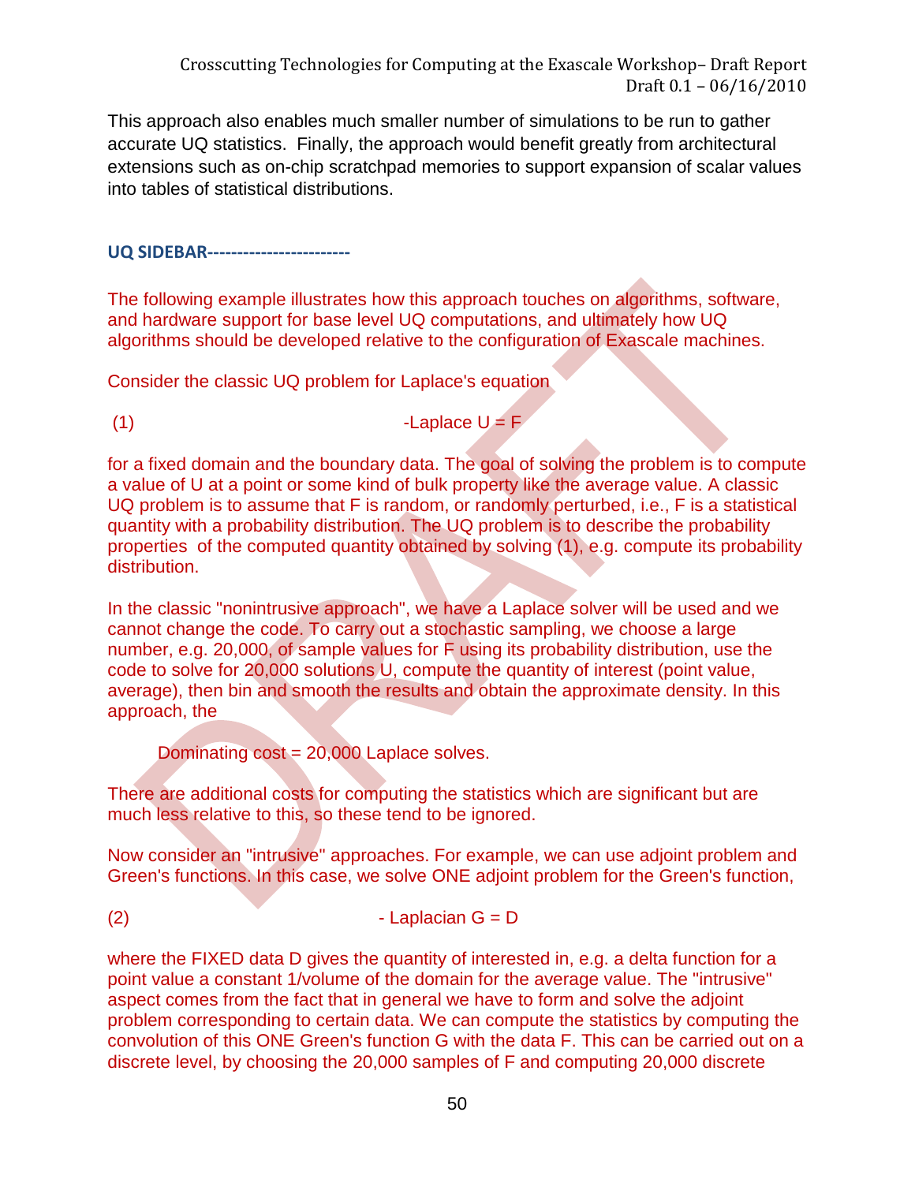This approach also enables much smaller number of simulations to be run to gather accurate UQ statistics. Finally, the approach would benefit greatly from architectural extensions such as on-chip scratchpad memories to support expansion of scalar values into tables of statistical distributions.

**UQ SIDEBAR-----------------------**

The following example illustrates how this approach touches on algorithms, software, and hardware support for base level UQ computations, and ultimately how UQ algorithms should be developed relative to the configuration of Exascale machines.

Consider the classic UQ problem for Laplace's equation

(1) -Laplace U = F

for a fixed domain and the boundary data. The goal of solving the problem is to compute a value of U at a point or some kind of bulk property like the average value. A classic UQ problem is to assume that F is random, or randomly perturbed, i.e., F is a statistical quantity with a probability distribution. The UQ problem is to describe the probability properties of the computed quantity obtained by solving (1), e.g. compute its probability distribution.

In the classic "nonintrusive approach", we have a Laplace solver will be used and we cannot change the code. To carry out a stochastic sampling, we choose a large number, e.g. 20,000, of sample values for F using its probability distribution, use the code to solve for 20,000 solutions U, compute the quantity of interest (point value, average), then bin and smooth the results and obtain the approximate density. In this approach, the

Dominating cost = 20,000 Laplace solves.

There are additional costs for computing the statistics which are significant but are much less relative to this, so these tend to be ignored.

Now consider an "intrusive" approaches. For example, we can use adjoint problem and Green's functions. In this case, we solve ONE adjoint problem for the Green's function,

(2) - Laplacian G = D

where the FIXED data D gives the quantity of interested in, e.g. a delta function for a point value a constant 1/volume of the domain for the average value. The "intrusive" aspect comes from the fact that in general we have to form and solve the adjoint problem corresponding to certain data. We can compute the statistics by computing the convolution of this ONE Green's function G with the data F. This can be carried out on a discrete level, by choosing the 20,000 samples of F and computing 20,000 discrete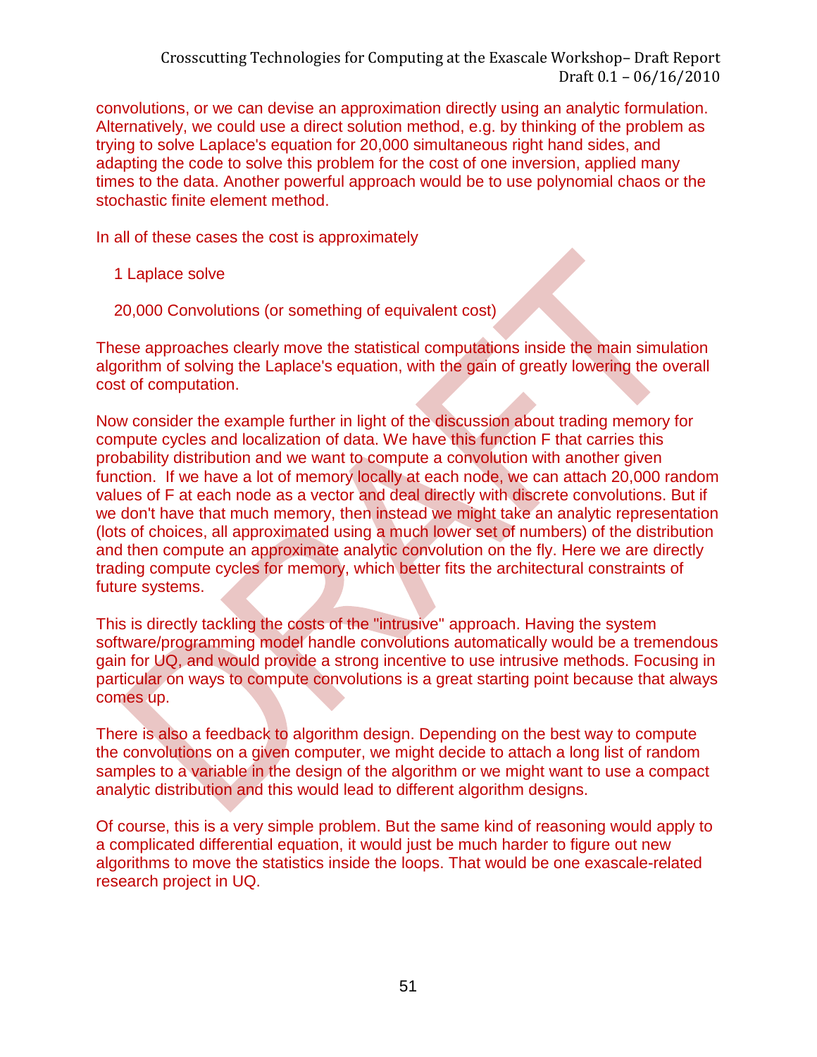convolutions, or we can devise an approximation directly using an analytic formulation. Alternatively, we could use a direct solution method, e.g. by thinking of the problem as trying to solve Laplace's equation for 20,000 simultaneous right hand sides, and adapting the code to solve this problem for the cost of one inversion, applied many times to the data. Another powerful approach would be to use polynomial chaos or the stochastic finite element method.

In all of these cases the cost is approximately

1 Laplace solve

20,000 Convolutions (or something of equivalent cost)

These approaches clearly move the statistical computations inside the main simulation algorithm of solving the Laplace's equation, with the gain of greatly lowering the overall cost of computation.

Now consider the example further in light of the discussion about trading memory for compute cycles and localization of data. We have this function F that carries this probability distribution and we want to compute a convolution with another given function. If we have a lot of memory locally at each node, we can attach 20,000 random values of F at each node as a vector and deal directly with discrete convolutions. But if we don't have that much memory, then instead we might take an analytic representation (lots of choices, all approximated using a much lower set of numbers) of the distribution and then compute an approximate analytic convolution on the fly. Here we are directly trading compute cycles for memory, which better fits the architectural constraints of future systems.

This is directly tackling the costs of the "intrusive" approach. Having the system software/programming model handle convolutions automatically would be a tremendous gain for UQ, and would provide a strong incentive to use intrusive methods. Focusing in particular on ways to compute convolutions is a great starting point because that always comes up.

There is also a feedback to algorithm design. Depending on the best way to compute the convolutions on a given computer, we might decide to attach a long list of random samples to a variable in the design of the algorithm or we might want to use a compact analytic distribution and this would lead to different algorithm designs.

Of course, this is a very simple problem. But the same kind of reasoning would apply to a complicated differential equation, it would just be much harder to figure out new algorithms to move the statistics inside the loops. That would be one exascale-related research project in UQ.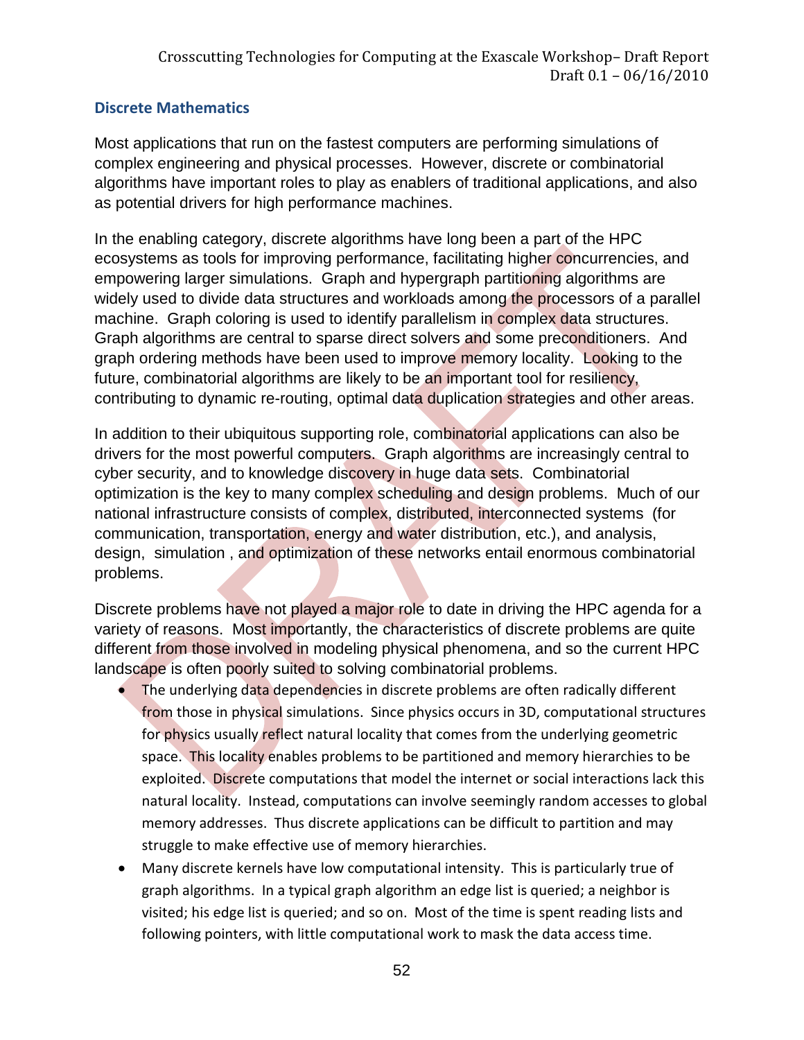## Discrete Mathematics

Most applications that run on the fastest computers are performing simulations of complex engineering and physical processes. However, discrete or combinatorial algorithms have important roles to play as enablers of traditional applications, and also as potential drivers for high performance machines.

In the enabling category, discrete algorithms have long been a part of the HPC ecosystems as tools for improving performance, facilitating higher concurrencies, and empowering larger simulations. Graph and hypergraph partitioning algorithms are widely used to divide data structures and workloads among the processors of a parallel machine. Graph coloring is used to identify parallelism in complex data structures. Graph algorithms are central to sparse direct solvers and some preconditioners. And graph ordering methods have been used to improve memory locality. Looking to the future, combinatorial algorithms are likely to be an important tool for resiliency, contributing to dynamic re-routing, optimal data duplication strategies and other areas.

In addition to their ubiquitous supporting role, combinatorial applications can also be drivers for the most powerful computers. Graph algorithms are increasingly central to cyber security, and to knowledge discovery in huge data sets. Combinatorial optimization is the key to many complex scheduling and design problems. Much of our national infrastructure consists of complex, distributed, interconnected systems (for communication, transportation, energy and water distribution, etc.), and analysis, design, simulation , and optimization of these networks entail enormous combinatorial problems.

Discrete problems have not played a major role to date in driving the HPC agenda for a variety of reasons. Most importantly, the characteristics of discrete problems are quite different from those involved in modeling physical phenomena, and so the current HPC landscape is often poorly suited to solving combinatorial problems.

- The underlying data dependencies in discrete problems are often radically different from those in physical simulations. Since physics occurs in 3D, computational structures for physics usually reflect natural locality that comes from the underlying geometric space. This locality enables problems to be partitioned and memory hierarchies to be exploited. Discrete computations that model the internet or social interactions lack this natural locality. Instead, computations can involve seemingly random accesses to global memory addresses. Thus discrete applications can be difficult to partition and may struggle to make effective use of memory hierarchies.
- Many discrete kernels have low computational intensity. This is particularly true of graph algorithms. In a typical graph algorithm an edge list is queried; a neighbor is visited; his edge list is queried; and so on. Most of the time is spent reading lists and following pointers, with little computational work to mask the data access time.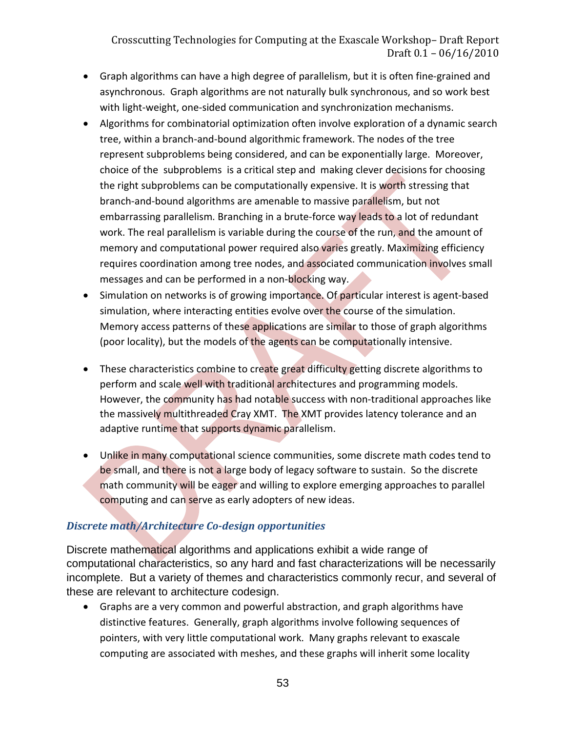- Graph algorithms can have a high degree of parallelism, but it is often fine-grained and asynchronous. Graph algorithms are not naturally bulk synchronous, and so work best with light-weight, one-sided communication and synchronization mechanisms.
- Algorithms for combinatorial optimization often involve exploration of a dynamic search tree, within a branch-and-bound algorithmic framework. The nodes of the tree represent subproblems being considered, and can be exponentially large. Moreover, choice of the subproblems is a critical step and making clever decisions for choosing the right subproblems can be computationally expensive. It is worth stressing that branch-and-bound algorithms are amenable to massive parallelism, but not embarrassing parallelism. Branching in a brute-force way leads to a lot of redundant work. The real parallelism is variable during the course of the run, and the amount of memory and computational power required also varies greatly. Maximizing efficiency requires coordination among tree nodes, and associated communication involves small messages and can be performed in a non-blocking way.
- Simulation on networks is of growing importance. Of particular interest is agent-based simulation, where interacting entities evolve over the course of the simulation. Memory access patterns of these applications are similar to those of graph algorithms (poor locality), but the models of the agents can be computationally intensive.
- These characteristics combine to create great difficulty getting discrete algorithms to perform and scale well with traditional architectures and programming models. However, the community has had notable success with non-traditional approaches like the massively multithreaded Cray XMT. The XMT provides latency tolerance and an adaptive runtime that supports dynamic parallelism.
- Unlike in many computational science communities, some discrete math codes tend to be small, and there is not a large body of legacy software to sustain. So the discrete math community will be eager and willing to explore emerging approaches to parallel computing and can serve as early adopters of new ideas.

### *Discrete math/Architecture Co-design opportunities*

Discrete mathematical algorithms and applications exhibit a wide range of computational characteristics, so any hard and fast characterizations will be necessarily incomplete. But a variety of themes and characteristics commonly recur, and several of these are relevant to architecture codesign.

- Graphs are a very common and powerful abstraction, and graph algorithms have distinctive features. Generally, graph algorithms involve following sequences of pointers, with very little computational work. Many graphs relevant to exascale computing are associated with meshes, and these graphs will inherit some locality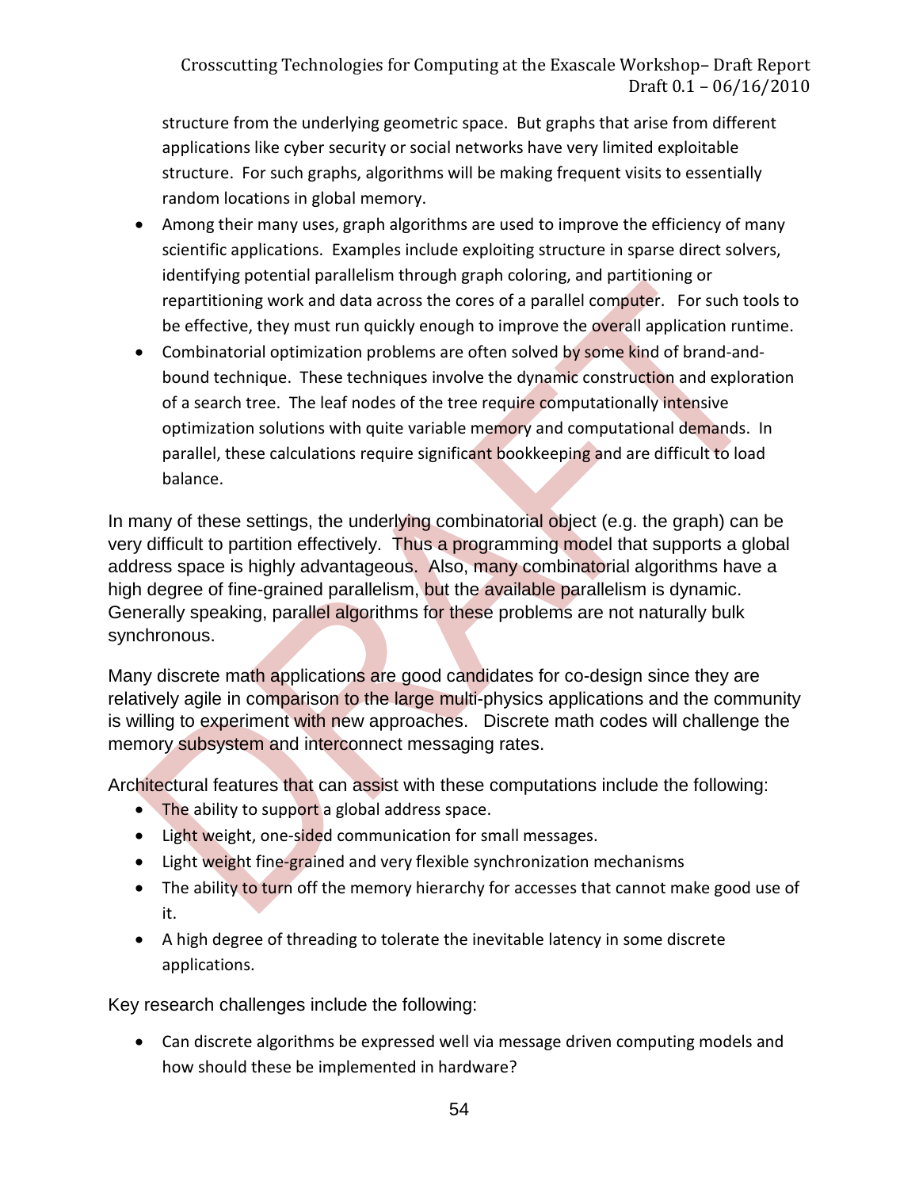structure from the underlying geometric space. But graphs that arise from different applications like cyber security or social networks have very limited exploitable structure. For such graphs, algorithms will be making frequent visits to essentially random locations in global memory.

- Among their many uses, graph algorithms are used to improve the efficiency of many scientific applications. Examples include exploiting structure in sparse direct solvers, identifying potential parallelism through graph coloring, and partitioning or repartitioning work and data across the cores of a parallel computer. For such tools to be effective, they must run quickly enough to improve the overall application runtime.
- Combinatorial optimization problems are often solved by some kind of brand-and-bound technique. These techniques involve the dynamic construction and exploration of a search tree. The leaf nodes of the tree require computationally intensive optimization solutions with quite variable memory and computational demands. In parallel, these calculations require significant bookkeeping and are difficult to load balance.

In many of these settings, the underlying combinatorial object (e.g. the graph) can be very difficult to partition effectively. Thus a programming model that supports a global address space is highly advantageous. Also, many combinatorial algorithms have a high degree of fine-grained parallelism, but the available parallelism is dynamic. Generally speaking, parallel algorithms for these problems are not naturally bulk synchronous.

Many discrete math applications are good candidates for co-design since they are relatively agile in comparison to the large multi-physics applications and the community is willing to experiment with new approaches. Discrete math codes will challenge the memory subsystem and interconnect messaging rates.

Architectural features that can assist with these computations include the following:

- The ability to support a global address space.
- Light weight, one-sided communication for small messages.
- Light weight fine-grained and very flexible synchronization mechanisms
- The ability to turn off the memory hierarchy for accesses that cannot make good use of it.
- A high degree of threading to tolerate the inevitable latency in some discrete applications.

Key research challenges include the following:

- Can discrete algorithms be expressed well via message driven computing models and how should these be implemented in hardware?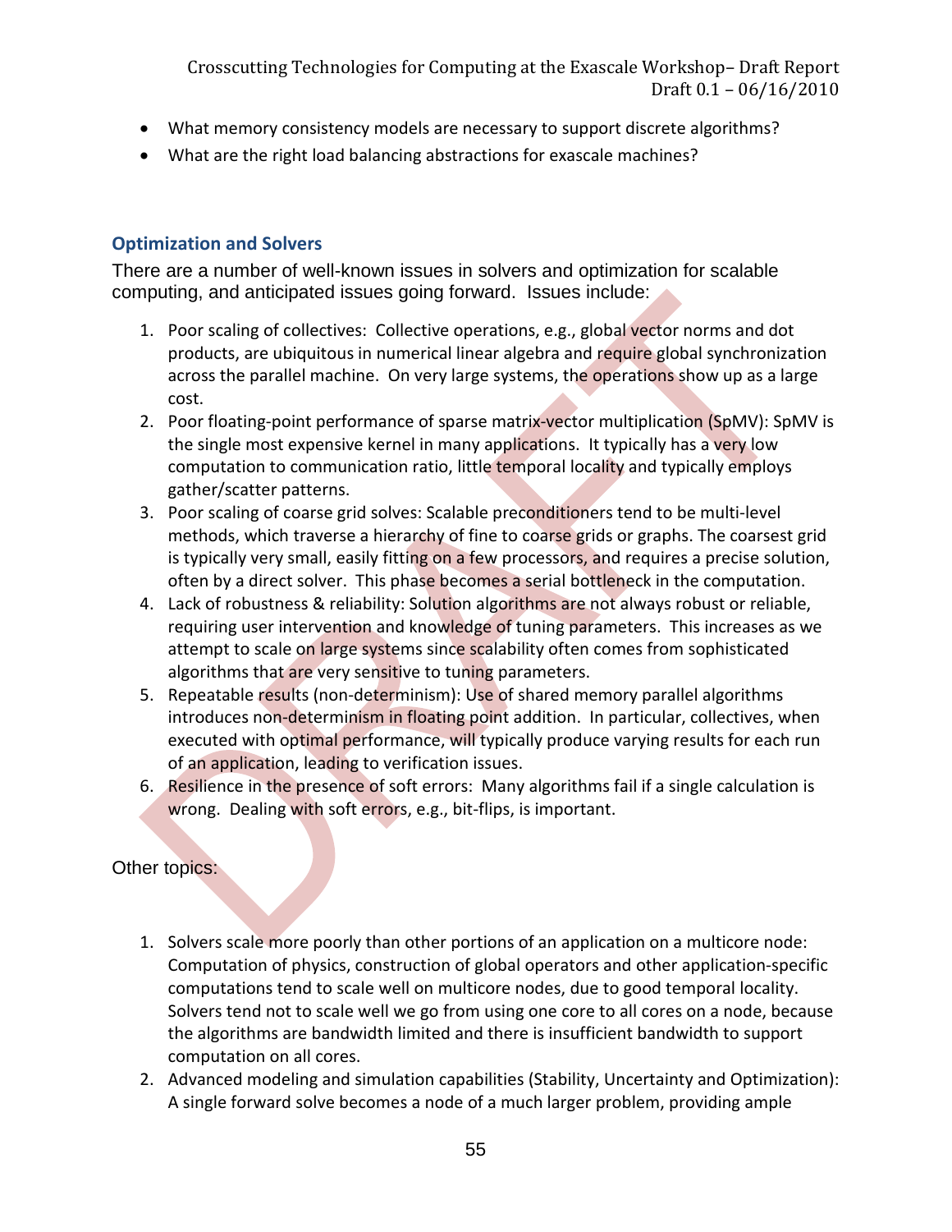- What memory consistency models are necessary to support discrete algorithms?
- What are the right load balancing abstractions for exascale machines?

### Optimization and Solvers

There are a number of well-known issues in solvers and optimization for scalable computing, and anticipated issues going forward. Issues include:

1. Poor scaling of collectives: Collective operations, e.g., global vector norms and dot products, are ubiquitous in numerical linear algebra and require global synchronization across the parallel machine. On very large systems, the operations show up as a large cost.
2. Poor floating-point performance of sparse matrix-vector multiplication (SpMV): SpMV is the single most expensive kernel in many applications. It typically has a very low computation to communication ratio, little temporal locality and typically employs gather/scatter patterns.
3. Poor scaling of coarse grid solves: Scalable preconditioners tend to be multi-level methods, which traverse a hierarchy of fine to coarse grids or graphs. The coarsest grid is typically very small, easily fitting on a few processors, and requires a precise solution, often by a direct solver. This phase becomes a serial bottleneck in the computation.
4. Lack of robustness & reliability: Solution algorithms are not always robust or reliable, requiring user intervention and knowledge of tuning parameters. This increases as we attempt to scale on large systems since scalability often comes from sophisticated algorithms that are very sensitive to tuning parameters.
5. Repeatable results (non-determinism): Use of shared memory parallel algorithms introduces non-determinism in floating point addition. In particular, collectives, when executed with optimal performance, will typically produce varying results for each run of an application, leading to verification issues.
6. Resilience in the presence of soft errors: Many algorithms fail if a single calculation is wrong. Dealing with soft errors, e.g., bit-flips, is important.

Other topics:

1. Solvers scale more poorly than other portions of an application on a multicore node: Computation of physics, construction of global operators and other application-specific computations tend to scale well on multicore nodes, due to good temporal locality. Solvers tend not to scale well we go from using one core to all cores on a node, because the algorithms are bandwidth limited and there is insufficient bandwidth to support computation on all cores.
2. Advanced modeling and simulation capabilities (Stability, Uncertainty and Optimization): A single forward solve becomes a node of a much larger problem, providing ample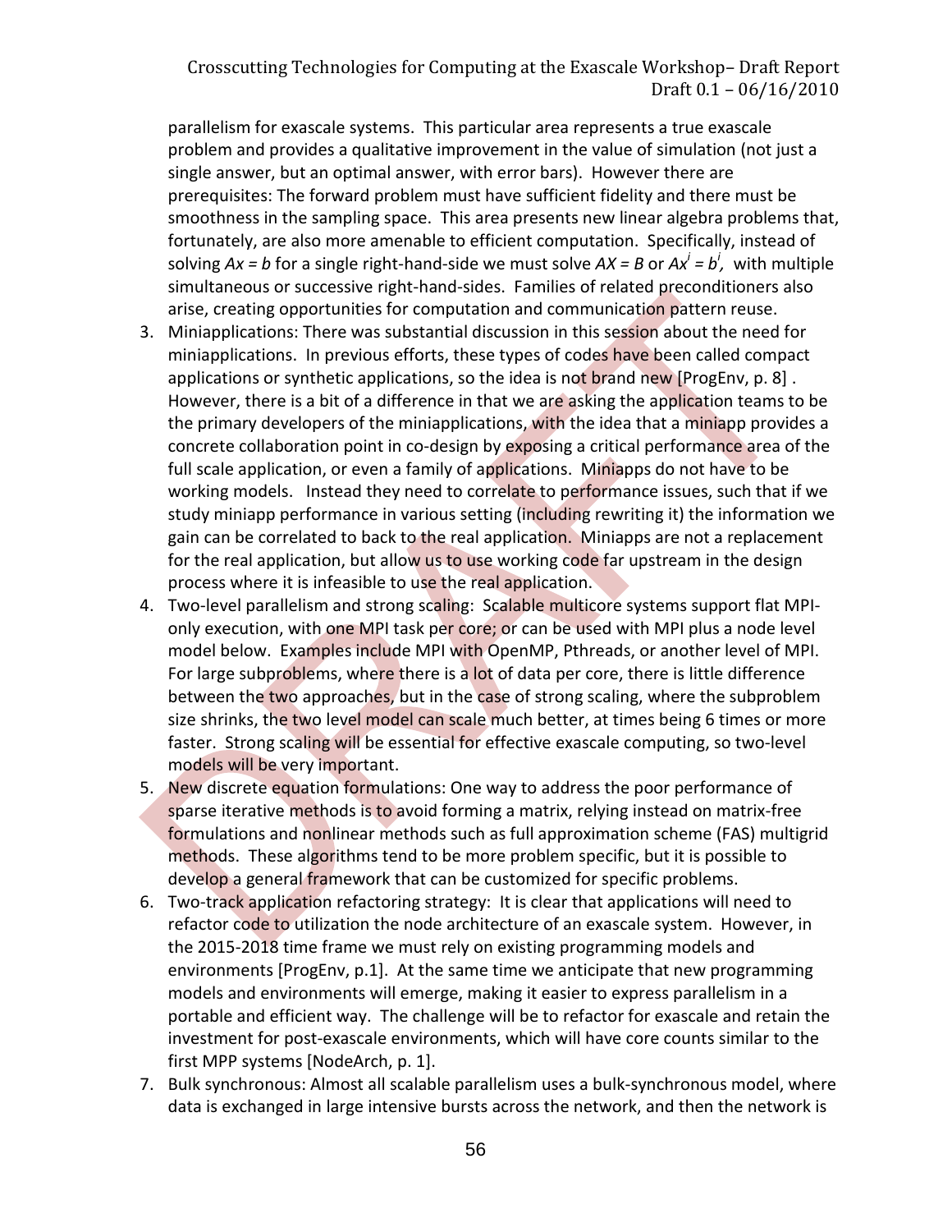parallelism for exascale systems. This particular area represents a true exascale problem and provides a qualitative improvement in the value of simulation (not just a single answer, but an optimal answer, with error bars). However there are prerequisites: The forward problem must have sufficient fidelity and there must be smoothness in the sampling space. This area presents new linear algebra problems that, fortunately, are also more amenable to efficient computation. Specifically, instead of solving $Ax = b$ for a single right-hand-side we must solve $AX = B$ or $Ax^i = b^i$, with multiple simultaneous or successive right-hand-sides. Families of related preconditioners also arise, creating opportunities for computation and communication pattern reuse.

3. Miniapplications: There was substantial discussion in this session about the need for miniapplications. In previous efforts, these types of codes have been called compact applications or synthetic applications, so the idea is not brand new [ProgEnv, p. 8]. However, there is a bit of a difference in that we are asking the application teams to be the primary developers of the miniapplications, with the idea that a miniapp provides a concrete collaboration point in co-design by exposing a critical performance area of the full scale application, or even a family of applications. Miniapps do not have to be working models. Instead they need to correlate to performance issues, such that if we study miniapp performance in various setting (including rewriting it) the information we gain can be correlated to back to the real application. Miniapps are not a replacement for the real application, but allow us to use working code far upstream in the design process where it is infeasible to use the real application.
4. Two-level parallelism and strong scaling: Scalable multicore systems support flat MPI-only execution, with one MPI task per core; or can be used with MPI plus a node level model below. Examples include MPI with OpenMP, Pthreads, or another level of MPI. For large subproblems, where there is a lot of data per core, there is little difference between the two approaches, but in the case of strong scaling, where the subproblem size shrinks, the two level model can scale much better, at times being 6 times or more faster. Strong scaling will be essential for effective exascale computing, so two-level models will be very important.
5. New discrete equation formulations: One way to address the poor performance of sparse iterative methods is to avoid forming a matrix, relying instead on matrix-free formulations and nonlinear methods such as full approximation scheme (FAS) multigrid methods. These algorithms tend to be more problem specific, but it is possible to develop a general framework that can be customized for specific problems.
6. Two-track application refactoring strategy: It is clear that applications will need to refactor code to utilization the node architecture of an exascale system. However, in the 2015-2018 time frame we must rely on existing programming models and environments [ProgEnv, p.1]. At the same time we anticipate that new programming models and environments will emerge, making it easier to express parallelism in a portable and efficient way. The challenge will be to refactor for exascale and retain the investment for post-exascale environments, which will have core counts similar to the first MPP systems [NodeArch, p. 1].
7. Bulk synchronous: Almost all scalable parallelism uses a bulk-synchronous model, where data is exchanged in large intensive bursts across the network, and then the network is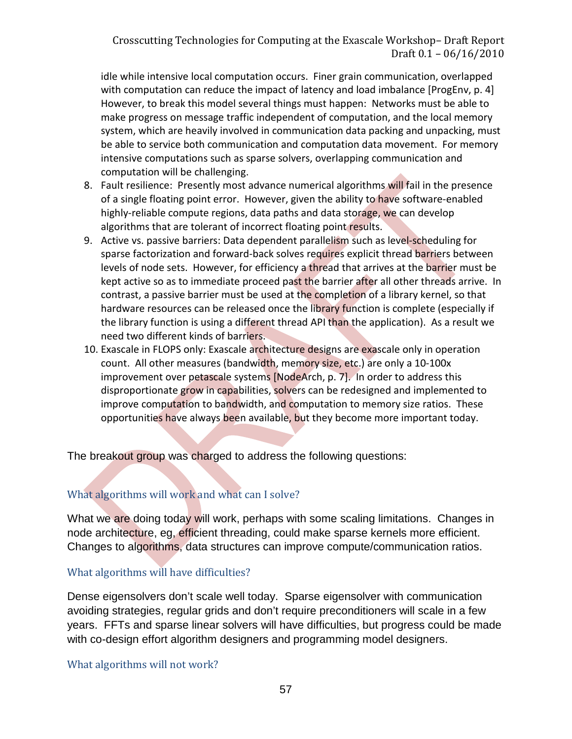idle while intensive local computation occurs. Finer grain communication, overlapped with computation can reduce the impact of latency and load imbalance [ProgEnv, p. 4] However, to break this model several things must happen: Networks must be able to make progress on message traffic independent of computation, and the local memory system, which are heavily involved in communication data packing and unpacking, must be able to service both communication and computation data movement. For memory intensive computations such as sparse solvers, overlapping communication and computation will be challenging.

8. Fault resilience: Presently most advance numerical algorithms will fail in the presence of a single floating point error. However, given the ability to have software-enabled highly-reliable compute regions, data paths and data storage, we can develop algorithms that are tolerant of incorrect floating point results.
9. Active vs. passive barriers: Data dependent parallelism such as level-scheduling for sparse factorization and forward-back solves requires explicit thread barriers between levels of node sets. However, for efficiency a thread that arrives at the barrier must be kept active so as to immediate proceed past the barrier after all other threads arrive. In contrast, a passive barrier must be used at the completion of a library kernel, so that hardware resources can be released once the library function is complete (especially if the library function is using a different thread API than the application). As a result we need two different kinds of barriers.
10. Exascale in FLOPS only: Exascale architecture designs are exascale only in operation count. All other measures (bandwidth, memory size, etc.) are only a 10-100x improvement over petascale systems [NodeArch, p. 7]. In order to address this disproportionate grow in capabilities, solvers can be redesigned and implemented to improve computation to bandwidth, and computation to memory size ratios. These opportunities have always been available, but they become more important today.

The breakout group was charged to address the following questions:

### What algorithms will work and what can I solve?

What we are doing today will work, perhaps with some scaling limitations. Changes in node architecture, eg, efficient threading, could make sparse kernels more efficient. Changes to algorithms, data structures can improve compute/communication ratios.

### What algorithms will have difficulties?

Dense eigensolvers don't scale well today. Sparse eigensolver with communication avoiding strategies, regular grids and don't require preconditioners will scale in a few years. FFTs and sparse linear solvers will have difficulties, but progress could be made with co-design effort algorithm designers and programming model designers.

### What algorithms will not work?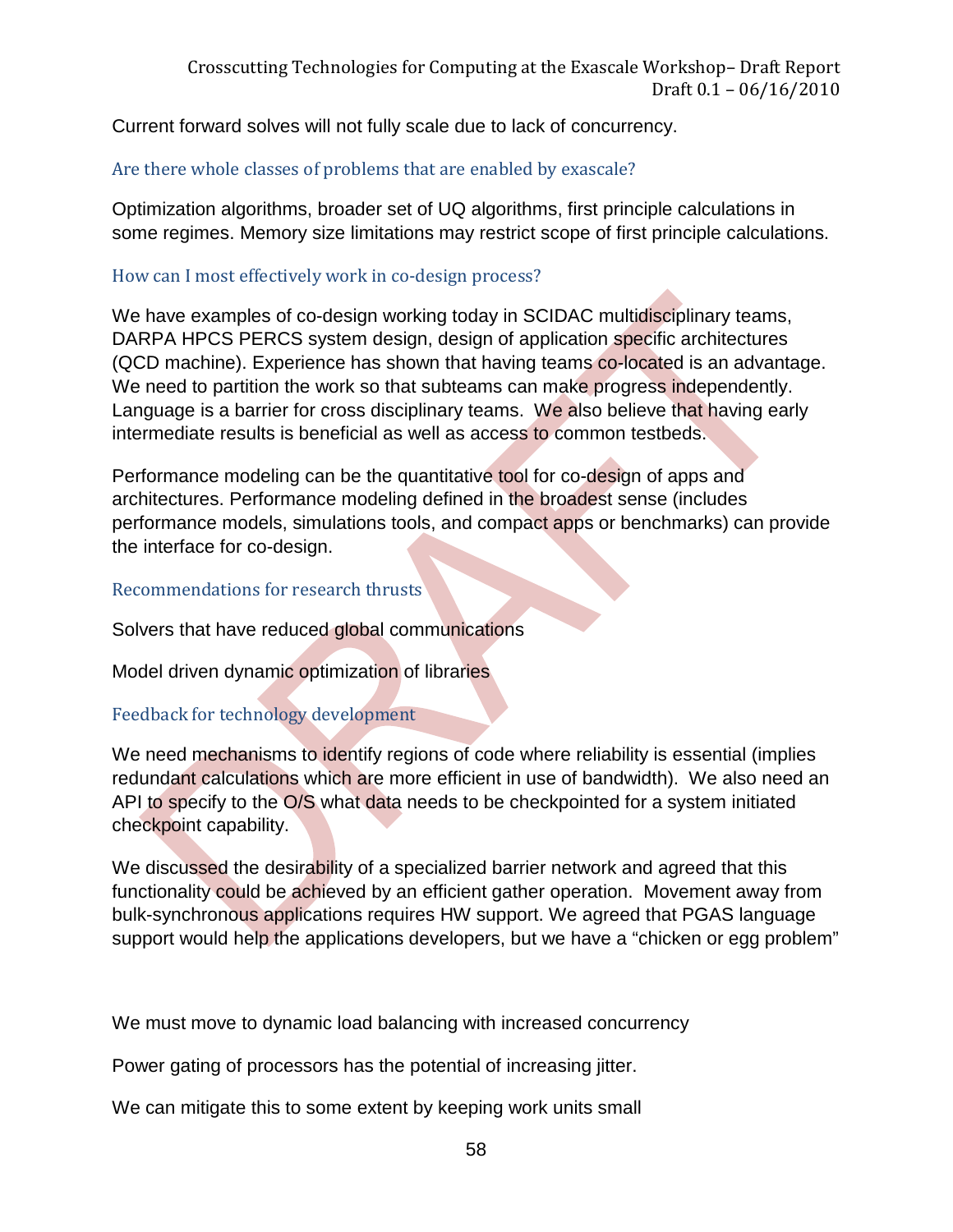Current forward solves will not fully scale due to lack of concurrency.

### Are there whole classes of problems that are enabled by exascale?

Optimization algorithms, broader set of UQ algorithms, first principle calculations in some regimes. Memory size limitations may restrict scope of first principle calculations.

### How can I most effectively work in co-design process?

We have examples of co-design working today in SCIDAC multidisciplinary teams, DARPA HPCS PERCS system design, design of application specific architectures (QCD machine). Experience has shown that having teams co-located is an advantage. We need to partition the work so that subteams can make progress independently. Language is a barrier for cross disciplinary teams. We also believe that having early intermediate results is beneficial as well as access to common testbeds.

Performance modeling can be the quantitative tool for co-design of apps and architectures. Performance modeling defined in the broadest sense (includes performance models, simulations tools, and compact apps or benchmarks) can provide the interface for co-design.

### Recommendations for research thrusts

Solvers that have reduced global communications

Model driven dynamic optimization of libraries

### Feedback for technology development

We need mechanisms to identify regions of code where reliability is essential (implies redundant calculations which are more efficient in use of bandwidth). We also need an API to specify to the O/S what data needs to be checkpointed for a system initiated checkpoint capability.

We discussed the desirability of a specialized barrier network and agreed that this functionality could be achieved by an efficient gather operation. Movement away from bulk-synchronous applications requires HW support. We agreed that PGAS language support would help the applications developers, but we have a “chicken or egg problem”

We must move to dynamic load balancing with increased concurrency

Power gating of processors has the potential of increasing jitter.

We can mitigate this to some extent by keeping work units small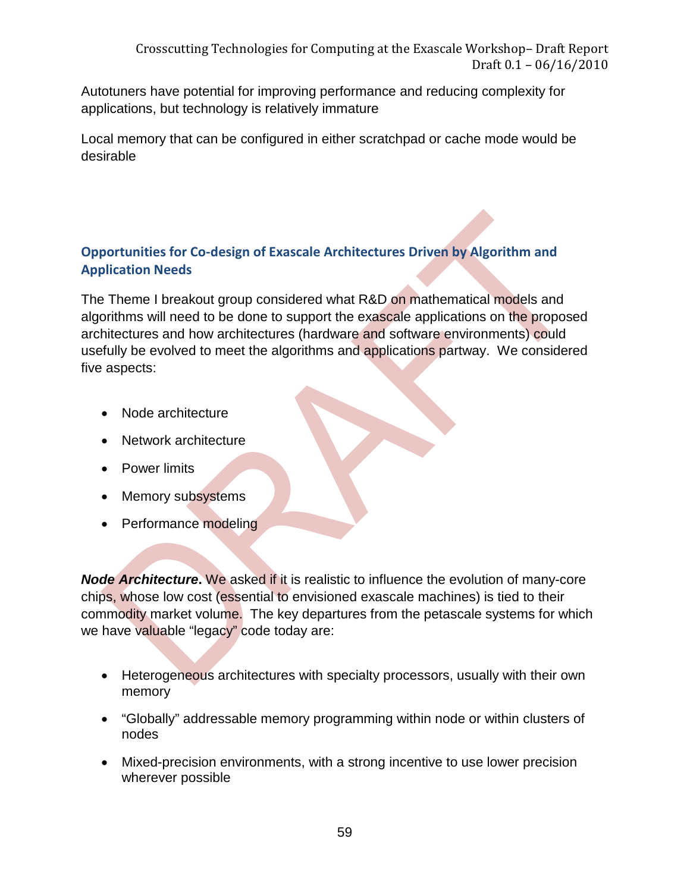Autotuners have potential for improving performance and reducing complexity for applications, but technology is relatively immature

Local memory that can be configured in either scratchpad or cache mode would be desirable

### Opportunities for Co-design of Exascale Architectures Driven by Algorithm and Application Needs

The Theme I breakout group considered what R&D on mathematical models and algorithms will need to be done to support the exascale applications on the proposed architectures and how architectures (hardware and software environments) could usefully be evolved to meet the algorithms and applications partway. We considered five aspects:

- Node architecture
- Network architecture
- Power limits
- Memory subsystems
- Performance modeling

***Node Architecture.*** We asked if it is realistic to influence the evolution of many-core chips, whose low cost (essential to envisioned exascale machines) is tied to their commodity market volume. The key departures from the petascale systems for which we have valuable "legacy" code today are:

- Heterogeneous architectures with specialty processors, usually with their own memory
- "Globally" addressable memory programming within node or within clusters of nodes
- Mixed-precision environments, with a strong incentive to use lower precision wherever possible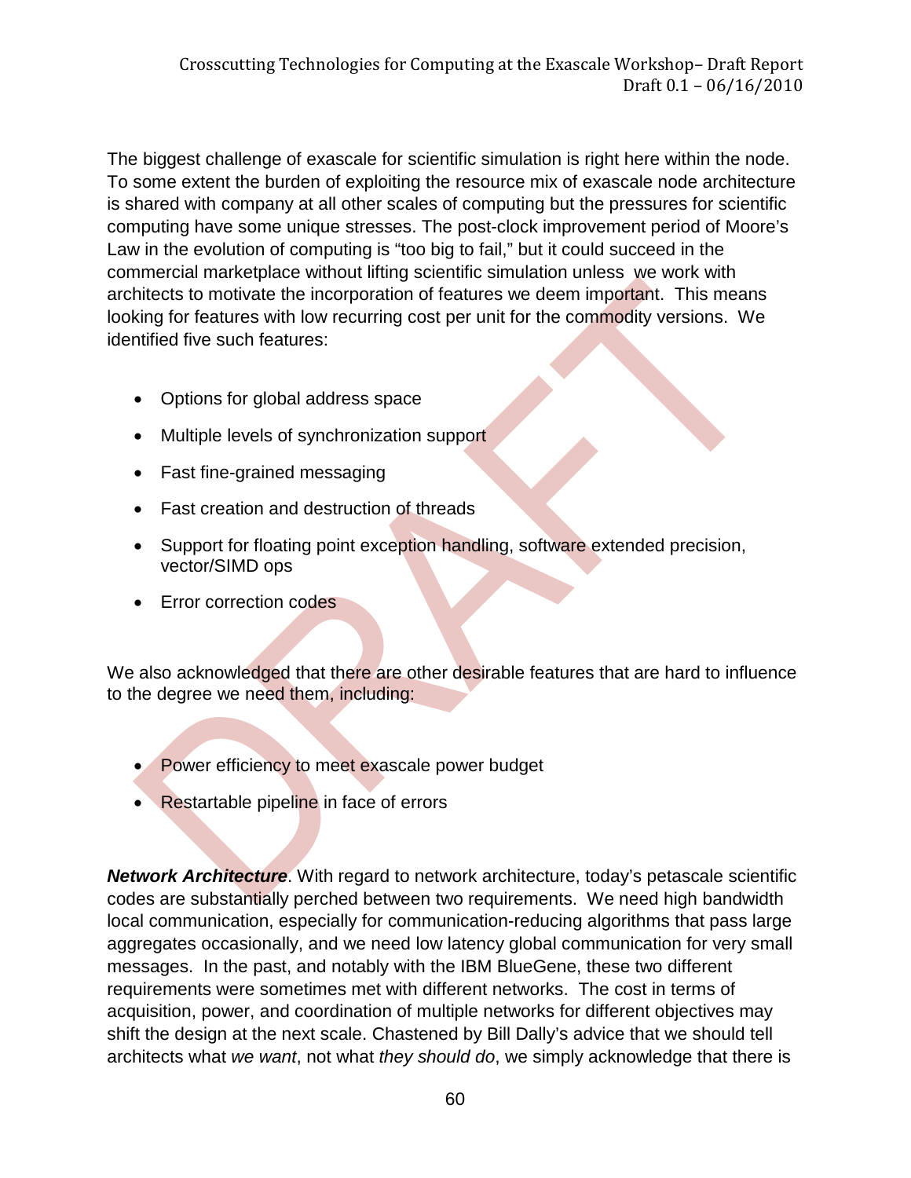The biggest challenge of exascale for scientific simulation is right here within the node. To some extent the burden of exploiting the resource mix of exascale node architecture is shared with company at all other scales of computing but the pressures for scientific computing have some unique stresses. The post-clock improvement period of Moore's Law in the evolution of computing is "too big to fail," but it could succeed in the commercial marketplace without lifting scientific simulation unless we work with architects to motivate the incorporation of features we deem important. This means looking for features with low recurring cost per unit for the commodity versions. We identified five such features:

- Options for global address space
- Multiple levels of synchronization support
- Fast fine-grained messaging
- Fast creation and destruction of threads
- Support for floating point exception handling, software extended precision, vector/SIMD ops
- Error correction codes

We also acknowledged that there are other desirable features that are hard to influence to the degree we need them, including:

- Power efficiency to meet exascale power budget
- Restartable pipeline in face of errors

***Network Architecture***. With regard to network architecture, today's petascale scientific codes are substantially perched between two requirements. We need high bandwidth local communication, especially for communication-reducing algorithms that pass large aggregates occasionally, and we need low latency global communication for very small messages. In the past, and notably with the IBM BlueGene, these two different requirements were sometimes met with different networks. The cost in terms of acquisition, power, and coordination of multiple networks for different objectives may shift the design at the next scale. Chastened by Bill Dally's advice that we should tell architects what *we want*, not what *they should do*, we simply acknowledge that there is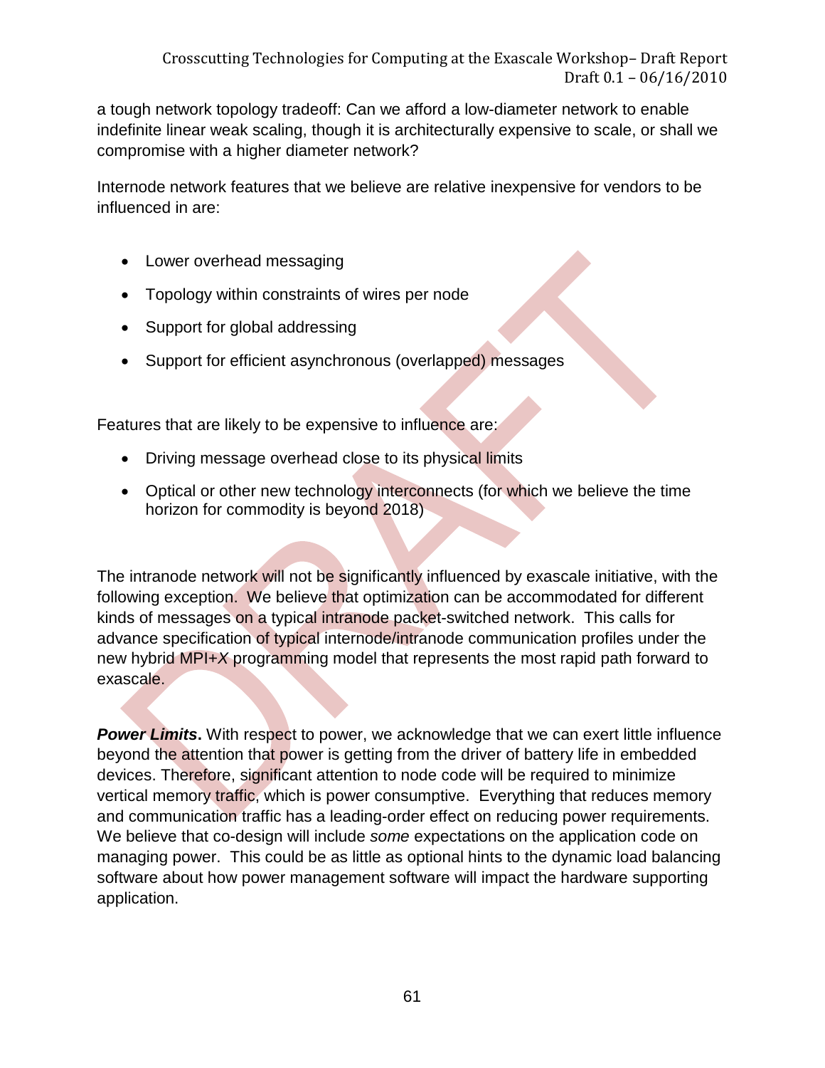a tough network topology tradeoff: Can we afford a low-diameter network to enable indefinite linear weak scaling, though it is architecturally expensive to scale, or shall we compromise with a higher diameter network?

Internode network features that we believe are relative inexpensive for vendors to be influenced in are:

- Lower overhead messaging
- Topology within constraints of wires per node
- Support for global addressing
- Support for efficient asynchronous (overlapped) messages

Features that are likely to be expensive to influence are:

- Driving message overhead close to its physical limits
- Optical or other new technology interconnects (for which we believe the time horizon for commodity is beyond 2018)

The intranode network will not be significantly influenced by exascale initiative, with the following exception. We believe that optimization can be accommodated for different kinds of messages on a typical intranode packet-switched network. This calls for advance specification of typical internode/intranode communication profiles under the new hybrid MPI+*X* programming model that represents the most rapid path forward to exascale.

***Power Limits*.** With respect to power, we acknowledge that we can exert little influence beyond the attention that power is getting from the driver of battery life in embedded devices. Therefore, significant attention to node code will be required to minimize vertical memory traffic, which is power consumptive. Everything that reduces memory and communication traffic has a leading-order effect on reducing power requirements. We believe that co-design will include *some* expectations on the application code on managing power. This could be as little as optional hints to the dynamic load balancing software about how power management software will impact the hardware supporting application.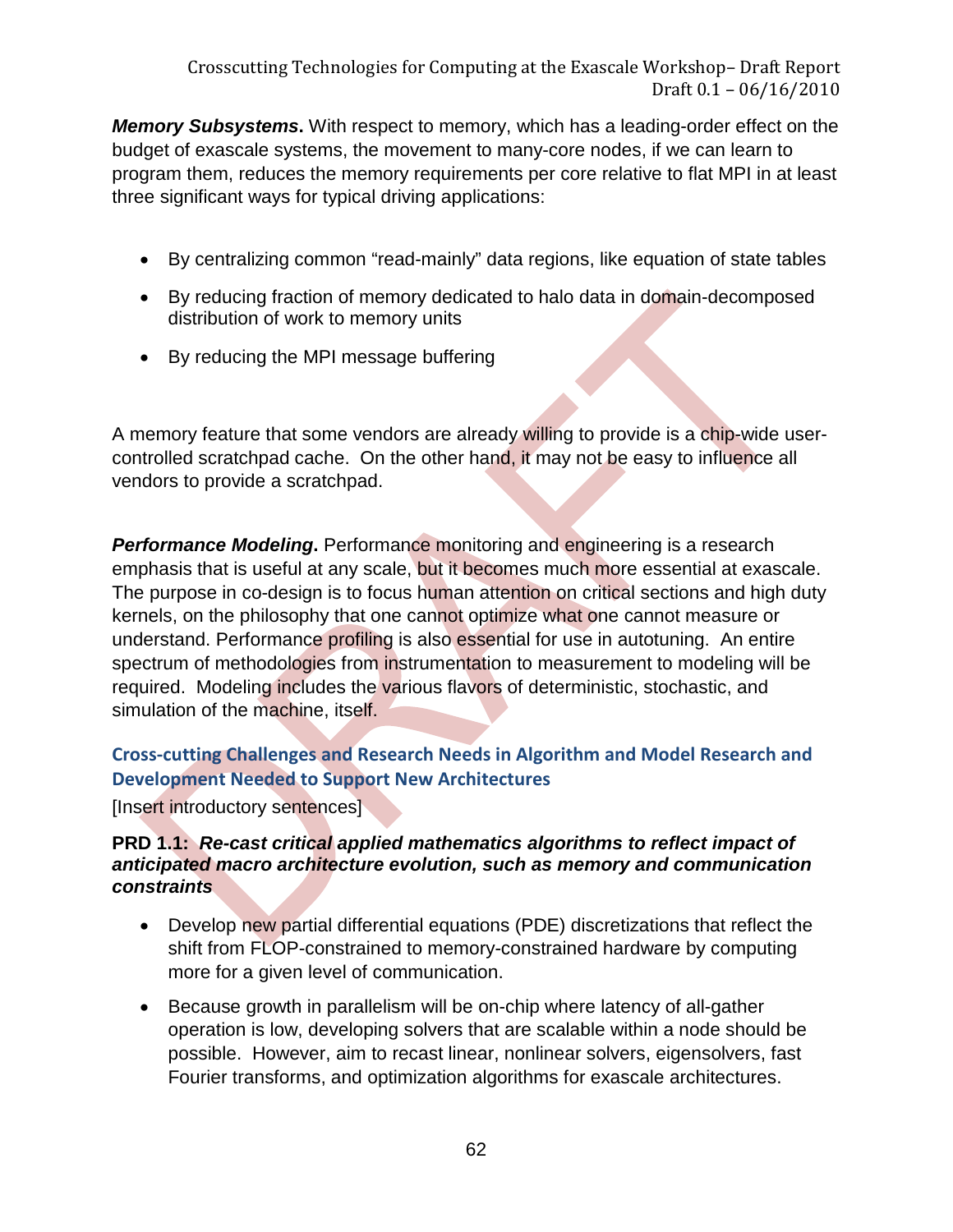**_Memory Subsystems_.** With respect to memory, which has a leading-order effect on the budget of exascale systems, the movement to many-core nodes, if we can learn to program them, reduces the memory requirements per core relative to flat MPI in at least three significant ways for typical driving applications:

- By centralizing common "read-mainly" data regions, like equation of state tables
- By reducing fraction of memory dedicated to halo data in domain-decomposed distribution of work to memory units
- By reducing the MPI message buffering

A memory feature that some vendors are already willing to provide is a chip-wide user-controlled scratchpad cache. On the other hand, it may not be easy to influence all vendors to provide a scratchpad.

**_Performance Modeling_.** Performance monitoring and engineering is a research emphasis that is useful at any scale, but it becomes much more essential at exascale. The purpose in co-design is to focus human attention on critical sections and high duty kernels, on the philosophy that one cannot optimize what one cannot measure or understand. Performance profiling is also essential for use in autotuning. An entire spectrum of methodologies from instrumentation to measurement to modeling will be required. Modeling includes the various flavors of deterministic, stochastic, and simulation of the machine, itself.

### Cross-cutting Challenges and Research Needs in Algorithm and Model Research and Development Needed to Support New Architectures

[Insert introductory sentences]

**PRD 1.1: _Re-cast critical applied mathematics algorithms to reflect impact of anticipated macro architecture evolution, such as memory and communication constraints_**

- Develop new partial differential equations (PDE) discretizations that reflect the shift from FLOP-constrained to memory-constrained hardware by computing more for a given level of communication.
- Because growth in parallelism will be on-chip where latency of all-gather operation is low, developing solvers that are scalable within a node should be possible. However, aim to recast linear, nonlinear solvers, eigensolvers, fast Fourier transforms, and optimization algorithms for exascale architectures.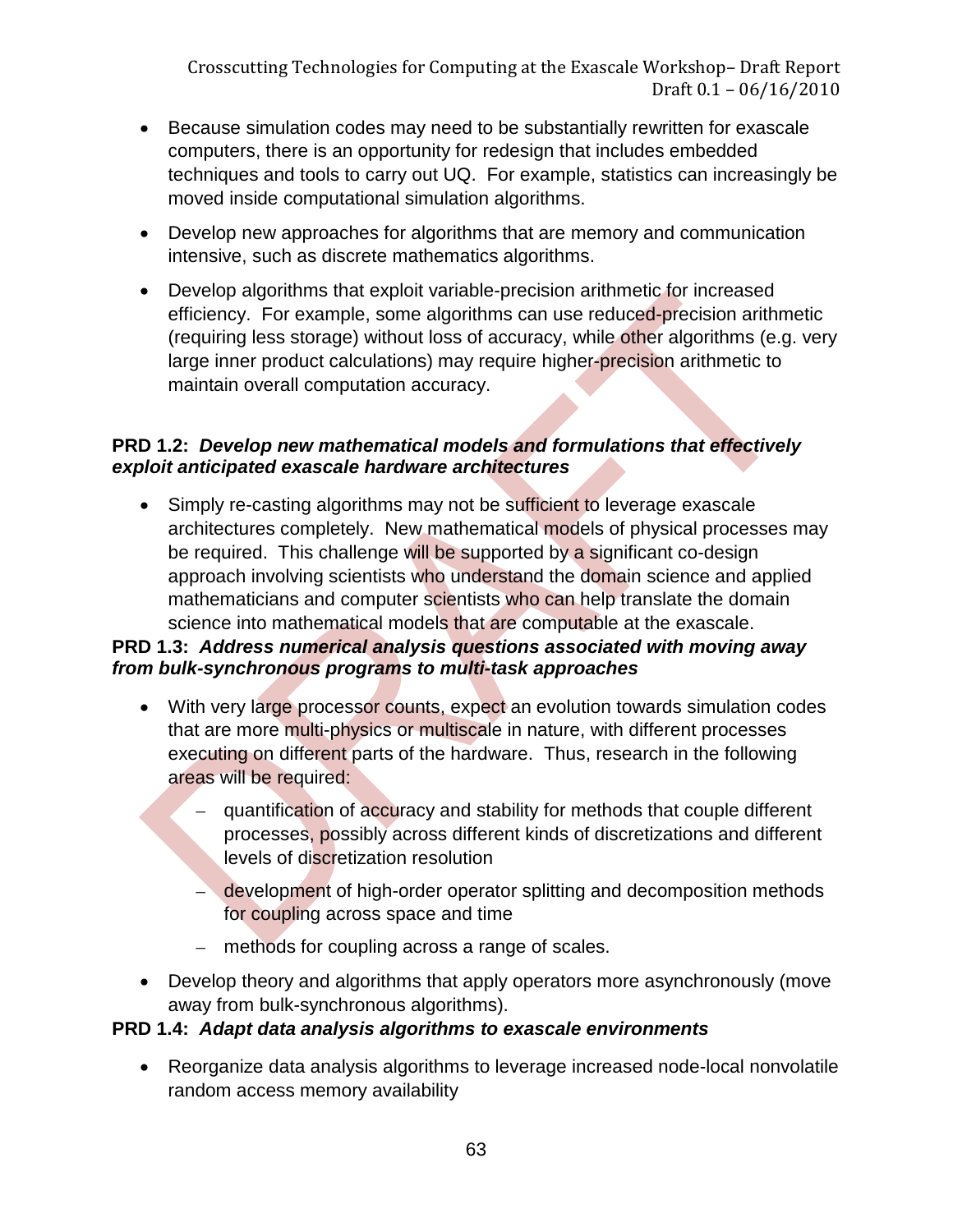- Because simulation codes may need to be substantially rewritten for exascale computers, there is an opportunity for redesign that includes embedded techniques and tools to carry out UQ. For example, statistics can increasingly be moved inside computational simulation algorithms.
- Develop new approaches for algorithms that are memory and communication intensive, such as discrete mathematics algorithms.
- Develop algorithms that exploit variable-precision arithmetic for increased efficiency. For example, some algorithms can use reduced-precision arithmetic (requiring less storage) without loss of accuracy, while other algorithms (e.g. very large inner product calculations) may require higher-precision arithmetic to maintain overall computation accuracy.

**PRD 1.2: *Develop new mathematical models and formulations that effectively exploit anticipated exascale hardware architectures***

- Simply re-casting algorithms may not be sufficient to leverage exascale architectures completely. New mathematical models of physical processes may be required. This challenge will be supported by a significant co-design approach involving scientists who understand the domain science and applied mathematicians and computer scientists who can help translate the domain science into mathematical models that are computable at the exascale.

**PRD 1.3: *Address numerical analysis questions associated with moving away from bulk-synchronous programs to multi-task approaches***

- With very large processor counts, expect an evolution towards simulation codes that are more multi-physics or multiscale in nature, with different processes executing on different parts of the hardware. Thus, research in the following areas will be required:
  - quantification of accuracy and stability for methods that couple different processes, possibly across different kinds of discretizations and different levels of discretization resolution
  - development of high-order operator splitting and decomposition methods for coupling across space and time
  - methods for coupling across a range of scales.
- Develop theory and algorithms that apply operators more asynchronously (move away from bulk-synchronous algorithms).

**PRD 1.4: *Adapt data analysis algorithms to exascale environments***

- Reorganize data analysis algorithms to leverage increased node-local nonvolatile random access memory availability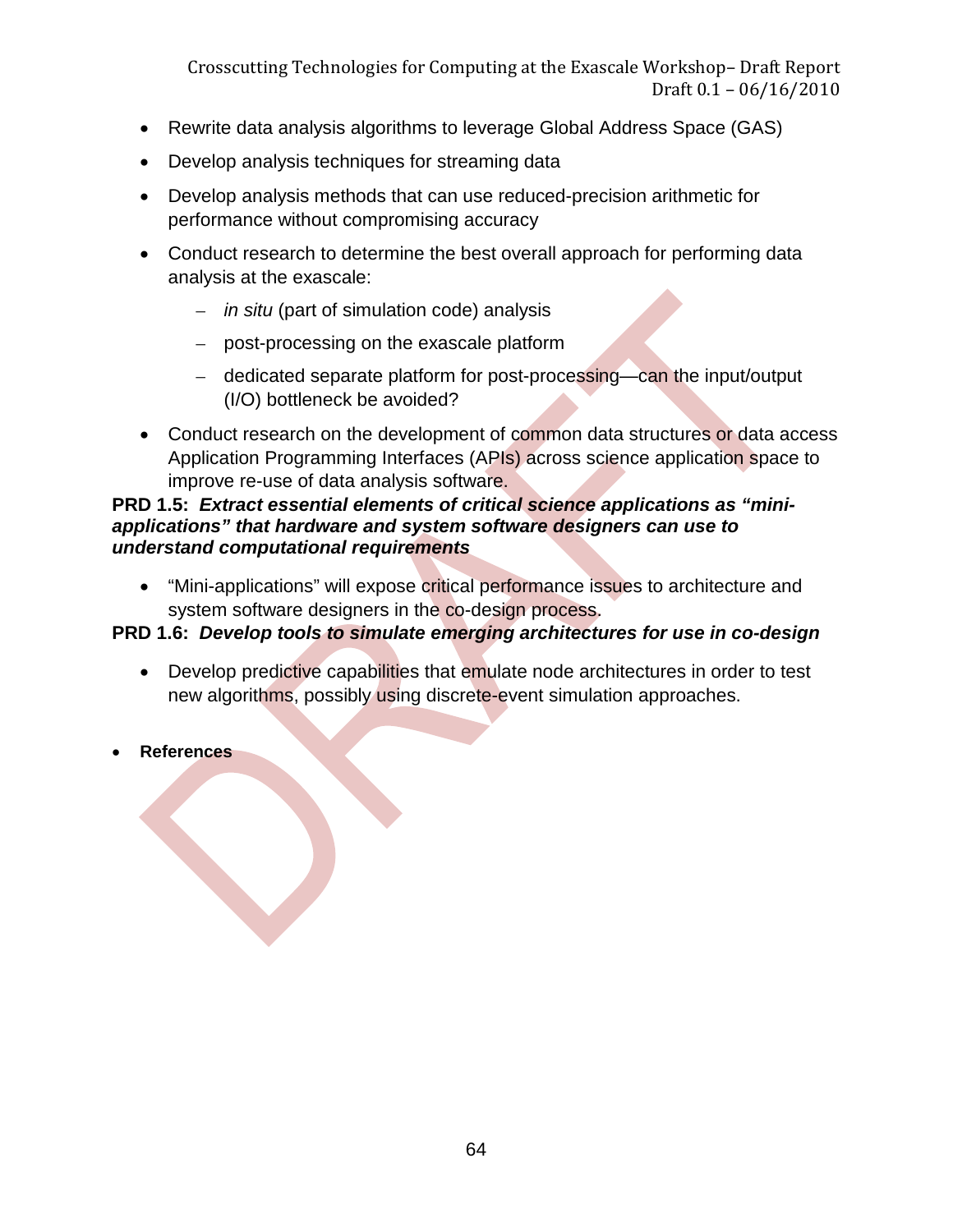- Rewrite data analysis algorithms to leverage Global Address Space (GAS)
- Develop analysis techniques for streaming data
- Develop analysis methods that can use reduced-precision arithmetic for performance without compromising accuracy
- Conduct research to determine the best overall approach for performing data analysis at the exascale:
  - *in situ* (part of simulation code) analysis
  - post-processing on the exascale platform
  - dedicated separate platform for post-processing—can the input/output (I/O) bottleneck be avoided?
- Conduct research on the development of common data structures or data access Application Programming Interfaces (APIs) across science application space to improve re-use of data analysis software.

**PRD 1.5:** ***Extract essential elements of critical science applications as "mini-applications" that hardware and system software designers can use to understand computational requirements***

- "Mini-applications" will expose critical performance issues to architecture and system software designers in the co-design process.

**PRD 1.6:** ***Develop tools to simulate emerging architectures for use in co-design***

- Develop predictive capabilities that emulate node architectures in order to test new algorithms, possibly using discrete-event simulation approaches.

- **References**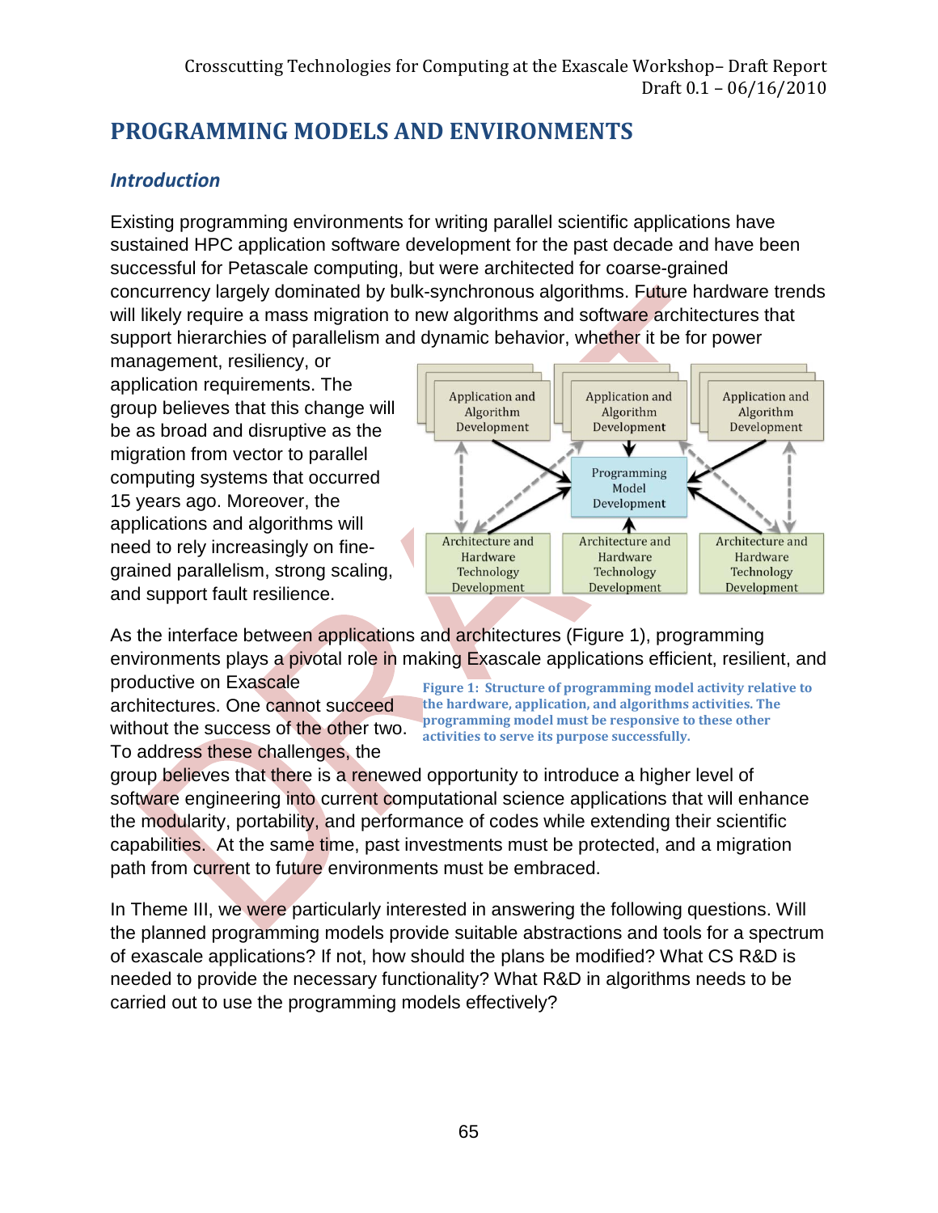# PROGRAMMING MODELS AND ENVIRONMENTS

## *Introduction*

Existing programming environments for writing parallel scientific applications have sustained HPC application software development for the past decade and have been successful for Petascale computing, but were architected for coarse-grained concurrency largely dominated by bulk-synchronous algorithms. Future hardware trends will likely require a mass migration to new algorithms and software architectures that support hierarchies of parallelism and dynamic behavior, whether it be for power management, resiliency, or application requirements. The group believes that this change will be as broad and disruptive as the migration from vector to parallel computing systems that occurred 15 years ago. Moreover, the applications and algorithms will need to rely increasingly on fine-grained parallelism, strong scaling, and support fault resilience.

**Figure 1: Structure of programming model activity relative to the hardware, application, and algorithms activities. The programming model must be responsive to these other activities to serve its purpose successfully.**

As the interface between applications and architectures (Figure 1), programming environments plays a pivotal role in making Exascale applications efficient, resilient, and productive on Exascale architectures. One cannot succeed without the success of the other two. To address these challenges, the group believes that there is a renewed opportunity to introduce a higher level of software engineering into current computational science applications that will enhance the modularity, portability, and performance of codes while extending their scientific capabilities. At the same time, past investments must be protected, and a migration path from current to future environments must be embraced.

In Theme III, we were particularly interested in answering the following questions. Will the planned programming models provide suitable abstractions and tools for a spectrum of exascale applications? If not, how should the plans be modified? What CS R&D is needed to provide the necessary functionality? What R&D in algorithms needs to be carried out to use the programming models effectively?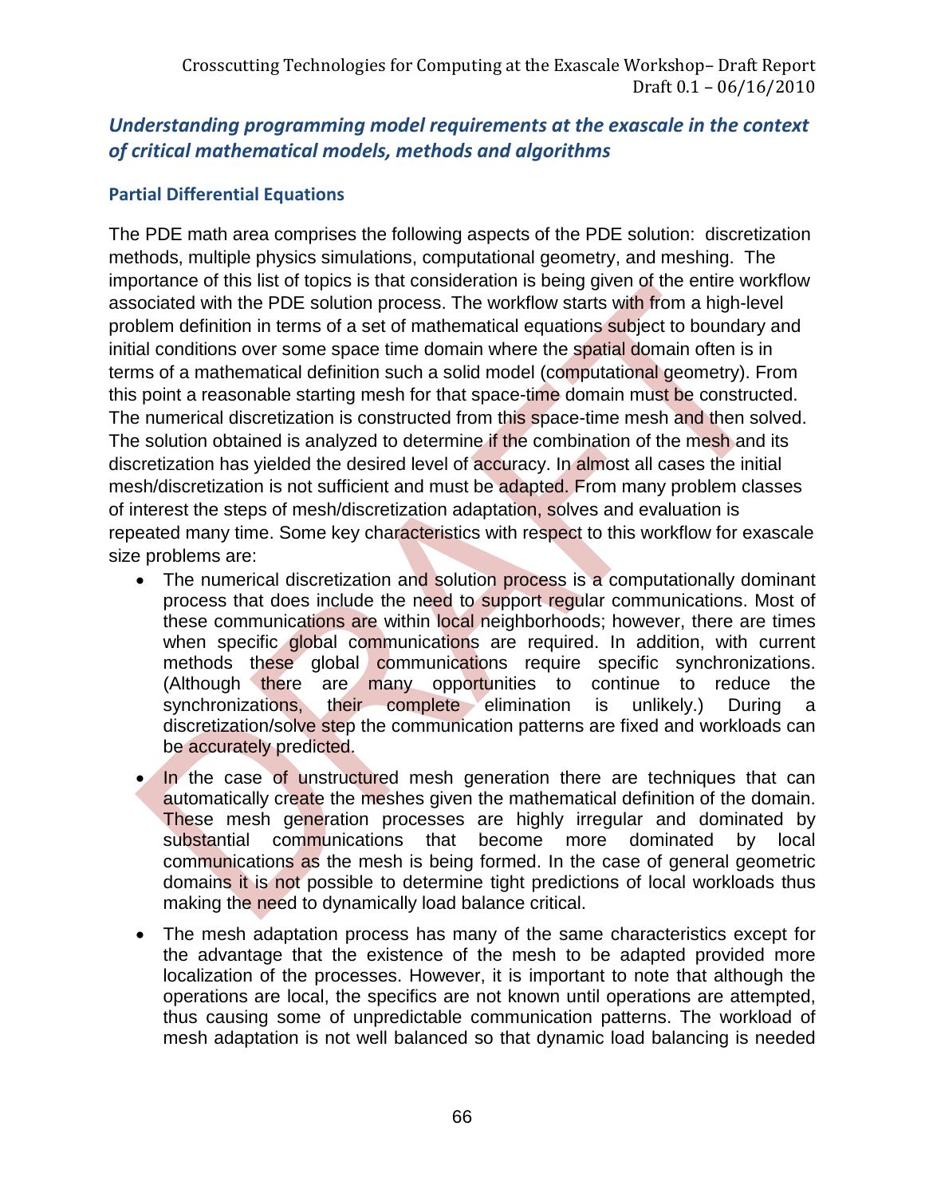## *Understanding programming model requirements at the exascale in the context of critical mathematical models, methods and algorithms*

### Partial Differential Equations

The PDE math area comprises the following aspects of the PDE solution: discretization methods, multiple physics simulations, computational geometry, and meshing. The importance of this list of topics is that consideration is being given of the entire workflow associated with the PDE solution process. The workflow starts with from a high-level problem definition in terms of a set of mathematical equations subject to boundary and initial conditions over some space time domain where the spatial domain often is in terms of a mathematical definition such a solid model (computational geometry). From this point a reasonable starting mesh for that space-time domain must be constructed. The numerical discretization is constructed from this space-time mesh and then solved. The solution obtained is analyzed to determine if the combination of the mesh and its discretization has yielded the desired level of accuracy. In almost all cases the initial mesh/discretization is not sufficient and must be adapted. From many problem classes of interest the steps of mesh/discretization adaptation, solves and evaluation is repeated many time. Some key characteristics with respect to this workflow for exascale size problems are:

- The numerical discretization and solution process is a computationally dominant process that does include the need to support regular communications. Most of these communications are within local neighborhoods; however, there are times when specific global communications are required. In addition, with current methods these global communications require specific synchronizations. (Although there are many opportunities to continue to reduce the synchronizations, their complete elimination is unlikely.) During a discretization/solve step the communication patterns are fixed and workloads can be accurately predicted.
- In the case of unstructured mesh generation there are techniques that can automatically create the meshes given the mathematical definition of the domain. These mesh generation processes are highly irregular and dominated by substantial communications that become more dominated by local communications as the mesh is being formed. In the case of general geometric domains it is not possible to determine tight predictions of local workloads thus making the need to dynamically load balance critical.
- The mesh adaptation process has many of the same characteristics except for the advantage that the existence of the mesh to be adapted provided more localization of the processes. However, it is important to note that although the operations are local, the specifics are not known until operations are attempted, thus causing some of unpredictable communication patterns. The workload of mesh adaptation is not well balanced so that dynamic load balancing is needed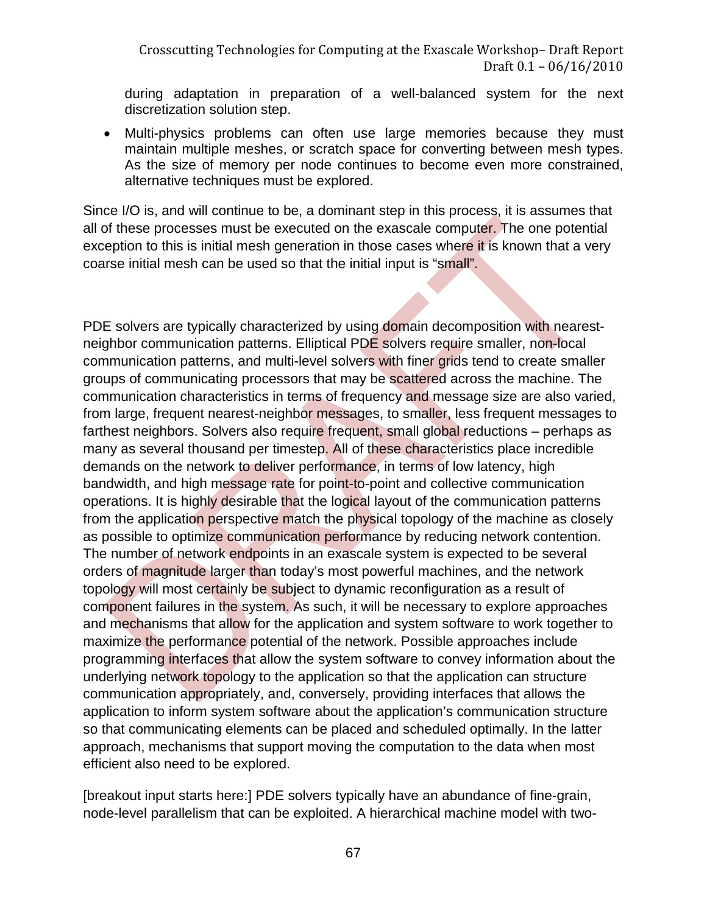during adaptation in preparation of a well-balanced system for the next discretization solution step.

- Multi-physics problems can often use large memories because they must maintain multiple meshes, or scratch space for converting between mesh types. As the size of memory per node continues to become even more constrained, alternative techniques must be explored.

Since I/O is, and will continue to be, a dominant step in this process, it is assumes that all of these processes must be executed on the exascale computer. The one potential exception to this is initial mesh generation in those cases where it is known that a very coarse initial mesh can be used so that the initial input is "small".

PDE solvers are typically characterized by using domain decomposition with nearest-neighbor communication patterns. Elliptical PDE solvers require smaller, non-local communication patterns, and multi-level solvers with finer grids tend to create smaller groups of communicating processors that may be scattered across the machine. The communication characteristics in terms of frequency and message size are also varied, from large, frequent nearest-neighbor messages, to smaller, less frequent messages to farthest neighbors. Solvers also require frequent, small global reductions – perhaps as many as several thousand per timestep. All of these characteristics place incredible demands on the network to deliver performance, in terms of low latency, high bandwidth, and high message rate for point-to-point and collective communication operations. It is highly desirable that the logical layout of the communication patterns from the application perspective match the physical topology of the machine as closely as possible to optimize communication performance by reducing network contention. The number of network endpoints in an exascale system is expected to be several orders of magnitude larger than today's most powerful machines, and the network topology will most certainly be subject to dynamic reconfiguration as a result of component failures in the system. As such, it will be necessary to explore approaches and mechanisms that allow for the application and system software to work together to maximize the performance potential of the network. Possible approaches include programming interfaces that allow the system software to convey information about the underlying network topology to the application so that the application can structure communication appropriately, and, conversely, providing interfaces that allows the application to inform system software about the application's communication structure so that communicating elements can be placed and scheduled optimally. In the latter approach, mechanisms that support moving the computation to the data when most efficient also need to be explored.

[breakout input starts here:] PDE solvers typically have an abundance of fine-grain, node-level parallelism that can be exploited. A hierarchical machine model with two-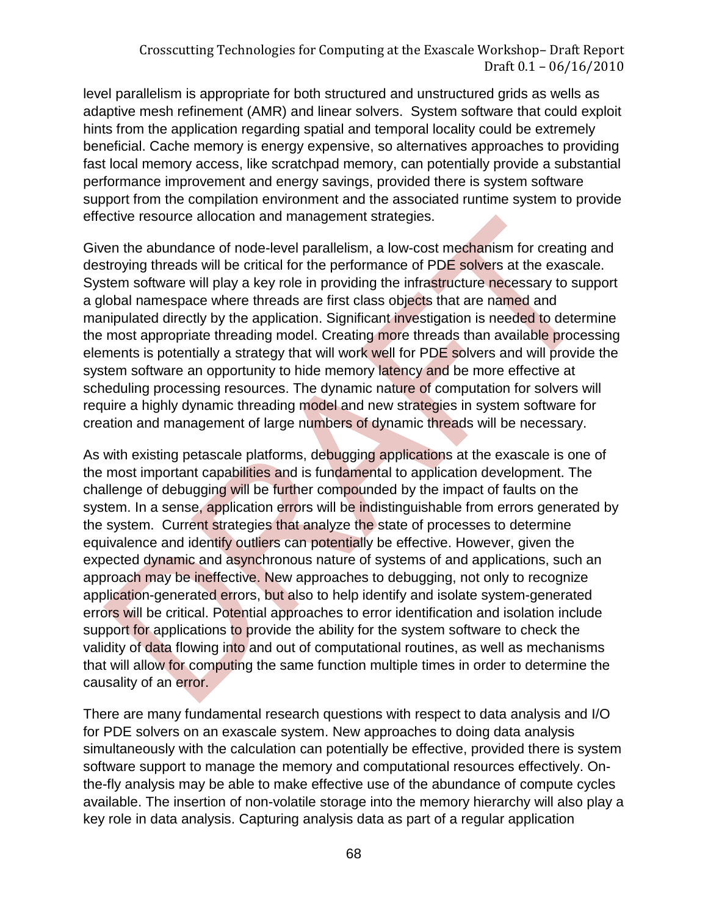level parallelism is appropriate for both structured and unstructured grids as wells as adaptive mesh refinement (AMR) and linear solvers. System software that could exploit hints from the application regarding spatial and temporal locality could be extremely beneficial. Cache memory is energy expensive, so alternatives approaches to providing fast local memory access, like scratchpad memory, can potentially provide a substantial performance improvement and energy savings, provided there is system software support from the compilation environment and the associated runtime system to provide effective resource allocation and management strategies.

Given the abundance of node-level parallelism, a low-cost mechanism for creating and destroying threads will be critical for the performance of PDE solvers at the exascale. System software will play a key role in providing the infrastructure necessary to support a global namespace where threads are first class objects that are named and manipulated directly by the application. Significant investigation is needed to determine the most appropriate threading model. Creating more threads than available processing elements is potentially a strategy that will work well for PDE solvers and will provide the system software an opportunity to hide memory latency and be more effective at scheduling processing resources. The dynamic nature of computation for solvers will require a highly dynamic threading model and new strategies in system software for creation and management of large numbers of dynamic threads will be necessary.

As with existing petascale platforms, debugging applications at the exascale is one of the most important capabilities and is fundamental to application development. The challenge of debugging will be further compounded by the impact of faults on the system. In a sense, application errors will be indistinguishable from errors generated by the system. Current strategies that analyze the state of processes to determine equivalence and identify outliers can potentially be effective. However, given the expected dynamic and asynchronous nature of systems of and applications, such an approach may be ineffective. New approaches to debugging, not only to recognize application-generated errors, but also to help identify and isolate system-generated errors will be critical. Potential approaches to error identification and isolation include support for applications to provide the ability for the system software to check the validity of data flowing into and out of computational routines, as well as mechanisms that will allow for computing the same function multiple times in order to determine the causality of an error.

There are many fundamental research questions with respect to data analysis and I/O for PDE solvers on an exascale system. New approaches to doing data analysis simultaneously with the calculation can potentially be effective, provided there is system software support to manage the memory and computational resources effectively. On-the-fly analysis may be able to make effective use of the abundance of compute cycles available. The insertion of non-volatile storage into the memory hierarchy will also play a key role in data analysis. Capturing analysis data as part of a regular application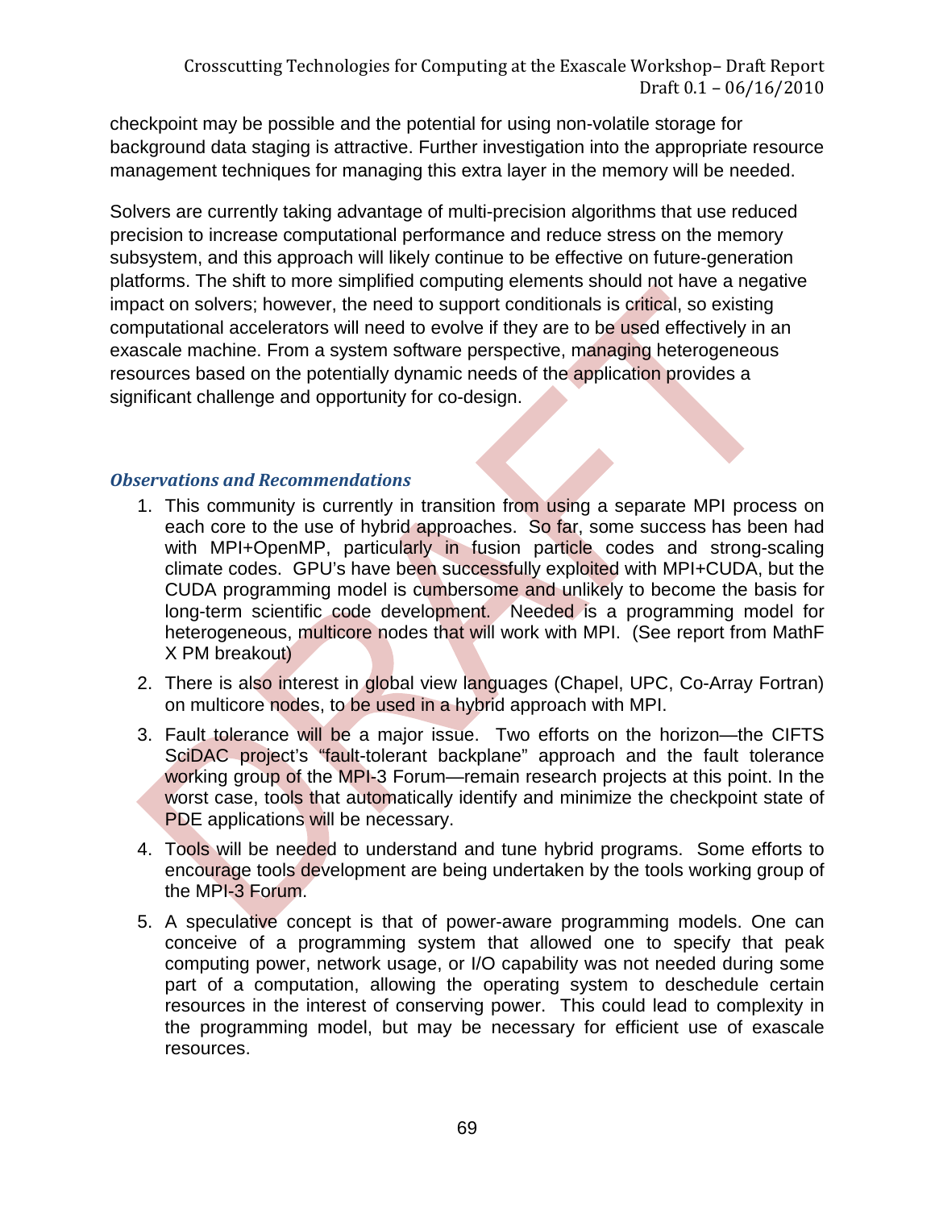checkpoint may be possible and the potential for using non-volatile storage for background data staging is attractive. Further investigation into the appropriate resource management techniques for managing this extra layer in the memory will be needed.

Solvers are currently taking advantage of multi-precision algorithms that use reduced precision to increase computational performance and reduce stress on the memory subsystem, and this approach will likely continue to be effective on future-generation platforms. The shift to more simplified computing elements should not have a negative impact on solvers; however, the need to support conditionals is critical, so existing computational accelerators will need to evolve if they are to be used effectively in an exascale machine. From a system software perspective, managing heterogeneous resources based on the potentially dynamic needs of the application provides a significant challenge and opportunity for co-design.

### *Observations and Recommendations*

1. This community is currently in transition from using a separate MPI process on each core to the use of hybrid approaches. So far, some success has been had with MPI+OpenMP, particularly in fusion particle codes and strong-scaling climate codes. GPU's have been successfully exploited with MPI+CUDA, but the CUDA programming model is cumbersome and unlikely to become the basis for long-term scientific code development. Needed is a programming model for heterogeneous, multicore nodes that will work with MPI. (See report from MathF X PM breakout)
2. There is also interest in global view languages (Chapel, UPC, Co-Array Fortran) on multicore nodes, to be used in a hybrid approach with MPI.
3. Fault tolerance will be a major issue. Two efforts on the horizon—the CIFTS SciDAC project's "fault-tolerant backplane" approach and the fault tolerance working group of the MPI-3 Forum—remain research projects at this point. In the worst case, tools that automatically identify and minimize the checkpoint state of PDE applications will be necessary.
4. Tools will be needed to understand and tune hybrid programs. Some efforts to encourage tools development are being undertaken by the tools working group of the MPI-3 Forum.
5. A speculative concept is that of power-aware programming models. One can conceive of a programming system that allowed one to specify that peak computing power, network usage, or I/O capability was not needed during some part of a computation, allowing the operating system to deschedule certain resources in the interest of conserving power. This could lead to complexity in the programming model, but may be necessary for efficient use of exascale resources.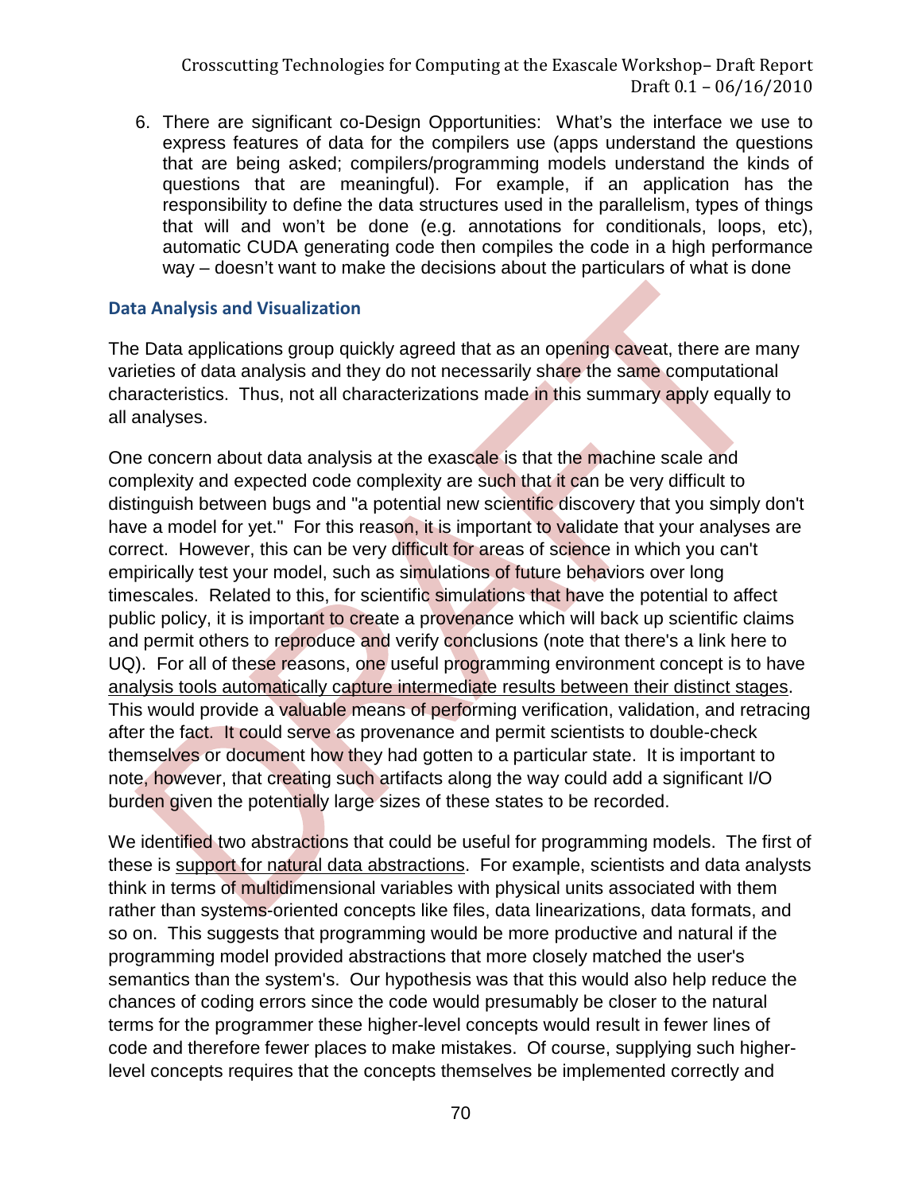6. There are significant co-Design Opportunities: What's the interface we use to express features of data for the compilers use (apps understand the questions that are being asked; compilers/programming models understand the kinds of questions that are meaningful). For example, if an application has the responsibility to define the data structures used in the parallelism, types of things that will and won't be done (e.g. annotations for conditionals, loops, etc), automatic CUDA generating code then compiles the code in a high performance way – doesn't want to make the decisions about the particulars of what is done

### Data Analysis and Visualization

The Data applications group quickly agreed that as an opening caveat, there are many varieties of data analysis and they do not necessarily share the same computational characteristics. Thus, not all characterizations made in this summary apply equally to all analyses.

One concern about data analysis at the exascale is that the machine scale and complexity and expected code complexity are such that it can be very difficult to distinguish between bugs and "a potential new scientific discovery that you simply don't have a model for yet." For this reason, it is important to validate that your analyses are correct. However, this can be very difficult for areas of science in which you can't empirically test your model, such as simulations of future behaviors over long timescales. Related to this, for scientific simulations that have the potential to affect public policy, it is important to create a provenance which will back up scientific claims and permit others to reproduce and verify conclusions (note that there's a link here to UQ). For all of these reasons, one useful programming environment concept is to have <u>analysis tools automatically capture intermediate results between their distinct stages</u>. This would provide a valuable means of performing verification, validation, and retracing after the fact. It could serve as provenance and permit scientists to double-check themselves or document how they had gotten to a particular state. It is important to note, however, that creating such artifacts along the way could add a significant I/O burden given the potentially large sizes of these states to be recorded.

We identified two abstractions that could be useful for programming models. The first of these is <u>support for natural data abstractions</u>. For example, scientists and data analysts think in terms of multidimensional variables with physical units associated with them rather than systems-oriented concepts like files, data linearizations, data formats, and so on. This suggests that programming would be more productive and natural if the programming model provided abstractions that more closely matched the user's semantics than the system's. Our hypothesis was that this would also help reduce the chances of coding errors since the code would presumably be closer to the natural terms for the programmer these higher-level concepts would result in fewer lines of code and therefore fewer places to make mistakes. Of course, supplying such higher-level concepts requires that the concepts themselves be implemented correctly and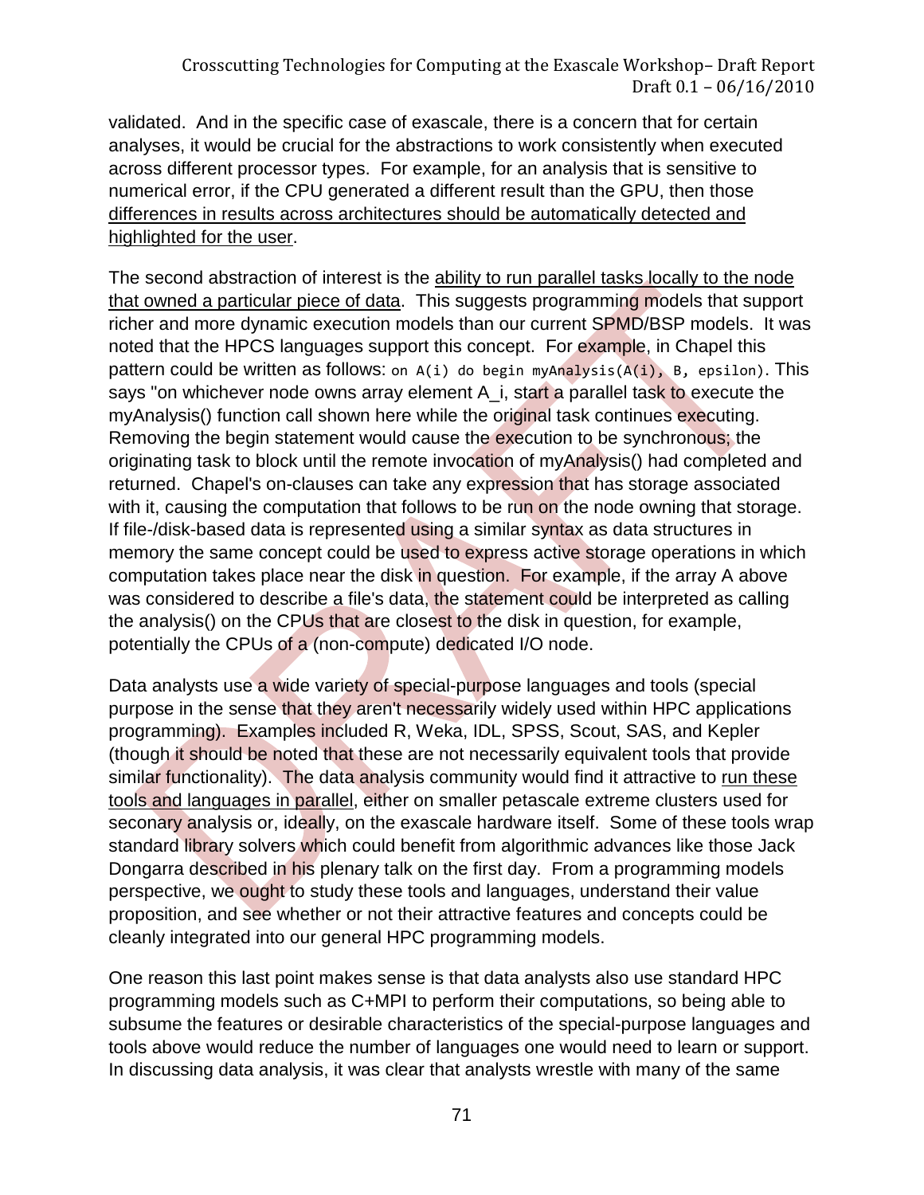validated. And in the specific case of exascale, there is a concern that for certain analyses, it would be crucial for the abstractions to work consistently when executed across different processor types. For example, for an analysis that is sensitive to numerical error, if the CPU generated a different result than the GPU, then those <u>differences in results across architectures should be automatically detected and highlighted for the user</u>.

The second abstraction of interest is the <u>ability to run parallel tasks locally to the node that owned a particular piece of data</u>. This suggests programming models that support richer and more dynamic execution models than our current SPMD/BSP models. It was noted that the HPCS languages support this concept. For example, in Chapel this pattern could be written as follows: `on A(i) do begin myAnalysis(A(i), B, epsilon)`. This says "on whichever node owns array element A_i, start a parallel task to execute the myAnalysis() function call shown here while the original task continues executing. Removing the begin statement would cause the execution to be synchronous; the originating task to block until the remote invocation of myAnalysis() had completed and returned. Chapel's on-clauses can take any expression that has storage associated with it, causing the computation that follows to be run on the node owning that storage. If file-/disk-based data is represented using a similar syntax as data structures in memory the same concept could be used to express active storage operations in which computation takes place near the disk in question. For example, if the array A above was considered to describe a file's data, the statement could be interpreted as calling the analysis() on the CPUs that are closest to the disk in question, for example, potentially the CPUs of a (non-compute) dedicated I/O node.

Data analysts use a wide variety of special-purpose languages and tools (special purpose in the sense that they aren't necessarily widely used within HPC applications programming). Examples included R, Weka, IDL, SPSS, Scout, SAS, and Kepler (though it should be noted that these are not necessarily equivalent tools that provide similar functionality). The data analysis community would find it attractive to <u>run these tools and languages in parallel</u>, either on smaller petascale extreme clusters used for seconary analysis or, ideally, on the exascale hardware itself. Some of these tools wrap standard library solvers which could benefit from algorithmic advances like those Jack Dongarra described in his plenary talk on the first day. From a programming models perspective, we ought to study these tools and languages, understand their value proposition, and see whether or not their attractive features and concepts could be cleanly integrated into our general HPC programming models.

One reason this last point makes sense is that data analysts also use standard HPC programming models such as C+MPI to perform their computations, so being able to subsume the features or desirable characteristics of the special-purpose languages and tools above would reduce the number of languages one would need to learn or support. In discussing data analysis, it was clear that analysts wrestle with many of the same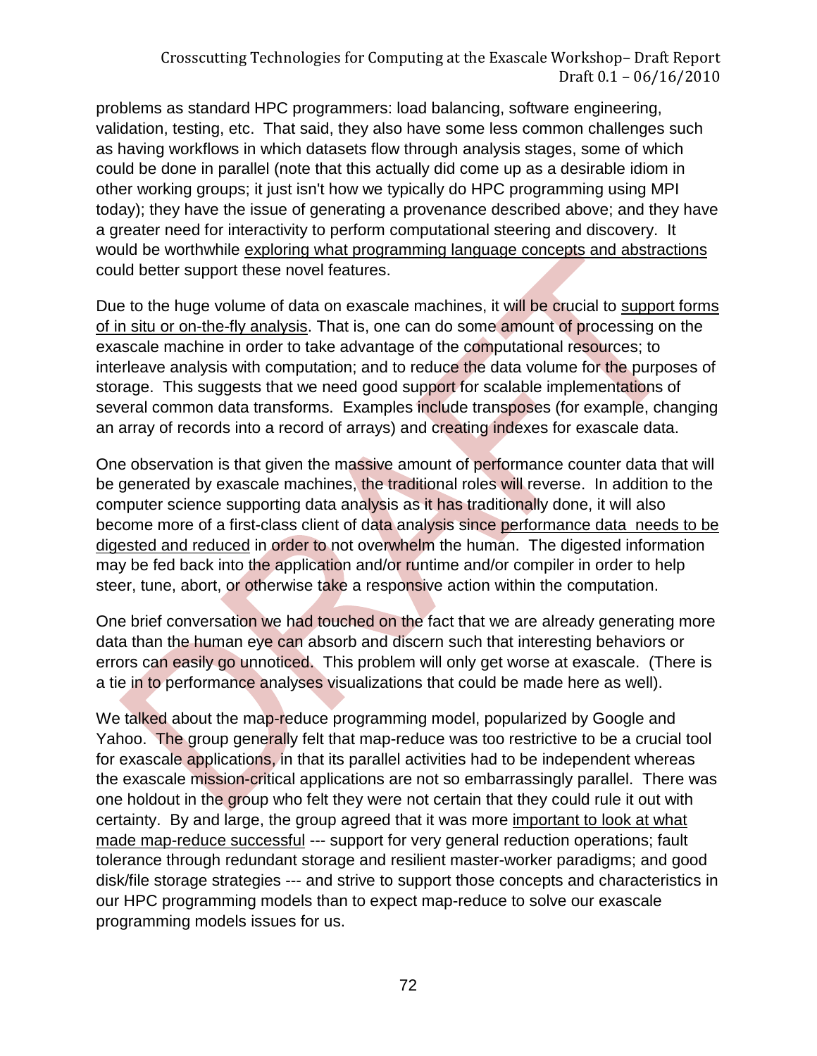problems as standard HPC programmers: load balancing, software engineering, validation, testing, etc. That said, they also have some less common challenges such as having workflows in which datasets flow through analysis stages, some of which could be done in parallel (note that this actually did come up as a desirable idiom in other working groups; it just isn't how we typically do HPC programming using MPI today); they have the issue of generating a provenance described above; and they have a greater need for interactivity to perform computational steering and discovery. It would be worthwhile <u>exploring what programming language concepts and abstractions</u> could better support these novel features.

Due to the huge volume of data on exascale machines, it will be crucial to <u>support forms of in situ or on-the-fly analysis</u>. That is, one can do some amount of processing on the exascale machine in order to take advantage of the computational resources; to interleave analysis with computation; and to reduce the data volume for the purposes of storage. This suggests that we need good support for scalable implementations of several common data transforms. Examples include transposes (for example, changing an array of records into a record of arrays) and creating indexes for exascale data.

One observation is that given the massive amount of performance counter data that will be generated by exascale machines, the traditional roles will reverse. In addition to the computer science supporting data analysis as it has traditionally done, it will also become more of a first-class client of data analysis since <u>performance data needs to be digested and reduced</u> in order to not overwhelm the human. The digested information may be fed back into the application and/or runtime and/or compiler in order to help steer, tune, abort, or otherwise take a responsive action within the computation.

One brief conversation we had touched on the fact that we are already generating more data than the human eye can absorb and discern such that interesting behaviors or errors can easily go unnoticed. This problem will only get worse at exascale. (There is a tie in to performance analyses visualizations that could be made here as well).

We talked about the map-reduce programming model, popularized by Google and Yahoo. The group generally felt that map-reduce was too restrictive to be a crucial tool for exascale applications, in that its parallel activities had to be independent whereas the exascale mission-critical applications are not so embarrassingly parallel. There was one holdout in the group who felt they were not certain that they could rule it out with certainty. By and large, the group agreed that it was more <u>important to look at what made map-reduce successful</u> --- support for very general reduction operations; fault tolerance through redundant storage and resilient master-worker paradigms; and good disk/file storage strategies --- and strive to support those concepts and characteristics in our HPC programming models than to expect map-reduce to solve our exascale programming models issues for us.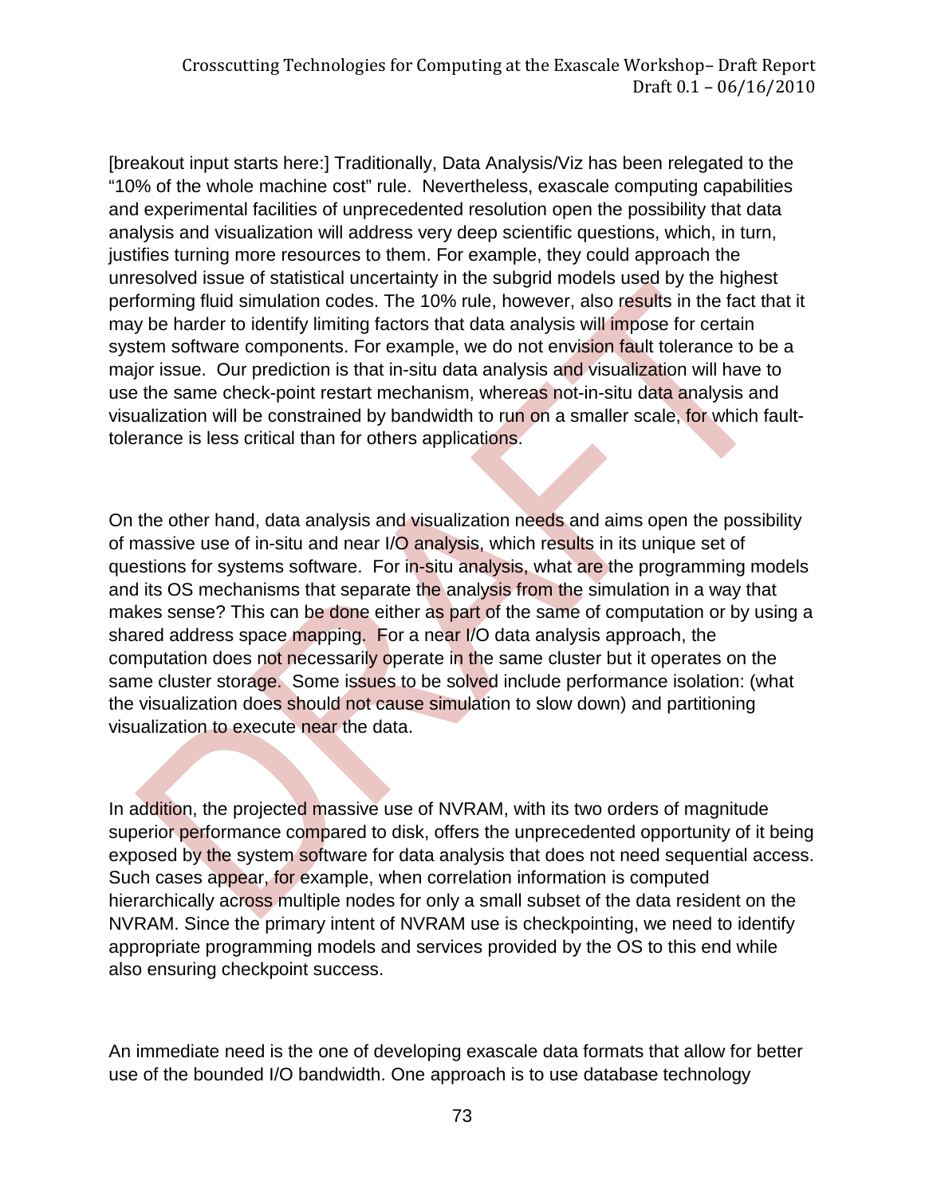[breakout input starts here:] Traditionally, Data Analysis/Viz has been relegated to the "10% of the whole machine cost" rule. Nevertheless, exascale computing capabilities and experimental facilities of unprecedented resolution open the possibility that data analysis and visualization will address very deep scientific questions, which, in turn, justifies turning more resources to them. For example, they could approach the unresolved issue of statistical uncertainty in the subgrid models used by the highest performing fluid simulation codes. The 10% rule, however, also results in the fact that it may be harder to identify limiting factors that data analysis will impose for certain system software components. For example, we do not envision fault tolerance to be a major issue. Our prediction is that in-situ data analysis and visualization will have to use the same check-point restart mechanism, whereas not-in-situ data analysis and visualization will be constrained by bandwidth to run on a smaller scale, for which fault-tolerance is less critical than for others applications.

On the other hand, data analysis and visualization needs and aims open the possibility of massive use of in-situ and near I/O analysis, which results in its unique set of questions for systems software. For in-situ analysis, what are the programming models and its OS mechanisms that separate the analysis from the simulation in a way that makes sense? This can be done either as part of the same of computation or by using a shared address space mapping. For a near I/O data analysis approach, the computation does not necessarily operate in the same cluster but it operates on the same cluster storage. Some issues to be solved include performance isolation: (what the visualization does should not cause simulation to slow down) and partitioning visualization to execute near the data.

In addition, the projected massive use of NVRAM, with its two orders of magnitude superior performance compared to disk, offers the unprecedented opportunity of it being exposed by the system software for data analysis that does not need sequential access. Such cases appear, for example, when correlation information is computed hierarchically across multiple nodes for only a small subset of the data resident on the NVRAM. Since the primary intent of NVRAM use is checkpointing, we need to identify appropriate programming models and services provided by the OS to this end while also ensuring checkpoint success.

An immediate need is the one of developing exascale data formats that allow for better use of the bounded I/O bandwidth. One approach is to use database technology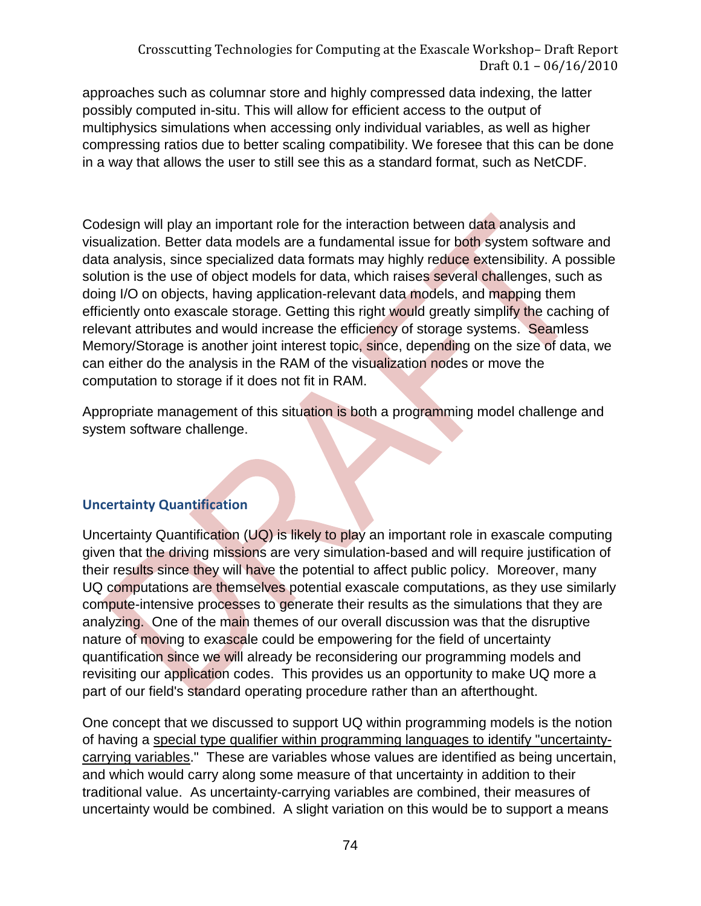approaches such as columnar store and highly compressed data indexing, the latter possibly computed in-situ. This will allow for efficient access to the output of multiphysics simulations when accessing only individual variables, as well as higher compressing ratios due to better scaling compatibility. We foresee that this can be done in a way that allows the user to still see this as a standard format, such as NetCDF.

Codesign will play an important role for the interaction between data analysis and visualization. Better data models are a fundamental issue for both system software and data analysis, since specialized data formats may highly reduce extensibility. A possible solution is the use of object models for data, which raises several challenges, such as doing I/O on objects, having application-relevant data models, and mapping them efficiently onto exascale storage. Getting this right would greatly simplify the caching of relevant attributes and would increase the efficiency of storage systems. Seamless Memory/Storage is another joint interest topic, since, depending on the size of data, we can either do the analysis in the RAM of the visualization nodes or move the computation to storage if it does not fit in RAM.

Appropriate management of this situation is both a programming model challenge and system software challenge.

### Uncertainty Quantification

Uncertainty Quantification (UQ) is likely to play an important role in exascale computing given that the driving missions are very simulation-based and will require justification of their results since they will have the potential to affect public policy. Moreover, many UQ computations are themselves potential exascale computations, as they use similarly compute-intensive processes to generate their results as the simulations that they are analyzing. One of the main themes of our overall discussion was that the disruptive nature of moving to exascale could be empowering for the field of uncertainty quantification since we will already be reconsidering our programming models and revisiting our application codes. This provides us an opportunity to make UQ more a part of our field's standard operating procedure rather than an afterthought.

One concept that we discussed to support UQ within programming models is the notion of having a <u>special type qualifier within programming languages to identify "uncertainty-carrying variables</u>." These are variables whose values are identified as being uncertain, and which would carry along some measure of that uncertainty in addition to their traditional value. As uncertainty-carrying variables are combined, their measures of uncertainty would be combined. A slight variation on this would be to support a means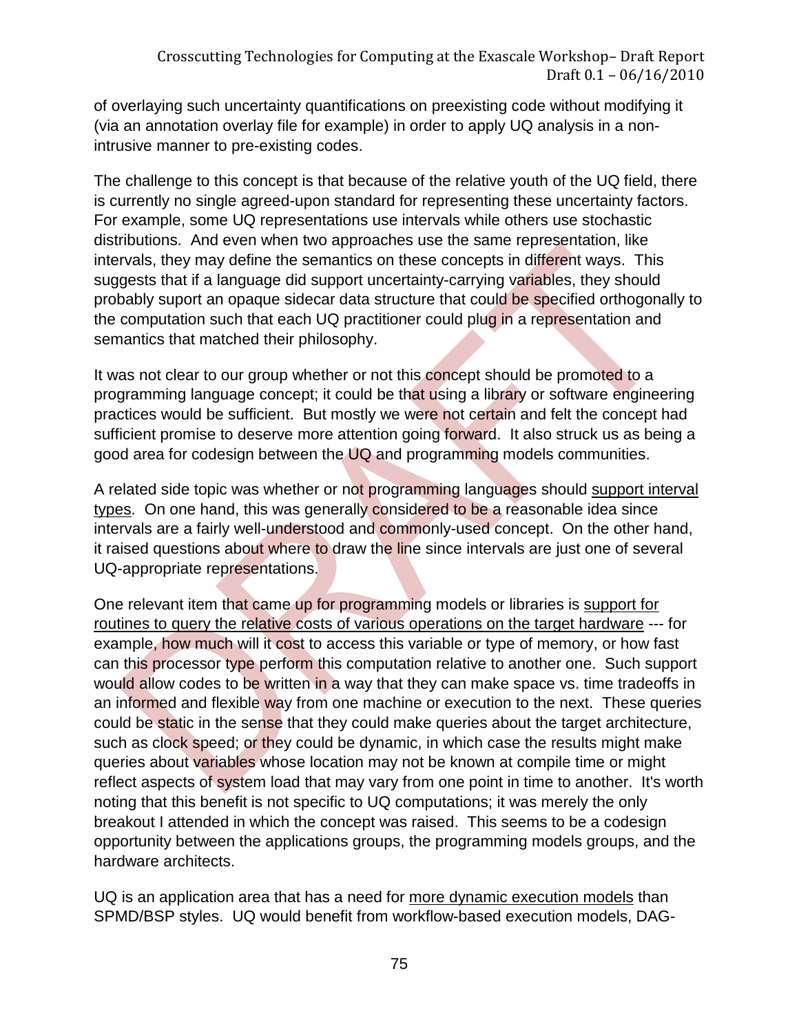of overlaying such uncertainty quantifications on preexisting code without modifying it (via an annotation overlay file for example) in order to apply UQ analysis in a non-intrusive manner to pre-existing codes.

The challenge to this concept is that because of the relative youth of the UQ field, there is currently no single agreed-upon standard for representing these uncertainty factors. For example, some UQ representations use intervals while others use stochastic distributions. And even when two approaches use the same representation, like intervals, they may define the semantics on these concepts in different ways. This suggests that if a language did support uncertainty-carrying variables, they should probably suport an opaque sidecar data structure that could be specified orthogonally to the computation such that each UQ practitioner could plug in a representation and semantics that matched their philosophy.

It was not clear to our group whether or not this concept should be promoted to a programming language concept; it could be that using a library or software engineering practices would be sufficient. But mostly we were not certain and felt the concept had sufficient promise to deserve more attention going forward. It also struck us as being a good area for codesign between the UQ and programming models communities.

A related side topic was whether or not programming languages should <u>support interval types</u>. On one hand, this was generally considered to be a reasonable idea since intervals are a fairly well-understood and commonly-used concept. On the other hand, it raised questions about where to draw the line since intervals are just one of several UQ-appropriate representations.

One relevant item that came up for programming models or libraries is <u>support for routines to query the relative costs of various operations on the target hardware</u> --- for example, how much will it cost to access this variable or type of memory, or how fast can this processor type perform this computation relative to another one. Such support would allow codes to be written in a way that they can make space vs. time tradeoffs in an informed and flexible way from one machine or execution to the next. These queries could be static in the sense that they could make queries about the target architecture, such as clock speed; or they could be dynamic, in which case the results might make queries about variables whose location may not be known at compile time or might reflect aspects of system load that may vary from one point in time to another. It's worth noting that this benefit is not specific to UQ computations; it was merely the only breakout I attended in which the concept was raised. This seems to be a codesign opportunity between the applications groups, the programming models groups, and the hardware architects.

UQ is an application area that has a need for <u>more dynamic execution models</u> than SPMD/BSP styles. UQ would benefit from workflow-based execution models, DAG-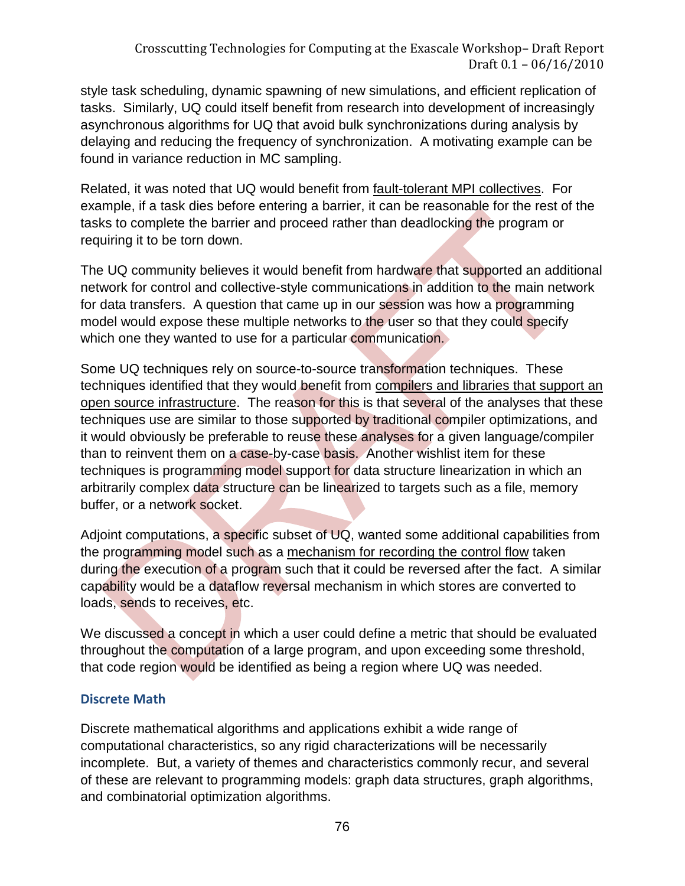style task scheduling, dynamic spawning of new simulations, and efficient replication of tasks. Similarly, UQ could itself benefit from research into development of increasingly asynchronous algorithms for UQ that avoid bulk synchronizations during analysis by delaying and reducing the frequency of synchronization. A motivating example can be found in variance reduction in MC sampling.

Related, it was noted that UQ would benefit from fault-tolerant MPI collectives. For example, if a task dies before entering a barrier, it can be reasonable for the rest of the tasks to complete the barrier and proceed rather than deadlocking the program or requiring it to be torn down.

The UQ community believes it would benefit from hardware that supported an additional network for control and collective-style communications in addition to the main network for data transfers. A question that came up in our session was how a programming model would expose these multiple networks to the user so that they could specify which one they wanted to use for a particular communication.

Some UQ techniques rely on source-to-source transformation techniques. These techniques identified that they would benefit from compilers and libraries that support an open source infrastructure. The reason for this is that several of the analyses that these techniques use are similar to those supported by traditional compiler optimizations, and it would obviously be preferable to reuse these analyses for a given language/compiler than to reinvent them on a case-by-case basis. Another wishlist item for these techniques is programming model support for data structure linearization in which an arbitrarily complex data structure can be linearized to targets such as a file, memory buffer, or a network socket.

Adjoint computations, a specific subset of UQ, wanted some additional capabilities from the programming model such as a mechanism for recording the control flow taken during the execution of a program such that it could be reversed after the fact. A similar capability would be a dataflow reversal mechanism in which stores are converted to loads, sends to receives, etc.

We discussed a concept in which a user could define a metric that should be evaluated throughout the computation of a large program, and upon exceeding some threshold, that code region would be identified as being a region where UQ was needed.

### Discrete Math

Discrete mathematical algorithms and applications exhibit a wide range of computational characteristics, so any rigid characterizations will be necessarily incomplete. But, a variety of themes and characteristics commonly recur, and several of these are relevant to programming models: graph data structures, graph algorithms, and combinatorial optimization algorithms.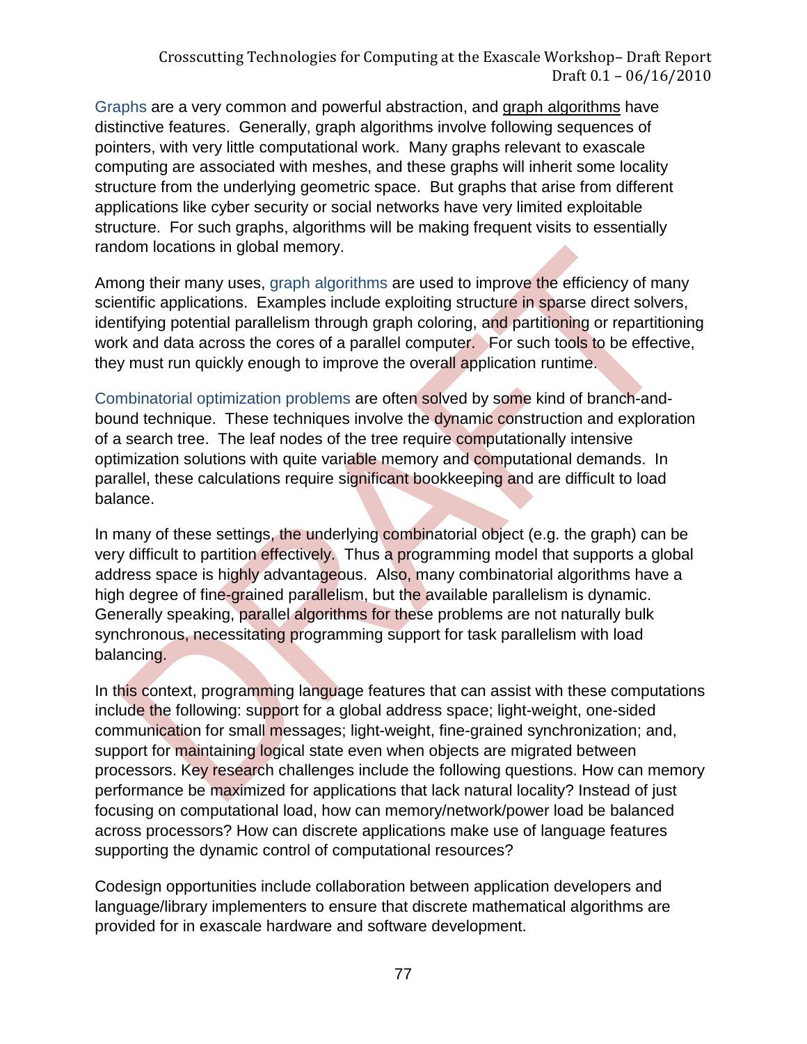Graphs are a very common and powerful abstraction, and graph algorithms have distinctive features. Generally, graph algorithms involve following sequences of pointers, with very little computational work. Many graphs relevant to exascale computing are associated with meshes, and these graphs will inherit some locality structure from the underlying geometric space. But graphs that arise from different applications like cyber security or social networks have very limited exploitable structure. For such graphs, algorithms will be making frequent visits to essentially random locations in global memory.

Among their many uses, graph algorithms are used to improve the efficiency of many scientific applications. Examples include exploiting structure in sparse direct solvers, identifying potential parallelism through graph coloring, and partitioning or repartitioning work and data across the cores of a parallel computer. For such tools to be effective, they must run quickly enough to improve the overall application runtime.

Combinatorial optimization problems are often solved by some kind of branch-and-bound technique. These techniques involve the dynamic construction and exploration of a search tree. The leaf nodes of the tree require computationally intensive optimization solutions with quite variable memory and computational demands. In parallel, these calculations require significant bookkeeping and are difficult to load balance.

In many of these settings, the underlying combinatorial object (e.g. the graph) can be very difficult to partition effectively. Thus a programming model that supports a global address space is highly advantageous. Also, many combinatorial algorithms have a high degree of fine-grained parallelism, but the available parallelism is dynamic. Generally speaking, parallel algorithms for these problems are not naturally bulk synchronous, necessitating programming support for task parallelism with load balancing.

In this context, programming language features that can assist with these computations include the following: support for a global address space; light-weight, one-sided communication for small messages; light-weight, fine-grained synchronization; and, support for maintaining logical state even when objects are migrated between processors. Key research challenges include the following questions. How can memory performance be maximized for applications that lack natural locality? Instead of just focusing on computational load, how can memory/network/power load be balanced across processors? How can discrete applications make use of language features supporting the dynamic control of computational resources?

Codesign opportunities include collaboration between application developers and language/library implementers to ensure that discrete mathematical algorithms are provided for in exascale hardware and software development.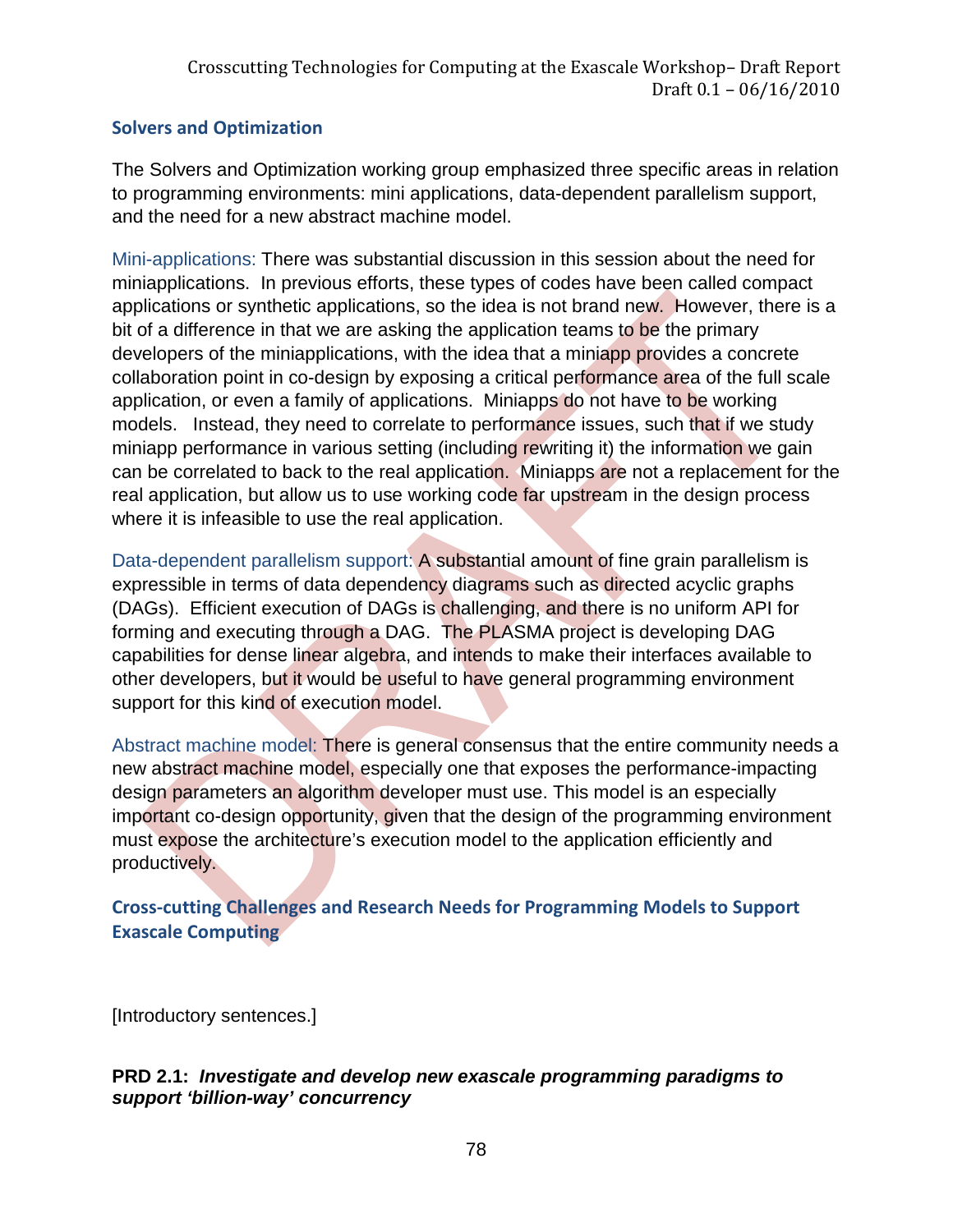### Solvers and Optimization

The Solvers and Optimization working group emphasized three specific areas in relation to programming environments: mini applications, data-dependent parallelism support, and the need for a new abstract machine model.

Mini-applications: There was substantial discussion in this session about the need for miniapplications. In previous efforts, these types of codes have been called compact applications or synthetic applications, so the idea is not brand new. However, there is a bit of a difference in that we are asking the application teams to be the primary developers of the miniapplications, with the idea that a miniapp provides a concrete collaboration point in co-design by exposing a critical performance area of the full scale application, or even a family of applications. Miniapps do not have to be working models. Instead, they need to correlate to performance issues, such that if we study miniapp performance in various setting (including rewriting it) the information we gain can be correlated to back to the real application. Miniapps are not a replacement for the real application, but allow us to use working code far upstream in the design process where it is infeasible to use the real application.

Data-dependent parallelism support: A substantial amount of fine grain parallelism is expressible in terms of data dependency diagrams such as directed acyclic graphs (DAGs). Efficient execution of DAGs is challenging, and there is no uniform API for forming and executing through a DAG. The PLASMA project is developing DAG capabilities for dense linear algebra, and intends to make their interfaces available to other developers, but it would be useful to have general programming environment support for this kind of execution model.

Abstract machine model: There is general consensus that the entire community needs a new abstract machine model, especially one that exposes the performance-impacting design parameters an algorithm developer must use. This model is an especially important co-design opportunity, given that the design of the programming environment must expose the architecture's execution model to the application efficiently and productively.

### Cross-cutting Challenges and Research Needs for Programming Models to Support Exascale Computing

[Introductory sentences.]

**PRD 2.1: *Investigate and develop new exascale programming paradigms to support 'billion-way' concurrency***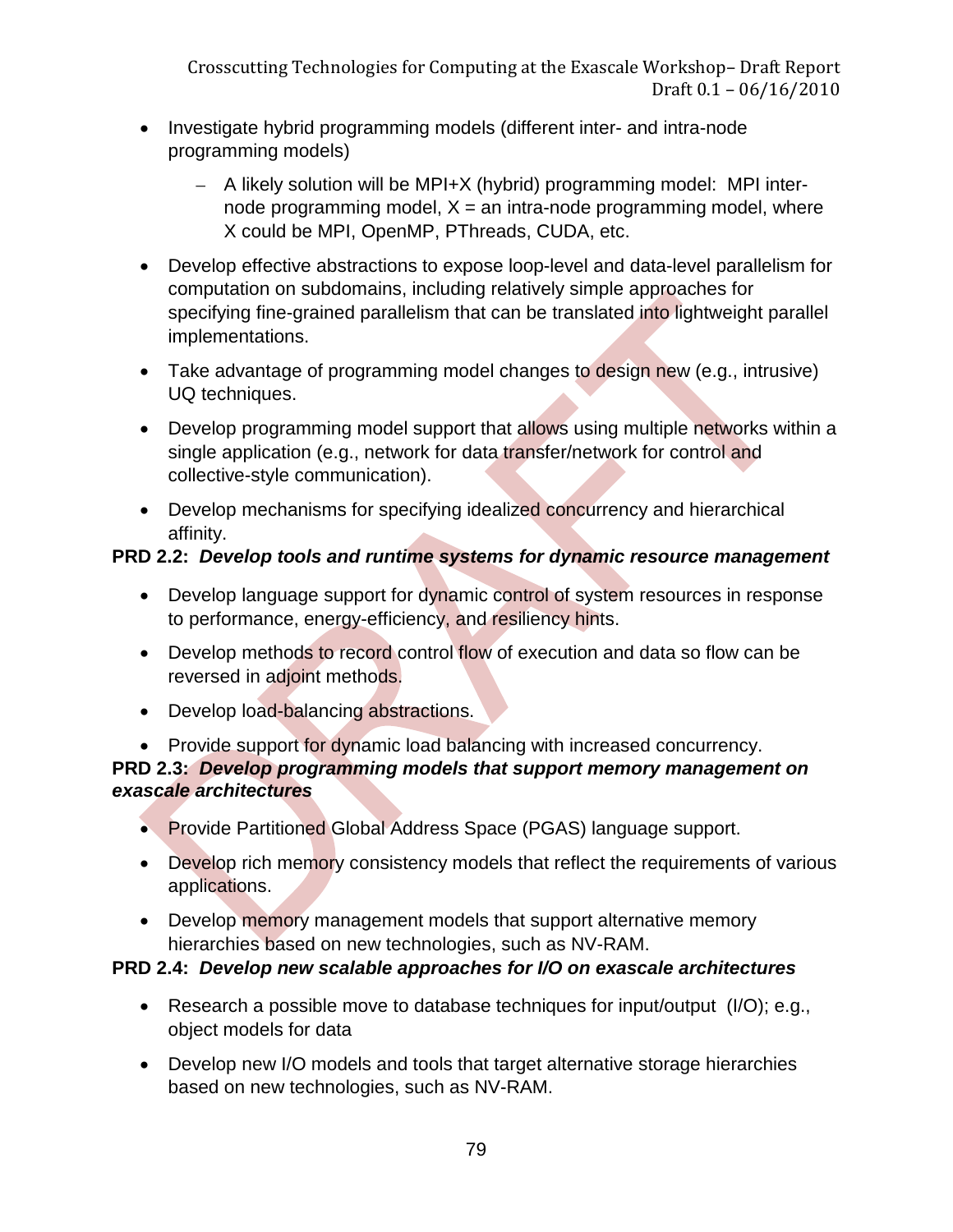- Investigate hybrid programming models (different inter- and intra-node programming models)
  - A likely solution will be MPI+X (hybrid) programming model: MPI inter-node programming model, X = an intra-node programming model, where X could be MPI, OpenMP, PThreads, CUDA, etc.
- Develop effective abstractions to expose loop-level and data-level parallelism for computation on subdomains, including relatively simple approaches for specifying fine-grained parallelism that can be translated into lightweight parallel implementations.
- Take advantage of programming model changes to design new (e.g., intrusive) UQ techniques.
- Develop programming model support that allows using multiple networks within a single application (e.g., network for data transfer/network for control and collective-style communication).
- Develop mechanisms for specifying idealized concurrency and hierarchical affinity.

**PRD 2.2:** ***Develop tools and runtime systems for dynamic resource management***

- Develop language support for dynamic control of system resources in response to performance, energy-efficiency, and resiliency hints.
- Develop methods to record control flow of execution and data so flow can be reversed in adjoint methods.
- Develop load-balancing abstractions.
- Provide support for dynamic load balancing with increased concurrency.

**PRD 2.3:** ***Develop programming models that support memory management on exascale architectures***

- Provide Partitioned Global Address Space (PGAS) language support.
- Develop rich memory consistency models that reflect the requirements of various applications.
- Develop memory management models that support alternative memory hierarchies based on new technologies, such as NV-RAM.

**PRD 2.4:** ***Develop new scalable approaches for I/O on exascale architectures***

- Research a possible move to database techniques for input/output (I/O); e.g., object models for data
- Develop new I/O models and tools that target alternative storage hierarchies based on new technologies, such as NV-RAM.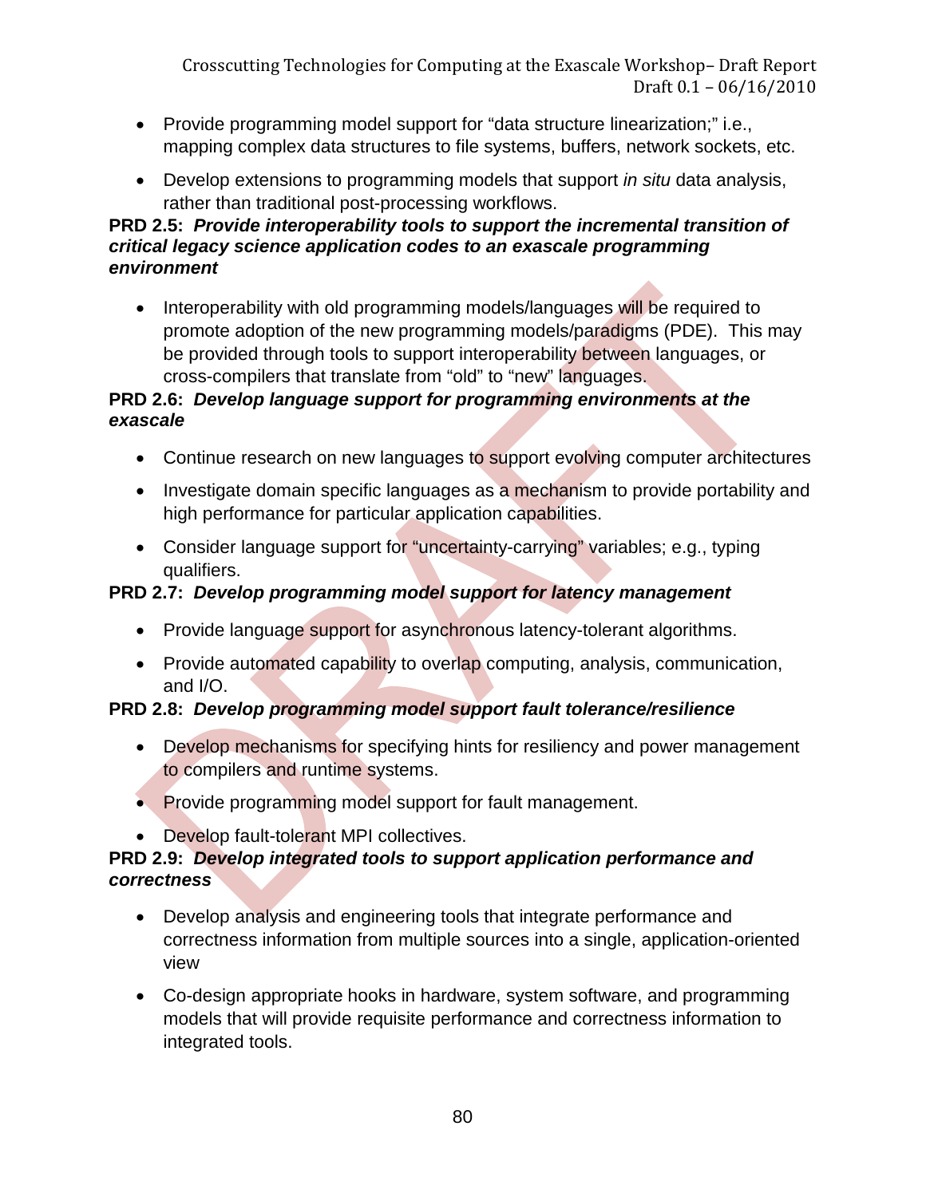- Provide programming model support for "data structure linearization;" i.e., mapping complex data structures to file systems, buffers, network sockets, etc.
- Develop extensions to programming models that support *in situ* data analysis, rather than traditional post-processing workflows.

**PRD 2.5: *Provide interoperability tools to support the incremental transition of critical legacy science application codes to an exascale programming environment***

- Interoperability with old programming models/languages will be required to promote adoption of the new programming models/paradigms (PDE). This may be provided through tools to support interoperability between languages, or cross-compilers that translate from "old" to "new" languages.

**PRD 2.6: *Develop language support for programming environments at the exascale***

- Continue research on new languages to support evolving computer architectures
- Investigate domain specific languages as a mechanism to provide portability and high performance for particular application capabilities.
- Consider language support for "uncertainty-carrying" variables; e.g., typing qualifiers.

**PRD 2.7: *Develop programming model support for latency management***

- Provide language support for asynchronous latency-tolerant algorithms.
- Provide automated capability to overlap computing, analysis, communication, and I/O.

**PRD 2.8: *Develop programming model support fault tolerance/resilience***

- Develop mechanisms for specifying hints for resiliency and power management to compilers and runtime systems.
- Provide programming model support for fault management.
- Develop fault-tolerant MPI collectives.

**PRD 2.9: *Develop integrated tools to support application performance and correctness***

- Develop analysis and engineering tools that integrate performance and correctness information from multiple sources into a single, application-oriented view
- Co-design appropriate hooks in hardware, system software, and programming models that will provide requisite performance and correctness information to integrated tools.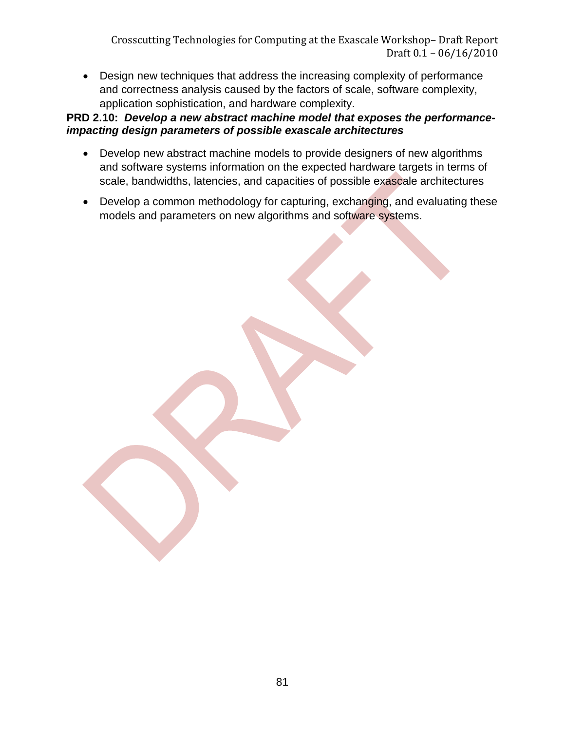- Design new techniques that address the increasing complexity of performance and correctness analysis caused by the factors of scale, software complexity, application sophistication, and hardware complexity.

**PRD 2.10: *Develop a new abstract machine model that exposes the performance-impacting design parameters of possible exascale architectures***

- Develop new abstract machine models to provide designers of new algorithms and software systems information on the expected hardware targets in terms of scale, bandwidths, latencies, and capacities of possible exascale architectures
- Develop a common methodology for capturing, exchanging, and evaluating these models and parameters on new algorithms and software systems.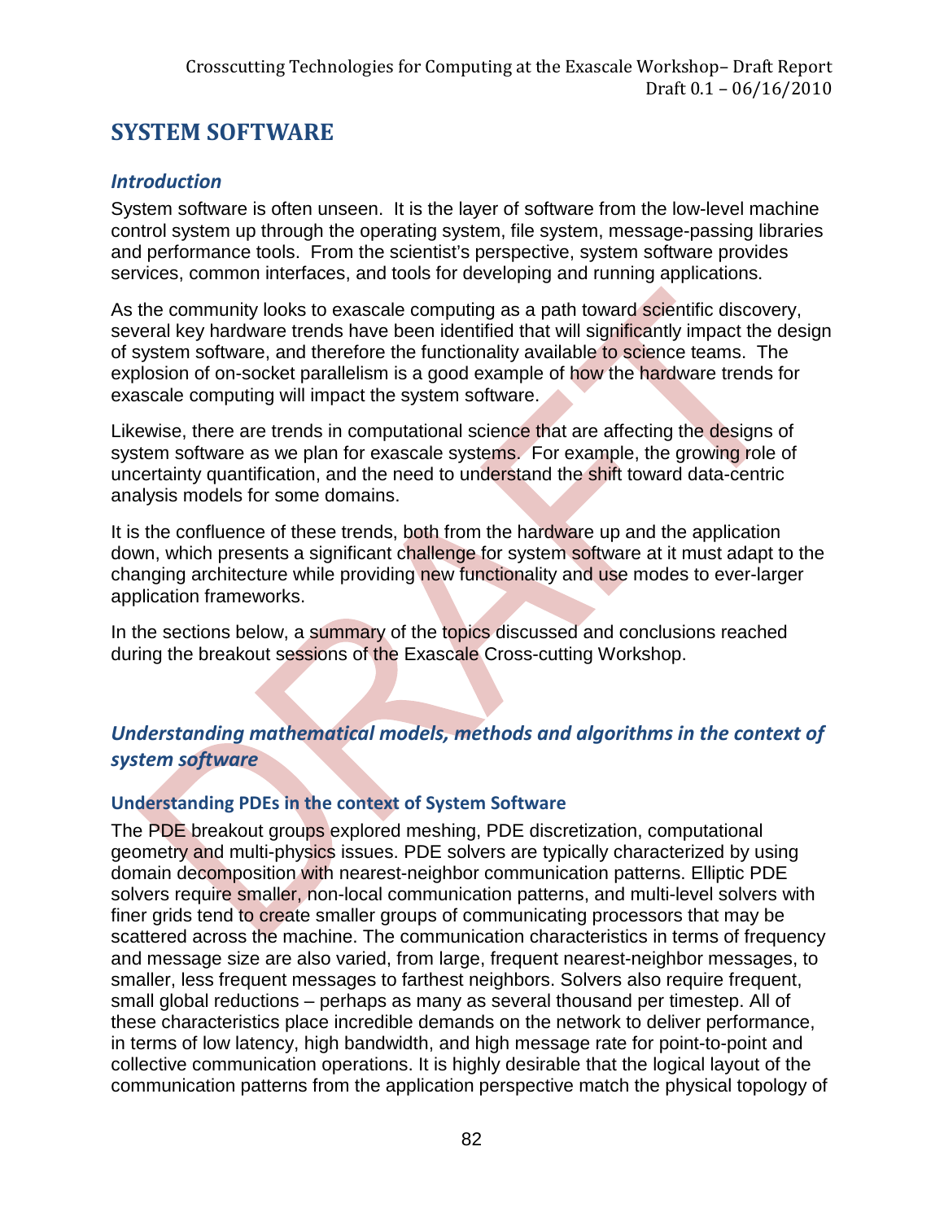# SYSTEM SOFTWARE

## *Introduction*

System software is often unseen. It is the layer of software from the low-level machine control system up through the operating system, file system, message-passing libraries and performance tools. From the scientist's perspective, system software provides services, common interfaces, and tools for developing and running applications.

As the community looks to exascale computing as a path toward scientific discovery, several key hardware trends have been identified that will significantly impact the design of system software, and therefore the functionality available to science teams. The explosion of on-socket parallelism is a good example of how the hardware trends for exascale computing will impact the system software.

Likewise, there are trends in computational science that are affecting the designs of system software as we plan for exascale systems. For example, the growing role of uncertainty quantification, and the need to understand the shift toward data-centric analysis models for some domains.

It is the confluence of these trends, both from the hardware up and the application down, which presents a significant challenge for system software at it must adapt to the changing architecture while providing new functionality and use modes to ever-larger application frameworks.

In the sections below, a summary of the topics discussed and conclusions reached during the breakout sessions of the Exascale Cross-cutting Workshop.

## *Understanding mathematical models, methods and algorithms in the context of system software*

### Understanding PDEs in the context of System Software

The PDE breakout groups explored meshing, PDE discretization, computational geometry and multi-physics issues. PDE solvers are typically characterized by using domain decomposition with nearest-neighbor communication patterns. Elliptic PDE solvers require smaller, non-local communication patterns, and multi-level solvers with finer grids tend to create smaller groups of communicating processors that may be scattered across the machine. The communication characteristics in terms of frequency and message size are also varied, from large, frequent nearest-neighbor messages, to smaller, less frequent messages to farthest neighbors. Solvers also require frequent, small global reductions – perhaps as many as several thousand per timestep. All of these characteristics place incredible demands on the network to deliver performance, in terms of low latency, high bandwidth, and high message rate for point-to-point and collective communication operations. It is highly desirable that the logical layout of the communication patterns from the application perspective match the physical topology of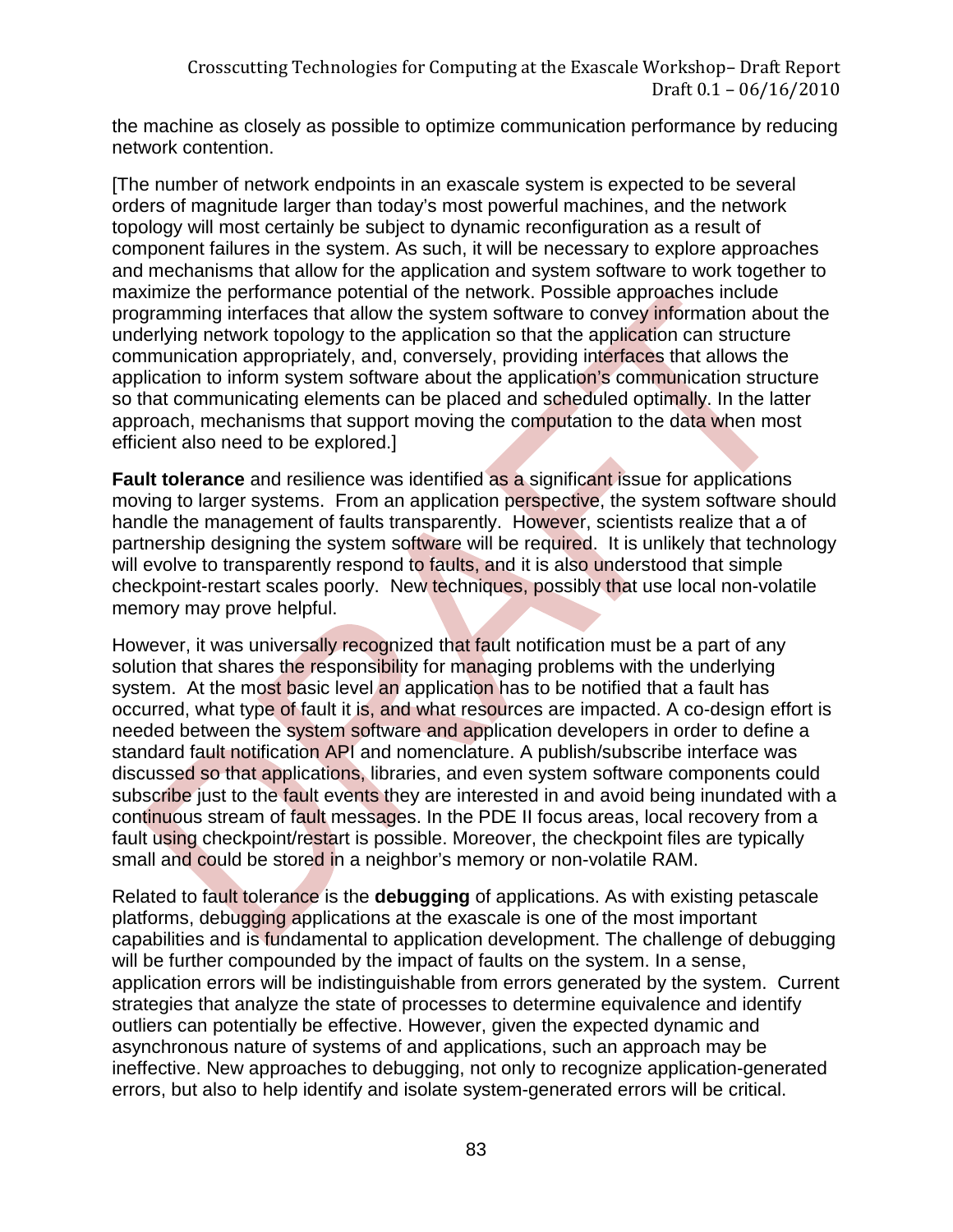the machine as closely as possible to optimize communication performance by reducing network contention.

[The number of network endpoints in an exascale system is expected to be several orders of magnitude larger than today's most powerful machines, and the network topology will most certainly be subject to dynamic reconfiguration as a result of component failures in the system. As such, it will be necessary to explore approaches and mechanisms that allow for the application and system software to work together to maximize the performance potential of the network. Possible approaches include programming interfaces that allow the system software to convey information about the underlying network topology to the application so that the application can structure communication appropriately, and, conversely, providing interfaces that allows the application to inform system software about the application's communication structure so that communicating elements can be placed and scheduled optimally. In the latter approach, mechanisms that support moving the computation to the data when most efficient also need to be explored.]

**Fault tolerance** and resilience was identified as a significant issue for applications moving to larger systems. From an application perspective, the system software should handle the management of faults transparently. However, scientists realize that a of partnership designing the system software will be required. It is unlikely that technology will evolve to transparently respond to faults, and it is also understood that simple checkpoint-restart scales poorly. New techniques, possibly that use local non-volatile memory may prove helpful.

However, it was universally recognized that fault notification must be a part of any solution that shares the responsibility for managing problems with the underlying system. At the most basic level an application has to be notified that a fault has occurred, what type of fault it is, and what resources are impacted. A co-design effort is needed between the system software and application developers in order to define a standard fault notification API and nomenclature. A publish/subscribe interface was discussed so that applications, libraries, and even system software components could subscribe just to the fault events they are interested in and avoid being inundated with a continuous stream of fault messages. In the PDE II focus areas, local recovery from a fault using checkpoint/restart is possible. Moreover, the checkpoint files are typically small and could be stored in a neighbor's memory or non-volatile RAM.

Related to fault tolerance is the **debugging** of applications. As with existing petascale platforms, debugging applications at the exascale is one of the most important capabilities and is fundamental to application development. The challenge of debugging will be further compounded by the impact of faults on the system. In a sense, application errors will be indistinguishable from errors generated by the system. Current strategies that analyze the state of processes to determine equivalence and identify outliers can potentially be effective. However, given the expected dynamic and asynchronous nature of systems of and applications, such an approach may be ineffective. New approaches to debugging, not only to recognize application-generated errors, but also to help identify and isolate system-generated errors will be critical.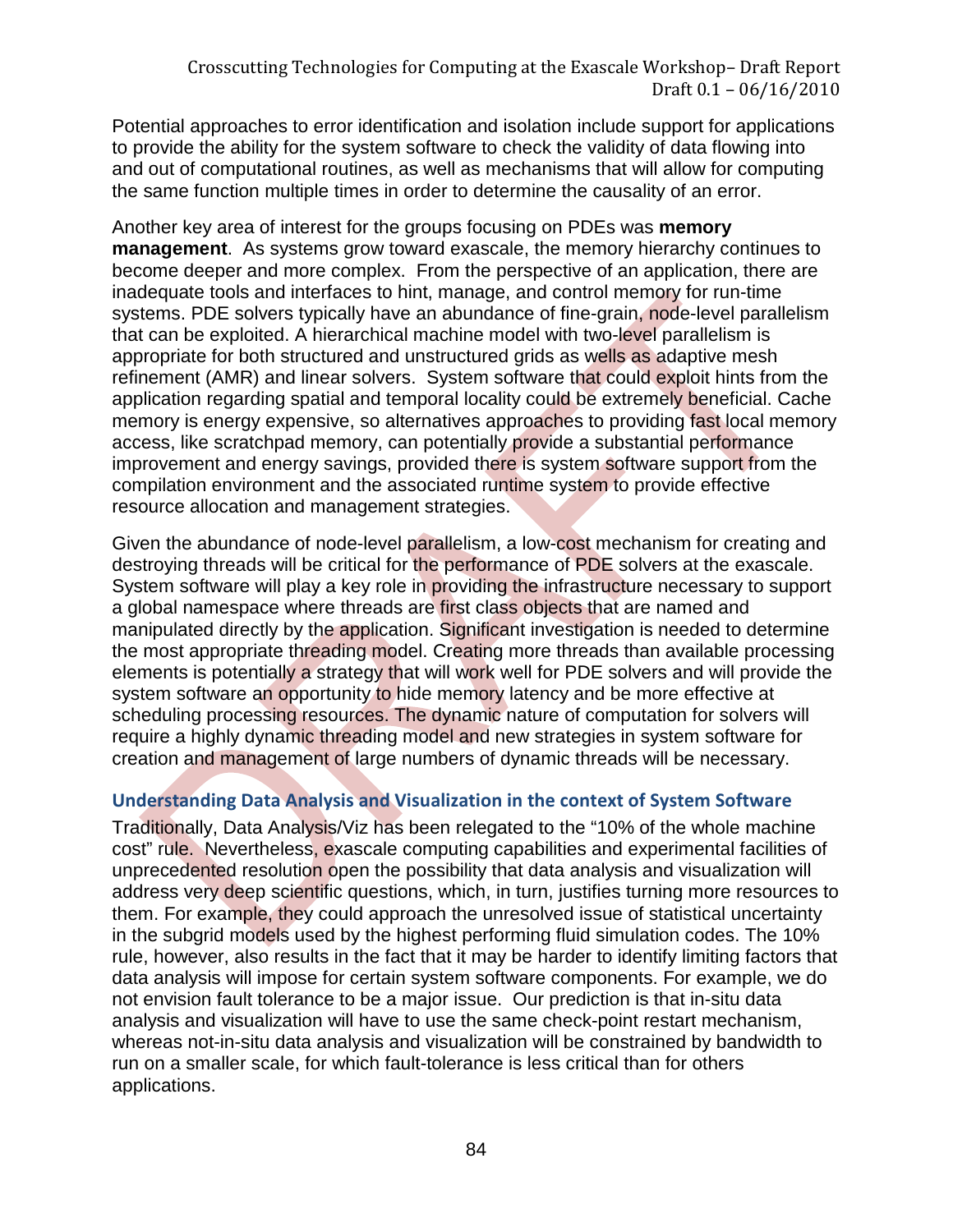Potential approaches to error identification and isolation include support for applications to provide the ability for the system software to check the validity of data flowing into and out of computational routines, as well as mechanisms that will allow for computing the same function multiple times in order to determine the causality of an error.

Another key area of interest for the groups focusing on PDEs was **memory management**. As systems grow toward exascale, the memory hierarchy continues to become deeper and more complex. From the perspective of an application, there are inadequate tools and interfaces to hint, manage, and control memory for run-time systems. PDE solvers typically have an abundance of fine-grain, node-level parallelism that can be exploited. A hierarchical machine model with two-level parallelism is appropriate for both structured and unstructured grids as wells as adaptive mesh refinement (AMR) and linear solvers. System software that could exploit hints from the application regarding spatial and temporal locality could be extremely beneficial. Cache memory is energy expensive, so alternatives approaches to providing fast local memory access, like scratchpad memory, can potentially provide a substantial performance improvement and energy savings, provided there is system software support from the compilation environment and the associated runtime system to provide effective resource allocation and management strategies.

Given the abundance of node-level parallelism, a low-cost mechanism for creating and destroying threads will be critical for the performance of PDE solvers at the exascale. System software will play a key role in providing the infrastructure necessary to support a global namespace where threads are first class objects that are named and manipulated directly by the application. Significant investigation is needed to determine the most appropriate threading model. Creating more threads than available processing elements is potentially a strategy that will work well for PDE solvers and will provide the system software an opportunity to hide memory latency and be more effective at scheduling processing resources. The dynamic nature of computation for solvers will require a highly dynamic threading model and new strategies in system software for creation and management of large numbers of dynamic threads will be necessary.

### Understanding Data Analysis and Visualization in the context of System Software

Traditionally, Data Analysis/Viz has been relegated to the "10% of the whole machine cost" rule. Nevertheless, exascale computing capabilities and experimental facilities of unprecedented resolution open the possibility that data analysis and visualization will address very deep scientific questions, which, in turn, justifies turning more resources to them. For example, they could approach the unresolved issue of statistical uncertainty in the subgrid models used by the highest performing fluid simulation codes. The 10% rule, however, also results in the fact that it may be harder to identify limiting factors that data analysis will impose for certain system software components. For example, we do not envision fault tolerance to be a major issue. Our prediction is that in-situ data analysis and visualization will have to use the same check-point restart mechanism, whereas not-in-situ data analysis and visualization will be constrained by bandwidth to run on a smaller scale, for which fault-tolerance is less critical than for others applications.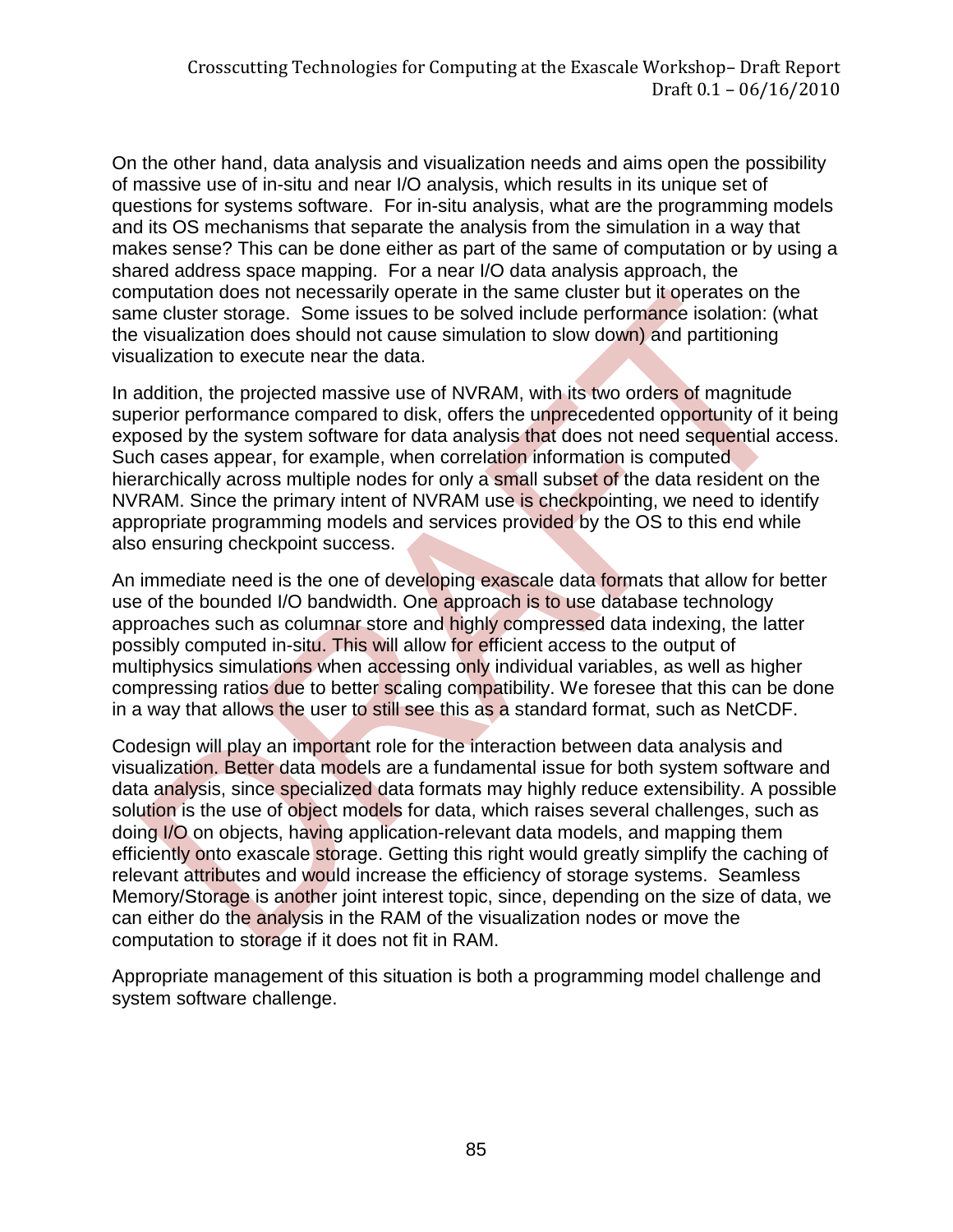On the other hand, data analysis and visualization needs and aims open the possibility of massive use of in-situ and near I/O analysis, which results in its unique set of questions for systems software. For in-situ analysis, what are the programming models and its OS mechanisms that separate the analysis from the simulation in a way that makes sense? This can be done either as part of the same of computation or by using a shared address space mapping. For a near I/O data analysis approach, the computation does not necessarily operate in the same cluster but it operates on the same cluster storage. Some issues to be solved include performance isolation: (what the visualization does should not cause simulation to slow down) and partitioning visualization to execute near the data.

In addition, the projected massive use of NVRAM, with its two orders of magnitude superior performance compared to disk, offers the unprecedented opportunity of it being exposed by the system software for data analysis that does not need sequential access. Such cases appear, for example, when correlation information is computed hierarchically across multiple nodes for only a small subset of the data resident on the NVRAM. Since the primary intent of NVRAM use is checkpointing, we need to identify appropriate programming models and services provided by the OS to this end while also ensuring checkpoint success.

An immediate need is the one of developing exascale data formats that allow for better use of the bounded I/O bandwidth. One approach is to use database technology approaches such as columnar store and highly compressed data indexing, the latter possibly computed in-situ. This will allow for efficient access to the output of multiphysics simulations when accessing only individual variables, as well as higher compressing ratios due to better scaling compatibility. We foresee that this can be done in a way that allows the user to still see this as a standard format, such as NetCDF.

Codesign will play an important role for the interaction between data analysis and visualization. Better data models are a fundamental issue for both system software and data analysis, since specialized data formats may highly reduce extensibility. A possible solution is the use of object models for data, which raises several challenges, such as doing I/O on objects, having application-relevant data models, and mapping them efficiently onto exascale storage. Getting this right would greatly simplify the caching of relevant attributes and would increase the efficiency of storage systems. Seamless Memory/Storage is another joint interest topic, since, depending on the size of data, we can either do the analysis in the RAM of the visualization nodes or move the computation to storage if it does not fit in RAM.

Appropriate management of this situation is both a programming model challenge and system software challenge.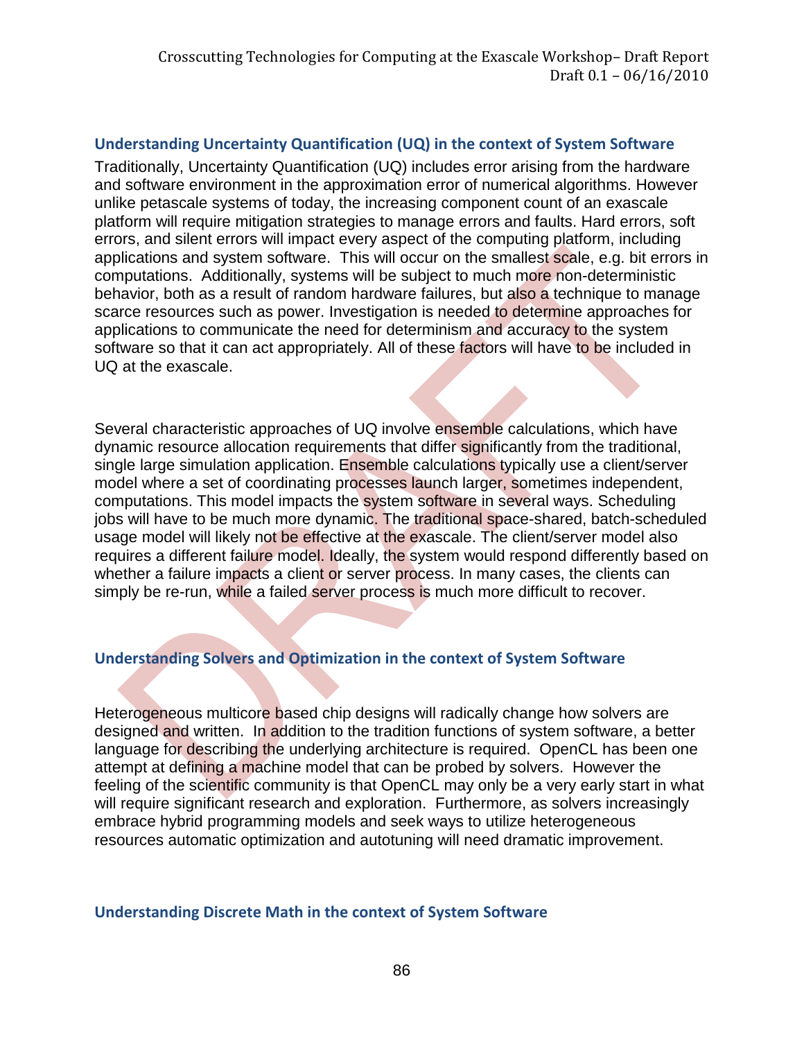### Understanding Uncertainty Quantification (UQ) in the context of System Software

Traditionally, Uncertainty Quantification (UQ) includes error arising from the hardware and software environment in the approximation error of numerical algorithms. However unlike petascale systems of today, the increasing component count of an exascale platform will require mitigation strategies to manage errors and faults. Hard errors, soft errors, and silent errors will impact every aspect of the computing platform, including applications and system software. This will occur on the smallest scale, e.g. bit errors in computations. Additionally, systems will be subject to much more non-deterministic behavior, both as a result of random hardware failures, but also a technique to manage scarce resources such as power. Investigation is needed to determine approaches for applications to communicate the need for determinism and accuracy to the system software so that it can act appropriately. All of these factors will have to be included in UQ at the exascale.

Several characteristic approaches of UQ involve ensemble calculations, which have dynamic resource allocation requirements that differ significantly from the traditional, single large simulation application. Ensemble calculations typically use a client/server model where a set of coordinating processes launch larger, sometimes independent, computations. This model impacts the system software in several ways. Scheduling jobs will have to be much more dynamic. The traditional space-shared, batch-scheduled usage model will likely not be effective at the exascale. The client/server model also requires a different failure model. Ideally, the system would respond differently based on whether a failure impacts a client or server process. In many cases, the clients can simply be re-run, while a failed server process is much more difficult to recover.

### Understanding Solvers and Optimization in the context of System Software

Heterogeneous multicore based chip designs will radically change how solvers are designed and written. In addition to the tradition functions of system software, a better language for describing the underlying architecture is required. OpenCL has been one attempt at defining a machine model that can be probed by solvers. However the feeling of the scientific community is that OpenCL may only be a very early start in what will require significant research and exploration. Furthermore, as solvers increasingly embrace hybrid programming models and seek ways to utilize heterogeneous resources automatic optimization and autotuning will need dramatic improvement.

### Understanding Discrete Math in the context of System Software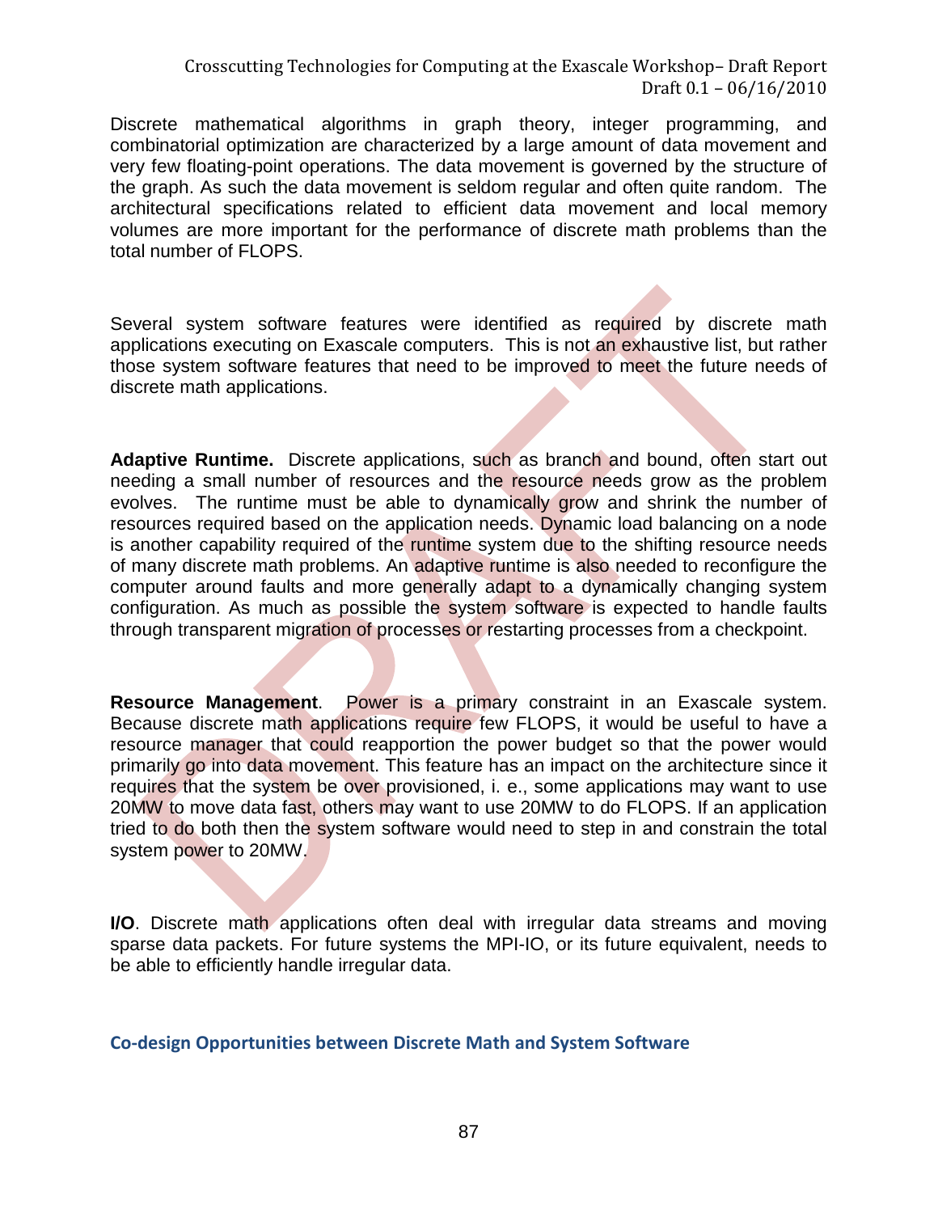Discrete mathematical algorithms in graph theory, integer programming, and combinatorial optimization are characterized by a large amount of data movement and very few floating-point operations. The data movement is governed by the structure of the graph. As such the data movement is seldom regular and often quite random. The architectural specifications related to efficient data movement and local memory volumes are more important for the performance of discrete math problems than the total number of FLOPS.

Several system software features were identified as required by discrete math applications executing on Exascale computers. This is not an exhaustive list, but rather those system software features that need to be improved to meet the future needs of discrete math applications.

**Adaptive Runtime.** Discrete applications, such as branch and bound, often start out needing a small number of resources and the resource needs grow as the problem evolves. The runtime must be able to dynamically grow and shrink the number of resources required based on the application needs. Dynamic load balancing on a node is another capability required of the runtime system due to the shifting resource needs of many discrete math problems. An adaptive runtime is also needed to reconfigure the computer around faults and more generally adapt to a dynamically changing system configuration. As much as possible the system software is expected to handle faults through transparent migration of processes or restarting processes from a checkpoint.

**Resource Management**. Power is a primary constraint in an Exascale system. Because discrete math applications require few FLOPS, it would be useful to have a resource manager that could reapportion the power budget so that the power would primarily go into data movement. This feature has an impact on the architecture since it requires that the system be over provisioned, i. e., some applications may want to use 20MW to move data fast, others may want to use 20MW to do FLOPS. If an application tried to do both then the system software would need to step in and constrain the total system power to 20MW.

**I/O**. Discrete math applications often deal with irregular data streams and moving sparse data packets. For future systems the MPI-IO, or its future equivalent, needs to be able to efficiently handle irregular data.

### Co-design Opportunities between Discrete Math and System Software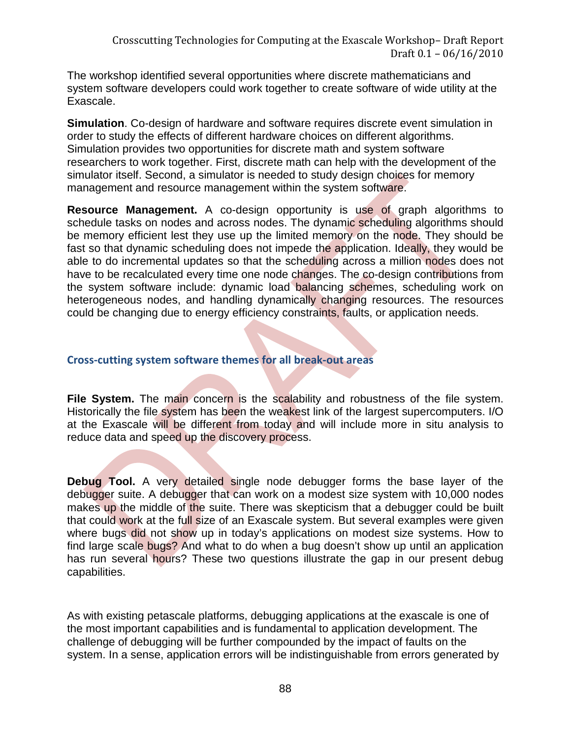The workshop identified several opportunities where discrete mathematicians and system software developers could work together to create software of wide utility at the Exascale.

**Simulation**. Co-design of hardware and software requires discrete event simulation in order to study the effects of different hardware choices on different algorithms. Simulation provides two opportunities for discrete math and system software researchers to work together. First, discrete math can help with the development of the simulator itself. Second, a simulator is needed to study design choices for memory management and resource management within the system software.

**Resource Management.** A co-design opportunity is use of graph algorithms to schedule tasks on nodes and across nodes. The dynamic scheduling algorithms should be memory efficient lest they use up the limited memory on the node. They should be fast so that dynamic scheduling does not impede the application. Ideally, they would be able to do incremental updates so that the scheduling across a million nodes does not have to be recalculated every time one node changes. The co-design contributions from the system software include: dynamic load balancing schemes, scheduling work on heterogeneous nodes, and handling dynamically changing resources. The resources could be changing due to energy efficiency constraints, faults, or application needs.

### Cross-cutting system software themes for all break-out areas

**File System.** The main concern is the scalability and robustness of the file system. Historically the file system has been the weakest link of the largest supercomputers. I/O at the Exascale will be different from today and will include more in situ analysis to reduce data and speed up the discovery process.

**Debug Tool.** A very detailed single node debugger forms the base layer of the debugger suite. A debugger that can work on a modest size system with 10,000 nodes makes up the middle of the suite. There was skepticism that a debugger could be built that could work at the full size of an Exascale system. But several examples were given where bugs did not show up in today's applications on modest size systems. How to find large scale bugs? And what to do when a bug doesn't show up until an application has run several hours? These two questions illustrate the gap in our present debug capabilities.

As with existing petascale platforms, debugging applications at the exascale is one of the most important capabilities and is fundamental to application development. The challenge of debugging will be further compounded by the impact of faults on the system. In a sense, application errors will be indistinguishable from errors generated by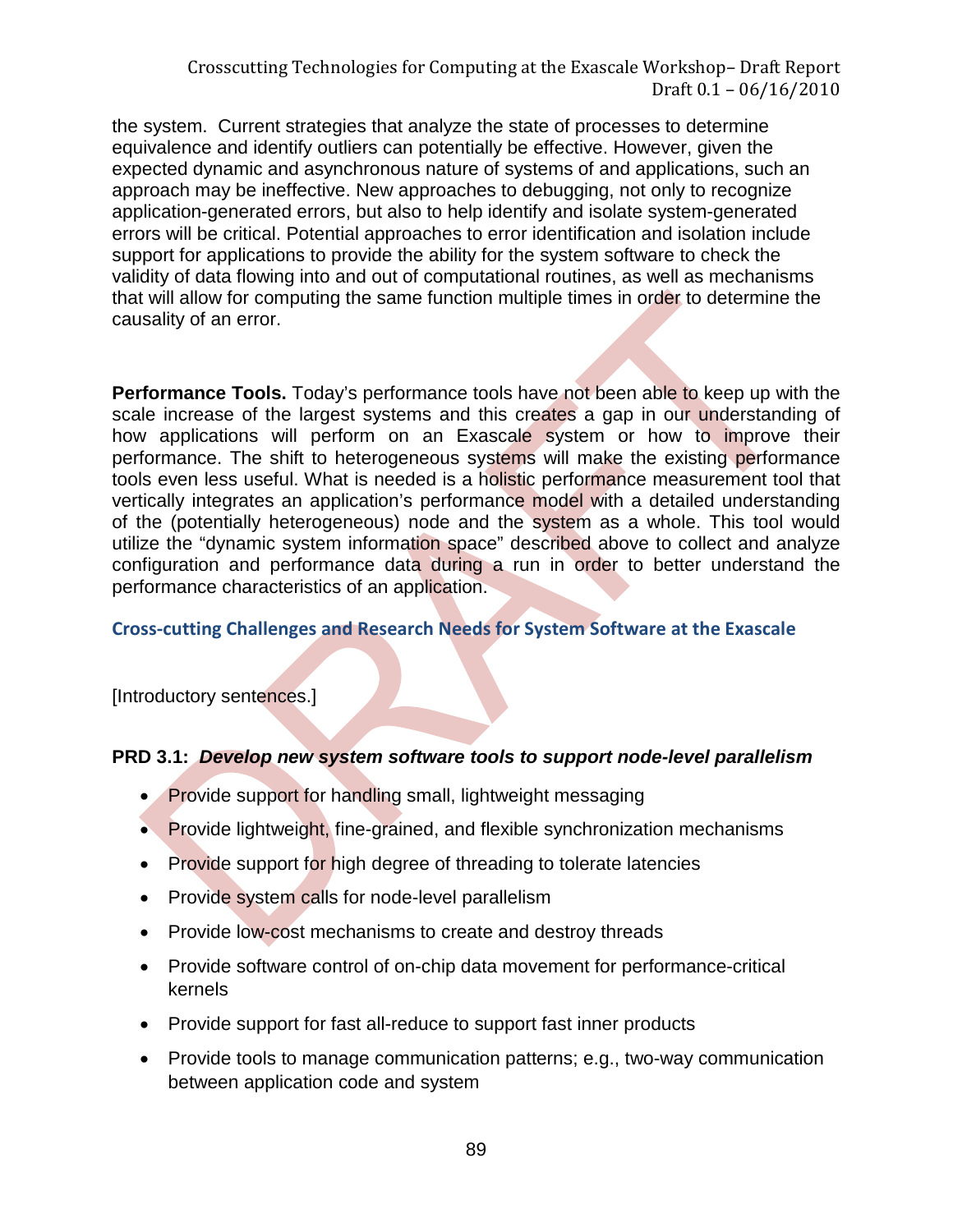the system. Current strategies that analyze the state of processes to determine equivalence and identify outliers can potentially be effective. However, given the expected dynamic and asynchronous nature of systems of and applications, such an approach may be ineffective. New approaches to debugging, not only to recognize application-generated errors, but also to help identify and isolate system-generated errors will be critical. Potential approaches to error identification and isolation include support for applications to provide the ability for the system software to check the validity of data flowing into and out of computational routines, as well as mechanisms that will allow for computing the same function multiple times in order to determine the causality of an error.

**Performance Tools.** Today's performance tools have not been able to keep up with the scale increase of the largest systems and this creates a gap in our understanding of how applications will perform on an Exascale system or how to improve their performance. The shift to heterogeneous systems will make the existing performance tools even less useful. What is needed is a holistic performance measurement tool that vertically integrates an application's performance model with a detailed understanding of the (potentially heterogeneous) node and the system as a whole. This tool would utilize the "dynamic system information space" described above to collect and analyze configuration and performance data during a run in order to better understand the performance characteristics of an application.

### Cross-cutting Challenges and Research Needs for System Software at the Exascale

[Introductory sentences.]

**PRD 3.1: *Develop new system software tools to support node-level parallelism***

- Provide support for handling small, lightweight messaging
- Provide lightweight, fine-grained, and flexible synchronization mechanisms
- Provide support for high degree of threading to tolerate latencies
- Provide system calls for node-level parallelism
- Provide low-cost mechanisms to create and destroy threads
- Provide software control of on-chip data movement for performance-critical kernels
- Provide support for fast all-reduce to support fast inner products
- Provide tools to manage communication patterns; e.g., two-way communication between application code and system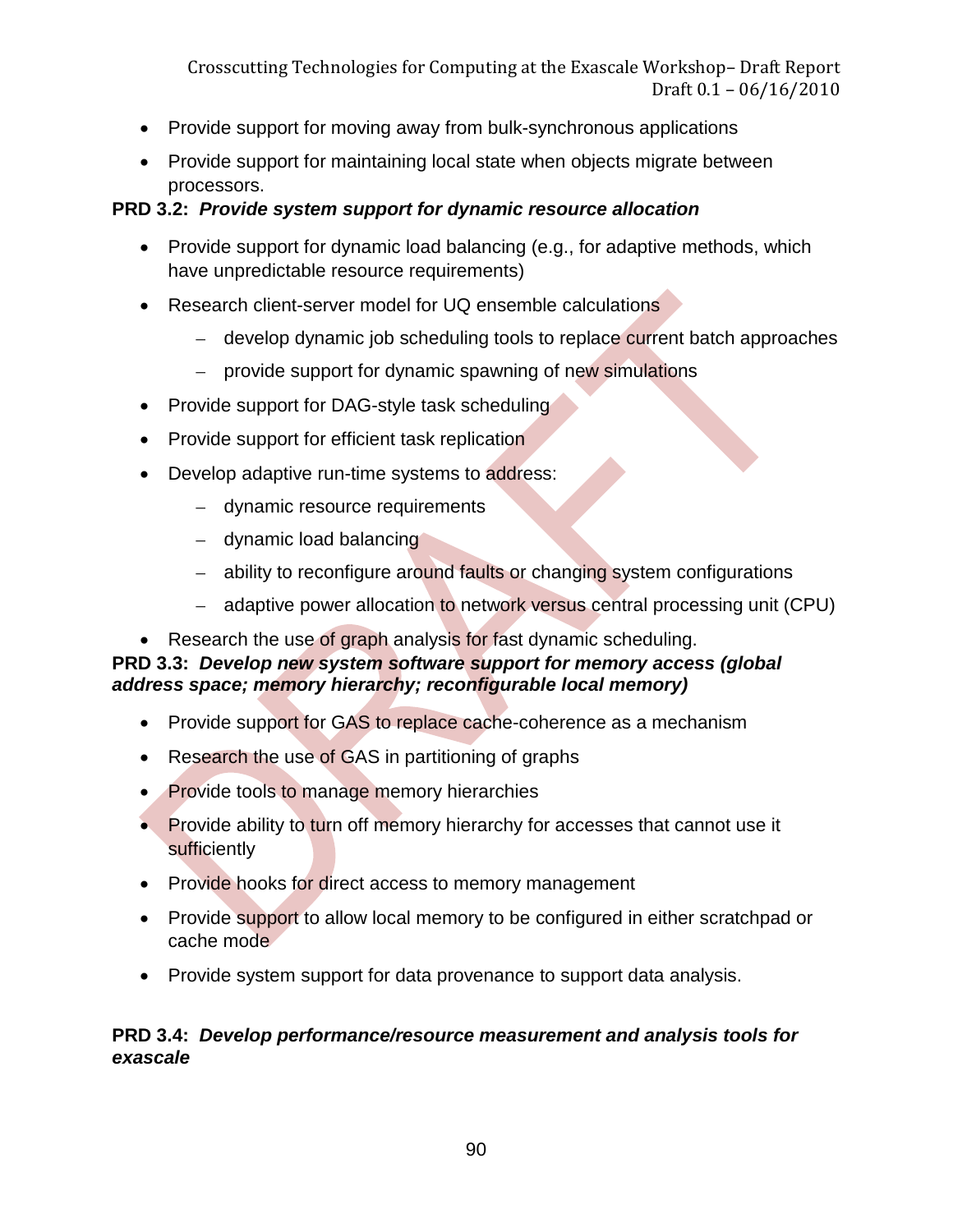- Provide support for moving away from bulk-synchronous applications
- Provide support for maintaining local state when objects migrate between processors.

**PRD 3.2: *Provide system support for dynamic resource allocation***

- Provide support for dynamic load balancing (e.g., for adaptive methods, which have unpredictable resource requirements)
- Research client-server model for UQ ensemble calculations
  - develop dynamic job scheduling tools to replace current batch approaches
  - provide support for dynamic spawning of new simulations
- Provide support for DAG-style task scheduling
- Provide support for efficient task replication
- Develop adaptive run-time systems to address:
  - dynamic resource requirements
  - dynamic load balancing
  - ability to reconfigure around faults or changing system configurations
  - adaptive power allocation to network versus central processing unit (CPU)
- Research the use of graph analysis for fast dynamic scheduling.

**PRD 3.3: *Develop new system software support for memory access (global address space; memory hierarchy; reconfigurable local memory)***

- Provide support for GAS to replace cache-coherence as a mechanism
- Research the use of GAS in partitioning of graphs
- Provide tools to manage memory hierarchies
- Provide ability to turn off memory hierarchy for accesses that cannot use it sufficiently
- Provide hooks for direct access to memory management
- Provide support to allow local memory to be configured in either scratchpad or cache mode
- Provide system support for data provenance to support data analysis.

**PRD 3.4: *Develop performance/resource measurement and analysis tools for exascale***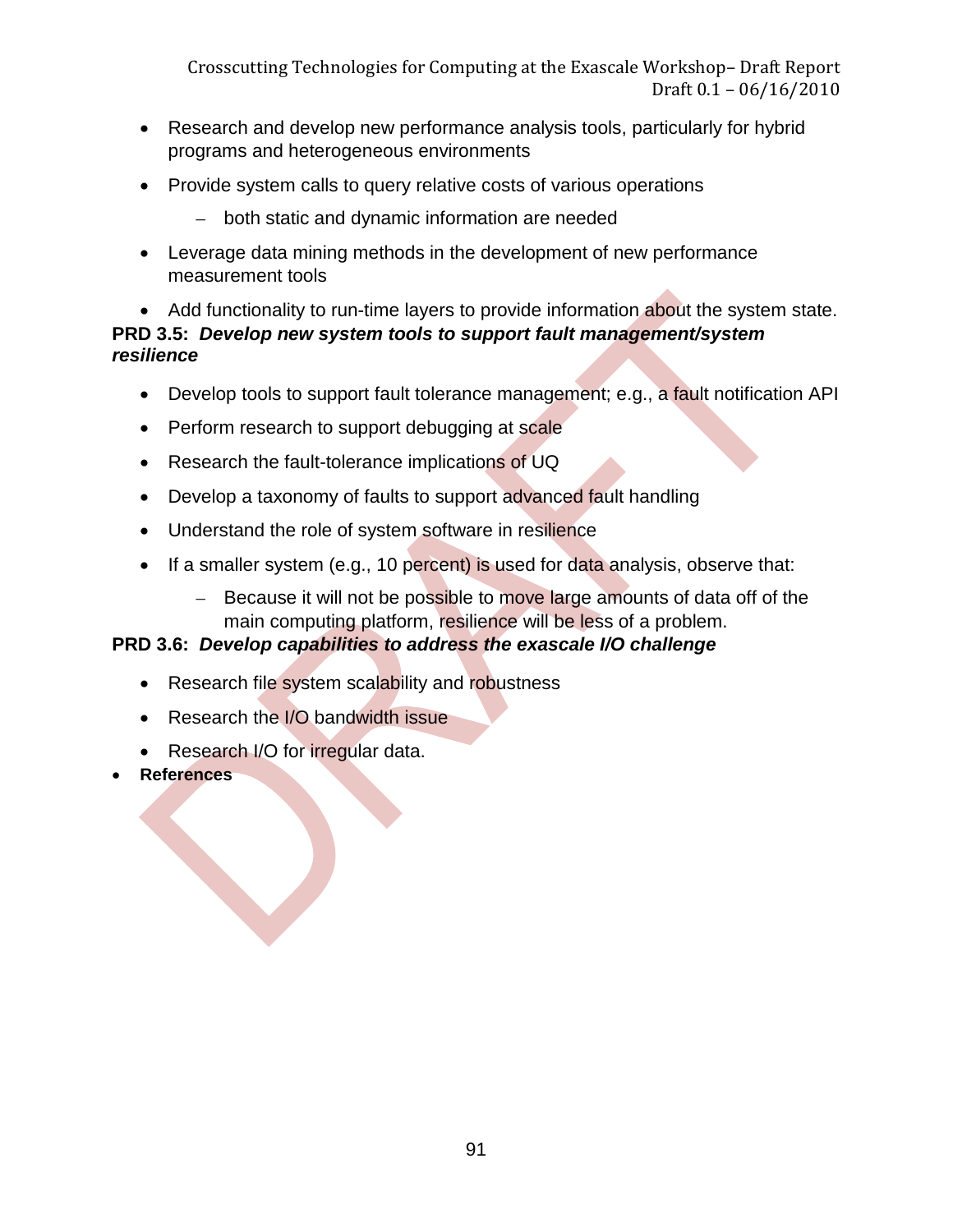- Research and develop new performance analysis tools, particularly for hybrid programs and heterogeneous environments
- Provide system calls to query relative costs of various operations
  - both static and dynamic information are needed
- Leverage data mining methods in the development of new performance measurement tools
- Add functionality to run-time layers to provide information about the system state.

**PRD 3.5: *Develop new system tools to support fault management/system resilience***

- Develop tools to support fault tolerance management; e.g., a fault notification API
- Perform research to support debugging at scale
- Research the fault-tolerance implications of UQ
- Develop a taxonomy of faults to support advanced fault handling
- Understand the role of system software in resilience
- If a smaller system (e.g., 10 percent) is used for data analysis, observe that:
  - Because it will not be possible to move large amounts of data off of the main computing platform, resilience will be less of a problem.

**PRD 3.6: *Develop capabilities to address the exascale I/O challenge***

- Research file system scalability and robustness
- Research the I/O bandwidth issue
- Research I/O for irregular data.

- **References**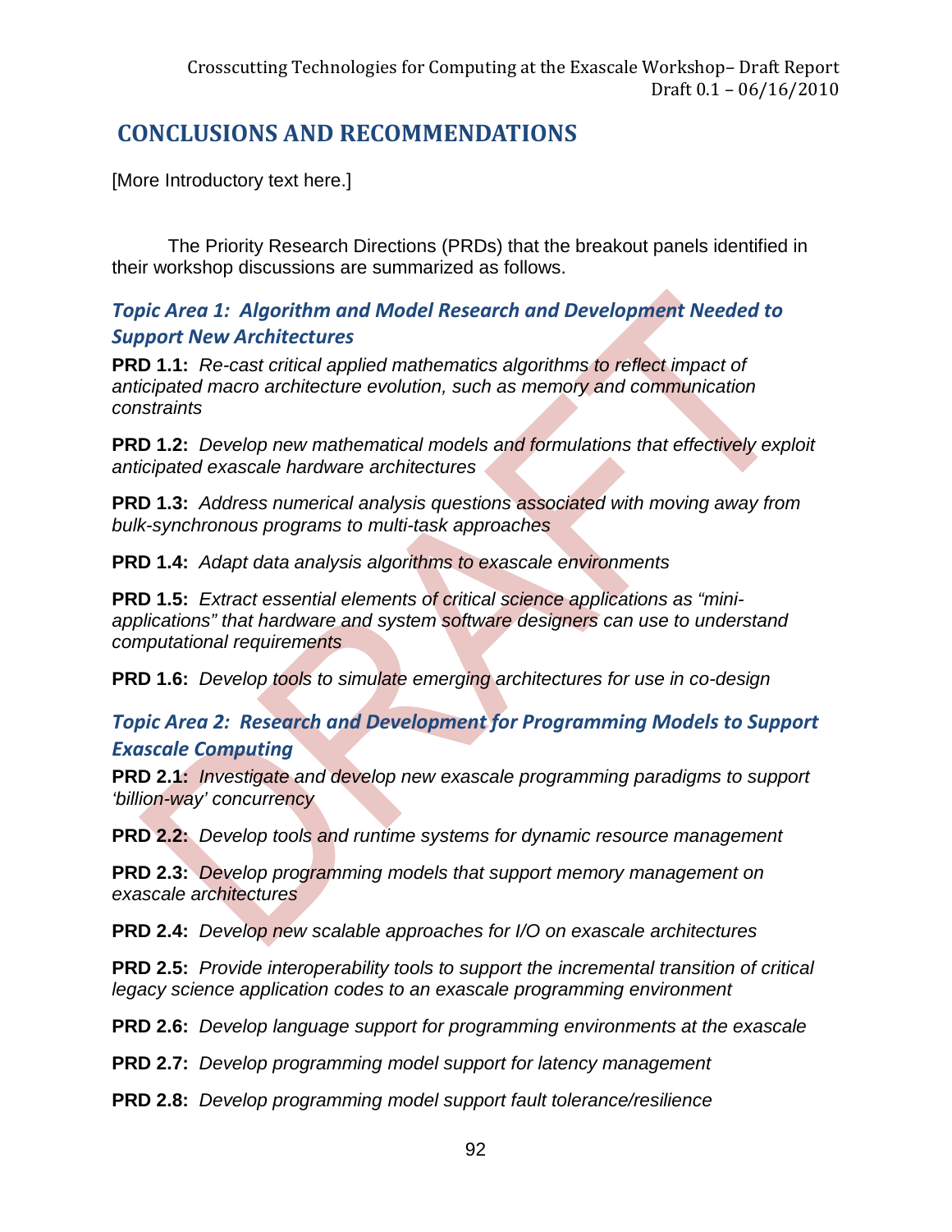# CONCLUSIONS AND RECOMMENDATIONS

[More Introductory text here.]

The Priority Research Directions (PRDs) that the breakout panels identified in their workshop discussions are summarized as follows.

### *Topic Area 1: Algorithm and Model Research and Development Needed to Support New Architectures*

**PRD 1.1:** *Re-cast critical applied mathematics algorithms to reflect impact of anticipated macro architecture evolution, such as memory and communication constraints*

**PRD 1.2:** *Develop new mathematical models and formulations that effectively exploit anticipated exascale hardware architectures*

**PRD 1.3:** *Address numerical analysis questions associated with moving away from bulk-synchronous programs to multi-task approaches*

**PRD 1.4:** *Adapt data analysis algorithms to exascale environments*

**PRD 1.5:** *Extract essential elements of critical science applications as "mini-applications" that hardware and system software designers can use to understand computational requirements*

**PRD 1.6:** *Develop tools to simulate emerging architectures for use in co-design*

### *Topic Area 2: Research and Development for Programming Models to Support Exascale Computing*

**PRD 2.1:** *Investigate and develop new exascale programming paradigms to support 'billion-way' concurrency*

**PRD 2.2:** *Develop tools and runtime systems for dynamic resource management*

**PRD 2.3:** *Develop programming models that support memory management on exascale architectures*

**PRD 2.4:** *Develop new scalable approaches for I/O on exascale architectures*

**PRD 2.5:** *Provide interoperability tools to support the incremental transition of critical legacy science application codes to an exascale programming environment*

**PRD 2.6:** *Develop language support for programming environments at the exascale*

**PRD 2.7:** *Develop programming model support for latency management*

**PRD 2.8:** *Develop programming model support fault tolerance/resilience*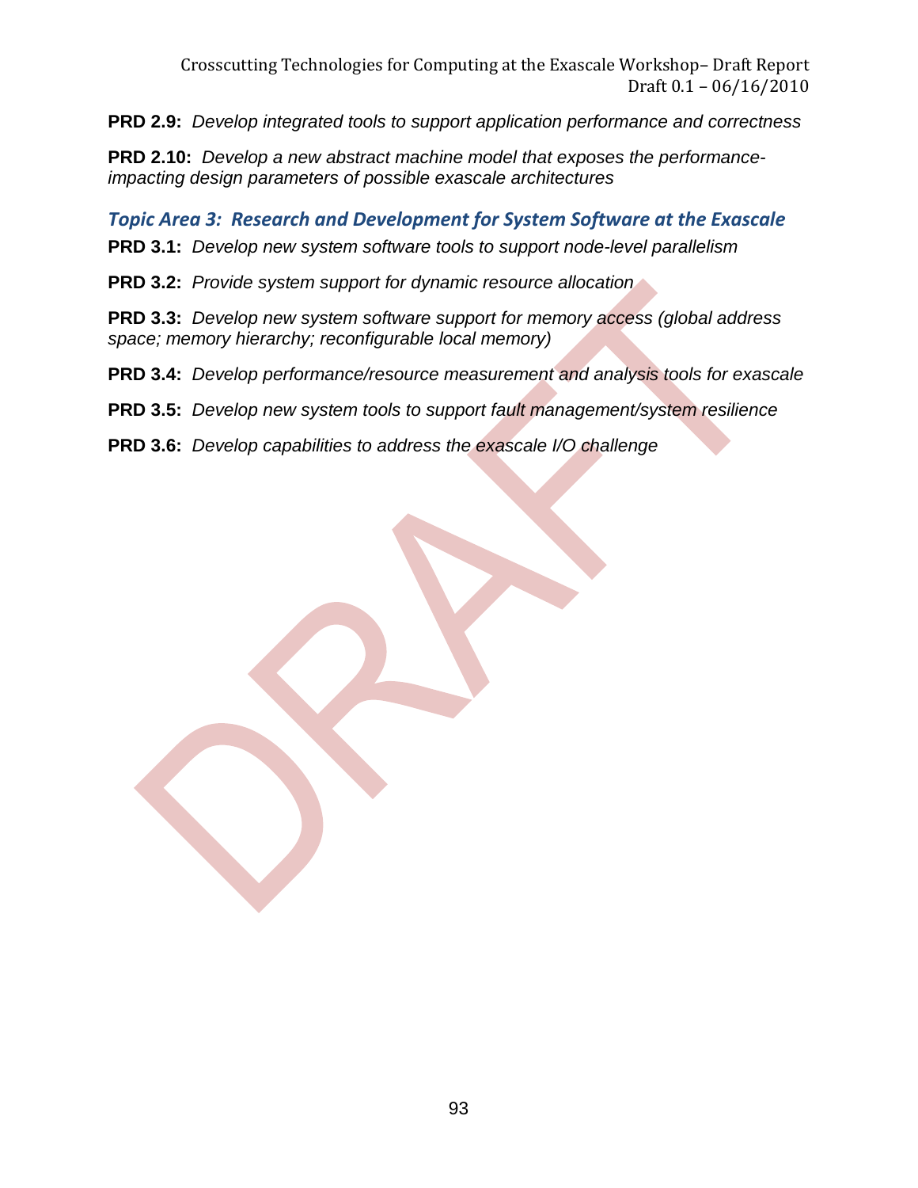**PRD 2.9:** *Develop integrated tools to support application performance and correctness*

**PRD 2.10:** *Develop a new abstract machine model that exposes the performance-impacting design parameters of possible exascale architectures*

### *Topic Area 3: Research and Development for System Software at the Exascale*

**PRD 3.1:** *Develop new system software tools to support node-level parallelism*

**PRD 3.2:** *Provide system support for dynamic resource allocation*

**PRD 3.3:** *Develop new system software support for memory access (global address space; memory hierarchy; reconfigurable local memory)*

**PRD 3.4:** *Develop performance/resource measurement and analysis tools for exascale*

**PRD 3.5:** *Develop new system tools to support fault management/system resilience*

**PRD 3.6:** *Develop capabilities to address the exascale I/O challenge*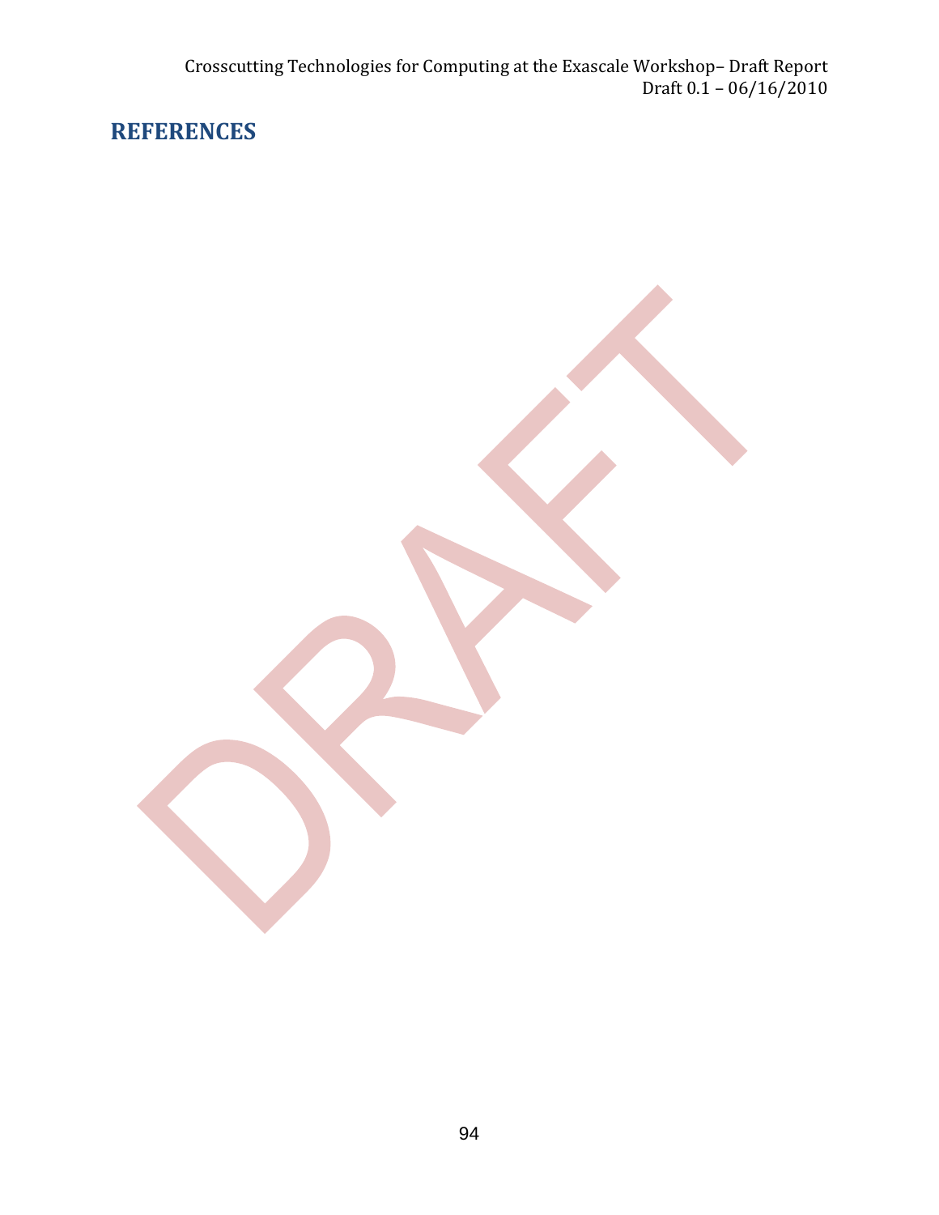## REFERENCES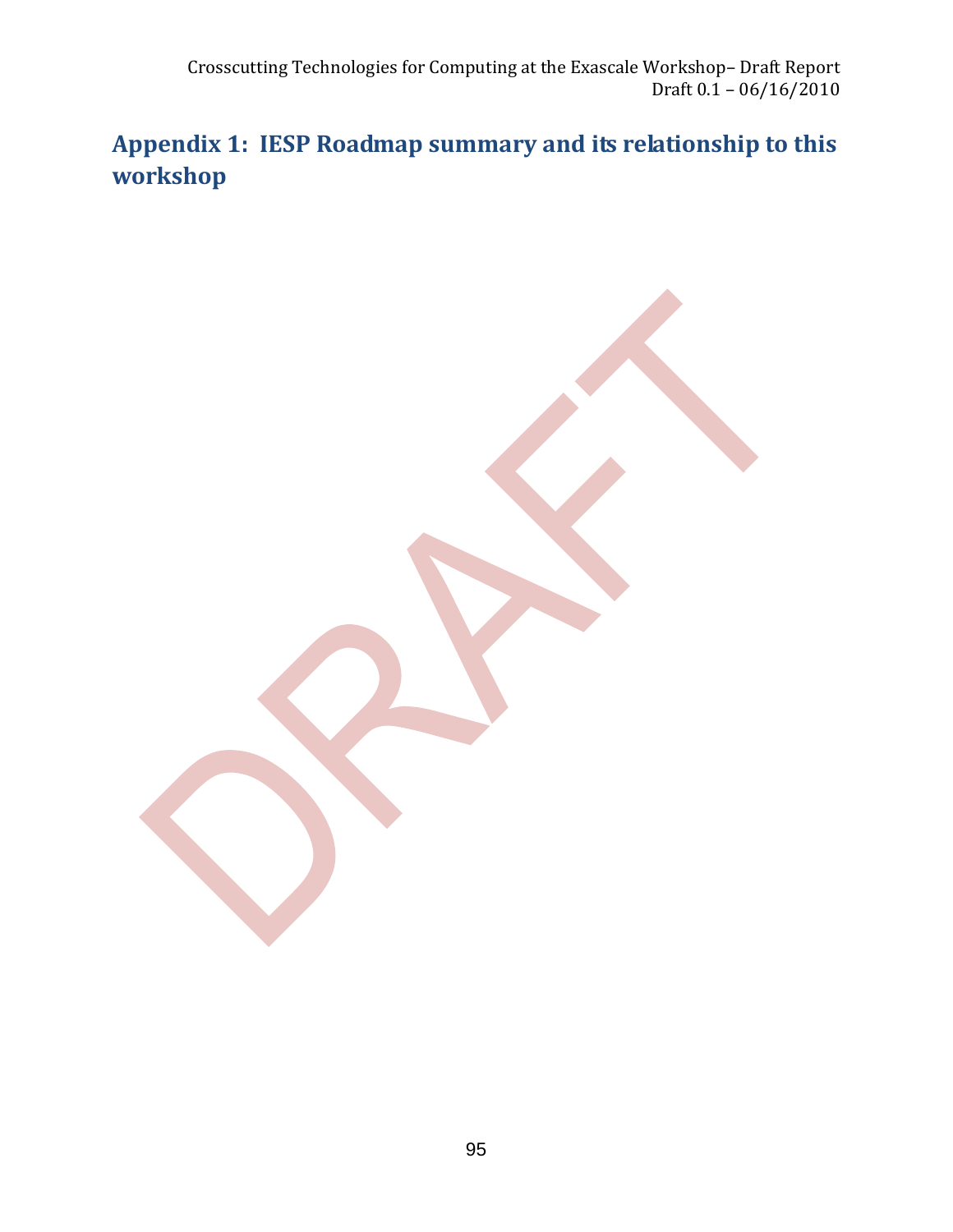# Appendix 1: IESP Roadmap summary and its relationship to this workshop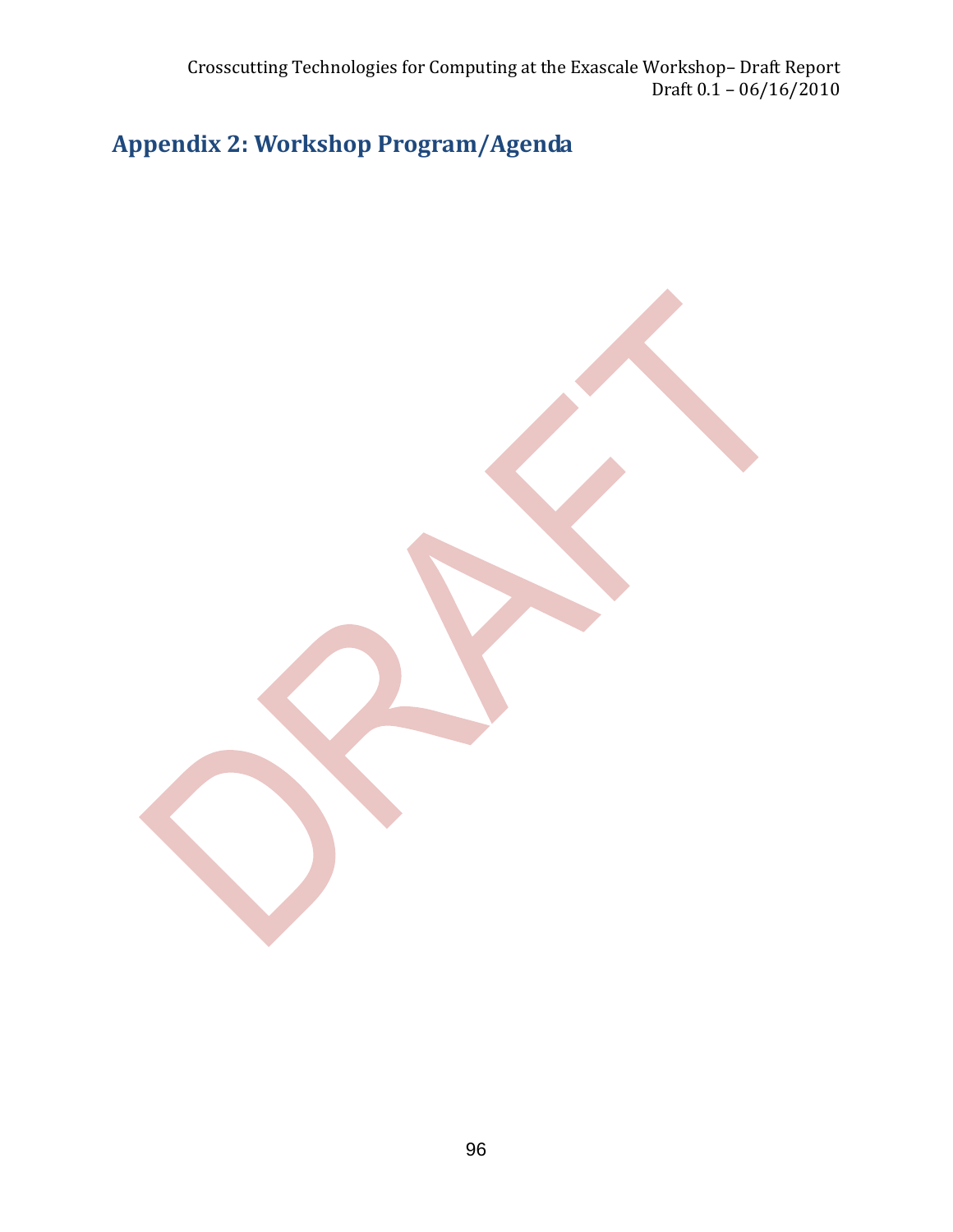# Appendix 2: Workshop Program/Agenda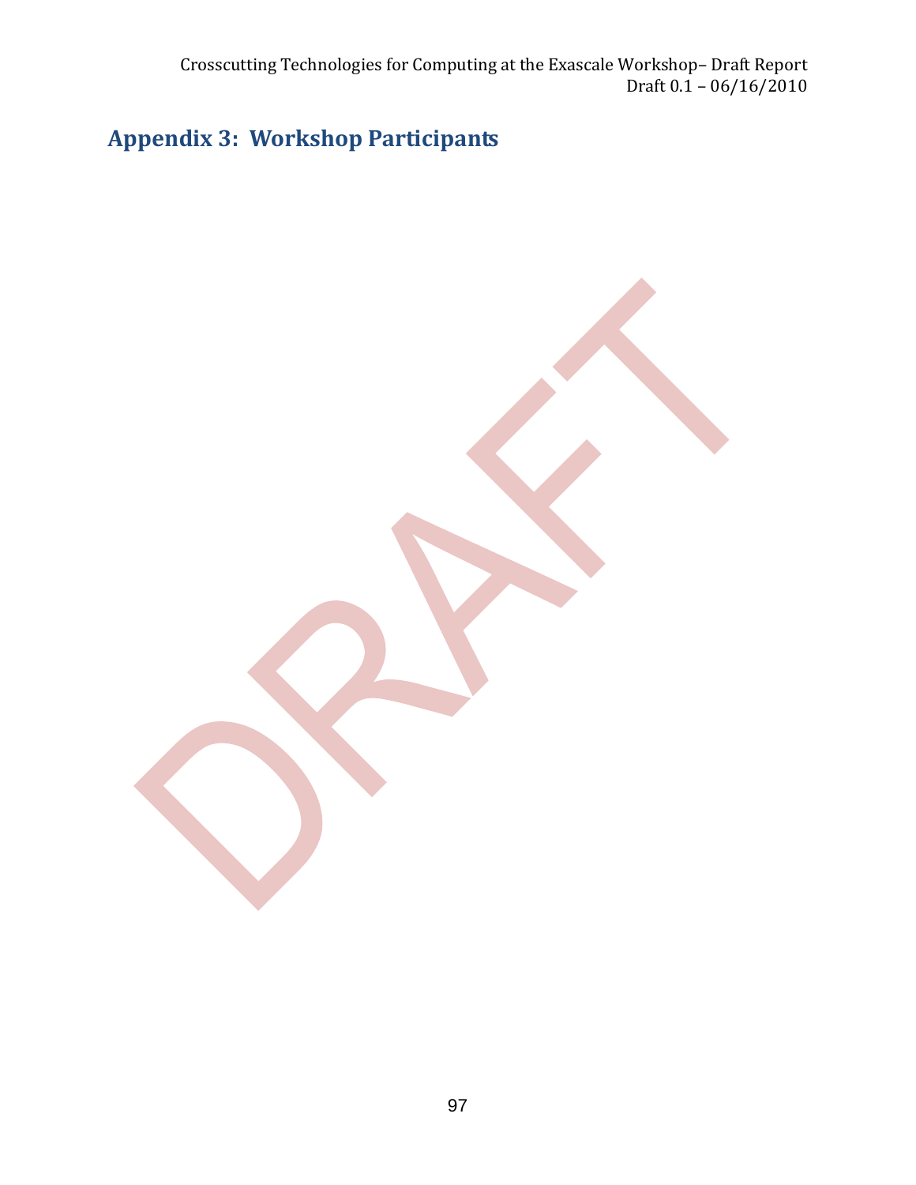# Appendix 3: Workshop Participants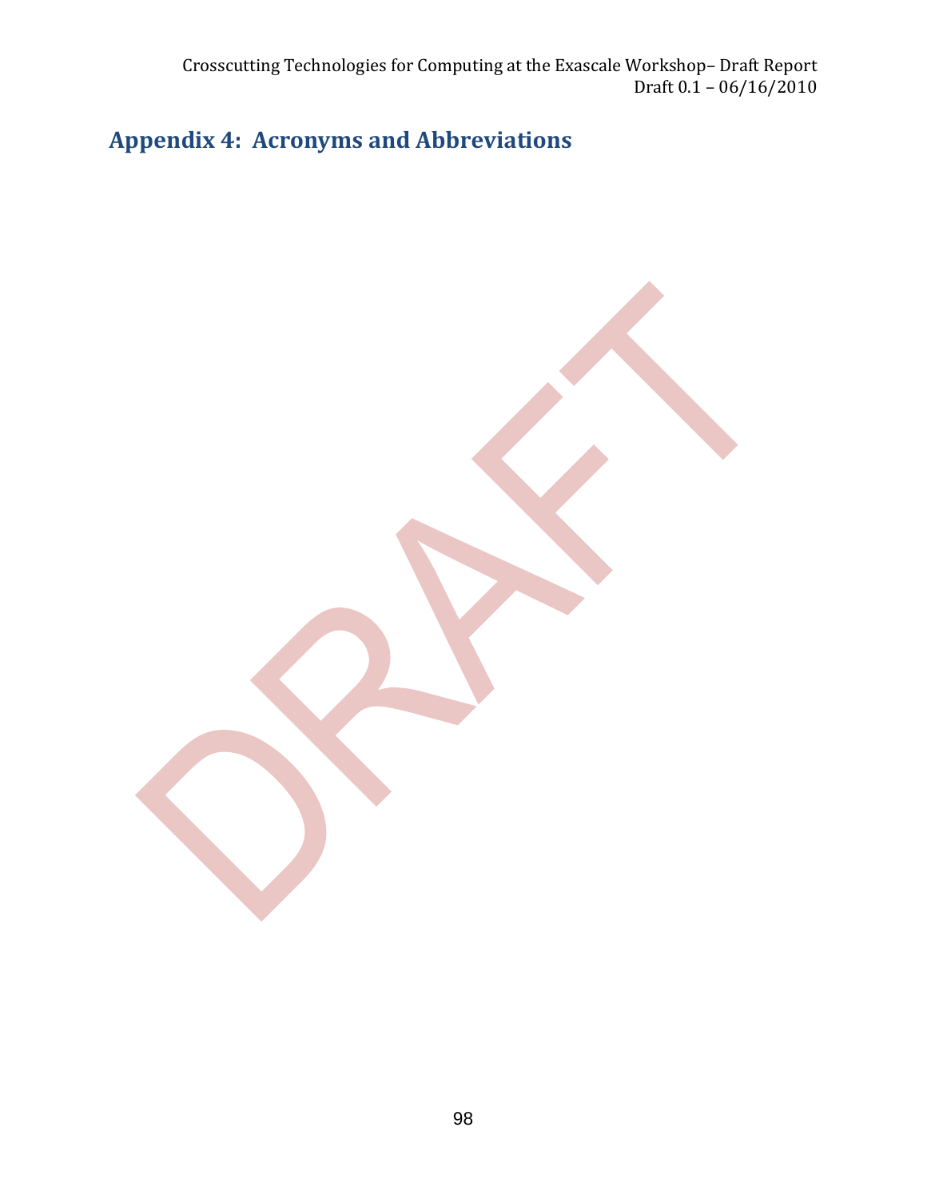## Appendix 4: Acronyms and Abbreviations